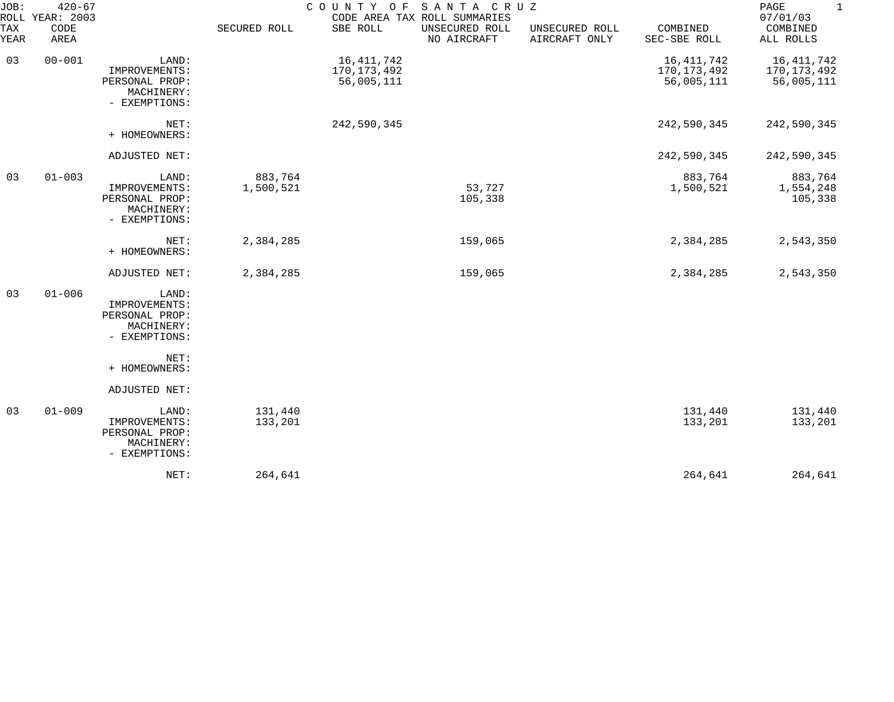JOB: 420-67 COUNTY OF SANTA CRUZ
ROLL YEAR: 2003 CODE AREA TAX ROLL SUMMARIES
07/01/03

| TAX YEAR | CODE AREA | | SECURED ROLL | SBE ROLL | UNSECURED ROLL NO AIRCRAFT | UNSECURED ROLL AIRCRAFT ONLY | COMBINED SEC-SBE ROLL | COMBINED ALL ROLLS |
|---|---|---|---|---|---|---|---|---|
| 03 | 00-001 | LAND: | | 16,411,742 | | | 16,411,742 | 16,411,742 |
| | | IMPROVEMENTS: | | 170,173,492 | | | 170,173,492 | 170,173,492 |
| | | PERSONAL PROP: | | 56,005,111 | | | 56,005,111 | 56,005,111 |
| | | MACHINERY: | | | | | | |
| | | - EXEMPTIONS: | | | | | | |
| | | NET: | | 242,590,345 | | | 242,590,345 | 242,590,345 |
| | | + HOMEOWNERS: | | | | | | |
| | | ADJUSTED NET: | | | | | 242,590,345 | 242,590,345 |
| 03 | 01-003 | LAND: | 883,764 | | | | 883,764 | 883,764 |
| | | IMPROVEMENTS: | 1,500,521 | | 53,727 | | 1,500,521 | 1,554,248 |
| | | PERSONAL PROP: | | | 105,338 | | | 105,338 |
| | | MACHINERY: | | | | | | |
| | | - EXEMPTIONS: | | | | | | |
| | | NET: | 2,384,285 | | 159,065 | | 2,384,285 | 2,543,350 |
| | | + HOMEOWNERS: | | | | | | |
| | | ADJUSTED NET: | 2,384,285 | | 159,065 | | 2,384,285 | 2,543,350 |
| 03 | 01-006 | LAND: | | | | | | |
| | | IMPROVEMENTS: | | | | | | |
| | | PERSONAL PROP: | | | | | | |
| | | MACHINERY: | | | | | | |
| | | - EXEMPTIONS: | | | | | | |
| | | NET: | | | | | | |
| | | + HOMEOWNERS: | | | | | | |
| | | ADJUSTED NET: | | | | | | |
| 03 | 01-009 | LAND: | 131,440 | | | | 131,440 | 131,440 |
| | | IMPROVEMENTS: | 133,201 | | | | 133,201 | 133,201 |
| | | PERSONAL PROP: | | | | | | |
| | | MACHINERY: | | | | | | |
| | | - EXEMPTIONS: | | | | | | |
| | | NET: | 264,641 | | | | 264,641 | 264,641 |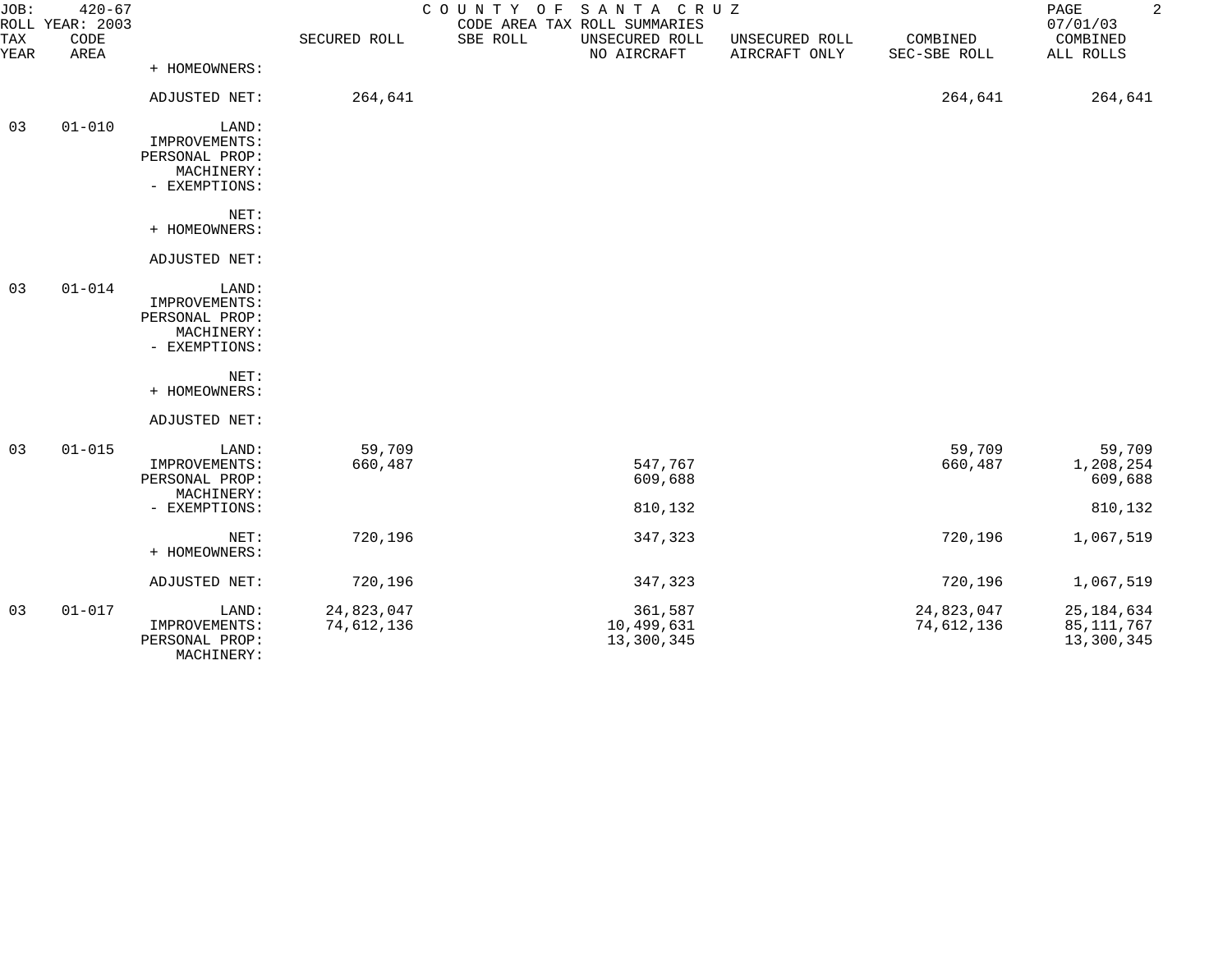COUNTY OF SANTA CRUZ
CODE AREA TAX ROLL SUMMARIES

JOB: 420-67
ROLL YEAR: 2003
07/01/03

| TAX YEAR | CODE AREA | | SECURED ROLL | SBE ROLL | UNSECURED ROLL NO AIRCRAFT | UNSECURED ROLL AIRCRAFT ONLY | COMBINED SEC-SBE ROLL | COMBINED ALL ROLLS |
|---|---|---|---|---|---|---|---|---|
| | | + HOMEOWNERS: | | | | | | |
| | | ADJUSTED NET: | 264,641 | | | | 264,641 | 264,641 |
| 03 | 01-010 | LAND: | | | | | | |
| | | IMPROVEMENTS: | | | | | | |
| | | PERSONAL PROP: | | | | | | |
| | | MACHINERY: | | | | | | |
| | | - EXEMPTIONS: | | | | | | |
| | | NET: | | | | | | |
| | | + HOMEOWNERS: | | | | | | |
| | | ADJUSTED NET: | | | | | | |
| 03 | 01-014 | LAND: | | | | | | |
| | | IMPROVEMENTS: | | | | | | |
| | | PERSONAL PROP: | | | | | | |
| | | MACHINERY: | | | | | | |
| | | - EXEMPTIONS: | | | | | | |
| | | NET: | | | | | | |
| | | + HOMEOWNERS: | | | | | | |
| | | ADJUSTED NET: | | | | | | |
| 03 | 01-015 | LAND: | 59,709 | | | | 59,709 | 59,709 |
| | | IMPROVEMENTS: | 660,487 | | 547,767 | | 660,487 | 1,208,254 |
| | | PERSONAL PROP: | | | 609,688 | | | 609,688 |
| | | MACHINERY: | | | | | | |
| | | - EXEMPTIONS: | | | 810,132 | | | 810,132 |
| | | NET: | 720,196 | | 347,323 | | 720,196 | 1,067,519 |
| | | + HOMEOWNERS: | | | | | | |
| | | ADJUSTED NET: | 720,196 | | 347,323 | | 720,196 | 1,067,519 |
| 03 | 01-017 | LAND: | 24,823,047 | | 361,587 | | 24,823,047 | 25,184,634 |
| | | IMPROVEMENTS: | 74,612,136 | | 10,499,631 | | 74,612,136 | 85,111,767 |
| | | PERSONAL PROP: | | | 13,300,345 | | | 13,300,345 |
| | | MACHINERY: | | | | | | |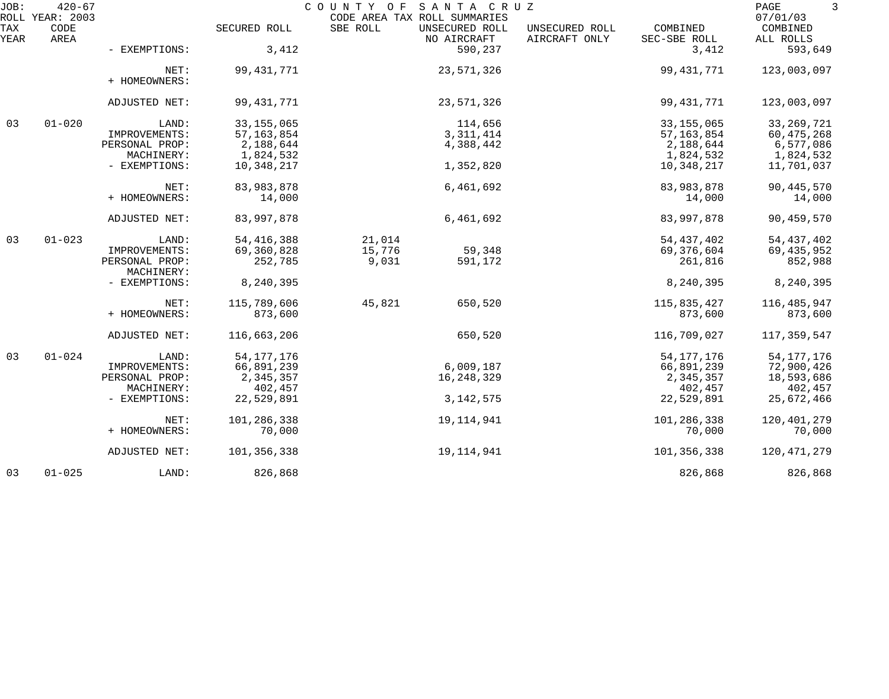JOB: 420-67 COUNTY OF SANTA CRUZ PAGE 3
ROLL YEAR: 2003 CODE AREA TAX ROLL SUMMARIES 07/01/03

| TAX YEAR | CODE AREA | | SECURED ROLL | SBE ROLL | UNSECURED ROLL NO AIRCRAFT | UNSECURED ROLL AIRCRAFT ONLY | COMBINED SEC-SBE ROLL | COMBINED ALL ROLLS |
|---|---|---|---|---|---|---|---|---|
| | | - EXEMPTIONS: | 3,412 | | 590,237 | | 3,412 | 593,649 |
| | | NET: | 99,431,771 | | 23,571,326 | | 99,431,771 | 123,003,097 |
| | | + HOMEOWNERS: | | | | | | |
| | | ADJUSTED NET: | 99,431,771 | | 23,571,326 | | 99,431,771 | 123,003,097 |
| 03 | 01-020 | LAND: | 33,155,065 | | 114,656 | | 33,155,065 | 33,269,721 |
| | | IMPROVEMENTS: | 57,163,854 | | 3,311,414 | | 57,163,854 | 60,475,268 |
| | | PERSONAL PROP: | 2,188,644 | | 4,388,442 | | 2,188,644 | 6,577,086 |
| | | MACHINERY: | 1,824,532 | | | | 1,824,532 | 1,824,532 |
| | | - EXEMPTIONS: | 10,348,217 | | 1,352,820 | | 10,348,217 | 11,701,037 |
| | | NET: | 83,983,878 | | 6,461,692 | | 83,983,878 | 90,445,570 |
| | | + HOMEOWNERS: | 14,000 | | | | 14,000 | 14,000 |
| | | ADJUSTED NET: | 83,997,878 | | 6,461,692 | | 83,997,878 | 90,459,570 |
| 03 | 01-023 | LAND: | 54,416,388 | 21,014 | | | 54,437,402 | 54,437,402 |
| | | IMPROVEMENTS: | 69,360,828 | 15,776 | 59,348 | | 69,376,604 | 69,435,952 |
| | | PERSONAL PROP: | 252,785 | 9,031 | 591,172 | | 261,816 | 852,988 |
| | | MACHINERY: | | | | | | |
| | | - EXEMPTIONS: | 8,240,395 | | | | 8,240,395 | 8,240,395 |
| | | NET: | 115,789,606 | 45,821 | 650,520 | | 115,835,427 | 116,485,947 |
| | | + HOMEOWNERS: | 873,600 | | | | 873,600 | 873,600 |
| | | ADJUSTED NET: | 116,663,206 | | 650,520 | | 116,709,027 | 117,359,547 |
| 03 | 01-024 | LAND: | 54,177,176 | | | | 54,177,176 | 54,177,176 |
| | | IMPROVEMENTS: | 66,891,239 | | 6,009,187 | | 66,891,239 | 72,900,426 |
| | | PERSONAL PROP: | 2,345,357 | | 16,248,329 | | 2,345,357 | 18,593,686 |
| | | MACHINERY: | 402,457 | | | | 402,457 | 402,457 |
| | | - EXEMPTIONS: | 22,529,891 | | 3,142,575 | | 22,529,891 | 25,672,466 |
| | | NET: | 101,286,338 | | 19,114,941 | | 101,286,338 | 120,401,279 |
| | | + HOMEOWNERS: | 70,000 | | | | 70,000 | 70,000 |
| | | ADJUSTED NET: | 101,356,338 | | 19,114,941 | | 101,356,338 | 120,471,279 |
| 03 | 01-025 | LAND: | 826,868 | | | | 826,868 | 826,868 |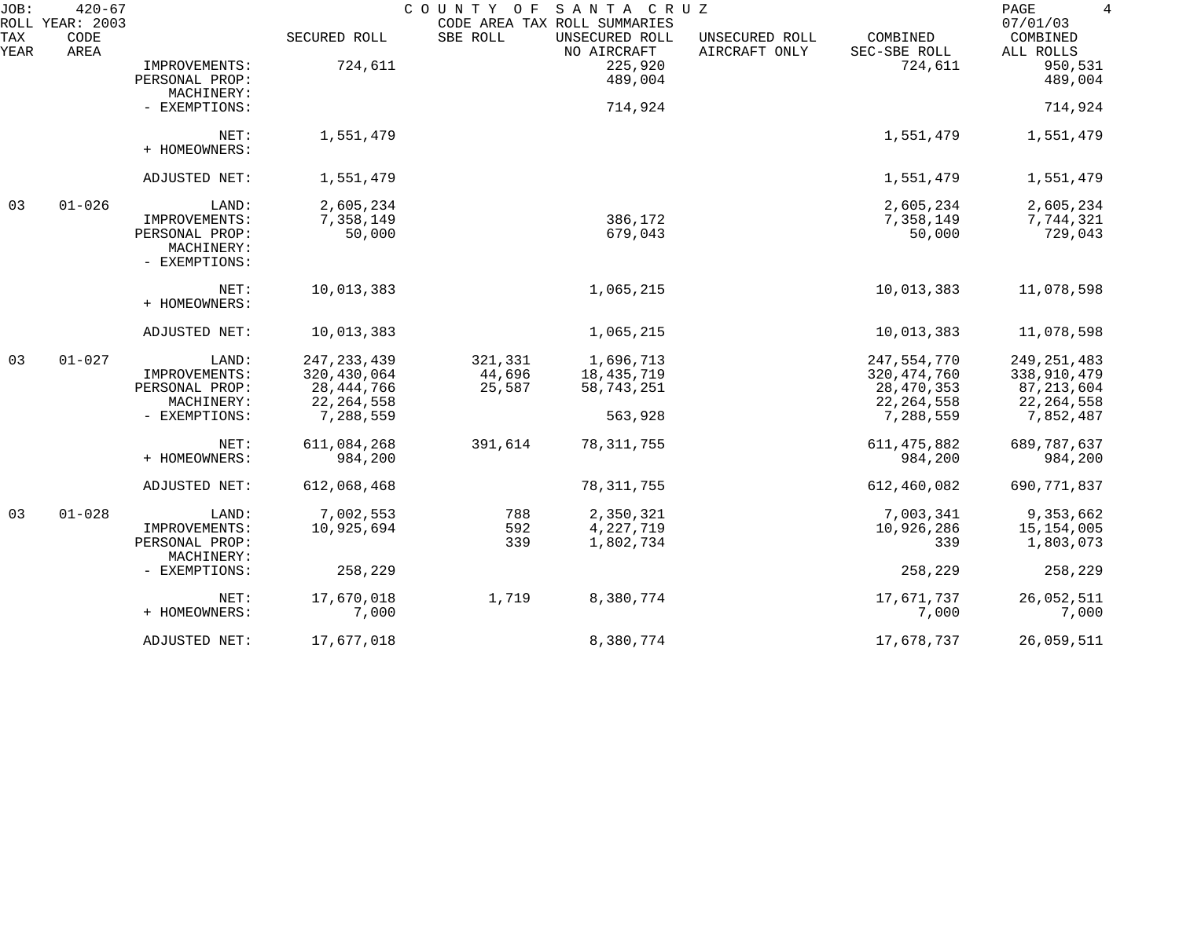JOB: 420-67 COUNTY OF SANTA CRUZ
ROLL YEAR: 2003 CODE AREA TAX ROLL SUMMARIES 07/01/03

| TAX YEAR | CODE AREA | | SECURED ROLL | SBE ROLL | UNSECURED ROLL NO AIRCRAFT | UNSECURED ROLL AIRCRAFT ONLY | COMBINED SEC-SBE ROLL | COMBINED ALL ROLLS |
|---|---|---|---|---|---|---|---|---|
| | | IMPROVEMENTS: | 724,611 | | 225,920 | | 724,611 | 950,531 |
| | | PERSONAL PROP: | | | 489,004 | | | 489,004 |
| | | MACHINERY: | | | | | | |
| | | - EXEMPTIONS: | | | 714,924 | | | 714,924 |
| | | NET: | 1,551,479 | | | | 1,551,479 | 1,551,479 |
| | | + HOMEOWNERS: | | | | | | |
| | | ADJUSTED NET: | 1,551,479 | | | | 1,551,479 | 1,551,479 |
| 03 | 01-026 | LAND: | 2,605,234 | | | | 2,605,234 | 2,605,234 |
| | | IMPROVEMENTS: | 7,358,149 | | 386,172 | | 7,358,149 | 7,744,321 |
| | | PERSONAL PROP: | 50,000 | | 679,043 | | 50,000 | 729,043 |
| | | MACHINERY: | | | | | | |
| | | - EXEMPTIONS: | | | | | | |
| | | NET: | 10,013,383 | | 1,065,215 | | 10,013,383 | 11,078,598 |
| | | + HOMEOWNERS: | | | | | | |
| | | ADJUSTED NET: | 10,013,383 | | 1,065,215 | | 10,013,383 | 11,078,598 |
| 03 | 01-027 | LAND: | 247,233,439 | 321,331 | 1,696,713 | | 247,554,770 | 249,251,483 |
| | | IMPROVEMENTS: | 320,430,064 | 44,696 | 18,435,719 | | 320,474,760 | 338,910,479 |
| | | PERSONAL PROP: | 28,444,766 | 25,587 | 58,743,251 | | 28,470,353 | 87,213,604 |
| | | MACHINERY: | 22,264,558 | | | | 22,264,558 | 22,264,558 |
| | | - EXEMPTIONS: | 7,288,559 | | 563,928 | | 7,288,559 | 7,852,487 |
| | | NET: | 611,084,268 | 391,614 | 78,311,755 | | 611,475,882 | 689,787,637 |
| | | + HOMEOWNERS: | 984,200 | | | | 984,200 | 984,200 |
| | | ADJUSTED NET: | 612,068,468 | | 78,311,755 | | 612,460,082 | 690,771,837 |
| 03 | 01-028 | LAND: | 7,002,553 | 788 | 2,350,321 | | 7,003,341 | 9,353,662 |
| | | IMPROVEMENTS: | 10,925,694 | 592 | 4,227,719 | | 10,926,286 | 15,154,005 |
| | | PERSONAL PROP: | | 339 | 1,802,734 | | 339 | 1,803,073 |
| | | MACHINERY: | | | | | | |
| | | - EXEMPTIONS: | 258,229 | | | | 258,229 | 258,229 |
| | | NET: | 17,670,018 | 1,719 | 8,380,774 | | 17,671,737 | 26,052,511 |
| | | + HOMEOWNERS: | 7,000 | | | | 7,000 | 7,000 |
| | | ADJUSTED NET: | 17,677,018 | | 8,380,774 | | 17,678,737 | 26,059,511 |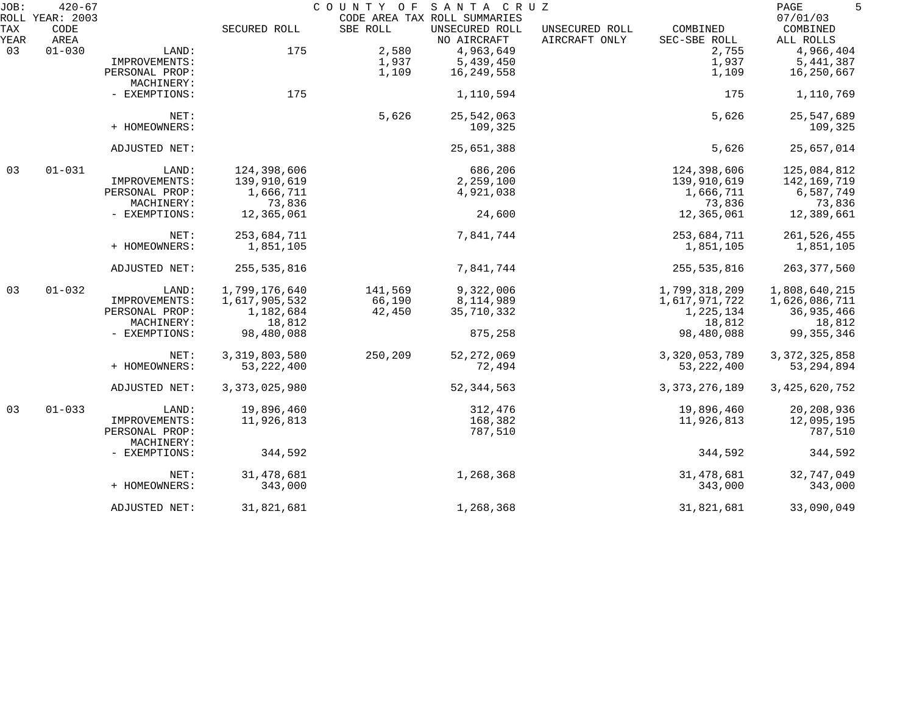JOB: 420-67 COUNTY OF SANTA CRUZ
ROLL YEAR: 2003 CODE AREA TAX ROLL SUMMARIES 07/01/03

| TAX YEAR | CODE AREA | | SECURED ROLL | SBE ROLL | UNSECURED ROLL NO AIRCRAFT | UNSECURED ROLL AIRCRAFT ONLY | COMBINED SEC-SBE ROLL | COMBINED ALL ROLLS |
|---|---|---|---|---|---|---|---|---|
| 03 | 01-030 | LAND: | 175 | 2,580 | 4,963,649 | | 2,755 | 4,966,404 |
| | | IMPROVEMENTS: | | 1,937 | 5,439,450 | | 1,937 | 5,441,387 |
| | | PERSONAL PROP: | | 1,109 | 16,249,558 | | 1,109 | 16,250,667 |
| | | MACHINERY: | | | | | | |
| | | - EXEMPTIONS: | 175 | | 1,110,594 | | 175 | 1,110,769 |
| | | NET: | | 5,626 | 25,542,063 | | 5,626 | 25,547,689 |
| | | + HOMEOWNERS: | | | 109,325 | | | 109,325 |
| | | ADJUSTED NET: | | | 25,651,388 | | 5,626 | 25,657,014 |
| 03 | 01-031 | LAND: | 124,398,606 | | 686,206 | | 124,398,606 | 125,084,812 |
| | | IMPROVEMENTS: | 139,910,619 | | 2,259,100 | | 139,910,619 | 142,169,719 |
| | | PERSONAL PROP: | 1,666,711 | | 4,921,038 | | 1,666,711 | 6,587,749 |
| | | MACHINERY: | 73,836 | | | | 73,836 | 73,836 |
| | | - EXEMPTIONS: | 12,365,061 | | 24,600 | | 12,365,061 | 12,389,661 |
| | | NET: | 253,684,711 | | 7,841,744 | | 253,684,711 | 261,526,455 |
| | | + HOMEOWNERS: | 1,851,105 | | | | 1,851,105 | 1,851,105 |
| | | ADJUSTED NET: | 255,535,816 | | 7,841,744 | | 255,535,816 | 263,377,560 |
| 03 | 01-032 | LAND: | 1,799,176,640 | 141,569 | 9,322,006 | | 1,799,318,209 | 1,808,640,215 |
| | | IMPROVEMENTS: | 1,617,905,532 | 66,190 | 8,114,989 | | 1,617,971,722 | 1,626,086,711 |
| | | PERSONAL PROP: | 1,182,684 | 42,450 | 35,710,332 | | 1,225,134 | 36,935,466 |
| | | MACHINERY: | 18,812 | | | | 18,812 | 18,812 |
| | | - EXEMPTIONS: | 98,480,088 | | 875,258 | | 98,480,088 | 99,355,346 |
| | | NET: | 3,319,803,580 | 250,209 | 52,272,069 | | 3,320,053,789 | 3,372,325,858 |
| | | + HOMEOWNERS: | 53,222,400 | | 72,494 | | 53,222,400 | 53,294,894 |
| | | ADJUSTED NET: | 3,373,025,980 | | 52,344,563 | | 3,373,276,189 | 3,425,620,752 |
| 03 | 01-033 | LAND: | 19,896,460 | | 312,476 | | 19,896,460 | 20,208,936 |
| | | IMPROVEMENTS: | 11,926,813 | | 168,382 | | 11,926,813 | 12,095,195 |
| | | PERSONAL PROP: | | | 787,510 | | | 787,510 |
| | | MACHINERY: | | | | | | |
| | | - EXEMPTIONS: | 344,592 | | | | 344,592 | 344,592 |
| | | NET: | 31,478,681 | | 1,268,368 | | 31,478,681 | 32,747,049 |
| | | + HOMEOWNERS: | 343,000 | | | | 343,000 | 343,000 |
| | | ADJUSTED NET: | 31,821,681 | | 1,268,368 | | 31,821,681 | 33,090,049 |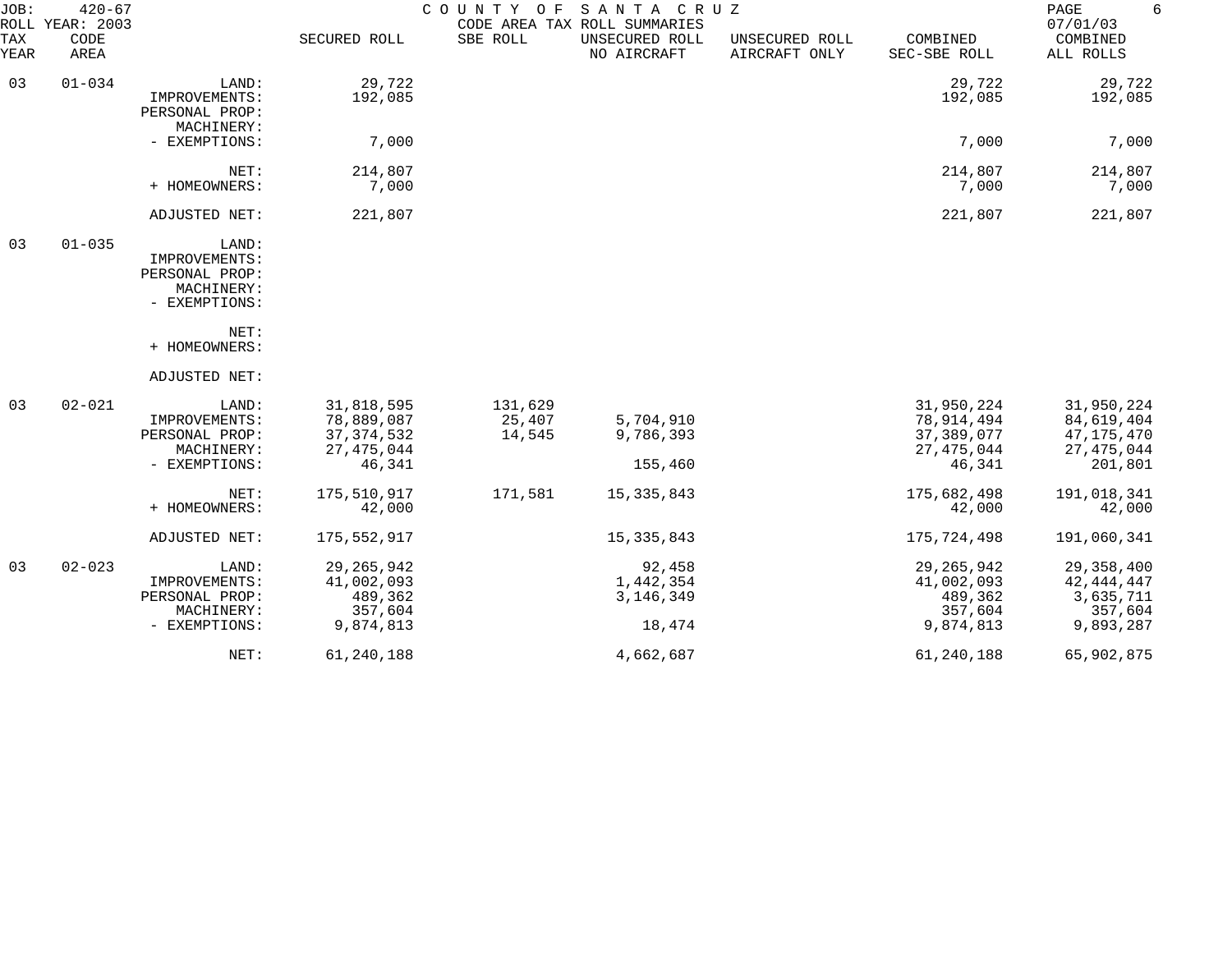JOB: 420-67 COUNTY OF SANTA CRUZ
ROLL YEAR: 2003 CODE AREA TAX ROLL SUMMARIES 07/01/03

| TAX YEAR | CODE AREA | | SECURED ROLL | SBE ROLL | UNSECURED ROLL NO AIRCRAFT | UNSECURED ROLL AIRCRAFT ONLY | COMBINED SEC-SBE ROLL | COMBINED ALL ROLLS |
|---|---|---|---|---|---|---|---|---|
| 03 | 01-034 | LAND: | 29,722 | | | | 29,722 | 29,722 |
| | | IMPROVEMENTS: | 192,085 | | | | 192,085 | 192,085 |
| | | PERSONAL PROP: | | | | | | |
| | | MACHINERY: | | | | | | |
| | | - EXEMPTIONS: | 7,000 | | | | 7,000 | 7,000 |
| | | NET: | 214,807 | | | | 214,807 | 214,807 |
| | | + HOMEOWNERS: | 7,000 | | | | 7,000 | 7,000 |
| | | ADJUSTED NET: | 221,807 | | | | 221,807 | 221,807 |
| 03 | 01-035 | LAND: | | | | | | |
| | | IMPROVEMENTS: | | | | | | |
| | | PERSONAL PROP: | | | | | | |
| | | MACHINERY: | | | | | | |
| | | - EXEMPTIONS: | | | | | | |
| | | NET: | | | | | | |
| | | + HOMEOWNERS: | | | | | | |
| | | ADJUSTED NET: | | | | | | |
| 03 | 02-021 | LAND: | 31,818,595 | 131,629 | | | 31,950,224 | 31,950,224 |
| | | IMPROVEMENTS: | 78,889,087 | 25,407 | 5,704,910 | | 78,914,494 | 84,619,404 |
| | | PERSONAL PROP: | 37,374,532 | 14,545 | 9,786,393 | | 37,389,077 | 47,175,470 |
| | | MACHINERY: | 27,475,044 | | | | 27,475,044 | 27,475,044 |
| | | - EXEMPTIONS: | 46,341 | | 155,460 | | 46,341 | 201,801 |
| | | NET: | 175,510,917 | 171,581 | 15,335,843 | | 175,682,498 | 191,018,341 |
| | | + HOMEOWNERS: | 42,000 | | | | 42,000 | 42,000 |
| | | ADJUSTED NET: | 175,552,917 | | 15,335,843 | | 175,724,498 | 191,060,341 |
| 03 | 02-023 | LAND: | 29,265,942 | | 92,458 | | 29,265,942 | 29,358,400 |
| | | IMPROVEMENTS: | 41,002,093 | | 1,442,354 | | 41,002,093 | 42,444,447 |
| | | PERSONAL PROP: | 489,362 | | 3,146,349 | | 489,362 | 3,635,711 |
| | | MACHINERY: | 357,604 | | | | 357,604 | 357,604 |
| | | - EXEMPTIONS: | 9,874,813 | | 18,474 | | 9,874,813 | 9,893,287 |
| | | NET: | 61,240,188 | | 4,662,687 | | 61,240,188 | 65,902,875 |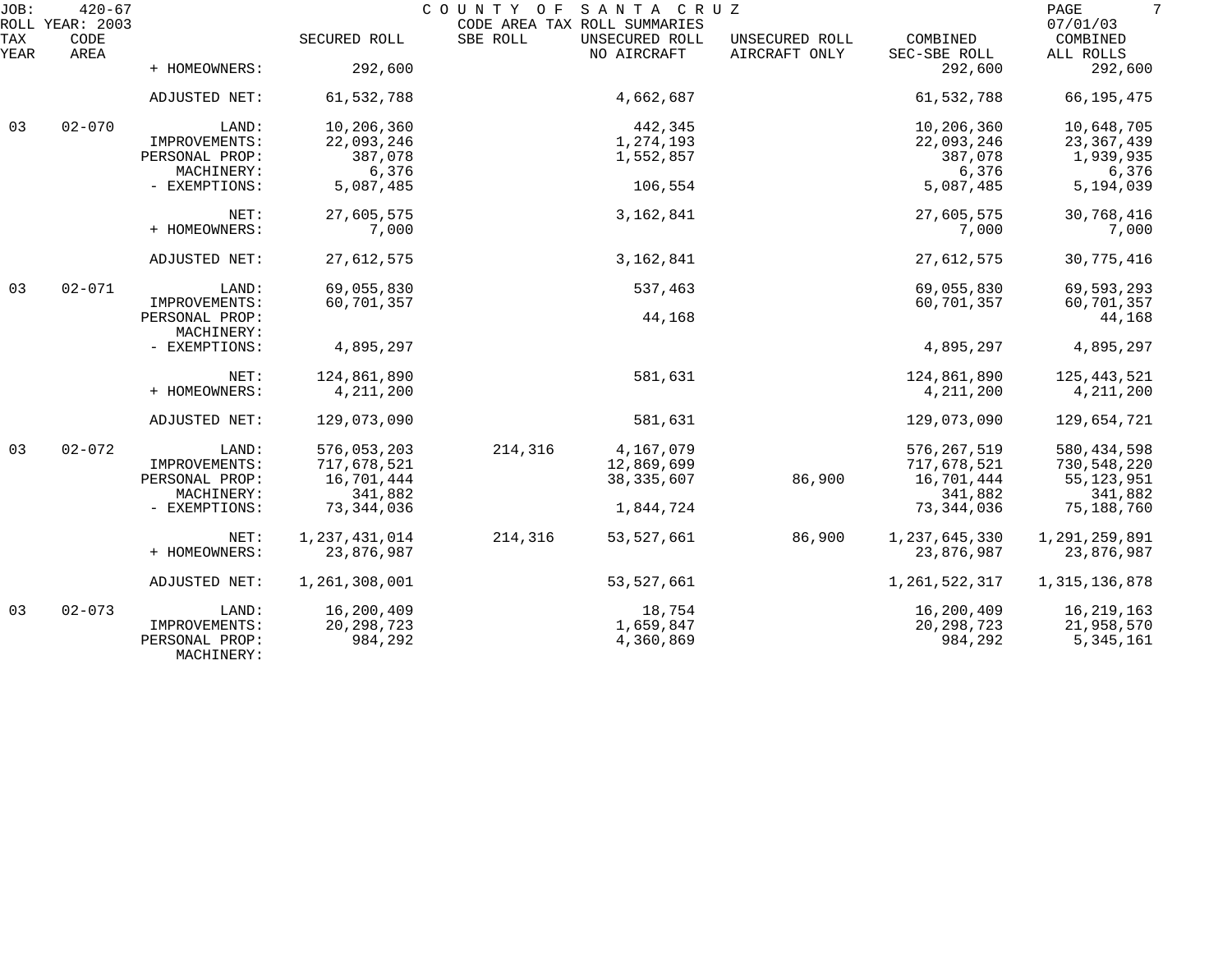JOB: 420-67 COUNTY OF SANTA CRUZ
ROLL YEAR: 2003 CODE AREA TAX ROLL SUMMARIES 07/01/03

| TAX YEAR | CODE AREA | | SECURED ROLL | SBE ROLL | UNSECURED ROLL NO AIRCRAFT | UNSECURED ROLL AIRCRAFT ONLY | COMBINED SEC-SBE ROLL | COMBINED ALL ROLLS |
|---|---|---|---|---|---|---|---|---|
| | | + HOMEOWNERS: | 292,600 | | | | 292,600 | 292,600 |
| | | ADJUSTED NET: | 61,532,788 | | 4,662,687 | | 61,532,788 | 66,195,475 |
| 03 | 02-070 | LAND: | 10,206,360 | | 442,345 | | 10,206,360 | 10,648,705 |
| | | IMPROVEMENTS: | 22,093,246 | | 1,274,193 | | 22,093,246 | 23,367,439 |
| | | PERSONAL PROP: | 387,078 | | 1,552,857 | | 387,078 | 1,939,935 |
| | | MACHINERY: | 6,376 | | | | 6,376 | 6,376 |
| | | - EXEMPTIONS: | 5,087,485 | | 106,554 | | 5,087,485 | 5,194,039 |
| | | NET: | 27,605,575 | | 3,162,841 | | 27,605,575 | 30,768,416 |
| | | + HOMEOWNERS: | 7,000 | | | | 7,000 | 7,000 |
| | | ADJUSTED NET: | 27,612,575 | | 3,162,841 | | 27,612,575 | 30,775,416 |
| 03 | 02-071 | LAND: | 69,055,830 | | 537,463 | | 69,055,830 | 69,593,293 |
| | | IMPROVEMENTS: | 60,701,357 | | | | 60,701,357 | 60,701,357 |
| | | PERSONAL PROP: | | | 44,168 | | | 44,168 |
| | | MACHINERY: | | | | | | |
| | | - EXEMPTIONS: | 4,895,297 | | | | 4,895,297 | 4,895,297 |
| | | NET: | 124,861,890 | | 581,631 | | 124,861,890 | 125,443,521 |
| | | + HOMEOWNERS: | 4,211,200 | | | | 4,211,200 | 4,211,200 |
| | | ADJUSTED NET: | 129,073,090 | | 581,631 | | 129,073,090 | 129,654,721 |
| 03 | 02-072 | LAND: | 576,053,203 | 214,316 | 4,167,079 | | 576,267,519 | 580,434,598 |
| | | IMPROVEMENTS: | 717,678,521 | | 12,869,699 | | 717,678,521 | 730,548,220 |
| | | PERSONAL PROP: | 16,701,444 | | 38,335,607 | 86,900 | 16,701,444 | 55,123,951 |
| | | MACHINERY: | 341,882 | | | | 341,882 | 341,882 |
| | | - EXEMPTIONS: | 73,344,036 | | 1,844,724 | | 73,344,036 | 75,188,760 |
| | | NET: | 1,237,431,014 | 214,316 | 53,527,661 | 86,900 | 1,237,645,330 | 1,291,259,891 |
| | | + HOMEOWNERS: | 23,876,987 | | | | 23,876,987 | 23,876,987 |
| | | ADJUSTED NET: | 1,261,308,001 | | 53,527,661 | | 1,261,522,317 | 1,315,136,878 |
| 03 | 02-073 | LAND: | 16,200,409 | | 18,754 | | 16,200,409 | 16,219,163 |
| | | IMPROVEMENTS: | 20,298,723 | | 1,659,847 | | 20,298,723 | 21,958,570 |
| | | PERSONAL PROP: | 984,292 | | 4,360,869 | | 984,292 | 5,345,161 |
| | | MACHINERY: | | | | | | |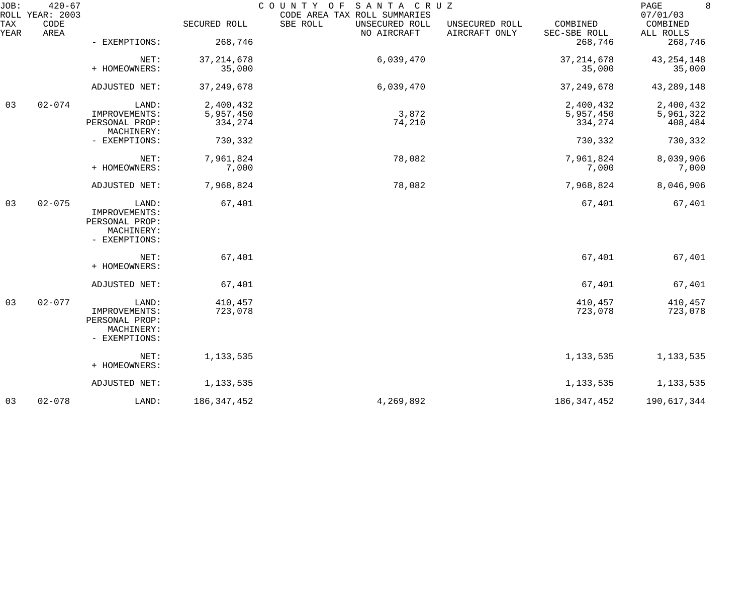| TAX YEAR | CODE AREA | | SECURED ROLL | SBE ROLL | UNSECURED ROLL NO AIRCRAFT | UNSECURED ROLL AIRCRAFT ONLY | COMBINED SEC-SBE ROLL | COMBINED ALL ROLLS |
|---|---|---|---|---|---|---|---|---|
| | | - EXEMPTIONS: | 268,746 | | | | 268,746 | 268,746 |
| | | NET: | 37,214,678 | | 6,039,470 | | 37,214,678 | 43,254,148 |
| | | + HOMEOWNERS: | 35,000 | | | | 35,000 | 35,000 |
| | | ADJUSTED NET: | 37,249,678 | | 6,039,470 | | 37,249,678 | 43,289,148 |
| 03 | 02-074 | LAND: | 2,400,432 | | | | 2,400,432 | 2,400,432 |
| | | IMPROVEMENTS: | 5,957,450 | | 3,872 | | 5,957,450 | 5,961,322 |
| | | PERSONAL PROP: | 334,274 | | 74,210 | | 334,274 | 408,484 |
| | | MACHINERY: | | | | | | |
| | | - EXEMPTIONS: | 730,332 | | | | 730,332 | 730,332 |
| | | NET: | 7,961,824 | | 78,082 | | 7,961,824 | 8,039,906 |
| | | + HOMEOWNERS: | 7,000 | | | | 7,000 | 7,000 |
| | | ADJUSTED NET: | 7,968,824 | | 78,082 | | 7,968,824 | 8,046,906 |
| 03 | 02-075 | LAND: | 67,401 | | | | 67,401 | 67,401 |
| | | IMPROVEMENTS: | | | | | | |
| | | PERSONAL PROP: | | | | | | |
| | | MACHINERY: | | | | | | |
| | | - EXEMPTIONS: | | | | | | |
| | | NET: | 67,401 | | | | 67,401 | 67,401 |
| | | + HOMEOWNERS: | | | | | | |
| | | ADJUSTED NET: | 67,401 | | | | 67,401 | 67,401 |
| 03 | 02-077 | LAND: | 410,457 | | | | 410,457 | 410,457 |
| | | IMPROVEMENTS: | 723,078 | | | | 723,078 | 723,078 |
| | | PERSONAL PROP: | | | | | | |
| | | MACHINERY: | | | | | | |
| | | - EXEMPTIONS: | | | | | | |
| | | NET: | 1,133,535 | | | | 1,133,535 | 1,133,535 |
| | | + HOMEOWNERS: | | | | | | |
| | | ADJUSTED NET: | 1,133,535 | | | | 1,133,535 | 1,133,535 |
| 03 | 02-078 | LAND: | 186,347,452 | | 4,269,892 | | 186,347,452 | 190,617,344 |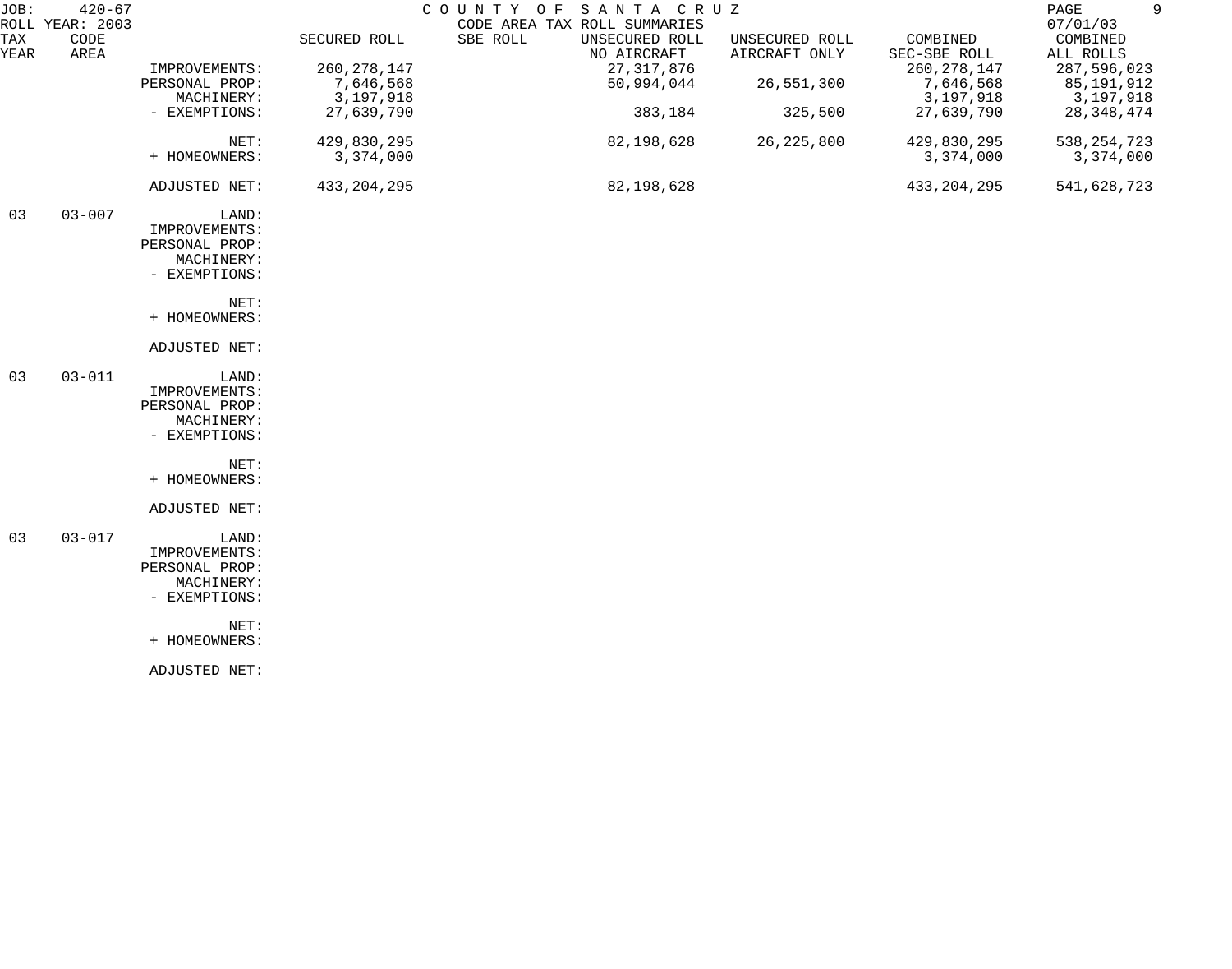JOB: 420-67 COUNTY OF SANTA CRUZ
ROLL YEAR: 2003 CODE AREA TAX ROLL SUMMARIES 07/01/03

| TAX YEAR | CODE AREA | | SECURED ROLL | SBE ROLL | UNSECURED ROLL NO AIRCRAFT | UNSECURED ROLL AIRCRAFT ONLY | COMBINED SEC-SBE ROLL | COMBINED ALL ROLLS |
|---|---|---|---|---|---|---|---|---|
| | | IMPROVEMENTS: | 260,278,147 | | 27,317,876 | | 260,278,147 | 287,596,023 |
| | | PERSONAL PROP: | 7,646,568 | | 50,994,044 | 26,551,300 | 7,646,568 | 85,191,912 |
| | | MACHINERY: | 3,197,918 | | | | 3,197,918 | 3,197,918 |
| | | - EXEMPTIONS: | 27,639,790 | | 383,184 | 325,500 | 27,639,790 | 28,348,474 |
| | | NET: | 429,830,295 | | 82,198,628 | 26,225,800 | 429,830,295 | 538,254,723 |
| | | + HOMEOWNERS: | 3,374,000 | | | | 3,374,000 | 3,374,000 |
| | | ADJUSTED NET: | 433,204,295 | | 82,198,628 | | 433,204,295 | 541,628,723 |
| 03 | 03-007 | LAND: | | | | | | |
| | | IMPROVEMENTS: | | | | | | |
| | | PERSONAL PROP: | | | | | | |
| | | MACHINERY: | | | | | | |
| | | - EXEMPTIONS: | | | | | | |
| | | NET: | | | | | | |
| | | + HOMEOWNERS: | | | | | | |
| | | ADJUSTED NET: | | | | | | |
| 03 | 03-011 | LAND: | | | | | | |
| | | IMPROVEMENTS: | | | | | | |
| | | PERSONAL PROP: | | | | | | |
| | | MACHINERY: | | | | | | |
| | | - EXEMPTIONS: | | | | | | |
| | | NET: | | | | | | |
| | | + HOMEOWNERS: | | | | | | |
| | | ADJUSTED NET: | | | | | | |
| 03 | 03-017 | LAND: | | | | | | |
| | | IMPROVEMENTS: | | | | | | |
| | | PERSONAL PROP: | | | | | | |
| | | MACHINERY: | | | | | | |
| | | - EXEMPTIONS: | | | | | | |
| | | NET: | | | | | | |
| | | + HOMEOWNERS: | | | | | | |
| | | ADJUSTED NET: | | | | | | |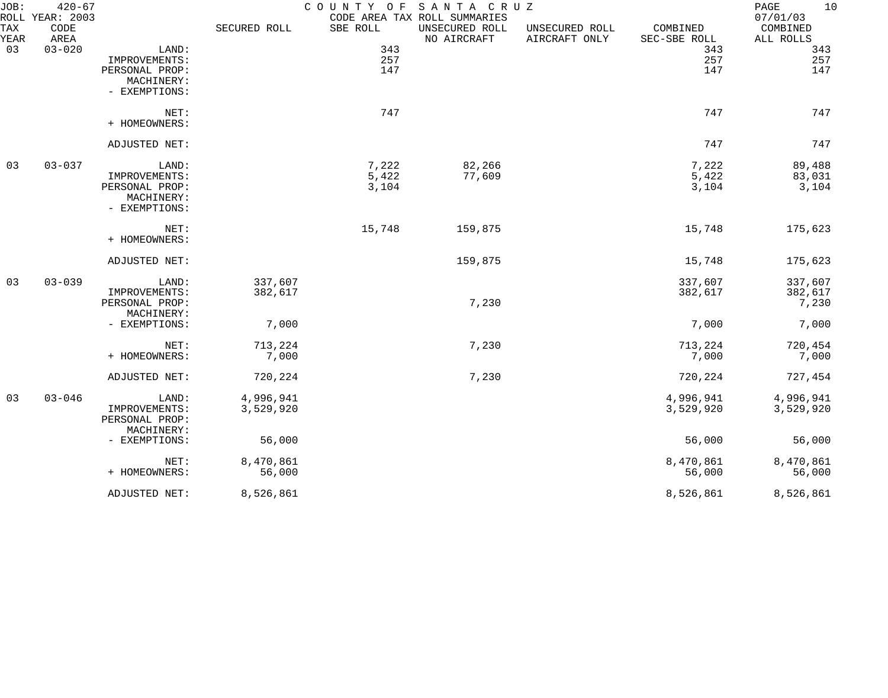JOB: 420-67 COUNTY OF SANTA CRUZ 07/01/03
ROLL YEAR: 2003 CODE AREA TAX ROLL SUMMARIES

| TAX YEAR | CODE AREA | | SECURED ROLL | SBE ROLL | UNSECURED ROLL NO AIRCRAFT | UNSECURED ROLL AIRCRAFT ONLY | COMBINED SEC-SBE ROLL | COMBINED ALL ROLLS |
|---|---|---|---|---|---|---|---|---|
| 03 | 03-020 | LAND: | | 343 | | | 343 | 343 |
| | | IMPROVEMENTS: | | 257 | | | 257 | 257 |
| | | PERSONAL PROP: | | 147 | | | 147 | 147 |
| | | MACHINERY: | | | | | | |
| | | - EXEMPTIONS: | | | | | | |
| | | NET: | | 747 | | | 747 | 747 |
| | | + HOMEOWNERS: | | | | | | |
| | | ADJUSTED NET: | | | | | 747 | 747 |
| 03 | 03-037 | LAND: | | 7,222 | 82,266 | | 7,222 | 89,488 |
| | | IMPROVEMENTS: | | 5,422 | 77,609 | | 5,422 | 83,031 |
| | | PERSONAL PROP: | | 3,104 | | | 3,104 | 3,104 |
| | | MACHINERY: | | | | | | |
| | | - EXEMPTIONS: | | | | | | |
| | | NET: | | 15,748 | 159,875 | | 15,748 | 175,623 |
| | | + HOMEOWNERS: | | | | | | |
| | | ADJUSTED NET: | | | 159,875 | | 15,748 | 175,623 |
| 03 | 03-039 | LAND: | 337,607 | | | | 337,607 | 337,607 |
| | | IMPROVEMENTS: | 382,617 | | | | 382,617 | 382,617 |
| | | PERSONAL PROP: | | | 7,230 | | | 7,230 |
| | | MACHINERY: | | | | | | |
| | | - EXEMPTIONS: | 7,000 | | | | 7,000 | 7,000 |
| | | NET: | 713,224 | | 7,230 | | 713,224 | 720,454 |
| | | + HOMEOWNERS: | 7,000 | | | | 7,000 | 7,000 |
| | | ADJUSTED NET: | 720,224 | | 7,230 | | 720,224 | 727,454 |
| 03 | 03-046 | LAND: | 4,996,941 | | | | 4,996,941 | 4,996,941 |
| | | IMPROVEMENTS: | 3,529,920 | | | | 3,529,920 | 3,529,920 |
| | | PERSONAL PROP: | | | | | | |
| | | MACHINERY: | | | | | | |
| | | - EXEMPTIONS: | 56,000 | | | | 56,000 | 56,000 |
| | | NET: | 8,470,861 | | | | 8,470,861 | 8,470,861 |
| | | + HOMEOWNERS: | 56,000 | | | | 56,000 | 56,000 |
| | | ADJUSTED NET: | 8,526,861 | | | | 8,526,861 | 8,526,861 |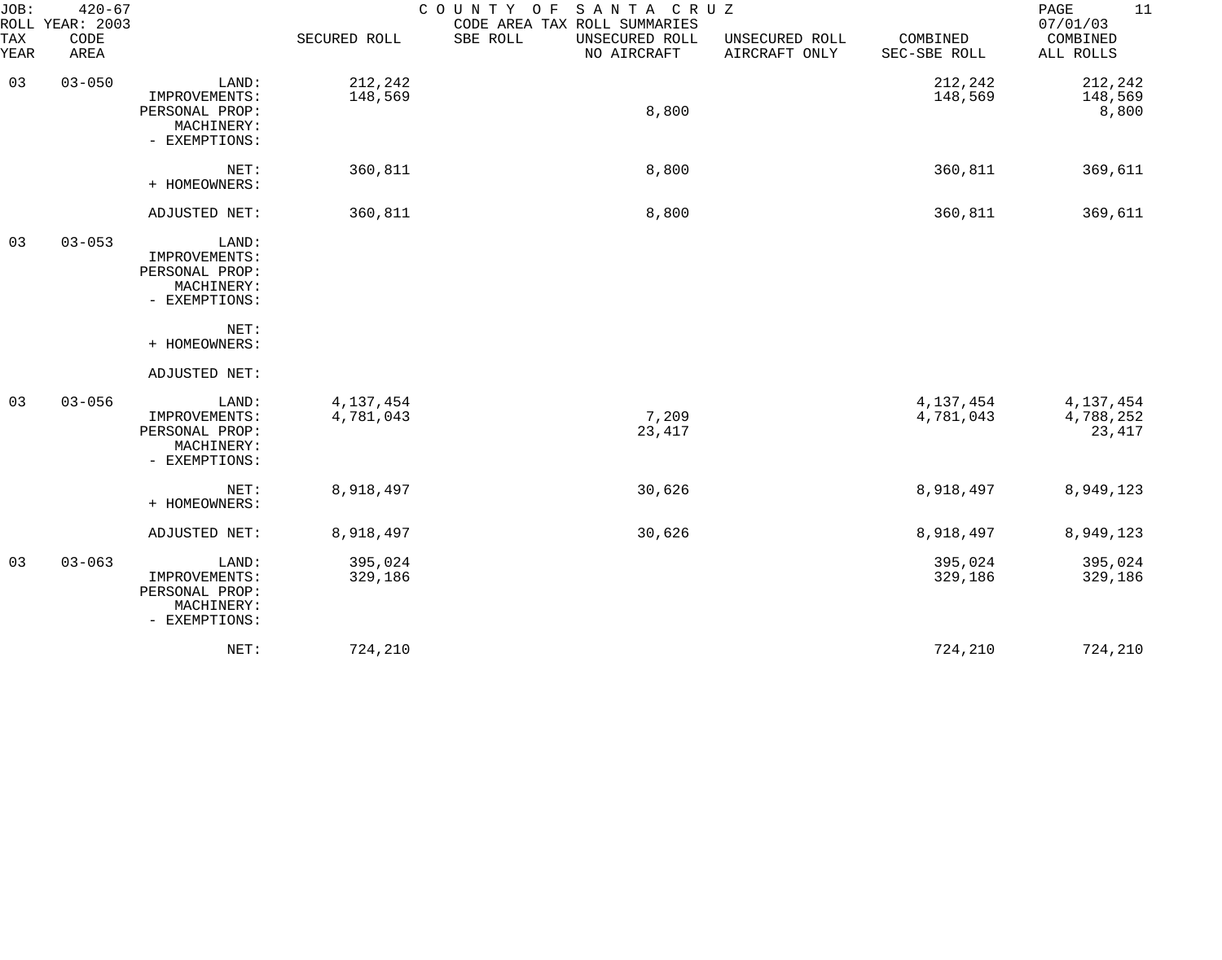JOB: 420-67 COUNTY OF SANTA CRUZ
ROLL YEAR: 2003 CODE AREA TAX ROLL SUMMARIES 07/01/03

| TAX YEAR | CODE AREA | | SECURED ROLL | SBE ROLL | UNSECURED ROLL NO AIRCRAFT | UNSECURED ROLL AIRCRAFT ONLY | COMBINED SEC-SBE ROLL | COMBINED ALL ROLLS |
|---|---|---|---|---|---|---|---|---|
| 03 | 03-050 | LAND: | 212,242 | | | | 212,242 | 212,242 |
| | | IMPROVEMENTS: | 148,569 | | | | 148,569 | 148,569 |
| | | PERSONAL PROP: | | | 8,800 | | | 8,800 |
| | | MACHINERY: | | | | | | |
| | | - EXEMPTIONS: | | | | | | |
| | | NET: | 360,811 | | 8,800 | | 360,811 | 369,611 |
| | | + HOMEOWNERS: | | | | | | |
| | | ADJUSTED NET: | 360,811 | | 8,800 | | 360,811 | 369,611 |
| 03 | 03-053 | LAND: | | | | | | |
| | | IMPROVEMENTS: | | | | | | |
| | | PERSONAL PROP: | | | | | | |
| | | MACHINERY: | | | | | | |
| | | - EXEMPTIONS: | | | | | | |
| | | NET: | | | | | | |
| | | + HOMEOWNERS: | | | | | | |
| | | ADJUSTED NET: | | | | | | |
| 03 | 03-056 | LAND: | 4,137,454 | | | | 4,137,454 | 4,137,454 |
| | | IMPROVEMENTS: | 4,781,043 | | 7,209 | | 4,781,043 | 4,788,252 |
| | | PERSONAL PROP: | | | 23,417 | | | 23,417 |
| | | MACHINERY: | | | | | | |
| | | - EXEMPTIONS: | | | | | | |
| | | NET: | 8,918,497 | | 30,626 | | 8,918,497 | 8,949,123 |
| | | + HOMEOWNERS: | | | | | | |
| | | ADJUSTED NET: | 8,918,497 | | 30,626 | | 8,918,497 | 8,949,123 |
| 03 | 03-063 | LAND: | 395,024 | | | | 395,024 | 395,024 |
| | | IMPROVEMENTS: | 329,186 | | | | 329,186 | 329,186 |
| | | PERSONAL PROP: | | | | | | |
| | | MACHINERY: | | | | | | |
| | | - EXEMPTIONS: | | | | | | |
| | | NET: | 724,210 | | | | 724,210 | 724,210 |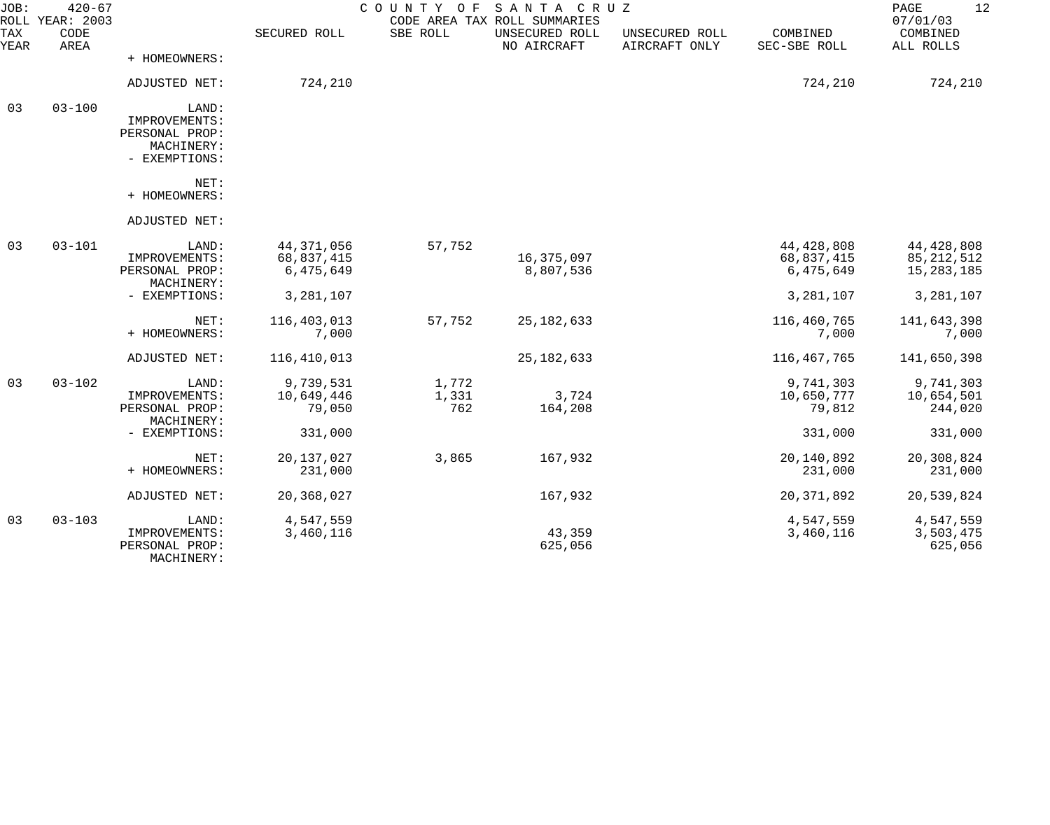JOB: 420-67 COUNTY OF SANTA CRUZ
ROLL YEAR: 2003 CODE AREA TAX ROLL SUMMARIES 07/01/03

| TAX YEAR | CODE AREA | | SECURED ROLL | SBE ROLL | UNSECURED ROLL NO AIRCRAFT | UNSECURED ROLL AIRCRAFT ONLY | COMBINED SEC-SBE ROLL | COMBINED ALL ROLLS |
|---|---|---|---|---|---|---|---|---|
| | | + HOMEOWNERS: | | | | | | |
| | | ADJUSTED NET: | 724,210 | | | | 724,210 | 724,210 |
| 03 | 03-100 | LAND: | | | | | | |
| | | IMPROVEMENTS: | | | | | | |
| | | PERSONAL PROP: | | | | | | |
| | | MACHINERY: | | | | | | |
| | | - EXEMPTIONS: | | | | | | |
| | | NET: | | | | | | |
| | | + HOMEOWNERS: | | | | | | |
| | | ADJUSTED NET: | | | | | | |
| 03 | 03-101 | LAND: | 44,371,056 | 57,752 | | | 44,428,808 | 44,428,808 |
| | | IMPROVEMENTS: | 68,837,415 | | 16,375,097 | | 68,837,415 | 85,212,512 |
| | | PERSONAL PROP: | 6,475,649 | | 8,807,536 | | 6,475,649 | 15,283,185 |
| | | MACHINERY: | | | | | | |
| | | - EXEMPTIONS: | 3,281,107 | | | | 3,281,107 | 3,281,107 |
| | | NET: | 116,403,013 | 57,752 | 25,182,633 | | 116,460,765 | 141,643,398 |
| | | + HOMEOWNERS: | 7,000 | | | | 7,000 | 7,000 |
| | | ADJUSTED NET: | 116,410,013 | | 25,182,633 | | 116,467,765 | 141,650,398 |
| 03 | 03-102 | LAND: | 9,739,531 | 1,772 | | | 9,741,303 | 9,741,303 |
| | | IMPROVEMENTS: | 10,649,446 | 1,331 | 3,724 | | 10,650,777 | 10,654,501 |
| | | PERSONAL PROP: | 79,050 | 762 | 164,208 | | 79,812 | 244,020 |
| | | MACHINERY: | | | | | | |
| | | - EXEMPTIONS: | 331,000 | | | | 331,000 | 331,000 |
| | | NET: | 20,137,027 | 3,865 | 167,932 | | 20,140,892 | 20,308,824 |
| | | + HOMEOWNERS: | 231,000 | | | | 231,000 | 231,000 |
| | | ADJUSTED NET: | 20,368,027 | | 167,932 | | 20,371,892 | 20,539,824 |
| 03 | 03-103 | LAND: | 4,547,559 | | | | 4,547,559 | 4,547,559 |
| | | IMPROVEMENTS: | 3,460,116 | | 43,359 | | 3,460,116 | 3,503,475 |
| | | PERSONAL PROP: | | | 625,056 | | | 625,056 |
| | | MACHINERY: | | | | | | |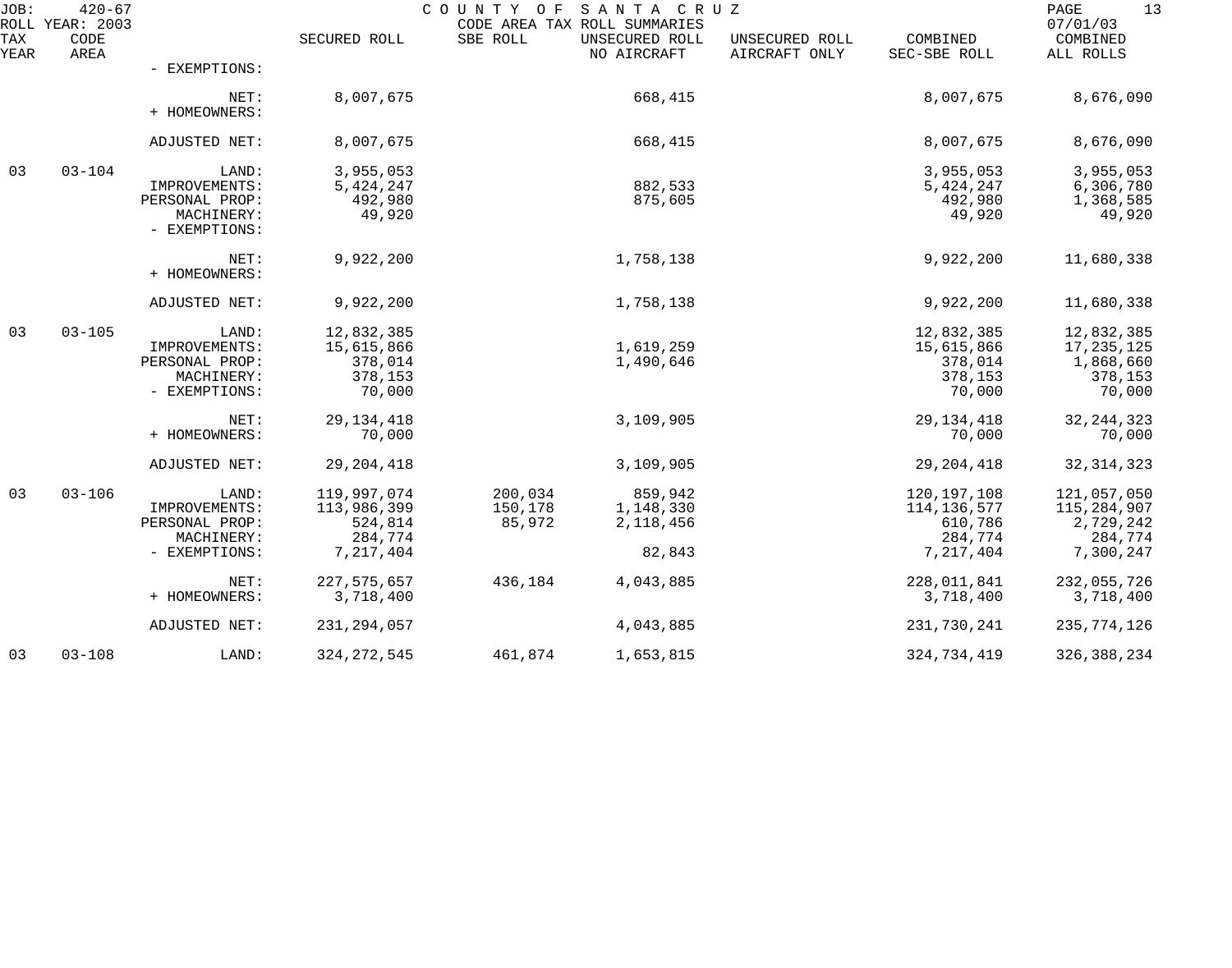JOB: 420-67 COUNTY OF SANTA CRUZ
ROLL YEAR: 2003 CODE AREA TAX ROLL SUMMARIES 07/01/03

| TAX YEAR | CODE AREA | | SECURED ROLL | SBE ROLL | UNSECURED ROLL NO AIRCRAFT | UNSECURED ROLL AIRCRAFT ONLY | COMBINED SEC-SBE ROLL | COMBINED ALL ROLLS |
|---|---|---|---|---|---|---|---|---|
| | | - EXEMPTIONS: | | | | | | |
| | | NET: | 8,007,675 | | 668,415 | | 8,007,675 | 8,676,090 |
| | | + HOMEOWNERS: | | | | | | |
| | | ADJUSTED NET: | 8,007,675 | | 668,415 | | 8,007,675 | 8,676,090 |
| 03 | 03-104 | LAND: | 3,955,053 | | | | 3,955,053 | 3,955,053 |
| | | IMPROVEMENTS: | 5,424,247 | | 882,533 | | 5,424,247 | 6,306,780 |
| | | PERSONAL PROP: | 492,980 | | 875,605 | | 492,980 | 1,368,585 |
| | | MACHINERY: | 49,920 | | | | 49,920 | 49,920 |
| | | - EXEMPTIONS: | | | | | | |
| | | NET: | 9,922,200 | | 1,758,138 | | 9,922,200 | 11,680,338 |
| | | + HOMEOWNERS: | | | | | | |
| | | ADJUSTED NET: | 9,922,200 | | 1,758,138 | | 9,922,200 | 11,680,338 |
| 03 | 03-105 | LAND: | 12,832,385 | | | | 12,832,385 | 12,832,385 |
| | | IMPROVEMENTS: | 15,615,866 | | 1,619,259 | | 15,615,866 | 17,235,125 |
| | | PERSONAL PROP: | 378,014 | | 1,490,646 | | 378,014 | 1,868,660 |
| | | MACHINERY: | 378,153 | | | | 378,153 | 378,153 |
| | | - EXEMPTIONS: | 70,000 | | | | 70,000 | 70,000 |
| | | NET: | 29,134,418 | | 3,109,905 | | 29,134,418 | 32,244,323 |
| | | + HOMEOWNERS: | 70,000 | | | | 70,000 | 70,000 |
| | | ADJUSTED NET: | 29,204,418 | | 3,109,905 | | 29,204,418 | 32,314,323 |
| 03 | 03-106 | LAND: | 119,997,074 | 200,034 | 859,942 | | 120,197,108 | 121,057,050 |
| | | IMPROVEMENTS: | 113,986,399 | 150,178 | 1,148,330 | | 114,136,577 | 115,284,907 |
| | | PERSONAL PROP: | 524,814 | 85,972 | 2,118,456 | | 610,786 | 2,729,242 |
| | | MACHINERY: | 284,774 | | | | 284,774 | 284,774 |
| | | - EXEMPTIONS: | 7,217,404 | | 82,843 | | 7,217,404 | 7,300,247 |
| | | NET: | 227,575,657 | 436,184 | 4,043,885 | | 228,011,841 | 232,055,726 |
| | | + HOMEOWNERS: | 3,718,400 | | | | 3,718,400 | 3,718,400 |
| | | ADJUSTED NET: | 231,294,057 | | 4,043,885 | | 231,730,241 | 235,774,126 |
| 03 | 03-108 | LAND: | 324,272,545 | 461,874 | 1,653,815 | | 324,734,419 | 326,388,234 |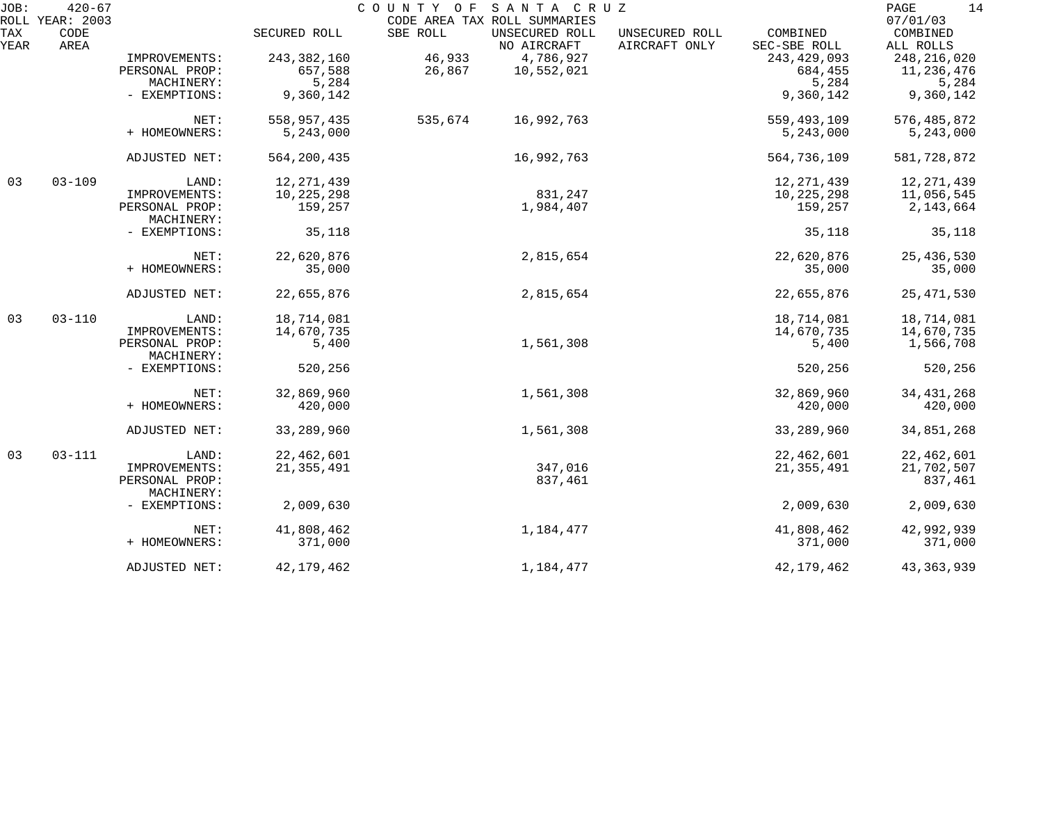JOB: 420-67 COUNTY OF SANTA CRUZ
ROLL YEAR: 2003 CODE AREA TAX ROLL SUMMARIES 07/01/03

| TAX YEAR | CODE AREA | | SECURED ROLL | SBE ROLL | UNSECURED ROLL NO AIRCRAFT | UNSECURED ROLL AIRCRAFT ONLY | COMBINED SEC-SBE ROLL | COMBINED ALL ROLLS |
|---|---|---|---|---|---|---|---|---|
| | | IMPROVEMENTS: | 243,382,160 | 46,933 | 4,786,927 | | 243,429,093 | 248,216,020 |
| | | PERSONAL PROP: | 657,588 | 26,867 | 10,552,021 | | 684,455 | 11,236,476 |
| | | MACHINERY: | 5,284 | | | | 5,284 | 5,284 |
| | | - EXEMPTIONS: | 9,360,142 | | | | 9,360,142 | 9,360,142 |
| | | NET: | 558,957,435 | 535,674 | 16,992,763 | | 559,493,109 | 576,485,872 |
| | | + HOMEOWNERS: | 5,243,000 | | | | 5,243,000 | 5,243,000 |
| | | ADJUSTED NET: | 564,200,435 | | 16,992,763 | | 564,736,109 | 581,728,872 |
| 03 | 03-109 | LAND: | 12,271,439 | | | | 12,271,439 | 12,271,439 |
| | | IMPROVEMENTS: | 10,225,298 | | 831,247 | | 10,225,298 | 11,056,545 |
| | | PERSONAL PROP: | 159,257 | | 1,984,407 | | 159,257 | 2,143,664 |
| | | MACHINERY: | | | | | | |
| | | - EXEMPTIONS: | 35,118 | | | | 35,118 | 35,118 |
| | | NET: | 22,620,876 | | 2,815,654 | | 22,620,876 | 25,436,530 |
| | | + HOMEOWNERS: | 35,000 | | | | 35,000 | 35,000 |
| | | ADJUSTED NET: | 22,655,876 | | 2,815,654 | | 22,655,876 | 25,471,530 |
| 03 | 03-110 | LAND: | 18,714,081 | | | | 18,714,081 | 18,714,081 |
| | | IMPROVEMENTS: | 14,670,735 | | | | 14,670,735 | 14,670,735 |
| | | PERSONAL PROP: | 5,400 | | 1,561,308 | | 5,400 | 1,566,708 |
| | | MACHINERY: | | | | | | |
| | | - EXEMPTIONS: | 520,256 | | | | 520,256 | 520,256 |
| | | NET: | 32,869,960 | | 1,561,308 | | 32,869,960 | 34,431,268 |
| | | + HOMEOWNERS: | 420,000 | | | | 420,000 | 420,000 |
| | | ADJUSTED NET: | 33,289,960 | | 1,561,308 | | 33,289,960 | 34,851,268 |
| 03 | 03-111 | LAND: | 22,462,601 | | | | 22,462,601 | 22,462,601 |
| | | IMPROVEMENTS: | 21,355,491 | | 347,016 | | 21,355,491 | 21,702,507 |
| | | PERSONAL PROP: | | | 837,461 | | | 837,461 |
| | | MACHINERY: | | | | | | |
| | | - EXEMPTIONS: | 2,009,630 | | | | 2,009,630 | 2,009,630 |
| | | NET: | 41,808,462 | | 1,184,477 | | 41,808,462 | 42,992,939 |
| | | + HOMEOWNERS: | 371,000 | | | | 371,000 | 371,000 |
| | | ADJUSTED NET: | 42,179,462 | | 1,184,477 | | 42,179,462 | 43,363,939 |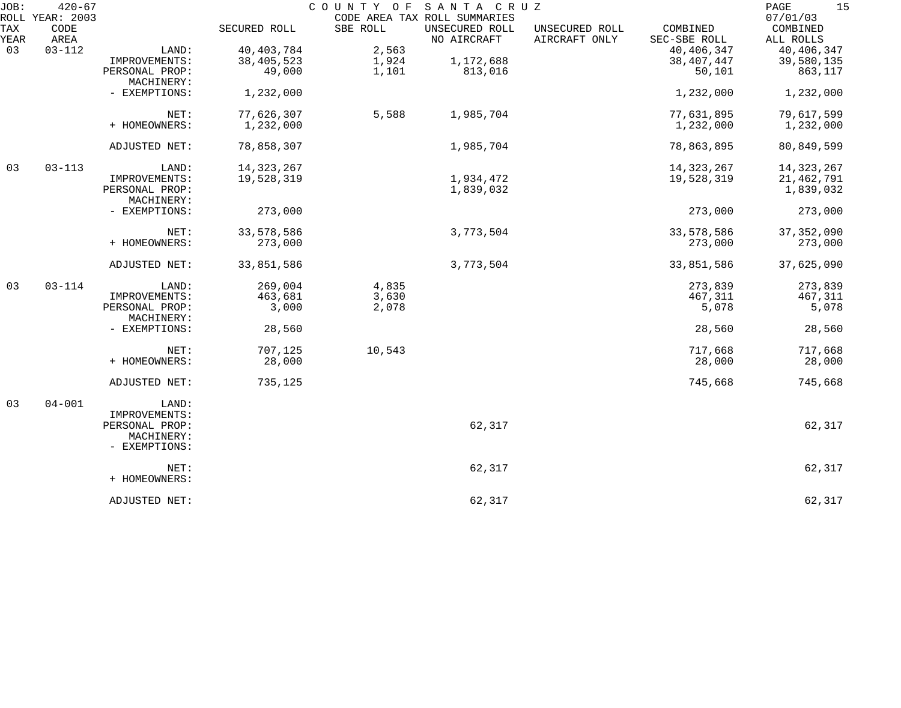JOB: 420-67 COUNTY OF SANTA CRUZ
ROLL YEAR: 2003 CODE AREA TAX ROLL SUMMARIES 07/01/03

| TAX YEAR | CODE AREA | | SECURED ROLL | SBE ROLL | UNSECURED ROLL NO AIRCRAFT | UNSECURED ROLL AIRCRAFT ONLY | COMBINED SEC-SBE ROLL | COMBINED ALL ROLLS |
|---|---|---|---|---|---|---|---|---|
| 03 | 03-112 | LAND: | 40,403,784 | 2,563 | | | 40,406,347 | 40,406,347 |
| | | IMPROVEMENTS: | 38,405,523 | 1,924 | 1,172,688 | | 38,407,447 | 39,580,135 |
| | | PERSONAL PROP: | 49,000 | 1,101 | 813,016 | | 50,101 | 863,117 |
| | | MACHINERY: | | | | | | |
| | | - EXEMPTIONS: | 1,232,000 | | | | 1,232,000 | 1,232,000 |
| | | NET: | 77,626,307 | 5,588 | 1,985,704 | | 77,631,895 | 79,617,599 |
| | | + HOMEOWNERS: | 1,232,000 | | | | 1,232,000 | 1,232,000 |
| | | ADJUSTED NET: | 78,858,307 | | 1,985,704 | | 78,863,895 | 80,849,599 |
| 03 | 03-113 | LAND: | 14,323,267 | | | | 14,323,267 | 14,323,267 |
| | | IMPROVEMENTS: | 19,528,319 | | 1,934,472 | | 19,528,319 | 21,462,791 |
| | | PERSONAL PROP: | | | 1,839,032 | | | 1,839,032 |
| | | MACHINERY: | | | | | | |
| | | - EXEMPTIONS: | 273,000 | | | | 273,000 | 273,000 |
| | | NET: | 33,578,586 | | 3,773,504 | | 33,578,586 | 37,352,090 |
| | | + HOMEOWNERS: | 273,000 | | | | 273,000 | 273,000 |
| | | ADJUSTED NET: | 33,851,586 | | 3,773,504 | | 33,851,586 | 37,625,090 |
| 03 | 03-114 | LAND: | 269,004 | 4,835 | | | 273,839 | 273,839 |
| | | IMPROVEMENTS: | 463,681 | 3,630 | | | 467,311 | 467,311 |
| | | PERSONAL PROP: | 3,000 | 2,078 | | | 5,078 | 5,078 |
| | | MACHINERY: | | | | | | |
| | | - EXEMPTIONS: | 28,560 | | | | 28,560 | 28,560 |
| | | NET: | 707,125 | 10,543 | | | 717,668 | 717,668 |
| | | + HOMEOWNERS: | 28,000 | | | | 28,000 | 28,000 |
| | | ADJUSTED NET: | 735,125 | | | | 745,668 | 745,668 |
| 03 | 04-001 | LAND: | | | | | | |
| | | IMPROVEMENTS: | | | | | | |
| | | PERSONAL PROP: | | | 62,317 | | | 62,317 |
| | | MACHINERY: | | | | | | |
| | | - EXEMPTIONS: | | | | | | |
| | | NET: | | | 62,317 | | | 62,317 |
| | | + HOMEOWNERS: | | | | | | |
| | | ADJUSTED NET: | | | 62,317 | | | 62,317 |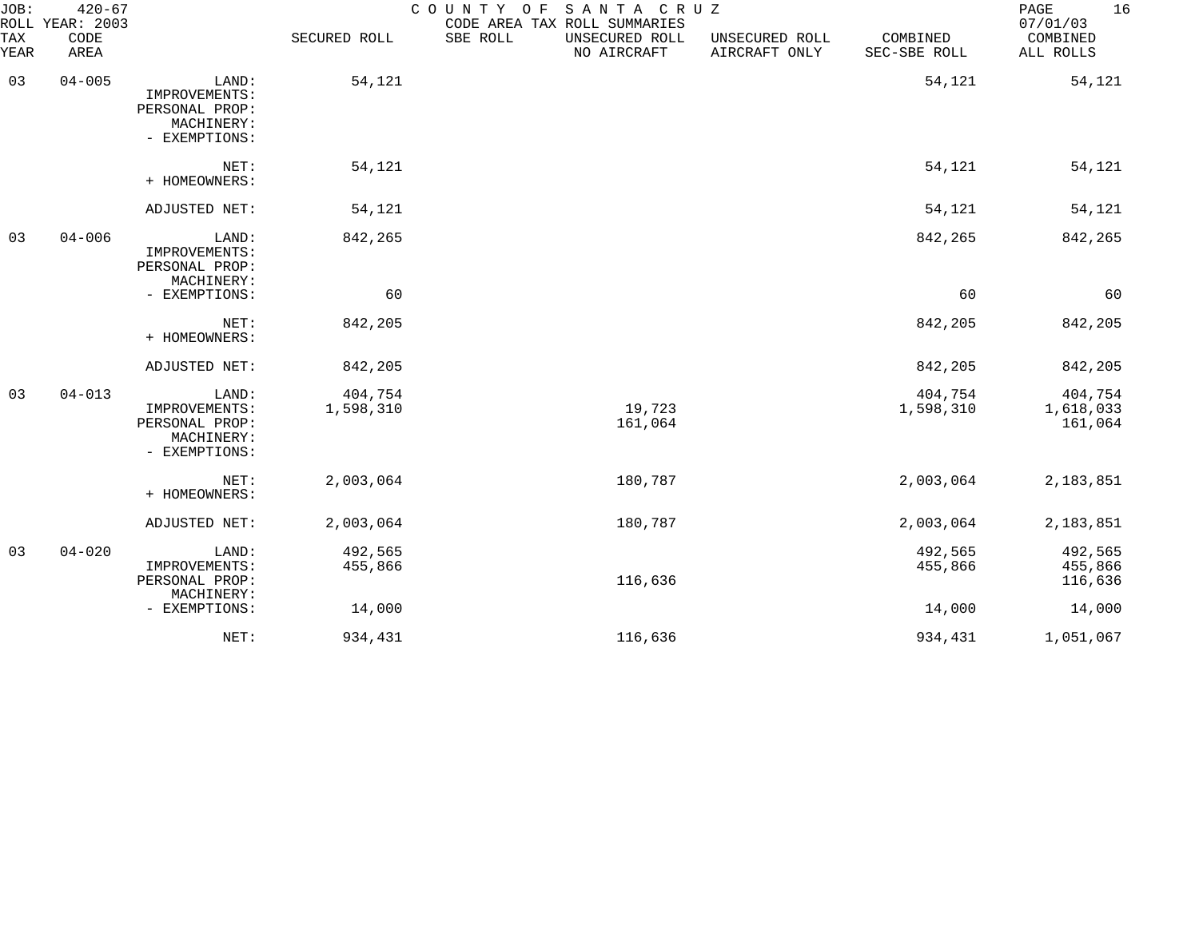JOB: 420-67 COUNTY OF SANTA CRUZ
ROLL YEAR: 2003 CODE AREA TAX ROLL SUMMARIES 07/01/03

| TAX YEAR | CODE AREA | | SECURED ROLL | SBE ROLL | UNSECURED ROLL NO AIRCRAFT | UNSECURED ROLL AIRCRAFT ONLY | COMBINED SEC-SBE ROLL | COMBINED ALL ROLLS |
|---|---|---|---|---|---|---|---|---|
| 03 | 04-005 | LAND: | 54,121 | | | | 54,121 | 54,121 |
| | | IMPROVEMENTS: | | | | | | |
| | | PERSONAL PROP: | | | | | | |
| | | MACHINERY: | | | | | | |
| | | - EXEMPTIONS: | | | | | | |
| | | NET: | 54,121 | | | | 54,121 | 54,121 |
| | | + HOMEOWNERS: | | | | | | |
| | | ADJUSTED NET: | 54,121 | | | | 54,121 | 54,121 |
| 03 | 04-006 | LAND: | 842,265 | | | | 842,265 | 842,265 |
| | | IMPROVEMENTS: | | | | | | |
| | | PERSONAL PROP: | | | | | | |
| | | MACHINERY: | | | | | | |
| | | - EXEMPTIONS: | 60 | | | | 60 | 60 |
| | | NET: | 842,205 | | | | 842,205 | 842,205 |
| | | + HOMEOWNERS: | | | | | | |
| | | ADJUSTED NET: | 842,205 | | | | 842,205 | 842,205 |
| 03 | 04-013 | LAND: | 404,754 | | | | 404,754 | 404,754 |
| | | IMPROVEMENTS: | 1,598,310 | | 19,723 | | 1,598,310 | 1,618,033 |
| | | PERSONAL PROP: | | | 161,064 | | | 161,064 |
| | | MACHINERY: | | | | | | |
| | | - EXEMPTIONS: | | | | | | |
| | | NET: | 2,003,064 | | 180,787 | | 2,003,064 | 2,183,851 |
| | | + HOMEOWNERS: | | | | | | |
| | | ADJUSTED NET: | 2,003,064 | | 180,787 | | 2,003,064 | 2,183,851 |
| 03 | 04-020 | LAND: | 492,565 | | | | 492,565 | 492,565 |
| | | IMPROVEMENTS: | 455,866 | | | | 455,866 | 455,866 |
| | | PERSONAL PROP: | | | 116,636 | | | 116,636 |
| | | MACHINERY: | | | | | | |
| | | - EXEMPTIONS: | 14,000 | | | | 14,000 | 14,000 |
| | | NET: | 934,431 | | 116,636 | | 934,431 | 1,051,067 |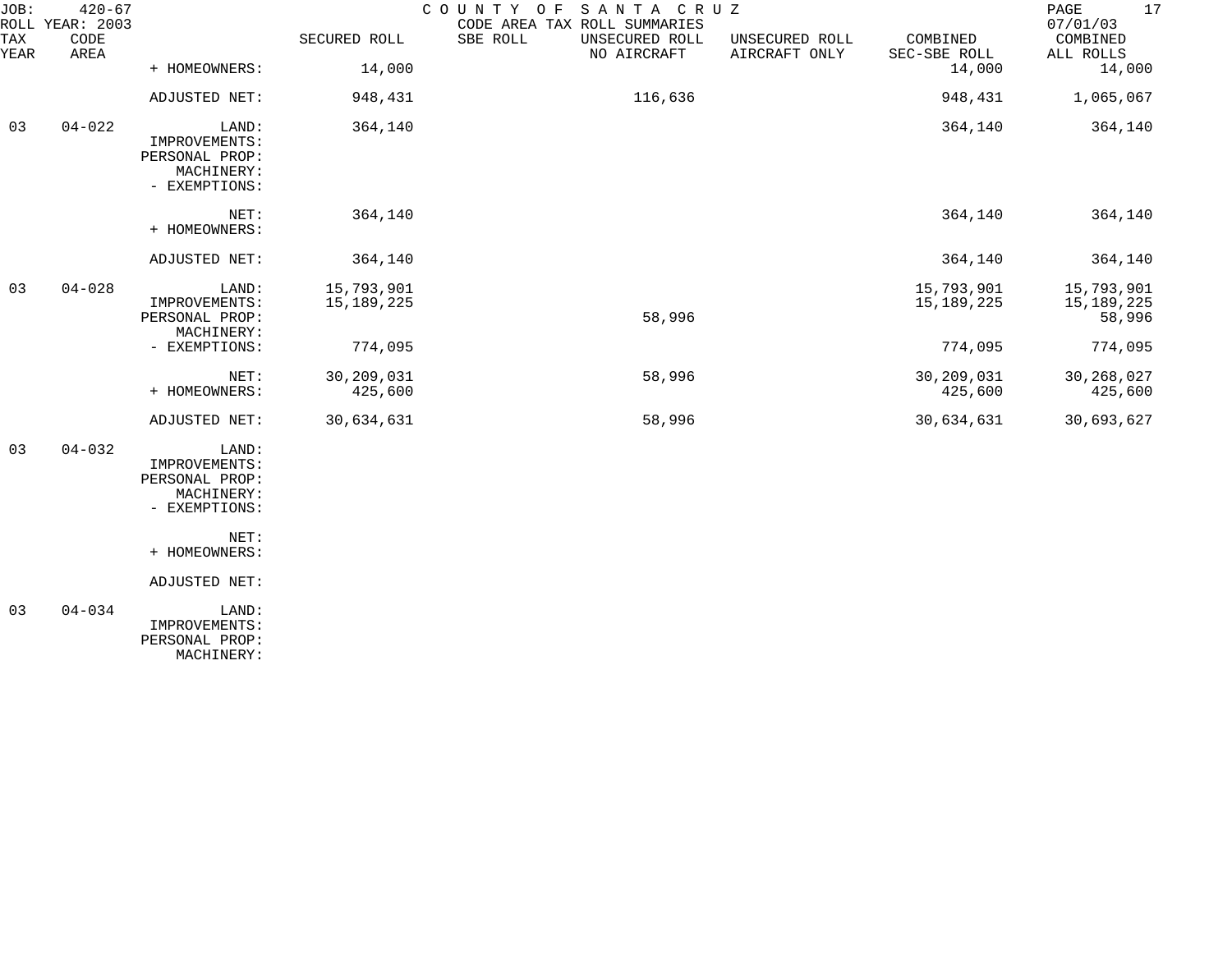JOB: 420-67 COUNTY OF SANTA CRUZ
ROLL YEAR: 2003 CODE AREA TAX ROLL SUMMARIES 07/01/03

| TAX YEAR | CODE AREA | | SECURED ROLL | SBE ROLL | UNSECURED ROLL NO AIRCRAFT | UNSECURED ROLL AIRCRAFT ONLY | COMBINED SEC-SBE ROLL | COMBINED ALL ROLLS |
|---|---|---|---|---|---|---|---|---|
| | | + HOMEOWNERS: | 14,000 | | | | 14,000 | 14,000 |
| | | ADJUSTED NET: | 948,431 | | 116,636 | | 948,431 | 1,065,067 |
| 03 | 04-022 | LAND: | 364,140 | | | | 364,140 | 364,140 |
| | | IMPROVEMENTS: | | | | | | |
| | | PERSONAL PROP: | | | | | | |
| | | MACHINERY: | | | | | | |
| | | - EXEMPTIONS: | | | | | | |
| | | NET: | 364,140 | | | | 364,140 | 364,140 |
| | | + HOMEOWNERS: | | | | | | |
| | | ADJUSTED NET: | 364,140 | | | | 364,140 | 364,140 |
| 03 | 04-028 | LAND: | 15,793,901 | | | | 15,793,901 | 15,793,901 |
| | | IMPROVEMENTS: | 15,189,225 | | | | 15,189,225 | 15,189,225 |
| | | PERSONAL PROP: | | | 58,996 | | | 58,996 |
| | | MACHINERY: | | | | | | |
| | | - EXEMPTIONS: | 774,095 | | | | 774,095 | 774,095 |
| | | NET: | 30,209,031 | | 58,996 | | 30,209,031 | 30,268,027 |
| | | + HOMEOWNERS: | 425,600 | | | | 425,600 | 425,600 |
| | | ADJUSTED NET: | 30,634,631 | | 58,996 | | 30,634,631 | 30,693,627 |
| 03 | 04-032 | LAND: | | | | | | |
| | | IMPROVEMENTS: | | | | | | |
| | | PERSONAL PROP: | | | | | | |
| | | MACHINERY: | | | | | | |
| | | - EXEMPTIONS: | | | | | | |
| | | NET: | | | | | | |
| | | + HOMEOWNERS: | | | | | | |
| | | ADJUSTED NET: | | | | | | |
| 03 | 04-034 | LAND: | | | | | | |
| | | IMPROVEMENTS: | | | | | | |
| | | PERSONAL PROP: | | | | | | |
| | | MACHINERY: | | | | | | |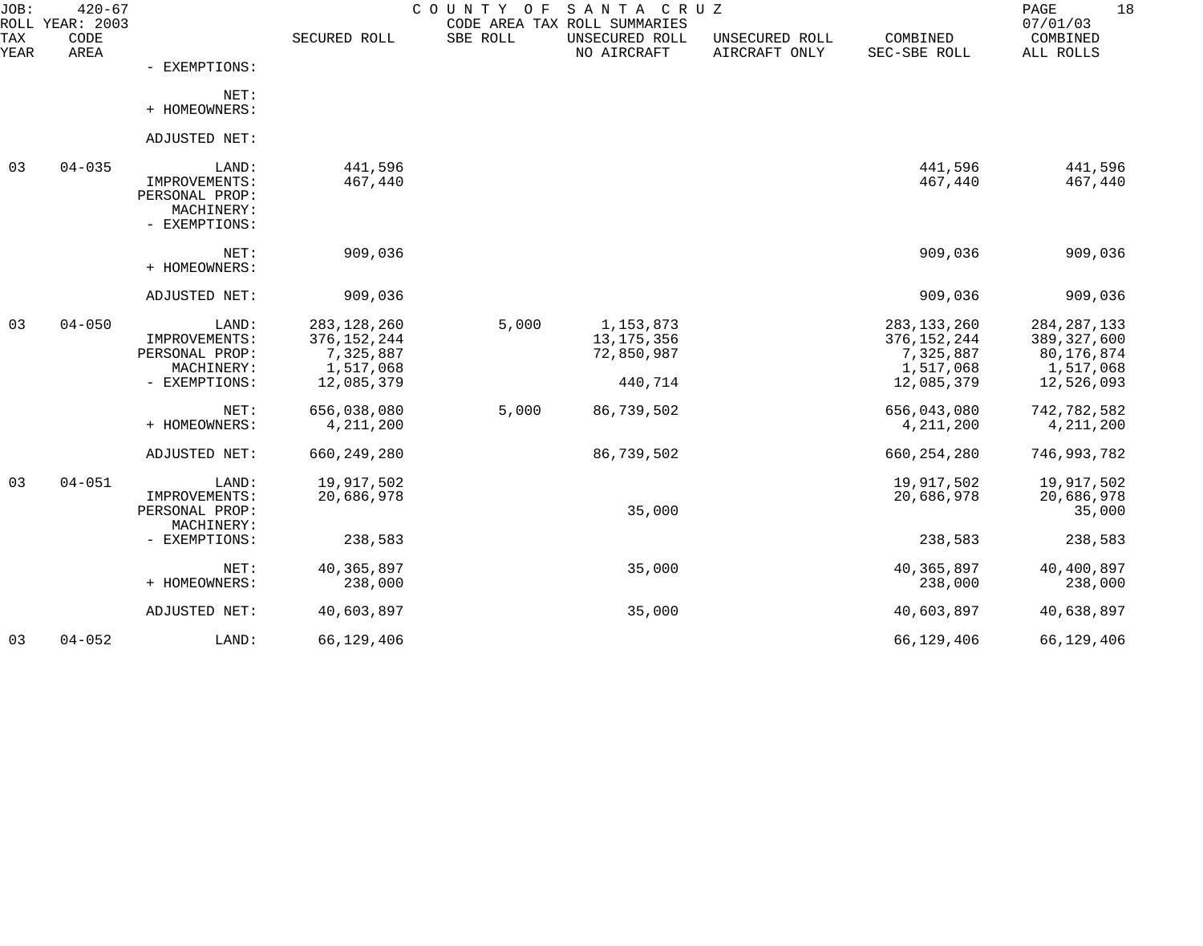JOB: 420-67 COUNTY OF SANTA CRUZ
ROLL YEAR: 2003 CODE AREA TAX ROLL SUMMARIES 07/01/03

| TAX YEAR | CODE AREA | | SECURED ROLL | SBE ROLL | UNSECURED ROLL NO AIRCRAFT | UNSECURED ROLL AIRCRAFT ONLY | COMBINED SEC-SBE ROLL | COMBINED ALL ROLLS |
|---|---|---|---|---|---|---|---|---|
| | | - EXEMPTIONS: | | | | | | |
| | | NET: | | | | | | |
| | | + HOMEOWNERS: | | | | | | |
| | | ADJUSTED NET: | | | | | | |
| 03 | 04-035 | LAND: | 441,596 | | | | 441,596 | 441,596 |
| | | IMPROVEMENTS: | 467,440 | | | | 467,440 | 467,440 |
| | | PERSONAL PROP: | | | | | | |
| | | MACHINERY: | | | | | | |
| | | - EXEMPTIONS: | | | | | | |
| | | NET: | 909,036 | | | | 909,036 | 909,036 |
| | | + HOMEOWNERS: | | | | | | |
| | | ADJUSTED NET: | 909,036 | | | | 909,036 | 909,036 |
| 03 | 04-050 | LAND: | 283,128,260 | 5,000 | 1,153,873 | | 283,133,260 | 284,287,133 |
| | | IMPROVEMENTS: | 376,152,244 | | 13,175,356 | | 376,152,244 | 389,327,600 |
| | | PERSONAL PROP: | 7,325,887 | | 72,850,987 | | 7,325,887 | 80,176,874 |
| | | MACHINERY: | 1,517,068 | | | | 1,517,068 | 1,517,068 |
| | | - EXEMPTIONS: | 12,085,379 | | 440,714 | | 12,085,379 | 12,526,093 |
| | | NET: | 656,038,080 | 5,000 | 86,739,502 | | 656,043,080 | 742,782,582 |
| | | + HOMEOWNERS: | 4,211,200 | | | | 4,211,200 | 4,211,200 |
| | | ADJUSTED NET: | 660,249,280 | | 86,739,502 | | 660,254,280 | 746,993,782 |
| 03 | 04-051 | LAND: | 19,917,502 | | | | 19,917,502 | 19,917,502 |
| | | IMPROVEMENTS: | 20,686,978 | | | | 20,686,978 | 20,686,978 |
| | | PERSONAL PROP: | | | 35,000 | | | 35,000 |
| | | MACHINERY: | | | | | | |
| | | - EXEMPTIONS: | 238,583 | | | | 238,583 | 238,583 |
| | | NET: | 40,365,897 | | 35,000 | | 40,365,897 | 40,400,897 |
| | | + HOMEOWNERS: | 238,000 | | | | 238,000 | 238,000 |
| | | ADJUSTED NET: | 40,603,897 | | 35,000 | | 40,603,897 | 40,638,897 |
| 03 | 04-052 | LAND: | 66,129,406 | | | | 66,129,406 | 66,129,406 |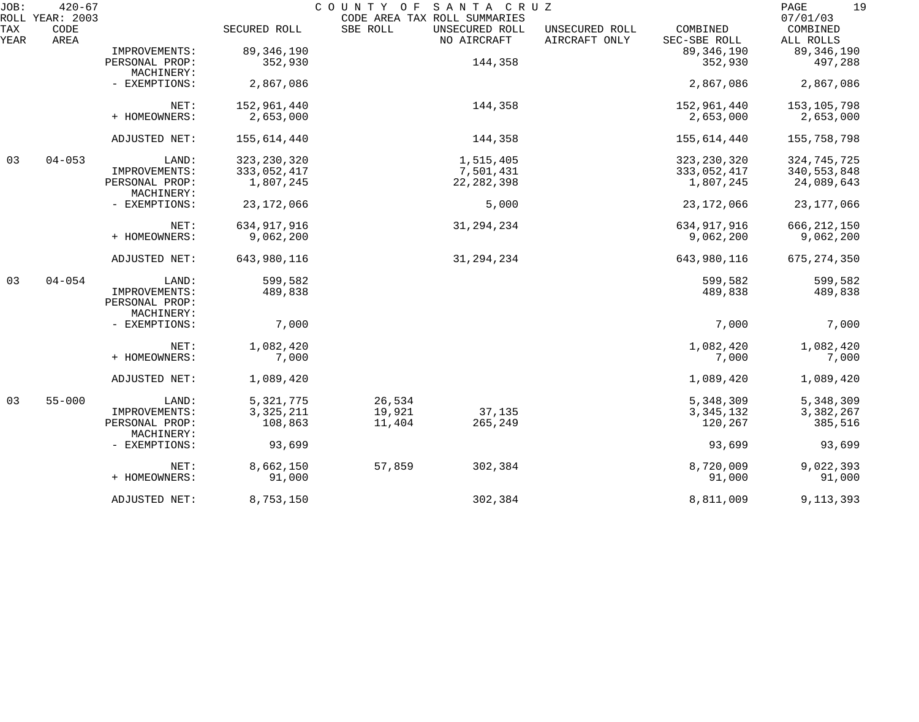| TAX YEAR | CODE AREA | | SECURED ROLL | SBE ROLL | UNSECURED ROLL NO AIRCRAFT | UNSECURED ROLL AIRCRAFT ONLY | COMBINED SEC-SBE ROLL | COMBINED ALL ROLLS |
|---|---|---|---|---|---|---|---|---|
| | | IMPROVEMENTS: | 89,346,190 | | | | 89,346,190 | 89,346,190 |
| | | PERSONAL PROP: | 352,930 | | 144,358 | | 352,930 | 497,288 |
| | | MACHINERY: | | | | | | |
| | | - EXEMPTIONS: | 2,867,086 | | | | 2,867,086 | 2,867,086 |
| | | NET: | 152,961,440 | | 144,358 | | 152,961,440 | 153,105,798 |
| | | + HOMEOWNERS: | 2,653,000 | | | | 2,653,000 | 2,653,000 |
| | | ADJUSTED NET: | 155,614,440 | | 144,358 | | 155,614,440 | 155,758,798 |
| 03 | 04-053 | LAND: | 323,230,320 | | 1,515,405 | | 323,230,320 | 324,745,725 |
| | | IMPROVEMENTS: | 333,052,417 | | 7,501,431 | | 333,052,417 | 340,553,848 |
| | | PERSONAL PROP: | 1,807,245 | | 22,282,398 | | 1,807,245 | 24,089,643 |
| | | MACHINERY: | | | | | | |
| | | - EXEMPTIONS: | 23,172,066 | | 5,000 | | 23,172,066 | 23,177,066 |
| | | NET: | 634,917,916 | | 31,294,234 | | 634,917,916 | 666,212,150 |
| | | + HOMEOWNERS: | 9,062,200 | | | | 9,062,200 | 9,062,200 |
| | | ADJUSTED NET: | 643,980,116 | | 31,294,234 | | 643,980,116 | 675,274,350 |
| 03 | 04-054 | LAND: | 599,582 | | | | 599,582 | 599,582 |
| | | IMPROVEMENTS: | 489,838 | | | | 489,838 | 489,838 |
| | | PERSONAL PROP: | | | | | | |
| | | MACHINERY: | | | | | | |
| | | - EXEMPTIONS: | 7,000 | | | | 7,000 | 7,000 |
| | | NET: | 1,082,420 | | | | 1,082,420 | 1,082,420 |
| | | + HOMEOWNERS: | 7,000 | | | | 7,000 | 7,000 |
| | | ADJUSTED NET: | 1,089,420 | | | | 1,089,420 | 1,089,420 |
| 03 | 55-000 | LAND: | 5,321,775 | 26,534 | | | 5,348,309 | 5,348,309 |
| | | IMPROVEMENTS: | 3,325,211 | 19,921 | 37,135 | | 3,345,132 | 3,382,267 |
| | | PERSONAL PROP: | 108,863 | 11,404 | 265,249 | | 120,267 | 385,516 |
| | | MACHINERY: | | | | | | |
| | | - EXEMPTIONS: | 93,699 | | | | 93,699 | 93,699 |
| | | NET: | 8,662,150 | 57,859 | 302,384 | | 8,720,009 | 9,022,393 |
| | | + HOMEOWNERS: | 91,000 | | | | 91,000 | 91,000 |
| | | ADJUSTED NET: | 8,753,150 | | 302,384 | | 8,811,009 | 9,113,393 |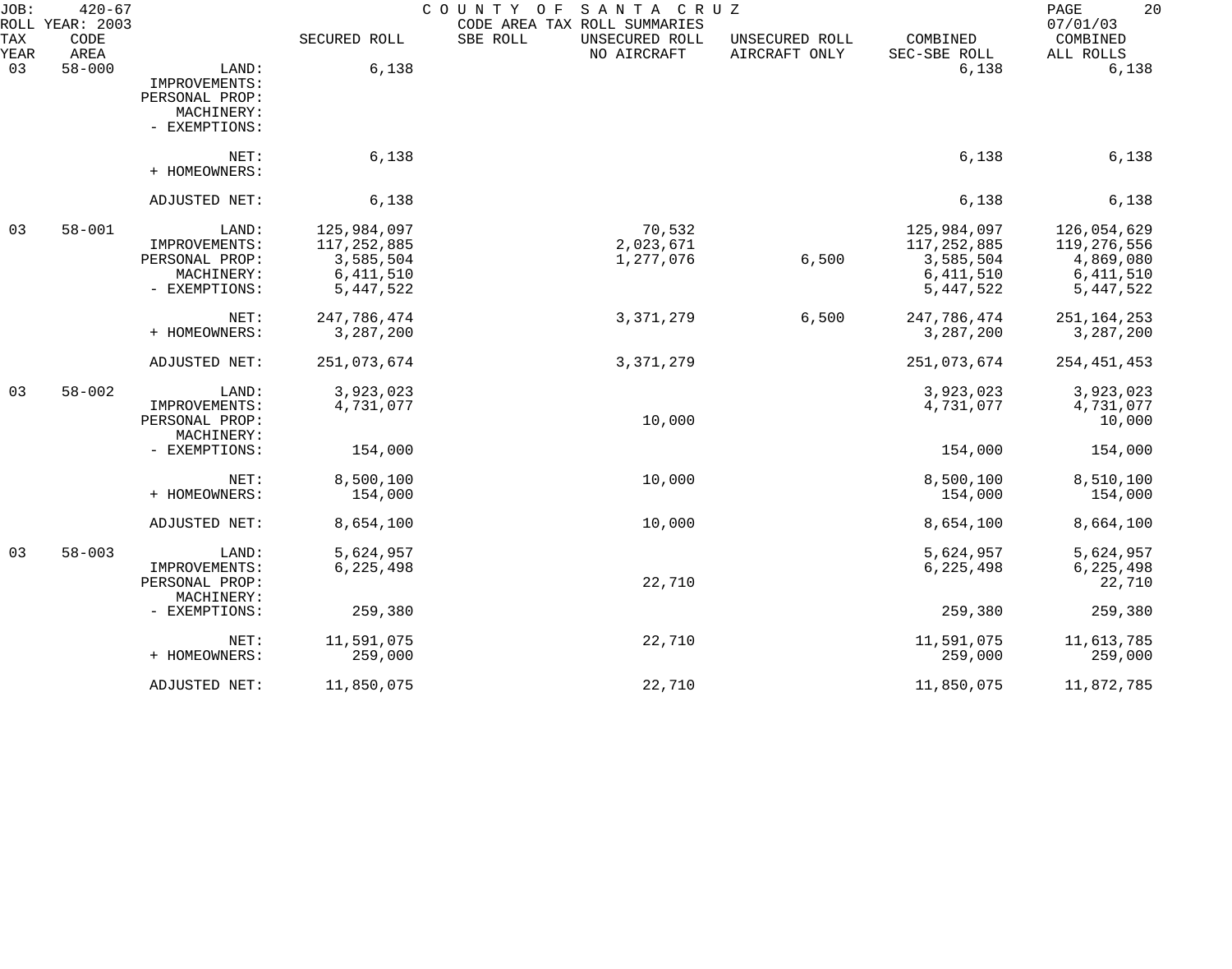JOB: 420-67 COUNTY OF SANTA CRUZ
ROLL YEAR: 2003 CODE AREA TAX ROLL SUMMARIES 07/01/03

| TAX YEAR | CODE AREA | | SECURED ROLL | SBE ROLL | UNSECURED ROLL NO AIRCRAFT | UNSECURED ROLL AIRCRAFT ONLY | COMBINED SEC-SBE ROLL | COMBINED ALL ROLLS |
|---|---|---|---|---|---|---|---|---|
| 03 | 58-000 | LAND: | 6,138 | | | | 6,138 | 6,138 |
| | | IMPROVEMENTS: | | | | | | |
| | | PERSONAL PROP: | | | | | | |
| | | MACHINERY: | | | | | | |
| | | - EXEMPTIONS: | | | | | | |
| | | NET: | 6,138 | | | | 6,138 | 6,138 |
| | | + HOMEOWNERS: | | | | | | |
| | | ADJUSTED NET: | 6,138 | | | | 6,138 | 6,138 |
| 03 | 58-001 | LAND: | 125,984,097 | | 70,532 | | 125,984,097 | 126,054,629 |
| | | IMPROVEMENTS: | 117,252,885 | | 2,023,671 | | 117,252,885 | 119,276,556 |
| | | PERSONAL PROP: | 3,585,504 | | 1,277,076 | 6,500 | 3,585,504 | 4,869,080 |
| | | MACHINERY: | 6,411,510 | | | | 6,411,510 | 6,411,510 |
| | | - EXEMPTIONS: | 5,447,522 | | | | 5,447,522 | 5,447,522 |
| | | NET: | 247,786,474 | | 3,371,279 | 6,500 | 247,786,474 | 251,164,253 |
| | | + HOMEOWNERS: | 3,287,200 | | | | 3,287,200 | 3,287,200 |
| | | ADJUSTED NET: | 251,073,674 | | 3,371,279 | | 251,073,674 | 254,451,453 |
| 03 | 58-002 | LAND: | 3,923,023 | | | | 3,923,023 | 3,923,023 |
| | | IMPROVEMENTS: | 4,731,077 | | | | 4,731,077 | 4,731,077 |
| | | PERSONAL PROP: | | | 10,000 | | | 10,000 |
| | | MACHINERY: | | | | | | |
| | | - EXEMPTIONS: | 154,000 | | | | 154,000 | 154,000 |
| | | NET: | 8,500,100 | | 10,000 | | 8,500,100 | 8,510,100 |
| | | + HOMEOWNERS: | 154,000 | | | | 154,000 | 154,000 |
| | | ADJUSTED NET: | 8,654,100 | | 10,000 | | 8,654,100 | 8,664,100 |
| 03 | 58-003 | LAND: | 5,624,957 | | | | 5,624,957 | 5,624,957 |
| | | IMPROVEMENTS: | 6,225,498 | | | | 6,225,498 | 6,225,498 |
| | | PERSONAL PROP: | | | 22,710 | | | 22,710 |
| | | MACHINERY: | | | | | | |
| | | - EXEMPTIONS: | 259,380 | | | | 259,380 | 259,380 |
| | | NET: | 11,591,075 | | 22,710 | | 11,591,075 | 11,613,785 |
| | | + HOMEOWNERS: | 259,000 | | | | 259,000 | 259,000 |
| | | ADJUSTED NET: | 11,850,075 | | 22,710 | | 11,850,075 | 11,872,785 |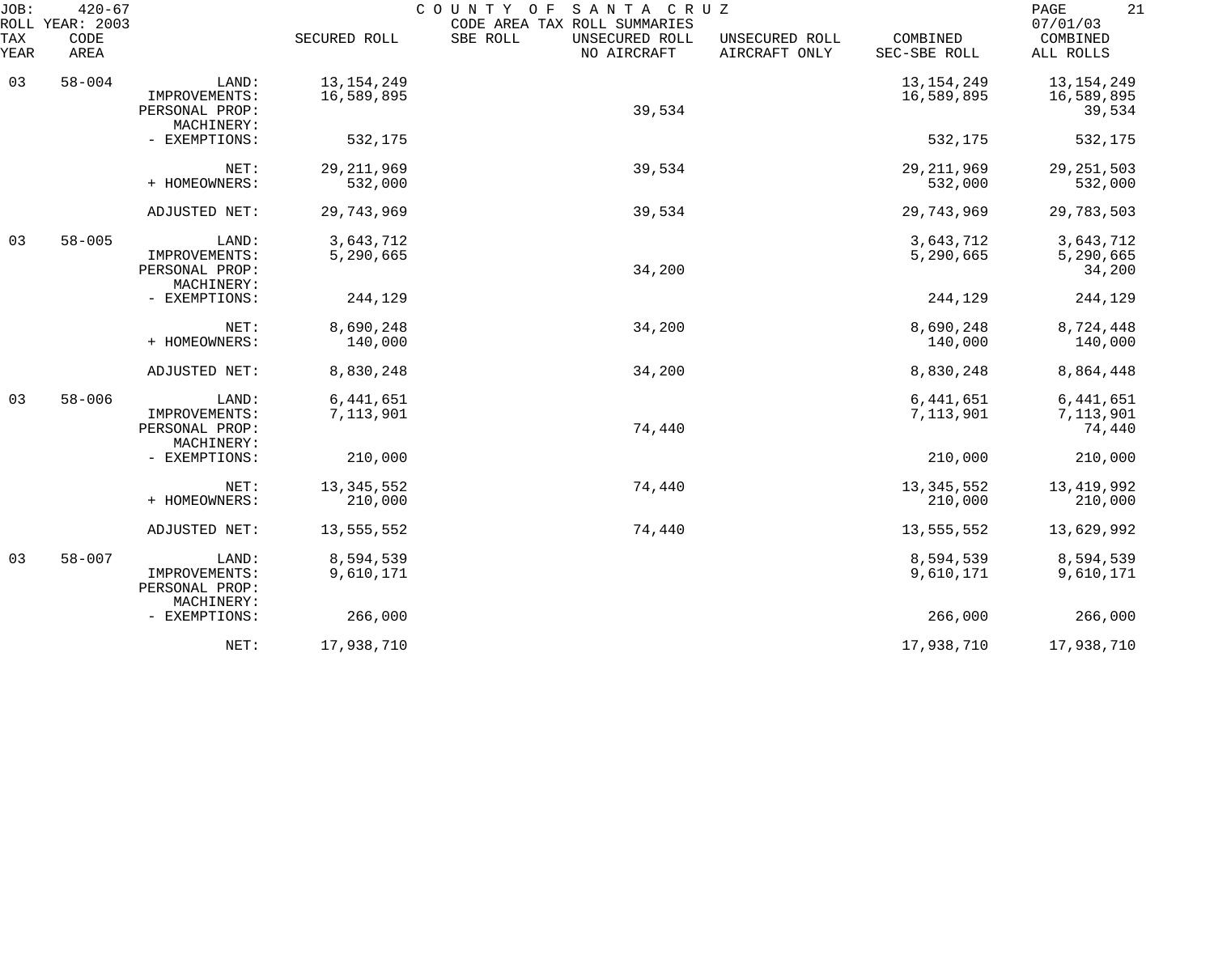JOB: 420-67 COUNTY OF SANTA CRUZ
ROLL YEAR: 2003 CODE AREA TAX ROLL SUMMARIES 07/01/03

| TAX YEAR | CODE AREA | | SECURED ROLL | SBE ROLL | UNSECURED ROLL NO AIRCRAFT | UNSECURED ROLL AIRCRAFT ONLY | COMBINED SEC-SBE ROLL | COMBINED ALL ROLLS |
|---|---|---|---|---|---|---|---|---|
| 03 | 58-004 | LAND: | 13,154,249 | | | | 13,154,249 | 13,154,249 |
| | | IMPROVEMENTS: | 16,589,895 | | | | 16,589,895 | 16,589,895 |
| | | PERSONAL PROP: | | | 39,534 | | | 39,534 |
| | | MACHINERY: | | | | | | |
| | | - EXEMPTIONS: | 532,175 | | | | 532,175 | 532,175 |
| | | NET: | 29,211,969 | | 39,534 | | 29,211,969 | 29,251,503 |
| | | + HOMEOWNERS: | 532,000 | | | | 532,000 | 532,000 |
| | | ADJUSTED NET: | 29,743,969 | | 39,534 | | 29,743,969 | 29,783,503 |
| 03 | 58-005 | LAND: | 3,643,712 | | | | 3,643,712 | 3,643,712 |
| | | IMPROVEMENTS: | 5,290,665 | | | | 5,290,665 | 5,290,665 |
| | | PERSONAL PROP: | | | 34,200 | | | 34,200 |
| | | MACHINERY: | | | | | | |
| | | - EXEMPTIONS: | 244,129 | | | | 244,129 | 244,129 |
| | | NET: | 8,690,248 | | 34,200 | | 8,690,248 | 8,724,448 |
| | | + HOMEOWNERS: | 140,000 | | | | 140,000 | 140,000 |
| | | ADJUSTED NET: | 8,830,248 | | 34,200 | | 8,830,248 | 8,864,448 |
| 03 | 58-006 | LAND: | 6,441,651 | | | | 6,441,651 | 6,441,651 |
| | | IMPROVEMENTS: | 7,113,901 | | | | 7,113,901 | 7,113,901 |
| | | PERSONAL PROP: | | | 74,440 | | | 74,440 |
| | | MACHINERY: | | | | | | |
| | | - EXEMPTIONS: | 210,000 | | | | 210,000 | 210,000 |
| | | NET: | 13,345,552 | | 74,440 | | 13,345,552 | 13,419,992 |
| | | + HOMEOWNERS: | 210,000 | | | | 210,000 | 210,000 |
| | | ADJUSTED NET: | 13,555,552 | | 74,440 | | 13,555,552 | 13,629,992 |
| 03 | 58-007 | LAND: | 8,594,539 | | | | 8,594,539 | 8,594,539 |
| | | IMPROVEMENTS: | 9,610,171 | | | | 9,610,171 | 9,610,171 |
| | | PERSONAL PROP: | | | | | | |
| | | MACHINERY: | | | | | | |
| | | - EXEMPTIONS: | 266,000 | | | | 266,000 | 266,000 |
| | | NET: | 17,938,710 | | | | 17,938,710 | 17,938,710 |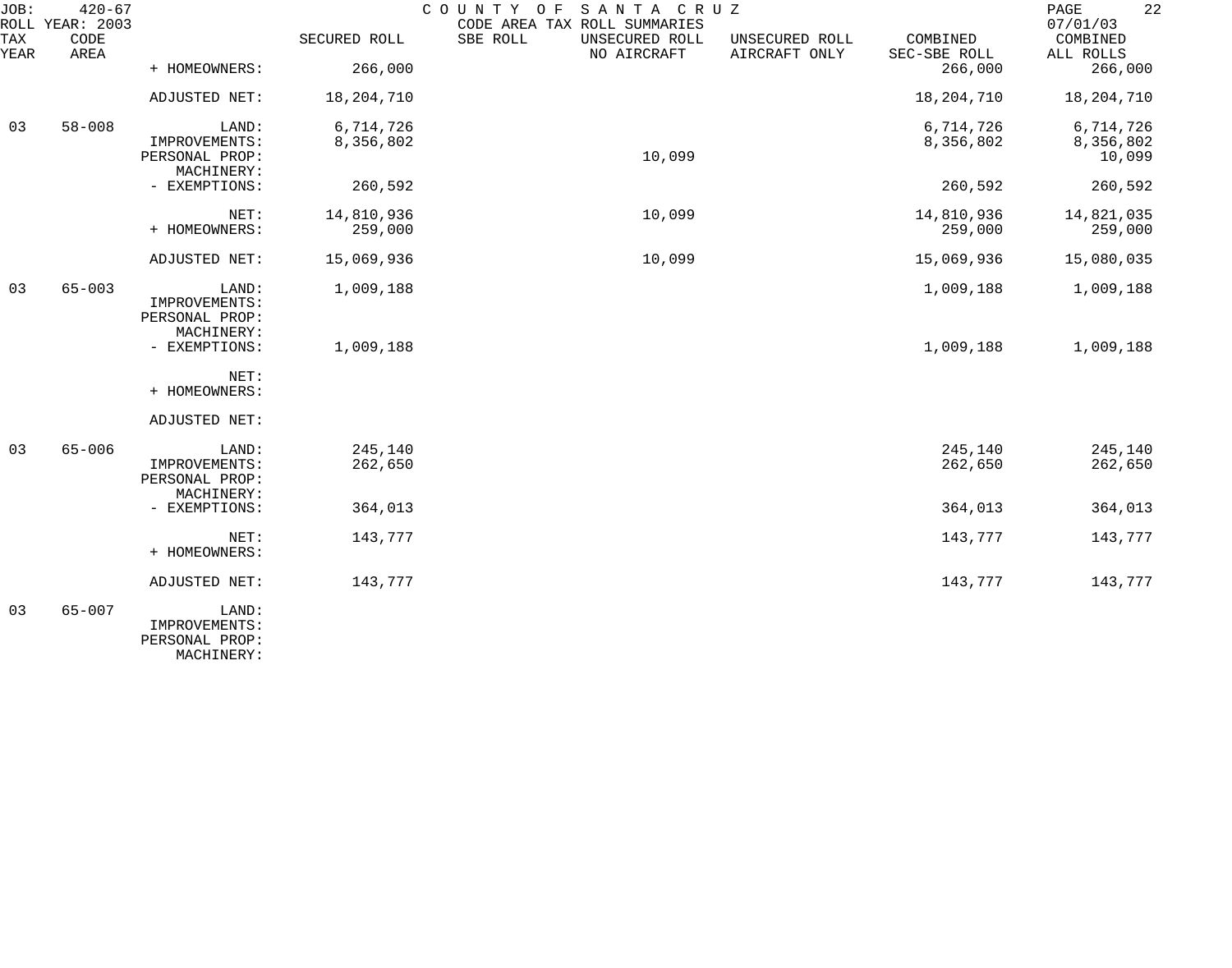JOB: 420-67 COUNTY OF SANTA CRUZ
ROLL YEAR: 2003 CODE AREA TAX ROLL SUMMARIES 07/01/03

| TAX YEAR | CODE AREA | | SECURED ROLL | SBE ROLL | UNSECURED ROLL NO AIRCRAFT | UNSECURED ROLL AIRCRAFT ONLY | COMBINED SEC-SBE ROLL | COMBINED ALL ROLLS |
|---|---|---|---|---|---|---|---|---|
| | | + HOMEOWNERS: | 266,000 | | | | 266,000 | 266,000 |
| | | ADJUSTED NET: | 18,204,710 | | | | 18,204,710 | 18,204,710 |
| 03 | 58-008 | LAND: | 6,714,726 | | | | 6,714,726 | 6,714,726 |
| | | IMPROVEMENTS: | 8,356,802 | | | | 8,356,802 | 8,356,802 |
| | | PERSONAL PROP: | | | 10,099 | | | 10,099 |
| | | MACHINERY: | | | | | | |
| | | - EXEMPTIONS: | 260,592 | | | | 260,592 | 260,592 |
| | | NET: | 14,810,936 | | 10,099 | | 14,810,936 | 14,821,035 |
| | | + HOMEOWNERS: | 259,000 | | | | 259,000 | 259,000 |
| | | ADJUSTED NET: | 15,069,936 | | 10,099 | | 15,069,936 | 15,080,035 |
| 03 | 65-003 | LAND: | 1,009,188 | | | | 1,009,188 | 1,009,188 |
| | | IMPROVEMENTS: | | | | | | |
| | | PERSONAL PROP: | | | | | | |
| | | MACHINERY: | | | | | | |
| | | - EXEMPTIONS: | 1,009,188 | | | | 1,009,188 | 1,009,188 |
| | | NET: | | | | | | |
| | | + HOMEOWNERS: | | | | | | |
| | | ADJUSTED NET: | | | | | | |
| 03 | 65-006 | LAND: | 245,140 | | | | 245,140 | 245,140 |
| | | IMPROVEMENTS: | 262,650 | | | | 262,650 | 262,650 |
| | | PERSONAL PROP: | | | | | | |
| | | MACHINERY: | | | | | | |
| | | - EXEMPTIONS: | 364,013 | | | | 364,013 | 364,013 |
| | | NET: | 143,777 | | | | 143,777 | 143,777 |
| | | + HOMEOWNERS: | | | | | | |
| | | ADJUSTED NET: | 143,777 | | | | 143,777 | 143,777 |
| 03 | 65-007 | LAND: | | | | | | |
| | | IMPROVEMENTS: | | | | | | |
| | | PERSONAL PROP: | | | | | | |
| | | MACHINERY: | | | | | | |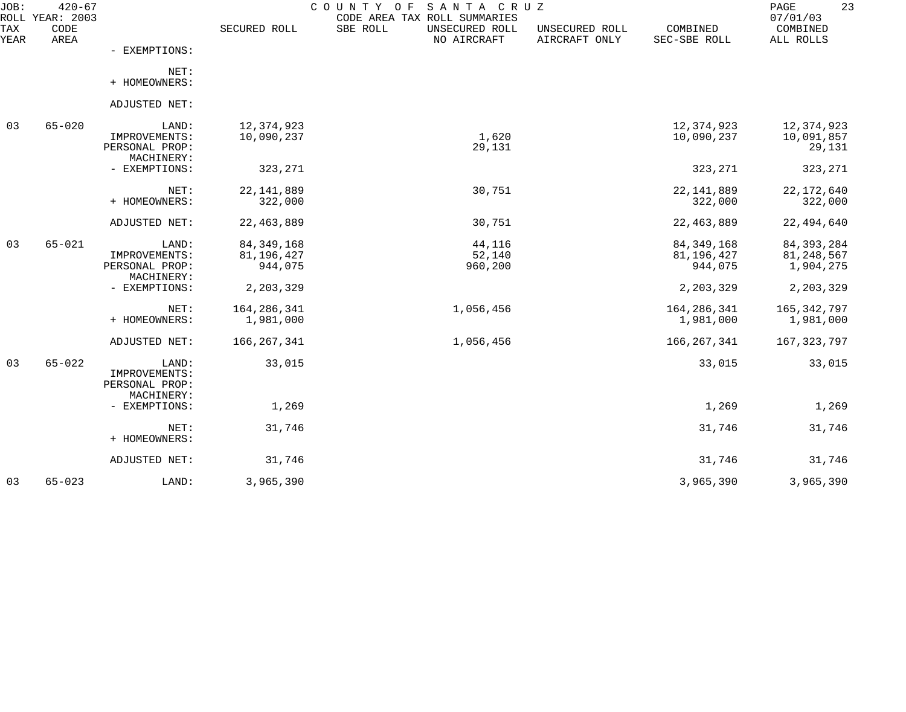JOB: 420-67 COUNTY OF SANTA CRUZ
ROLL YEAR: 2003 CODE AREA TAX ROLL SUMMARIES 07/01/03

| TAX YEAR | CODE AREA | | SECURED ROLL | SBE ROLL | UNSECURED ROLL NO AIRCRAFT | UNSECURED ROLL AIRCRAFT ONLY | COMBINED SEC-SBE ROLL | COMBINED ALL ROLLS |
|---|---|---|---|---|---|---|---|---|
| | | - EXEMPTIONS: | | | | | | |
| | | NET: | | | | | | |
| | | + HOMEOWNERS: | | | | | | |
| | | ADJUSTED NET: | | | | | | |
| 03 | 65-020 | LAND: | 12,374,923 | | | | 12,374,923 | 12,374,923 |
| | | IMPROVEMENTS: | 10,090,237 | | 1,620 | | 10,090,237 | 10,091,857 |
| | | PERSONAL PROP: | | | 29,131 | | | 29,131 |
| | | MACHINERY: | | | | | | |
| | | - EXEMPTIONS: | 323,271 | | | | 323,271 | 323,271 |
| | | NET: | 22,141,889 | | 30,751 | | 22,141,889 | 22,172,640 |
| | | + HOMEOWNERS: | 322,000 | | | | 322,000 | 322,000 |
| | | ADJUSTED NET: | 22,463,889 | | 30,751 | | 22,463,889 | 22,494,640 |
| 03 | 65-021 | LAND: | 84,349,168 | | 44,116 | | 84,349,168 | 84,393,284 |
| | | IMPROVEMENTS: | 81,196,427 | | 52,140 | | 81,196,427 | 81,248,567 |
| | | PERSONAL PROP: | 944,075 | | 960,200 | | 944,075 | 1,904,275 |
| | | MACHINERY: | | | | | | |
| | | - EXEMPTIONS: | 2,203,329 | | | | 2,203,329 | 2,203,329 |
| | | NET: | 164,286,341 | | 1,056,456 | | 164,286,341 | 165,342,797 |
| | | + HOMEOWNERS: | 1,981,000 | | | | 1,981,000 | 1,981,000 |
| | | ADJUSTED NET: | 166,267,341 | | 1,056,456 | | 166,267,341 | 167,323,797 |
| 03 | 65-022 | LAND: | 33,015 | | | | 33,015 | 33,015 |
| | | IMPROVEMENTS: | | | | | | |
| | | PERSONAL PROP: | | | | | | |
| | | MACHINERY: | | | | | | |
| | | - EXEMPTIONS: | 1,269 | | | | 1,269 | 1,269 |
| | | NET: | 31,746 | | | | 31,746 | 31,746 |
| | | + HOMEOWNERS: | | | | | | |
| | | ADJUSTED NET: | 31,746 | | | | 31,746 | 31,746 |
| 03 | 65-023 | LAND: | 3,965,390 | | | | 3,965,390 | 3,965,390 |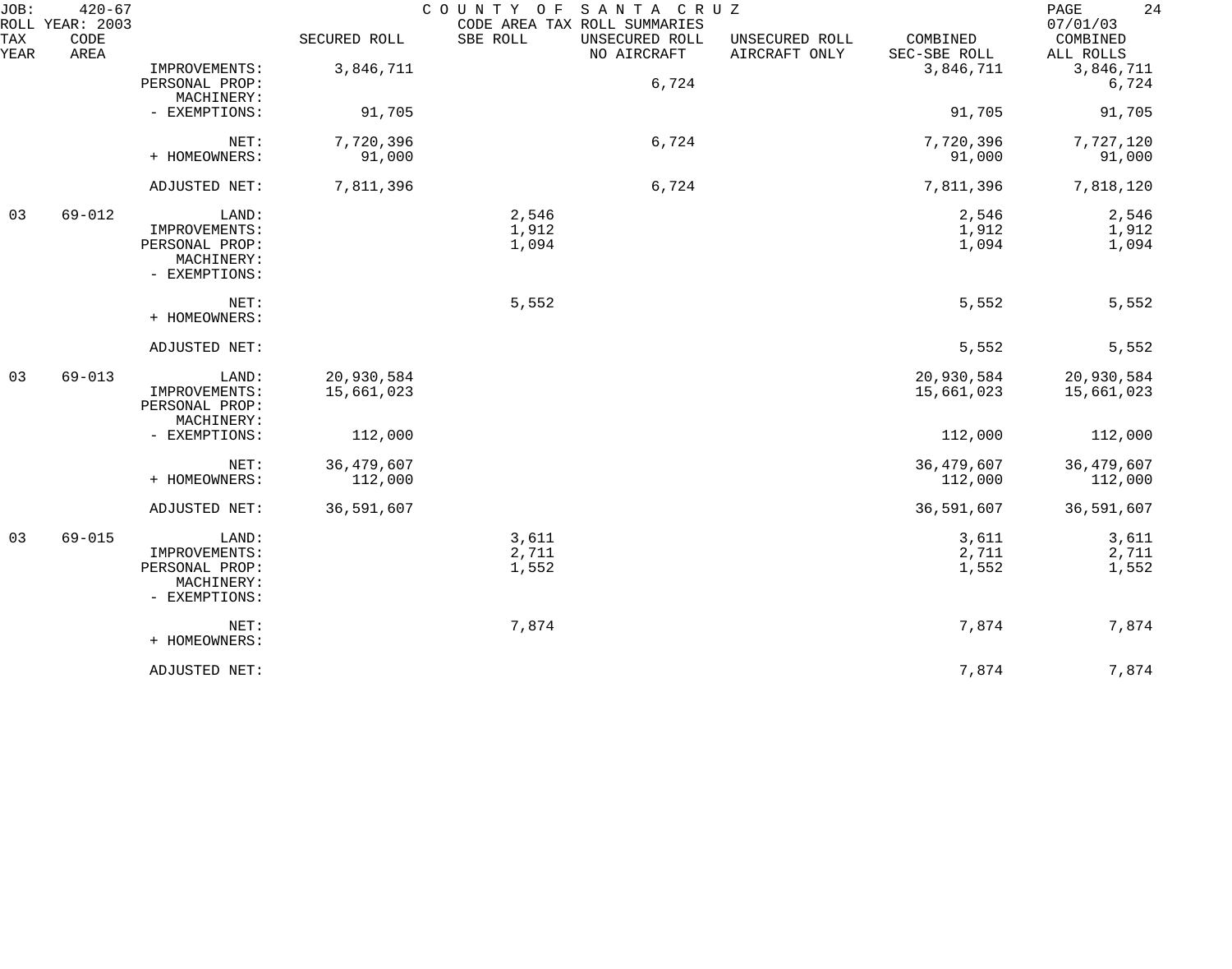JOB: 420-67 COUNTY OF SANTA CRUZ
ROLL YEAR: 2003 CODE AREA TAX ROLL SUMMARIES 07/01/03

| TAX YEAR | CODE AREA | | SECURED ROLL | SBE ROLL | UNSECURED ROLL NO AIRCRAFT | UNSECURED ROLL AIRCRAFT ONLY | COMBINED SEC-SBE ROLL | COMBINED ALL ROLLS |
|---|---|---|---|---|---|---|---|---|
| | | IMPROVEMENTS: | 3,846,711 | | | | 3,846,711 | 3,846,711 |
| | | PERSONAL PROP: | | | 6,724 | | | 6,724 |
| | | MACHINERY: | | | | | | |
| | | - EXEMPTIONS: | 91,705 | | | | 91,705 | 91,705 |
| | | NET: | 7,720,396 | | 6,724 | | 7,720,396 | 7,727,120 |
| | | + HOMEOWNERS: | 91,000 | | | | 91,000 | 91,000 |
| | | ADJUSTED NET: | 7,811,396 | | 6,724 | | 7,811,396 | 7,818,120 |
| 03 | 69-012 | LAND: | | 2,546 | | | 2,546 | 2,546 |
| | | IMPROVEMENTS: | | 1,912 | | | 1,912 | 1,912 |
| | | PERSONAL PROP: | | 1,094 | | | 1,094 | 1,094 |
| | | MACHINERY: | | | | | | |
| | | - EXEMPTIONS: | | | | | | |
| | | NET: | | 5,552 | | | 5,552 | 5,552 |
| | | + HOMEOWNERS: | | | | | | |
| | | ADJUSTED NET: | | | | | 5,552 | 5,552 |
| 03 | 69-013 | LAND: | 20,930,584 | | | | 20,930,584 | 20,930,584 |
| | | IMPROVEMENTS: | 15,661,023 | | | | 15,661,023 | 15,661,023 |
| | | PERSONAL PROP: | | | | | | |
| | | MACHINERY: | | | | | | |
| | | - EXEMPTIONS: | 112,000 | | | | 112,000 | 112,000 |
| | | NET: | 36,479,607 | | | | 36,479,607 | 36,479,607 |
| | | + HOMEOWNERS: | 112,000 | | | | 112,000 | 112,000 |
| | | ADJUSTED NET: | 36,591,607 | | | | 36,591,607 | 36,591,607 |
| 03 | 69-015 | LAND: | | 3,611 | | | 3,611 | 3,611 |
| | | IMPROVEMENTS: | | 2,711 | | | 2,711 | 2,711 |
| | | PERSONAL PROP: | | 1,552 | | | 1,552 | 1,552 |
| | | MACHINERY: | | | | | | |
| | | - EXEMPTIONS: | | | | | | |
| | | NET: | | 7,874 | | | 7,874 | 7,874 |
| | | + HOMEOWNERS: | | | | | | |
| | | ADJUSTED NET: | | | | | 7,874 | 7,874 |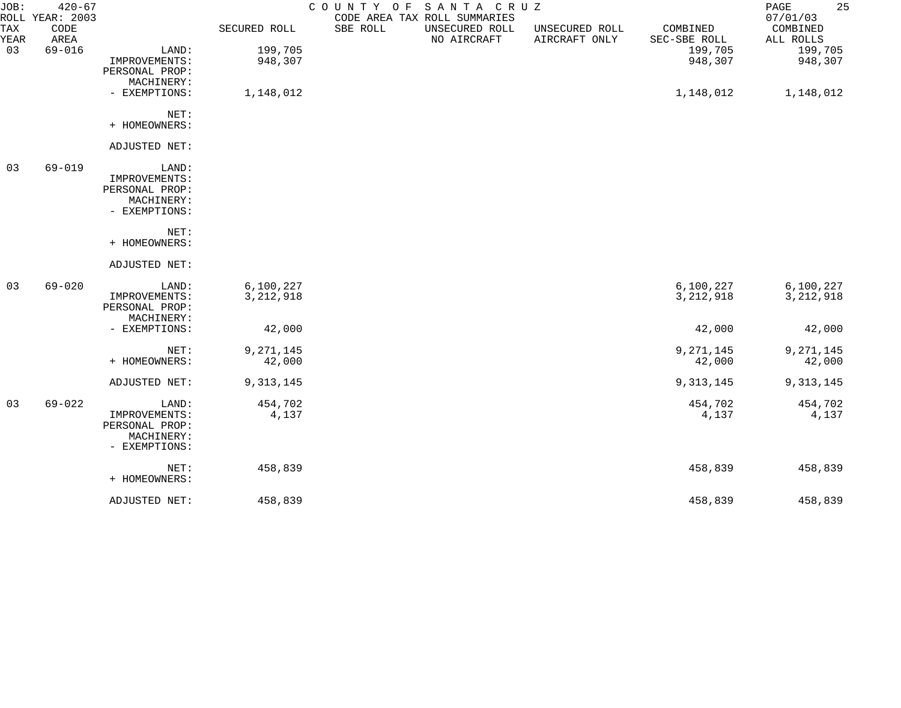JOB: 420-67 COUNTY OF SANTA CRUZ
ROLL YEAR: 2003 CODE AREA TAX ROLL SUMMARIES 07/01/03

| TAX YEAR | CODE AREA | | SECURED ROLL | SBE ROLL | UNSECURED ROLL NO AIRCRAFT | UNSECURED ROLL AIRCRAFT ONLY | COMBINED SEC-SBE ROLL | COMBINED ALL ROLLS |
|---|---|---|---|---|---|---|---|---|
| 03 | 69-016 | LAND: | 199,705 | | | | 199,705 | 199,705 |
| | | IMPROVEMENTS: | 948,307 | | | | 948,307 | 948,307 |
| | | PERSONAL PROP: | | | | | | |
| | | MACHINERY: | | | | | | |
| | | - EXEMPTIONS: | 1,148,012 | | | | 1,148,012 | 1,148,012 |
| | | NET: | | | | | | |
| | | + HOMEOWNERS: | | | | | | |
| | | ADJUSTED NET: | | | | | | |
| 03 | 69-019 | LAND: | | | | | | |
| | | IMPROVEMENTS: | | | | | | |
| | | PERSONAL PROP: | | | | | | |
| | | MACHINERY: | | | | | | |
| | | - EXEMPTIONS: | | | | | | |
| | | NET: | | | | | | |
| | | + HOMEOWNERS: | | | | | | |
| | | ADJUSTED NET: | | | | | | |
| 03 | 69-020 | LAND: | 6,100,227 | | | | 6,100,227 | 6,100,227 |
| | | IMPROVEMENTS: | 3,212,918 | | | | 3,212,918 | 3,212,918 |
| | | PERSONAL PROP: | | | | | | |
| | | MACHINERY: | | | | | | |
| | | - EXEMPTIONS: | 42,000 | | | | 42,000 | 42,000 |
| | | NET: | 9,271,145 | | | | 9,271,145 | 9,271,145 |
| | | + HOMEOWNERS: | 42,000 | | | | 42,000 | 42,000 |
| | | ADJUSTED NET: | 9,313,145 | | | | 9,313,145 | 9,313,145 |
| 03 | 69-022 | LAND: | 454,702 | | | | 454,702 | 454,702 |
| | | IMPROVEMENTS: | 4,137 | | | | 4,137 | 4,137 |
| | | PERSONAL PROP: | | | | | | |
| | | MACHINERY: | | | | | | |
| | | - EXEMPTIONS: | | | | | | |
| | | NET: | 458,839 | | | | 458,839 | 458,839 |
| | | + HOMEOWNERS: | | | | | | |
| | | ADJUSTED NET: | 458,839 | | | | 458,839 | 458,839 |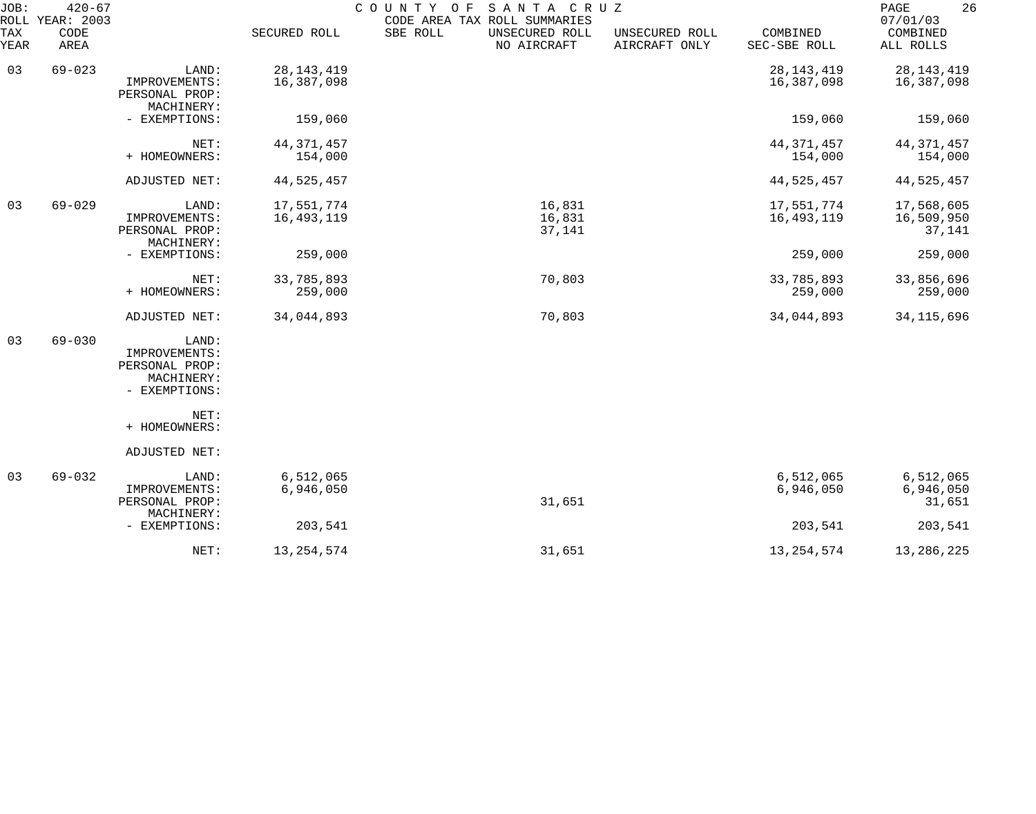JOB: 420-67 COUNTY OF SANTA CRUZ
ROLL YEAR: 2003 CODE AREA TAX ROLL SUMMARIES 07/01/03

| TAX YEAR | CODE AREA | | SECURED ROLL | SBE ROLL | UNSECURED ROLL NO AIRCRAFT | UNSECURED ROLL AIRCRAFT ONLY | COMBINED SEC-SBE ROLL | COMBINED ALL ROLLS |
|---|---|---|---|---|---|---|---|---|
| 03 | 69-023 | LAND: | 28,143,419 | | | | 28,143,419 | 28,143,419 |
| | | IMPROVEMENTS: | 16,387,098 | | | | 16,387,098 | 16,387,098 |
| | | PERSONAL PROP: | | | | | | |
| | | MACHINERY: | | | | | | |
| | | - EXEMPTIONS: | 159,060 | | | | 159,060 | 159,060 |
| | | NET: | 44,371,457 | | | | 44,371,457 | 44,371,457 |
| | | + HOMEOWNERS: | 154,000 | | | | 154,000 | 154,000 |
| | | ADJUSTED NET: | 44,525,457 | | | | 44,525,457 | 44,525,457 |
| 03 | 69-029 | LAND: | 17,551,774 | | 16,831 | | 17,551,774 | 17,568,605 |
| | | IMPROVEMENTS: | 16,493,119 | | 16,831 | | 16,493,119 | 16,509,950 |
| | | PERSONAL PROP: | | | 37,141 | | | 37,141 |
| | | MACHINERY: | | | | | | |
| | | - EXEMPTIONS: | 259,000 | | | | 259,000 | 259,000 |
| | | NET: | 33,785,893 | | 70,803 | | 33,785,893 | 33,856,696 |
| | | + HOMEOWNERS: | 259,000 | | | | 259,000 | 259,000 |
| | | ADJUSTED NET: | 34,044,893 | | 70,803 | | 34,044,893 | 34,115,696 |
| 03 | 69-030 | LAND: | | | | | | |
| | | IMPROVEMENTS: | | | | | | |
| | | PERSONAL PROP: | | | | | | |
| | | MACHINERY: | | | | | | |
| | | - EXEMPTIONS: | | | | | | |
| | | NET: | | | | | | |
| | | + HOMEOWNERS: | | | | | | |
| | | ADJUSTED NET: | | | | | | |
| 03 | 69-032 | LAND: | 6,512,065 | | | | 6,512,065 | 6,512,065 |
| | | IMPROVEMENTS: | 6,946,050 | | | | 6,946,050 | 6,946,050 |
| | | PERSONAL PROP: | | | 31,651 | | | 31,651 |
| | | MACHINERY: | | | | | | |
| | | - EXEMPTIONS: | 203,541 | | | | 203,541 | 203,541 |
| | | NET: | 13,254,574 | | 31,651 | | 13,254,574 | 13,286,225 |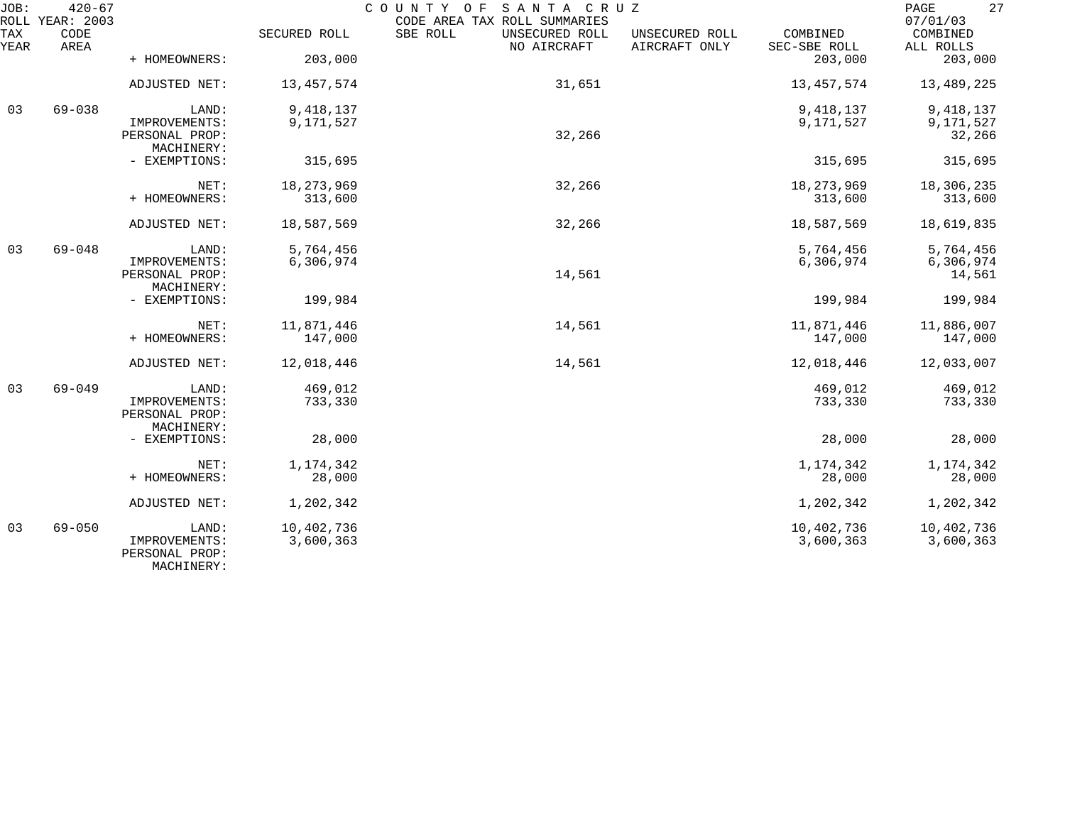| TAX YEAR | CODE AREA | | SECURED ROLL | SBE ROLL | UNSECURED ROLL NO AIRCRAFT | UNSECURED ROLL AIRCRAFT ONLY | COMBINED SEC-SBE ROLL | COMBINED ALL ROLLS |
|---|---|---|---|---|---|---|---|---|
| | | + HOMEOWNERS: | 203,000 | | | | 203,000 | 203,000 |
| | | ADJUSTED NET: | 13,457,574 | | 31,651 | | 13,457,574 | 13,489,225 |
| 03 | 69-038 | LAND: | 9,418,137 | | | | 9,418,137 | 9,418,137 |
| | | IMPROVEMENTS: | 9,171,527 | | | | 9,171,527 | 9,171,527 |
| | | PERSONAL PROP: | | | 32,266 | | | 32,266 |
| | | MACHINERY: | | | | | | |
| | | - EXEMPTIONS: | 315,695 | | | | 315,695 | 315,695 |
| | | NET: | 18,273,969 | | 32,266 | | 18,273,969 | 18,306,235 |
| | | + HOMEOWNERS: | 313,600 | | | | 313,600 | 313,600 |
| | | ADJUSTED NET: | 18,587,569 | | 32,266 | | 18,587,569 | 18,619,835 |
| 03 | 69-048 | LAND: | 5,764,456 | | | | 5,764,456 | 5,764,456 |
| | | IMPROVEMENTS: | 6,306,974 | | | | 6,306,974 | 6,306,974 |
| | | PERSONAL PROP: | | | 14,561 | | | 14,561 |
| | | MACHINERY: | | | | | | |
| | | - EXEMPTIONS: | 199,984 | | | | 199,984 | 199,984 |
| | | NET: | 11,871,446 | | 14,561 | | 11,871,446 | 11,886,007 |
| | | + HOMEOWNERS: | 147,000 | | | | 147,000 | 147,000 |
| | | ADJUSTED NET: | 12,018,446 | | 14,561 | | 12,018,446 | 12,033,007 |
| 03 | 69-049 | LAND: | 469,012 | | | | 469,012 | 469,012 |
| | | IMPROVEMENTS: | 733,330 | | | | 733,330 | 733,330 |
| | | PERSONAL PROP: | | | | | | |
| | | MACHINERY: | | | | | | |
| | | - EXEMPTIONS: | 28,000 | | | | 28,000 | 28,000 |
| | | NET: | 1,174,342 | | | | 1,174,342 | 1,174,342 |
| | | + HOMEOWNERS: | 28,000 | | | | 28,000 | 28,000 |
| | | ADJUSTED NET: | 1,202,342 | | | | 1,202,342 | 1,202,342 |
| 03 | 69-050 | LAND: | 10,402,736 | | | | 10,402,736 | 10,402,736 |
| | | IMPROVEMENTS: | 3,600,363 | | | | 3,600,363 | 3,600,363 |
| | | PERSONAL PROP: | | | | | | |
| | | MACHINERY: | | | | | | |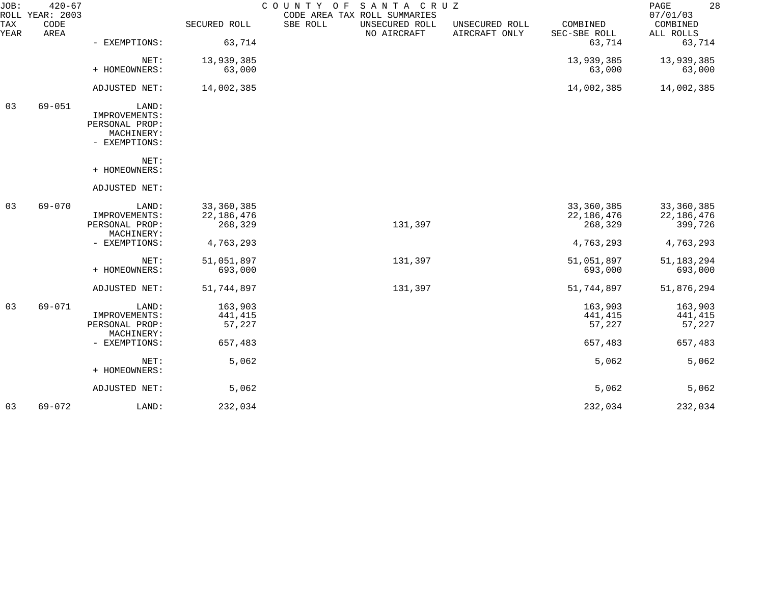JOB: 420-67 COUNTY OF SANTA CRUZ
ROLL YEAR: 2003 CODE AREA TAX ROLL SUMMARIES 07/01/03

| TAX YEAR | CODE AREA | | SECURED ROLL | SBE ROLL | UNSECURED ROLL NO AIRCRAFT | UNSECURED ROLL AIRCRAFT ONLY | COMBINED SEC-SBE ROLL | COMBINED ALL ROLLS |
|---|---|---|---|---|---|---|---|---|
| | | - EXEMPTIONS: | 63,714 | | | | 63,714 | 63,714 |
| | | NET: | 13,939,385 | | | | 13,939,385 | 13,939,385 |
| | | + HOMEOWNERS: | 63,000 | | | | 63,000 | 63,000 |
| | | ADJUSTED NET: | 14,002,385 | | | | 14,002,385 | 14,002,385 |
| 03 | 69-051 | LAND: | | | | | | |
| | | IMPROVEMENTS: | | | | | | |
| | | PERSONAL PROP: | | | | | | |
| | | MACHINERY: | | | | | | |
| | | - EXEMPTIONS: | | | | | | |
| | | NET: | | | | | | |
| | | + HOMEOWNERS: | | | | | | |
| | | ADJUSTED NET: | | | | | | |
| 03 | 69-070 | LAND: | 33,360,385 | | | | 33,360,385 | 33,360,385 |
| | | IMPROVEMENTS: | 22,186,476 | | | | 22,186,476 | 22,186,476 |
| | | PERSONAL PROP: | 268,329 | | 131,397 | | 268,329 | 399,726 |
| | | MACHINERY: | | | | | | |
| | | - EXEMPTIONS: | 4,763,293 | | | | 4,763,293 | 4,763,293 |
| | | NET: | 51,051,897 | | 131,397 | | 51,051,897 | 51,183,294 |
| | | + HOMEOWNERS: | 693,000 | | | | 693,000 | 693,000 |
| | | ADJUSTED NET: | 51,744,897 | | 131,397 | | 51,744,897 | 51,876,294 |
| 03 | 69-071 | LAND: | 163,903 | | | | 163,903 | 163,903 |
| | | IMPROVEMENTS: | 441,415 | | | | 441,415 | 441,415 |
| | | PERSONAL PROP: | 57,227 | | | | 57,227 | 57,227 |
| | | MACHINERY: | | | | | | |
| | | - EXEMPTIONS: | 657,483 | | | | 657,483 | 657,483 |
| | | NET: | 5,062 | | | | 5,062 | 5,062 |
| | | + HOMEOWNERS: | | | | | | |
| | | ADJUSTED NET: | 5,062 | | | | 5,062 | 5,062 |
| 03 | 69-072 | LAND: | 232,034 | | | | 232,034 | 232,034 |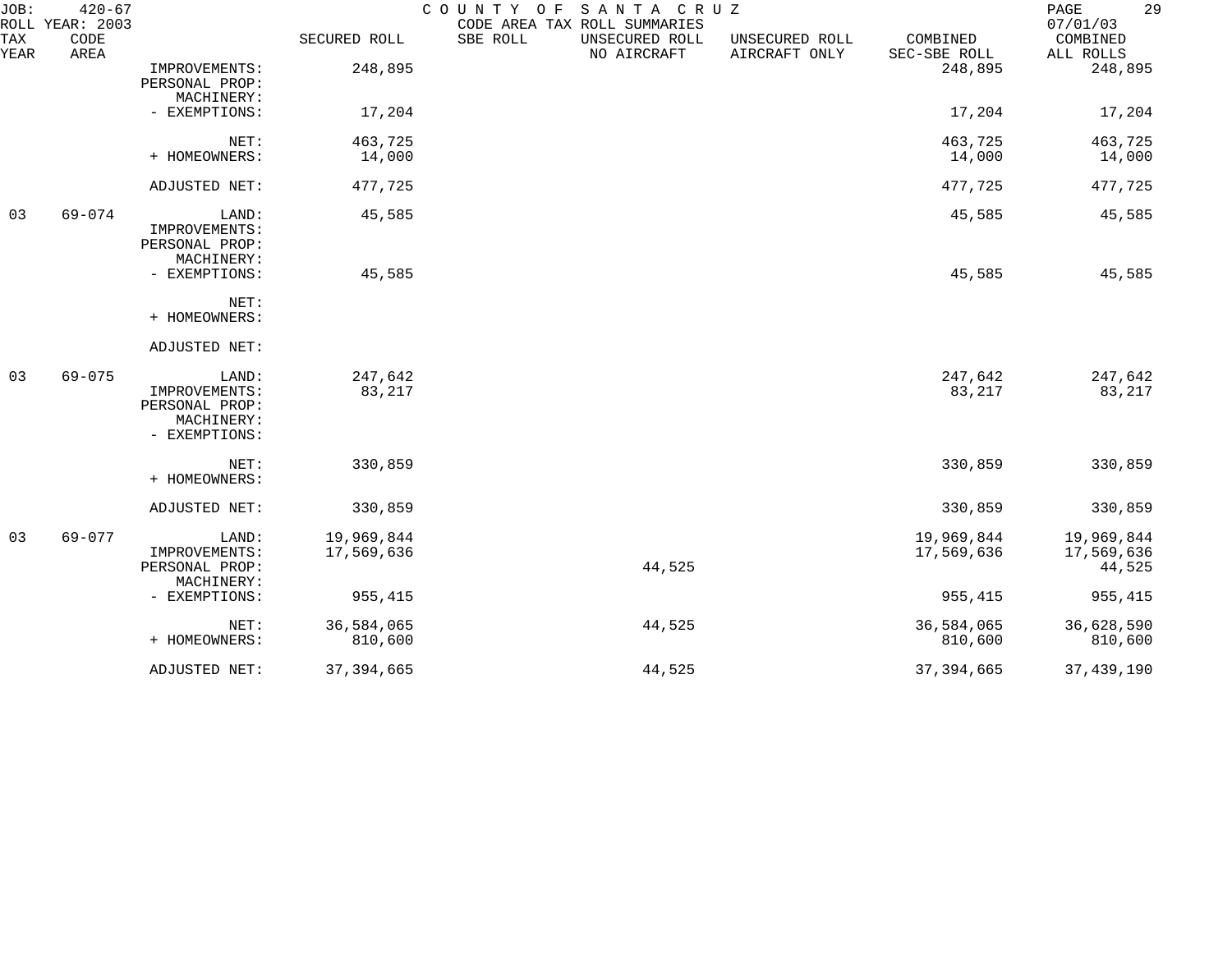JOB: 420-67 COUNTY OF SANTA CRUZ
ROLL YEAR: 2003 CODE AREA TAX ROLL SUMMARIES 07/01/03

| TAX YEAR | CODE AREA | | SECURED ROLL | SBE ROLL | UNSECURED ROLL NO AIRCRAFT | UNSECURED ROLL AIRCRAFT ONLY | COMBINED SEC-SBE ROLL | COMBINED ALL ROLLS |
|---|---|---|---|---|---|---|---|---|
| | | IMPROVEMENTS: | 248,895 | | | | 248,895 | 248,895 |
| | | PERSONAL PROP: | | | | | | |
| | | MACHINERY: | | | | | | |
| | | - EXEMPTIONS: | 17,204 | | | | 17,204 | 17,204 |
| | | NET: | 463,725 | | | | 463,725 | 463,725 |
| | | + HOMEOWNERS: | 14,000 | | | | 14,000 | 14,000 |
| | | ADJUSTED NET: | 477,725 | | | | 477,725 | 477,725 |
| 03 | 69-074 | LAND: | 45,585 | | | | 45,585 | 45,585 |
| | | IMPROVEMENTS: | | | | | | |
| | | PERSONAL PROP: | | | | | | |
| | | MACHINERY: | | | | | | |
| | | - EXEMPTIONS: | 45,585 | | | | 45,585 | 45,585 |
| | | NET: | | | | | | |
| | | + HOMEOWNERS: | | | | | | |
| | | ADJUSTED NET: | | | | | | |
| 03 | 69-075 | LAND: | 247,642 | | | | 247,642 | 247,642 |
| | | IMPROVEMENTS: | 83,217 | | | | 83,217 | 83,217 |
| | | PERSONAL PROP: | | | | | | |
| | | MACHINERY: | | | | | | |
| | | - EXEMPTIONS: | | | | | | |
| | | NET: | 330,859 | | | | 330,859 | 330,859 |
| | | + HOMEOWNERS: | | | | | | |
| | | ADJUSTED NET: | 330,859 | | | | 330,859 | 330,859 |
| 03 | 69-077 | LAND: | 19,969,844 | | | | 19,969,844 | 19,969,844 |
| | | IMPROVEMENTS: | 17,569,636 | | | | 17,569,636 | 17,569,636 |
| | | PERSONAL PROP: | | | 44,525 | | | 44,525 |
| | | MACHINERY: | | | | | | |
| | | - EXEMPTIONS: | 955,415 | | | | 955,415 | 955,415 |
| | | NET: | 36,584,065 | | 44,525 | | 36,584,065 | 36,628,590 |
| | | + HOMEOWNERS: | 810,600 | | | | 810,600 | 810,600 |
| | | ADJUSTED NET: | 37,394,665 | | 44,525 | | 37,394,665 | 37,439,190 |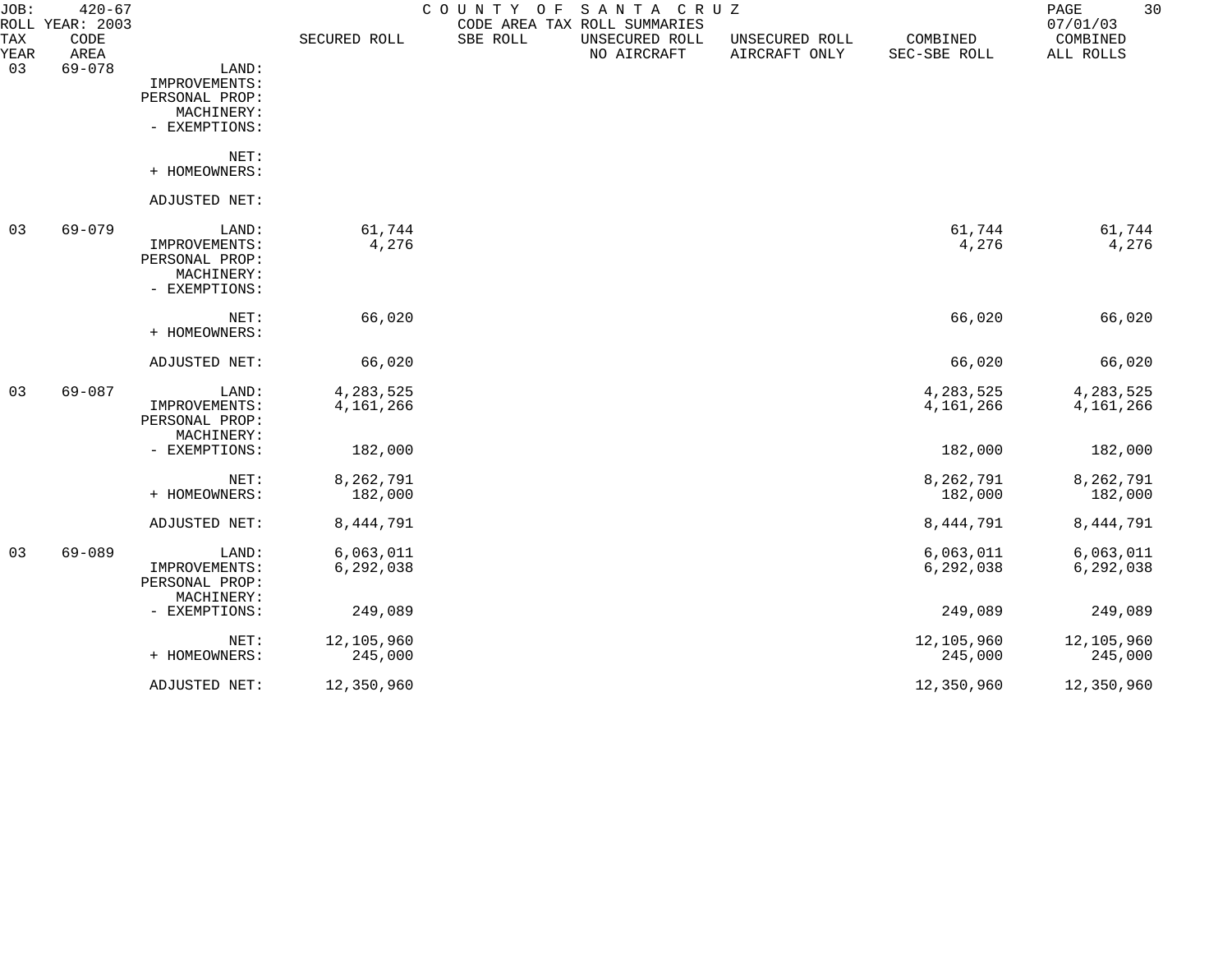JOB: 420-67 — COUNTY OF SANTA CRUZ — CODE AREA TAX ROLL SUMMARIES — ROLL YEAR: 2003 — 07/01/03

| TAX YEAR | CODE AREA | | SECURED ROLL | SBE ROLL | UNSECURED ROLL NO AIRCRAFT | UNSECURED ROLL AIRCRAFT ONLY | COMBINED SEC-SBE ROLL | COMBINED ALL ROLLS |
|---|---|---|---|---|---|---|---|---|
| 03 | 69-078 | LAND: | | | | | | |
| | | IMPROVEMENTS: | | | | | | |
| | | PERSONAL PROP: | | | | | | |
| | | MACHINERY: | | | | | | |
| | | - EXEMPTIONS: | | | | | | |
| | | NET: | | | | | | |
| | | + HOMEOWNERS: | | | | | | |
| | | ADJUSTED NET: | | | | | | |
| 03 | 69-079 | LAND: | 61,744 | | | | 61,744 | 61,744 |
| | | IMPROVEMENTS: | 4,276 | | | | 4,276 | 4,276 |
| | | PERSONAL PROP: | | | | | | |
| | | MACHINERY: | | | | | | |
| | | - EXEMPTIONS: | | | | | | |
| | | NET: | 66,020 | | | | 66,020 | 66,020 |
| | | + HOMEOWNERS: | | | | | | |
| | | ADJUSTED NET: | 66,020 | | | | 66,020 | 66,020 |
| 03 | 69-087 | LAND: | 4,283,525 | | | | 4,283,525 | 4,283,525 |
| | | IMPROVEMENTS: | 4,161,266 | | | | 4,161,266 | 4,161,266 |
| | | PERSONAL PROP: | | | | | | |
| | | MACHINERY: | | | | | | |
| | | - EXEMPTIONS: | 182,000 | | | | 182,000 | 182,000 |
| | | NET: | 8,262,791 | | | | 8,262,791 | 8,262,791 |
| | | + HOMEOWNERS: | 182,000 | | | | 182,000 | 182,000 |
| | | ADJUSTED NET: | 8,444,791 | | | | 8,444,791 | 8,444,791 |
| 03 | 69-089 | LAND: | 6,063,011 | | | | 6,063,011 | 6,063,011 |
| | | IMPROVEMENTS: | 6,292,038 | | | | 6,292,038 | 6,292,038 |
| | | PERSONAL PROP: | | | | | | |
| | | MACHINERY: | | | | | | |
| | | - EXEMPTIONS: | 249,089 | | | | 249,089 | 249,089 |
| | | NET: | 12,105,960 | | | | 12,105,960 | 12,105,960 |
| | | + HOMEOWNERS: | 245,000 | | | | 245,000 | 245,000 |
| | | ADJUSTED NET: | 12,350,960 | | | | 12,350,960 | 12,350,960 |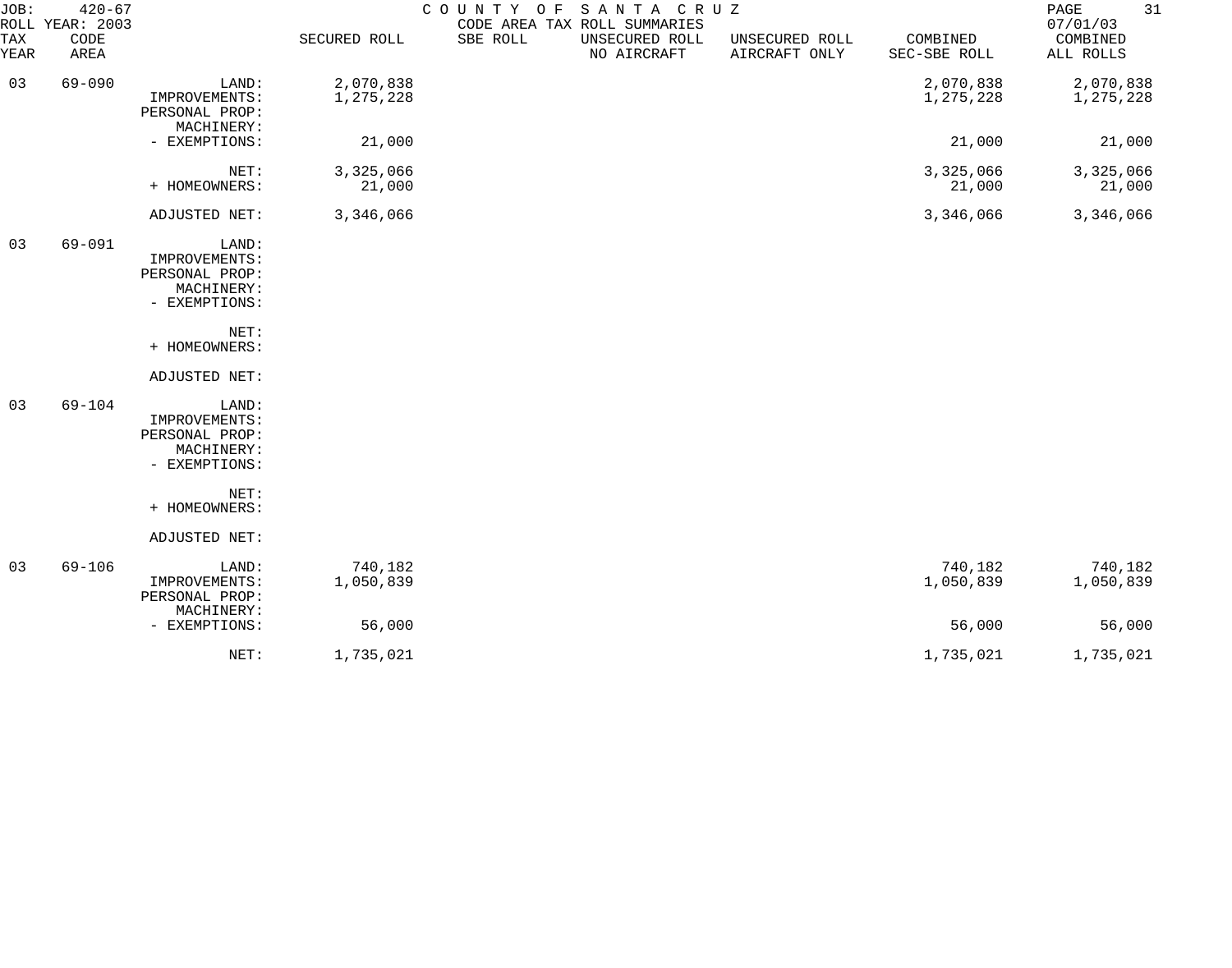JOB: 420-67 COUNTY OF SANTA CRUZ
ROLL YEAR: 2003 CODE AREA TAX ROLL SUMMARIES 07/01/03

| TAX YEAR | CODE AREA | | SECURED ROLL | SBE ROLL | UNSECURED ROLL NO AIRCRAFT | UNSECURED ROLL AIRCRAFT ONLY | COMBINED SEC-SBE ROLL | COMBINED ALL ROLLS |
|---|---|---|---|---|---|---|---|---|
| 03 | 69-090 | LAND: | 2,070,838 | | | | 2,070,838 | 2,070,838 |
| | | IMPROVEMENTS: | 1,275,228 | | | | 1,275,228 | 1,275,228 |
| | | PERSONAL PROP: | | | | | | |
| | | MACHINERY: | | | | | | |
| | | - EXEMPTIONS: | 21,000 | | | | 21,000 | 21,000 |
| | | NET: | 3,325,066 | | | | 3,325,066 | 3,325,066 |
| | | + HOMEOWNERS: | 21,000 | | | | 21,000 | 21,000 |
| | | ADJUSTED NET: | 3,346,066 | | | | 3,346,066 | 3,346,066 |
| 03 | 69-091 | LAND: | | | | | | |
| | | IMPROVEMENTS: | | | | | | |
| | | PERSONAL PROP: | | | | | | |
| | | MACHINERY: | | | | | | |
| | | - EXEMPTIONS: | | | | | | |
| | | NET: | | | | | | |
| | | + HOMEOWNERS: | | | | | | |
| | | ADJUSTED NET: | | | | | | |
| 03 | 69-104 | LAND: | | | | | | |
| | | IMPROVEMENTS: | | | | | | |
| | | PERSONAL PROP: | | | | | | |
| | | MACHINERY: | | | | | | |
| | | - EXEMPTIONS: | | | | | | |
| | | NET: | | | | | | |
| | | + HOMEOWNERS: | | | | | | |
| | | ADJUSTED NET: | | | | | | |
| 03 | 69-106 | LAND: | 740,182 | | | | 740,182 | 740,182 |
| | | IMPROVEMENTS: | 1,050,839 | | | | 1,050,839 | 1,050,839 |
| | | PERSONAL PROP: | | | | | | |
| | | MACHINERY: | | | | | | |
| | | - EXEMPTIONS: | 56,000 | | | | 56,000 | 56,000 |
| | | NET: | 1,735,021 | | | | 1,735,021 | 1,735,021 |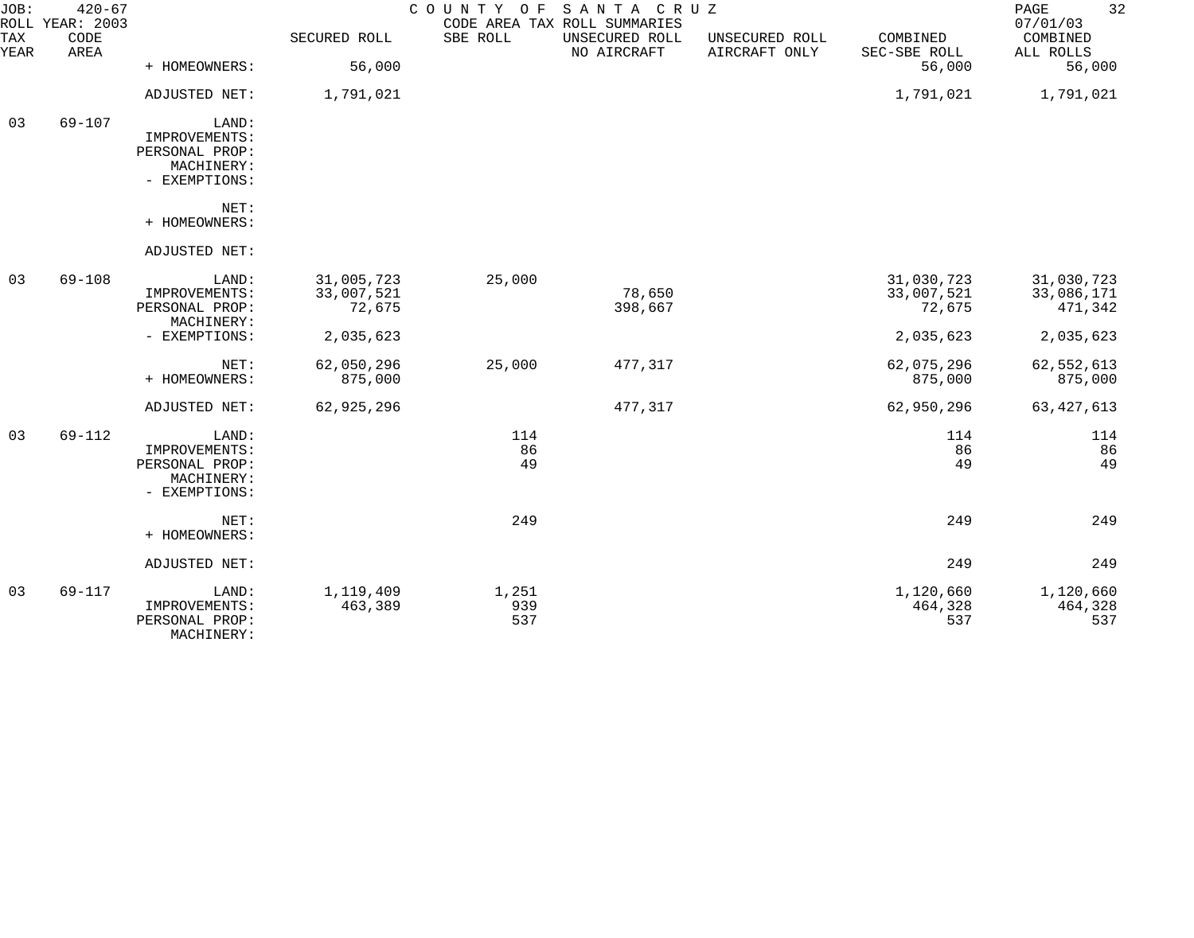JOB: 420-67 COUNTY OF SANTA CRUZ 07/01/03
ROLL YEAR: 2003 CODE AREA TAX ROLL SUMMARIES

| TAX YEAR | CODE AREA | | SECURED ROLL | SBE ROLL | UNSECURED ROLL NO AIRCRAFT | UNSECURED ROLL AIRCRAFT ONLY | COMBINED SEC-SBE ROLL | COMBINED ALL ROLLS |
|---|---|---|---|---|---|---|---|---|
| | | + HOMEOWNERS: | 56,000 | | | | 56,000 | 56,000 |
| | | ADJUSTED NET: | 1,791,021 | | | | 1,791,021 | 1,791,021 |
| 03 | 69-107 | LAND: | | | | | | |
| | | IMPROVEMENTS: | | | | | | |
| | | PERSONAL PROP: | | | | | | |
| | | MACHINERY: | | | | | | |
| | | - EXEMPTIONS: | | | | | | |
| | | NET: | | | | | | |
| | | + HOMEOWNERS: | | | | | | |
| | | ADJUSTED NET: | | | | | | |
| 03 | 69-108 | LAND: | 31,005,723 | 25,000 | | | 31,030,723 | 31,030,723 |
| | | IMPROVEMENTS: | 33,007,521 | | 78,650 | | 33,007,521 | 33,086,171 |
| | | PERSONAL PROP: | 72,675 | | 398,667 | | 72,675 | 471,342 |
| | | MACHINERY: | | | | | | |
| | | - EXEMPTIONS: | 2,035,623 | | | | 2,035,623 | 2,035,623 |
| | | NET: | 62,050,296 | 25,000 | 477,317 | | 62,075,296 | 62,552,613 |
| | | + HOMEOWNERS: | 875,000 | | | | 875,000 | 875,000 |
| | | ADJUSTED NET: | 62,925,296 | | 477,317 | | 62,950,296 | 63,427,613 |
| 03 | 69-112 | LAND: | | 114 | | | 114 | 114 |
| | | IMPROVEMENTS: | | 86 | | | 86 | 86 |
| | | PERSONAL PROP: | | 49 | | | 49 | 49 |
| | | MACHINERY: | | | | | | |
| | | - EXEMPTIONS: | | | | | | |
| | | NET: | | 249 | | | 249 | 249 |
| | | + HOMEOWNERS: | | | | | | |
| | | ADJUSTED NET: | | | | | 249 | 249 |
| 03 | 69-117 | LAND: | 1,119,409 | 1,251 | | | 1,120,660 | 1,120,660 |
| | | IMPROVEMENTS: | 463,389 | 939 | | | 464,328 | 464,328 |
| | | PERSONAL PROP: | | 537 | | | 537 | 537 |
| | | MACHINERY: | | | | | | |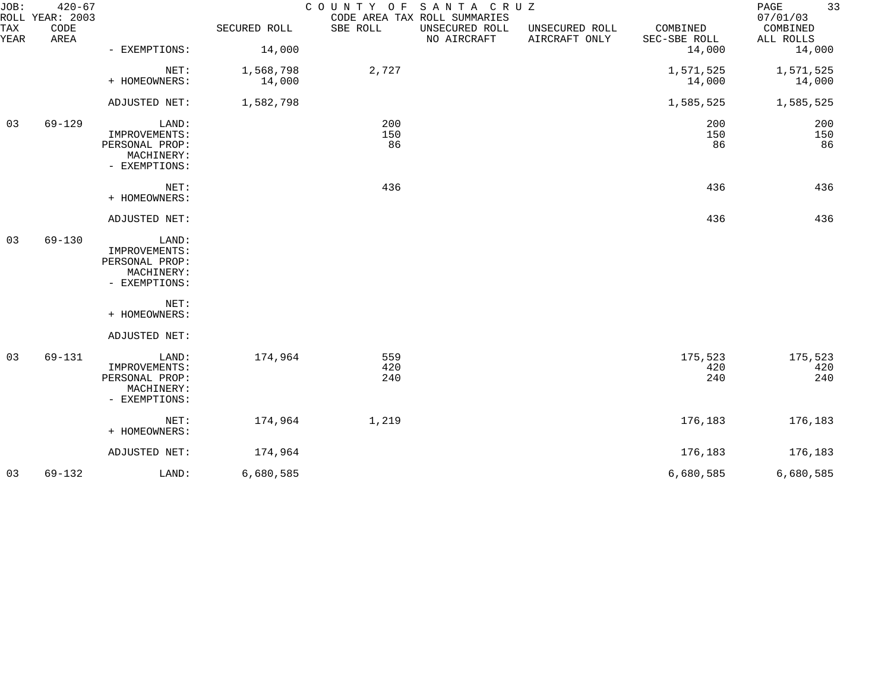JOB: 420-67 COUNTY OF SANTA CRUZ
ROLL YEAR: 2003 CODE AREA TAX ROLL SUMMARIES 07/01/03

| TAX YEAR | CODE AREA | | SECURED ROLL | SBE ROLL | UNSECURED ROLL NO AIRCRAFT | UNSECURED ROLL AIRCRAFT ONLY | COMBINED SEC-SBE ROLL | COMBINED ALL ROLLS |
|---|---|---|---|---|---|---|---|---|
| | | - EXEMPTIONS: | 14,000 | | | | 14,000 | 14,000 |
| | | NET: | 1,568,798 | 2,727 | | | 1,571,525 | 1,571,525 |
| | | + HOMEOWNERS: | 14,000 | | | | 14,000 | 14,000 |
| | | ADJUSTED NET: | 1,582,798 | | | | 1,585,525 | 1,585,525 |
| 03 | 69-129 | LAND: | | 200 | | | 200 | 200 |
| | | IMPROVEMENTS: | | 150 | | | 150 | 150 |
| | | PERSONAL PROP: | | 86 | | | 86 | 86 |
| | | MACHINERY: | | | | | | |
| | | - EXEMPTIONS: | | | | | | |
| | | NET: | | 436 | | | 436 | 436 |
| | | + HOMEOWNERS: | | | | | | |
| | | ADJUSTED NET: | | | | | 436 | 436 |
| 03 | 69-130 | LAND: | | | | | | |
| | | IMPROVEMENTS: | | | | | | |
| | | PERSONAL PROP: | | | | | | |
| | | MACHINERY: | | | | | | |
| | | - EXEMPTIONS: | | | | | | |
| | | NET: | | | | | | |
| | | + HOMEOWNERS: | | | | | | |
| | | ADJUSTED NET: | | | | | | |
| 03 | 69-131 | LAND: | 174,964 | 559 | | | 175,523 | 175,523 |
| | | IMPROVEMENTS: | | 420 | | | 420 | 420 |
| | | PERSONAL PROP: | | 240 | | | 240 | 240 |
| | | MACHINERY: | | | | | | |
| | | - EXEMPTIONS: | | | | | | |
| | | NET: | 174,964 | 1,219 | | | 176,183 | 176,183 |
| | | + HOMEOWNERS: | | | | | | |
| | | ADJUSTED NET: | 174,964 | | | | 176,183 | 176,183 |
| 03 | 69-132 | LAND: | 6,680,585 | | | | 6,680,585 | 6,680,585 |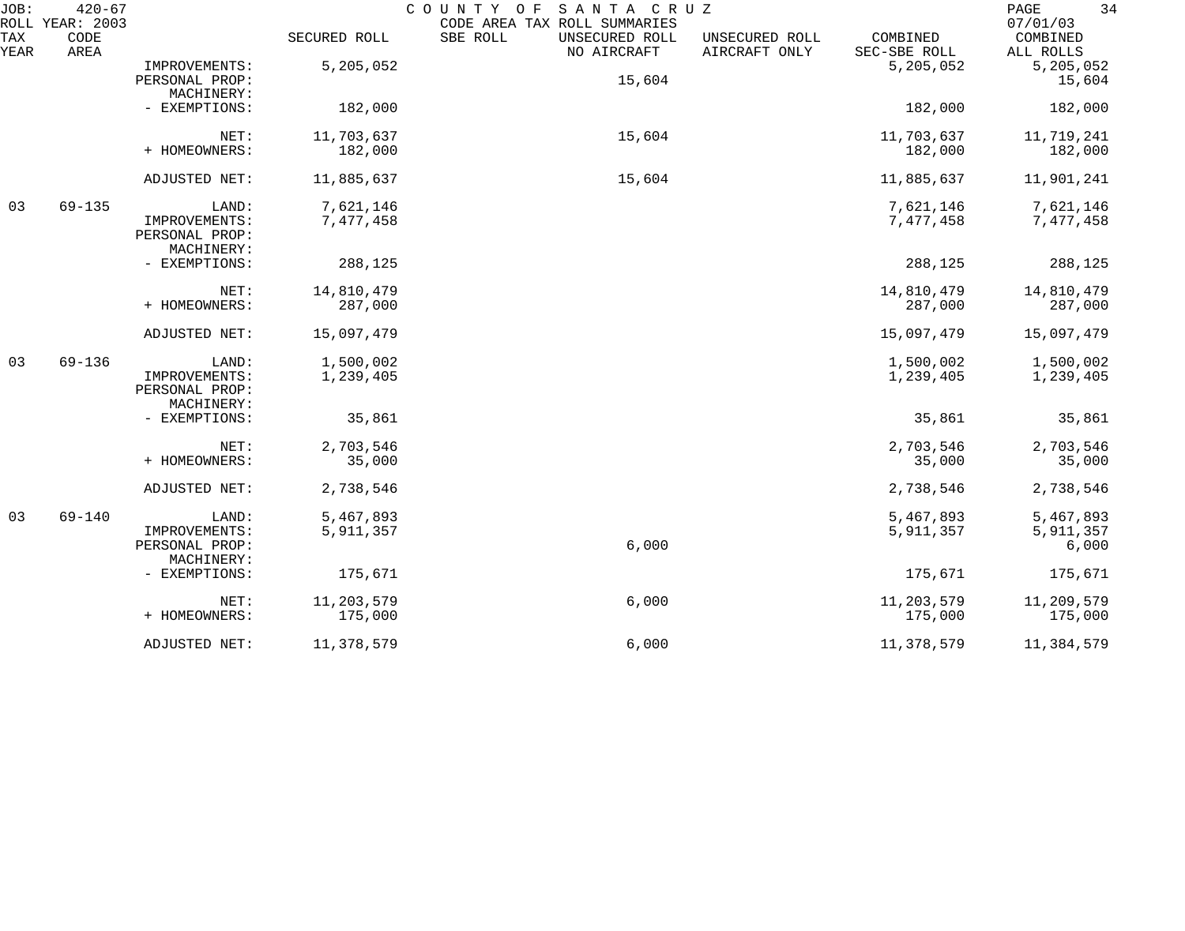JOB: 420-67 COUNTY OF SANTA CRUZ
ROLL YEAR: 2003 CODE AREA TAX ROLL SUMMARIES 07/01/03

| TAX YEAR | CODE AREA | | SECURED ROLL | SBE ROLL | UNSECURED ROLL NO AIRCRAFT | UNSECURED ROLL AIRCRAFT ONLY | COMBINED SEC-SBE ROLL | COMBINED ALL ROLLS |
|---|---|---|---|---|---|---|---|---|
| | | IMPROVEMENTS: | 5,205,052 | | | | 5,205,052 | 5,205,052 |
| | | PERSONAL PROP: | | | 15,604 | | | 15,604 |
| | | MACHINERY: | | | | | | |
| | | - EXEMPTIONS: | 182,000 | | | | 182,000 | 182,000 |
| | | NET: | 11,703,637 | | 15,604 | | 11,703,637 | 11,719,241 |
| | | + HOMEOWNERS: | 182,000 | | | | 182,000 | 182,000 |
| | | ADJUSTED NET: | 11,885,637 | | 15,604 | | 11,885,637 | 11,901,241 |
| 03 | 69-135 | LAND: | 7,621,146 | | | | 7,621,146 | 7,621,146 |
| | | IMPROVEMENTS: | 7,477,458 | | | | 7,477,458 | 7,477,458 |
| | | PERSONAL PROP: | | | | | | |
| | | MACHINERY: | | | | | | |
| | | - EXEMPTIONS: | 288,125 | | | | 288,125 | 288,125 |
| | | NET: | 14,810,479 | | | | 14,810,479 | 14,810,479 |
| | | + HOMEOWNERS: | 287,000 | | | | 287,000 | 287,000 |
| | | ADJUSTED NET: | 15,097,479 | | | | 15,097,479 | 15,097,479 |
| 03 | 69-136 | LAND: | 1,500,002 | | | | 1,500,002 | 1,500,002 |
| | | IMPROVEMENTS: | 1,239,405 | | | | 1,239,405 | 1,239,405 |
| | | PERSONAL PROP: | | | | | | |
| | | MACHINERY: | | | | | | |
| | | - EXEMPTIONS: | 35,861 | | | | 35,861 | 35,861 |
| | | NET: | 2,703,546 | | | | 2,703,546 | 2,703,546 |
| | | + HOMEOWNERS: | 35,000 | | | | 35,000 | 35,000 |
| | | ADJUSTED NET: | 2,738,546 | | | | 2,738,546 | 2,738,546 |
| 03 | 69-140 | LAND: | 5,467,893 | | | | 5,467,893 | 5,467,893 |
| | | IMPROVEMENTS: | 5,911,357 | | | | 5,911,357 | 5,911,357 |
| | | PERSONAL PROP: | | | 6,000 | | | 6,000 |
| | | MACHINERY: | | | | | | |
| | | - EXEMPTIONS: | 175,671 | | | | 175,671 | 175,671 |
| | | NET: | 11,203,579 | | 6,000 | | 11,203,579 | 11,209,579 |
| | | + HOMEOWNERS: | 175,000 | | | | 175,000 | 175,000 |
| | | ADJUSTED NET: | 11,378,579 | | 6,000 | | 11,378,579 | 11,384,579 |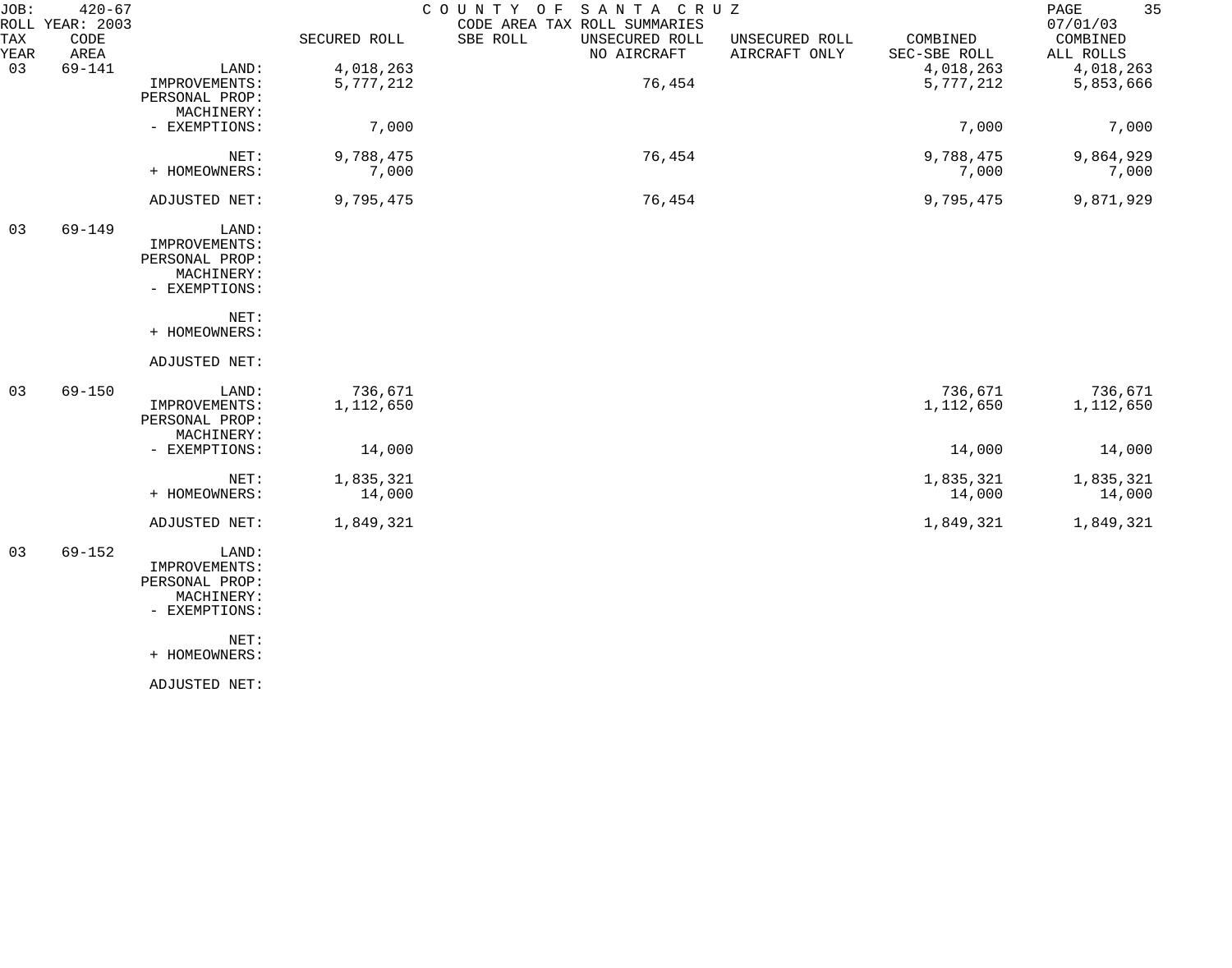JOB: 420-67 COUNTY OF SANTA CRUZ
ROLL YEAR: 2003 CODE AREA TAX ROLL SUMMARIES 07/01/03

| TAX YEAR | CODE AREA | | SECURED ROLL | SBE ROLL | UNSECURED ROLL NO AIRCRAFT | UNSECURED ROLL AIRCRAFT ONLY | COMBINED SEC-SBE ROLL | COMBINED ALL ROLLS |
|---|---|---|---|---|---|---|---|---|
| 03 | 69-141 | LAND: | 4,018,263 | | | | 4,018,263 | 4,018,263 |
| | | IMPROVEMENTS: | 5,777,212 | | 76,454 | | 5,777,212 | 5,853,666 |
| | | PERSONAL PROP: | | | | | | |
| | | MACHINERY: | | | | | | |
| | | - EXEMPTIONS: | 7,000 | | | | 7,000 | 7,000 |
| | | NET: | 9,788,475 | | 76,454 | | 9,788,475 | 9,864,929 |
| | | + HOMEOWNERS: | 7,000 | | | | 7,000 | 7,000 |
| | | ADJUSTED NET: | 9,795,475 | | 76,454 | | 9,795,475 | 9,871,929 |
| 03 | 69-149 | LAND: | | | | | | |
| | | IMPROVEMENTS: | | | | | | |
| | | PERSONAL PROP: | | | | | | |
| | | MACHINERY: | | | | | | |
| | | - EXEMPTIONS: | | | | | | |
| | | NET: | | | | | | |
| | | + HOMEOWNERS: | | | | | | |
| | | ADJUSTED NET: | | | | | | |
| 03 | 69-150 | LAND: | 736,671 | | | | 736,671 | 736,671 |
| | | IMPROVEMENTS: | 1,112,650 | | | | 1,112,650 | 1,112,650 |
| | | PERSONAL PROP: | | | | | | |
| | | MACHINERY: | | | | | | |
| | | - EXEMPTIONS: | 14,000 | | | | 14,000 | 14,000 |
| | | NET: | 1,835,321 | | | | 1,835,321 | 1,835,321 |
| | | + HOMEOWNERS: | 14,000 | | | | 14,000 | 14,000 |
| | | ADJUSTED NET: | 1,849,321 | | | | 1,849,321 | 1,849,321 |
| 03 | 69-152 | LAND: | | | | | | |
| | | IMPROVEMENTS: | | | | | | |
| | | PERSONAL PROP: | | | | | | |
| | | MACHINERY: | | | | | | |
| | | - EXEMPTIONS: | | | | | | |
| | | NET: | | | | | | |
| | | + HOMEOWNERS: | | | | | | |
| | | ADJUSTED NET: | | | | | | |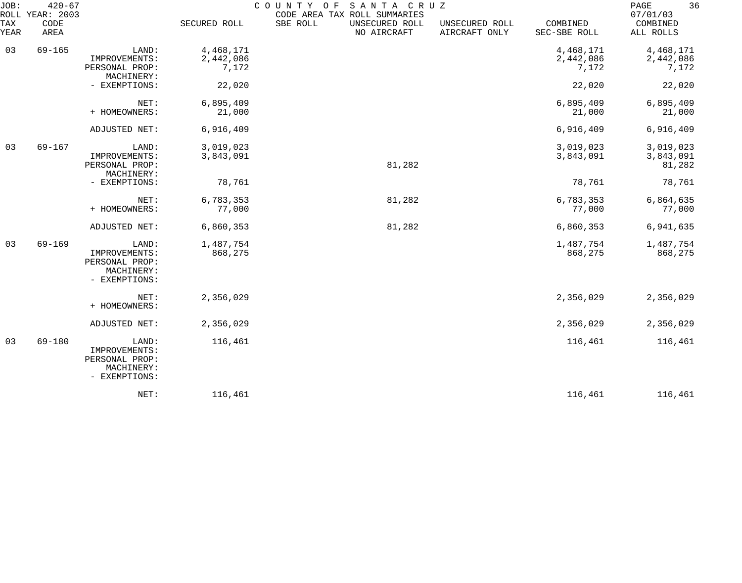JOB: 420-67 COUNTY OF SANTA CRUZ
ROLL YEAR: 2003 CODE AREA TAX ROLL SUMMARIES 07/01/03

| TAX YEAR | CODE AREA | | SECURED ROLL | SBE ROLL | UNSECURED ROLL NO AIRCRAFT | UNSECURED ROLL AIRCRAFT ONLY | COMBINED SEC-SBE ROLL | COMBINED ALL ROLLS |
|---|---|---|---|---|---|---|---|---|
| 03 | 69-165 | LAND: | 4,468,171 | | | | 4,468,171 | 4,468,171 |
| | | IMPROVEMENTS: | 2,442,086 | | | | 2,442,086 | 2,442,086 |
| | | PERSONAL PROP: | 7,172 | | | | 7,172 | 7,172 |
| | | MACHINERY: | | | | | | |
| | | - EXEMPTIONS: | 22,020 | | | | 22,020 | 22,020 |
| | | NET: | 6,895,409 | | | | 6,895,409 | 6,895,409 |
| | | + HOMEOWNERS: | 21,000 | | | | 21,000 | 21,000 |
| | | ADJUSTED NET: | 6,916,409 | | | | 6,916,409 | 6,916,409 |
| 03 | 69-167 | LAND: | 3,019,023 | | | | 3,019,023 | 3,019,023 |
| | | IMPROVEMENTS: | 3,843,091 | | | | 3,843,091 | 3,843,091 |
| | | PERSONAL PROP: | | | 81,282 | | | 81,282 |
| | | MACHINERY: | | | | | | |
| | | - EXEMPTIONS: | 78,761 | | | | 78,761 | 78,761 |
| | | NET: | 6,783,353 | | 81,282 | | 6,783,353 | 6,864,635 |
| | | + HOMEOWNERS: | 77,000 | | | | 77,000 | 77,000 |
| | | ADJUSTED NET: | 6,860,353 | | 81,282 | | 6,860,353 | 6,941,635 |
| 03 | 69-169 | LAND: | 1,487,754 | | | | 1,487,754 | 1,487,754 |
| | | IMPROVEMENTS: | 868,275 | | | | 868,275 | 868,275 |
| | | PERSONAL PROP: | | | | | | |
| | | MACHINERY: | | | | | | |
| | | - EXEMPTIONS: | | | | | | |
| | | NET: | 2,356,029 | | | | 2,356,029 | 2,356,029 |
| | | + HOMEOWNERS: | | | | | | |
| | | ADJUSTED NET: | 2,356,029 | | | | 2,356,029 | 2,356,029 |
| 03 | 69-180 | LAND: | 116,461 | | | | 116,461 | 116,461 |
| | | IMPROVEMENTS: | | | | | | |
| | | PERSONAL PROP: | | | | | | |
| | | MACHINERY: | | | | | | |
| | | - EXEMPTIONS: | | | | | | |
| | | NET: | 116,461 | | | | 116,461 | 116,461 |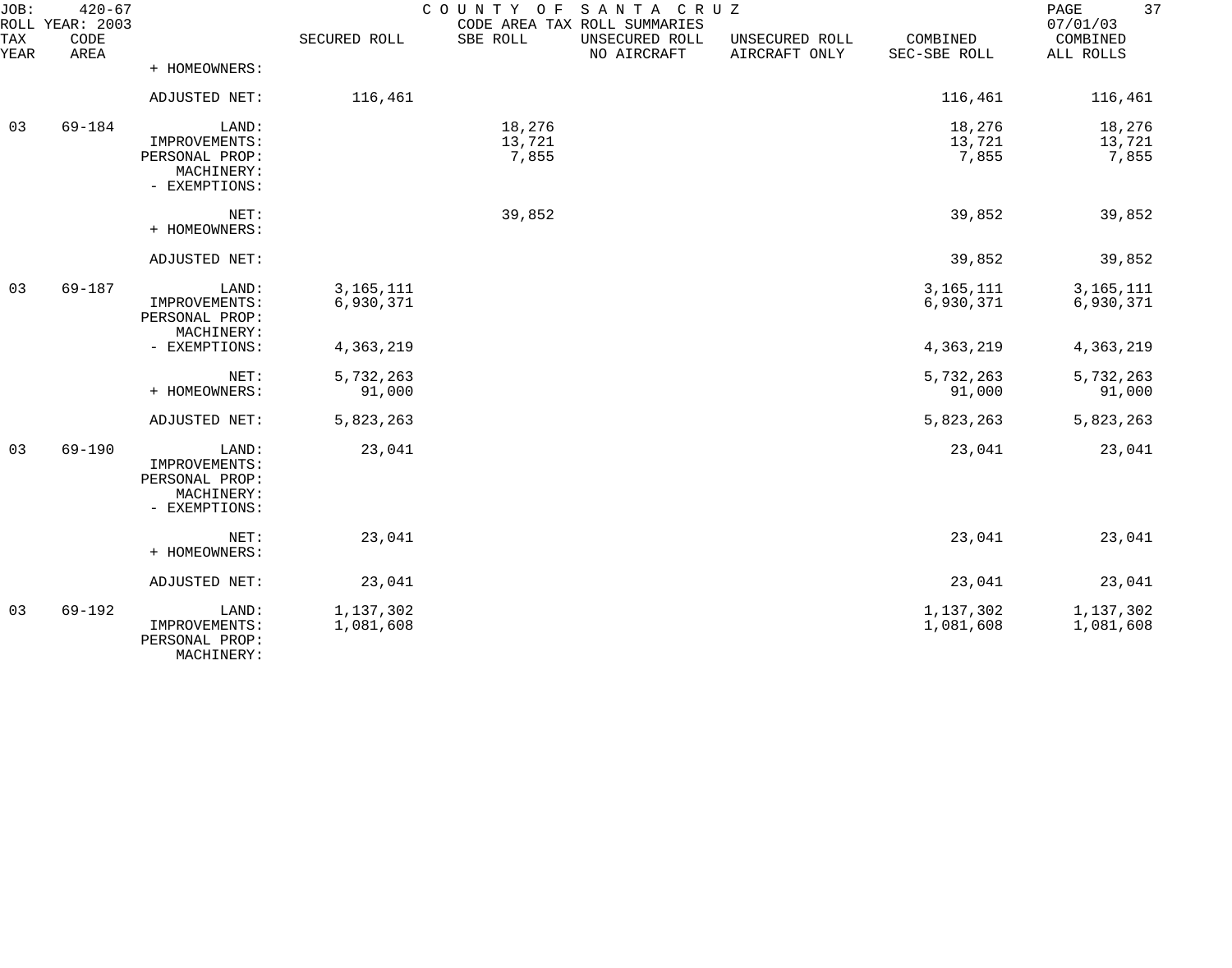| TAX YEAR | CODE AREA | | SECURED ROLL | SBE ROLL | UNSECURED ROLL NO AIRCRAFT | UNSECURED ROLL AIRCRAFT ONLY | COMBINED SEC-SBE ROLL | COMBINED ALL ROLLS |
|---|---|---|---|---|---|---|---|---|
| | | + HOMEOWNERS: | | | | | | |
| | | ADJUSTED NET: | 116,461 | | | | 116,461 | 116,461 |
| 03 | 69-184 | LAND: | | 18,276 | | | 18,276 | 18,276 |
| | | IMPROVEMENTS: | | 13,721 | | | 13,721 | 13,721 |
| | | PERSONAL PROP: | | 7,855 | | | 7,855 | 7,855 |
| | | MACHINERY: | | | | | | |
| | | - EXEMPTIONS: | | | | | | |
| | | NET: | | 39,852 | | | 39,852 | 39,852 |
| | | + HOMEOWNERS: | | | | | | |
| | | ADJUSTED NET: | | | | | 39,852 | 39,852 |
| 03 | 69-187 | LAND: | 3,165,111 | | | | 3,165,111 | 3,165,111 |
| | | IMPROVEMENTS: | 6,930,371 | | | | 6,930,371 | 6,930,371 |
| | | PERSONAL PROP: | | | | | | |
| | | MACHINERY: | | | | | | |
| | | - EXEMPTIONS: | 4,363,219 | | | | 4,363,219 | 4,363,219 |
| | | NET: | 5,732,263 | | | | 5,732,263 | 5,732,263 |
| | | + HOMEOWNERS: | 91,000 | | | | 91,000 | 91,000 |
| | | ADJUSTED NET: | 5,823,263 | | | | 5,823,263 | 5,823,263 |
| 03 | 69-190 | LAND: | 23,041 | | | | 23,041 | 23,041 |
| | | IMPROVEMENTS: | | | | | | |
| | | PERSONAL PROP: | | | | | | |
| | | MACHINERY: | | | | | | |
| | | - EXEMPTIONS: | | | | | | |
| | | NET: | 23,041 | | | | 23,041 | 23,041 |
| | | + HOMEOWNERS: | | | | | | |
| | | ADJUSTED NET: | 23,041 | | | | 23,041 | 23,041 |
| 03 | 69-192 | LAND: | 1,137,302 | | | | 1,137,302 | 1,137,302 |
| | | IMPROVEMENTS: | 1,081,608 | | | | 1,081,608 | 1,081,608 |
| | | PERSONAL PROP: | | | | | | |
| | | MACHINERY: | | | | | | |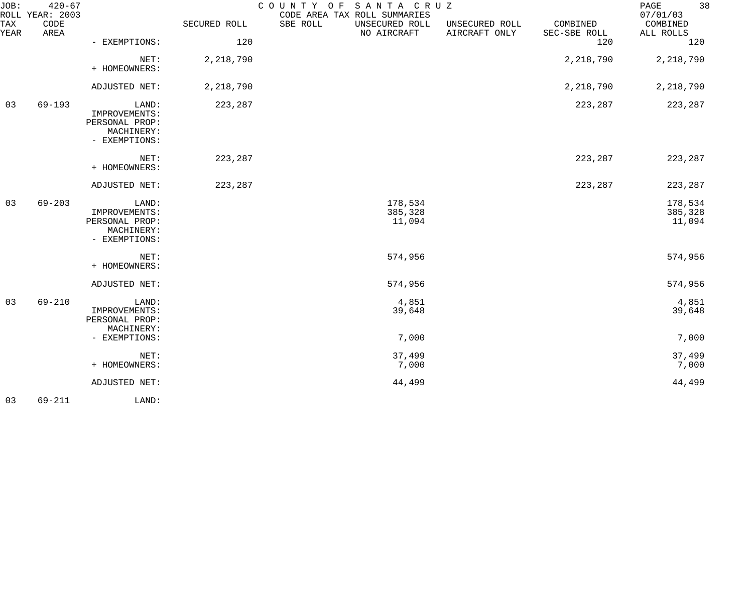| TAX YEAR | CODE AREA | | SECURED ROLL | SBE ROLL | UNSECURED ROLL NO AIRCRAFT | UNSECURED ROLL AIRCRAFT ONLY | COMBINED SEC-SBE ROLL | COMBINED ALL ROLLS |
|---|---|---|---|---|---|---|---|---|
| | | - EXEMPTIONS: | 120 | | | | 120 | 120 |
| | | NET: | 2,218,790 | | | | 2,218,790 | 2,218,790 |
| | | + HOMEOWNERS: | | | | | | |
| | | ADJUSTED NET: | 2,218,790 | | | | 2,218,790 | 2,218,790 |
| 03 | 69-193 | LAND: | 223,287 | | | | 223,287 | 223,287 |
| | | IMPROVEMENTS: | | | | | | |
| | | PERSONAL PROP: | | | | | | |
| | | MACHINERY: | | | | | | |
| | | - EXEMPTIONS: | | | | | | |
| | | NET: | 223,287 | | | | 223,287 | 223,287 |
| | | + HOMEOWNERS: | | | | | | |
| | | ADJUSTED NET: | 223,287 | | | | 223,287 | 223,287 |
| 03 | 69-203 | LAND: | | | 178,534 | | | 178,534 |
| | | IMPROVEMENTS: | | | 385,328 | | | 385,328 |
| | | PERSONAL PROP: | | | 11,094 | | | 11,094 |
| | | MACHINERY: | | | | | | |
| | | - EXEMPTIONS: | | | | | | |
| | | NET: | | | 574,956 | | | 574,956 |
| | | + HOMEOWNERS: | | | | | | |
| | | ADJUSTED NET: | | | 574,956 | | | 574,956 |
| 03 | 69-210 | LAND: | | | 4,851 | | | 4,851 |
| | | IMPROVEMENTS: | | | 39,648 | | | 39,648 |
| | | PERSONAL PROP: | | | | | | |
| | | MACHINERY: | | | | | | |
| | | - EXEMPTIONS: | | | 7,000 | | | 7,000 |
| | | NET: | | | 37,499 | | | 37,499 |
| | | + HOMEOWNERS: | | | 7,000 | | | 7,000 |
| | | ADJUSTED NET: | | | 44,499 | | | 44,499 |
| 03 | 69-211 | LAND: | | | | | | |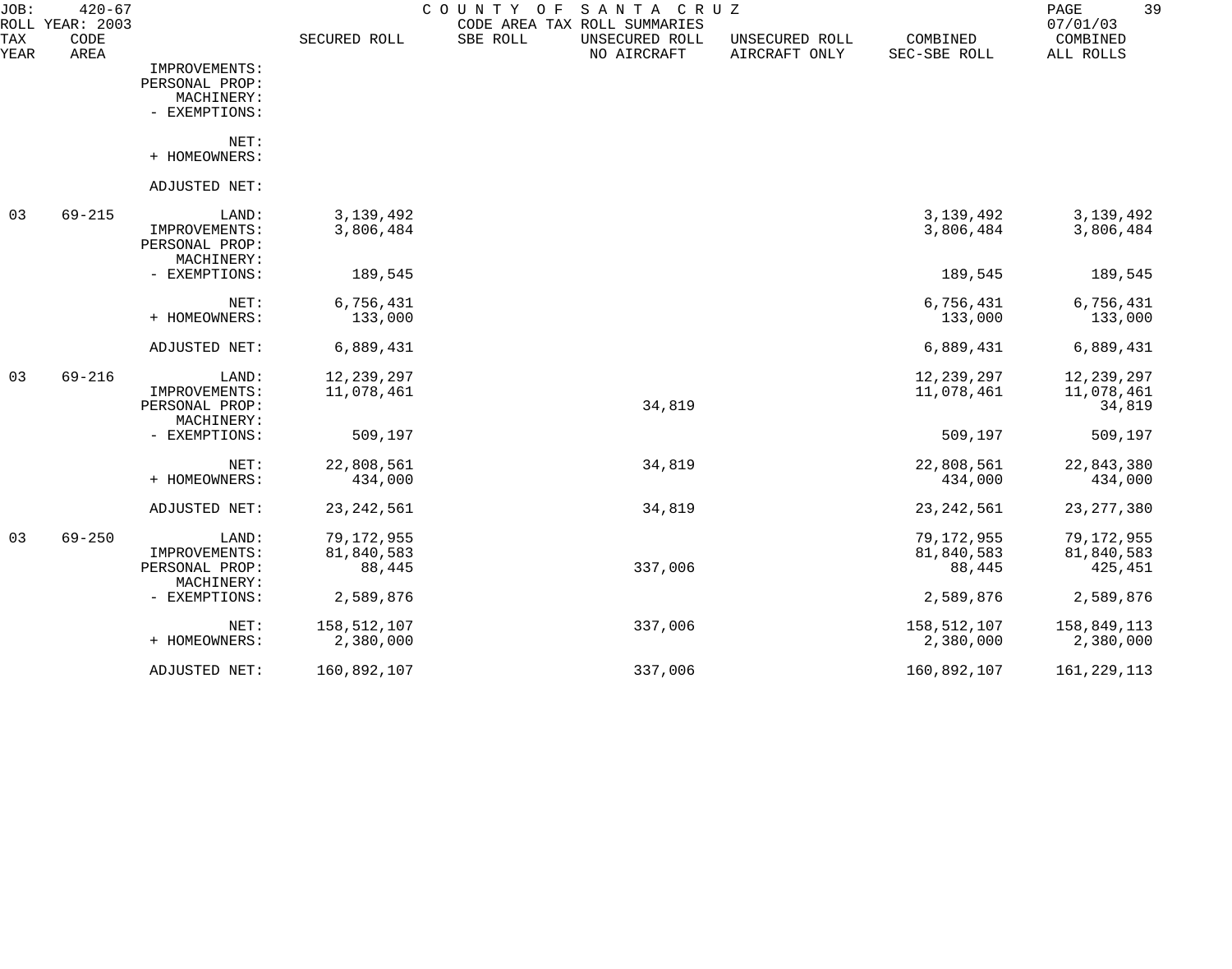JOB: 420-67
ROLL YEAR: 2003

COUNTY OF SANTA CRUZ
CODE AREA TAX ROLL SUMMARIES

07/01/03

| TAX YEAR | CODE AREA | | SECURED ROLL | SBE ROLL | UNSECURED ROLL NO AIRCRAFT | UNSECURED ROLL AIRCRAFT ONLY | COMBINED SEC-SBE ROLL | COMBINED ALL ROLLS |
|---|---|---|---|---|---|---|---|---|
| | | IMPROVEMENTS: | | | | | | |
| | | PERSONAL PROP: | | | | | | |
| | | MACHINERY: | | | | | | |
| | | - EXEMPTIONS: | | | | | | |
| | | NET: | | | | | | |
| | | + HOMEOWNERS: | | | | | | |
| | | ADJUSTED NET: | | | | | | |
| 03 | 69-215 | LAND: | 3,139,492 | | | | 3,139,492 | 3,139,492 |
| | | IMPROVEMENTS: | 3,806,484 | | | | 3,806,484 | 3,806,484 |
| | | PERSONAL PROP: | | | | | | |
| | | MACHINERY: | | | | | | |
| | | - EXEMPTIONS: | 189,545 | | | | 189,545 | 189,545 |
| | | NET: | 6,756,431 | | | | 6,756,431 | 6,756,431 |
| | | + HOMEOWNERS: | 133,000 | | | | 133,000 | 133,000 |
| | | ADJUSTED NET: | 6,889,431 | | | | 6,889,431 | 6,889,431 |
| 03 | 69-216 | LAND: | 12,239,297 | | | | 12,239,297 | 12,239,297 |
| | | IMPROVEMENTS: | 11,078,461 | | | | 11,078,461 | 11,078,461 |
| | | PERSONAL PROP: | | | 34,819 | | | 34,819 |
| | | MACHINERY: | | | | | | |
| | | - EXEMPTIONS: | 509,197 | | | | 509,197 | 509,197 |
| | | NET: | 22,808,561 | | 34,819 | | 22,808,561 | 22,843,380 |
| | | + HOMEOWNERS: | 434,000 | | | | 434,000 | 434,000 |
| | | ADJUSTED NET: | 23,242,561 | | 34,819 | | 23,242,561 | 23,277,380 |
| 03 | 69-250 | LAND: | 79,172,955 | | | | 79,172,955 | 79,172,955 |
| | | IMPROVEMENTS: | 81,840,583 | | | | 81,840,583 | 81,840,583 |
| | | PERSONAL PROP: | 88,445 | | 337,006 | | 88,445 | 425,451 |
| | | MACHINERY: | | | | | | |
| | | - EXEMPTIONS: | 2,589,876 | | | | 2,589,876 | 2,589,876 |
| | | NET: | 158,512,107 | | 337,006 | | 158,512,107 | 158,849,113 |
| | | + HOMEOWNERS: | 2,380,000 | | | | 2,380,000 | 2,380,000 |
| | | ADJUSTED NET: | 160,892,107 | | 337,006 | | 160,892,107 | 161,229,113 |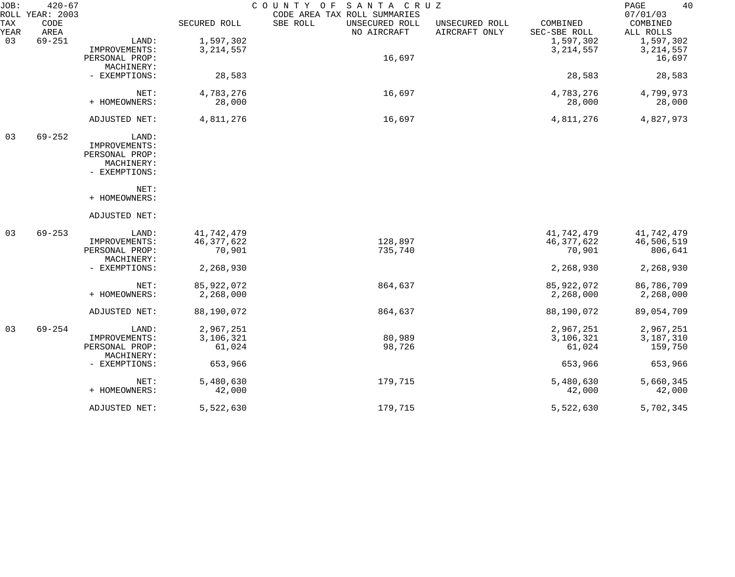JOB: 420-67 COUNTY OF SANTA CRUZ
ROLL YEAR: 2003 CODE AREA TAX ROLL SUMMARIES 07/01/03

| TAX YEAR | CODE AREA | | SECURED ROLL | SBE ROLL | UNSECURED ROLL NO AIRCRAFT | UNSECURED ROLL AIRCRAFT ONLY | COMBINED SEC-SBE ROLL | COMBINED ALL ROLLS |
|---|---|---|---|---|---|---|---|---|
| 03 | 69-251 | LAND: | 1,597,302 | | | | 1,597,302 | 1,597,302 |
| | | IMPROVEMENTS: | 3,214,557 | | | | 3,214,557 | 3,214,557 |
| | | PERSONAL PROP: | | | 16,697 | | | 16,697 |
| | | MACHINERY: | | | | | | |
| | | - EXEMPTIONS: | 28,583 | | | | 28,583 | 28,583 |
| | | NET: | 4,783,276 | | 16,697 | | 4,783,276 | 4,799,973 |
| | | + HOMEOWNERS: | 28,000 | | | | 28,000 | 28,000 |
| | | ADJUSTED NET: | 4,811,276 | | 16,697 | | 4,811,276 | 4,827,973 |
| 03 | 69-252 | LAND: | | | | | | |
| | | IMPROVEMENTS: | | | | | | |
| | | PERSONAL PROP: | | | | | | |
| | | MACHINERY: | | | | | | |
| | | - EXEMPTIONS: | | | | | | |
| | | NET: | | | | | | |
| | | + HOMEOWNERS: | | | | | | |
| | | ADJUSTED NET: | | | | | | |
| 03 | 69-253 | LAND: | 41,742,479 | | | | 41,742,479 | 41,742,479 |
| | | IMPROVEMENTS: | 46,377,622 | | 128,897 | | 46,377,622 | 46,506,519 |
| | | PERSONAL PROP: | 70,901 | | 735,740 | | 70,901 | 806,641 |
| | | MACHINERY: | | | | | | |
| | | - EXEMPTIONS: | 2,268,930 | | | | 2,268,930 | 2,268,930 |
| | | NET: | 85,922,072 | | 864,637 | | 85,922,072 | 86,786,709 |
| | | + HOMEOWNERS: | 2,268,000 | | | | 2,268,000 | 2,268,000 |
| | | ADJUSTED NET: | 88,190,072 | | 864,637 | | 88,190,072 | 89,054,709 |
| 03 | 69-254 | LAND: | 2,967,251 | | | | 2,967,251 | 2,967,251 |
| | | IMPROVEMENTS: | 3,106,321 | | 80,989 | | 3,106,321 | 3,187,310 |
| | | PERSONAL PROP: | 61,024 | | 98,726 | | 61,024 | 159,750 |
| | | MACHINERY: | | | | | | |
| | | - EXEMPTIONS: | 653,966 | | | | 653,966 | 653,966 |
| | | NET: | 5,480,630 | | 179,715 | | 5,480,630 | 5,660,345 |
| | | + HOMEOWNERS: | 42,000 | | | | 42,000 | 42,000 |
| | | ADJUSTED NET: | 5,522,630 | | 179,715 | | 5,522,630 | 5,702,345 |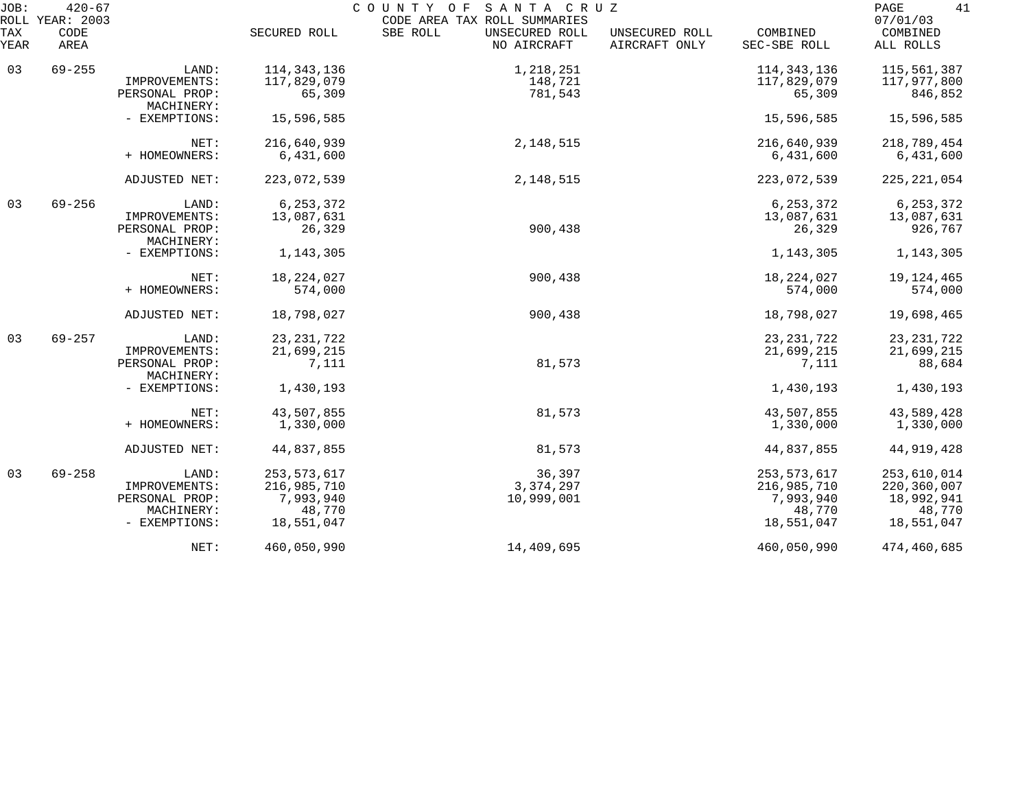JOB: 420-67
ROLL YEAR: 2003

COUNTY OF SANTA CRUZ
CODE AREA TAX ROLL SUMMARIES

07/01/03

| TAX YEAR | CODE AREA | | SECURED ROLL | SBE ROLL | UNSECURED ROLL NO AIRCRAFT | UNSECURED ROLL AIRCRAFT ONLY | COMBINED SEC-SBE ROLL | COMBINED ALL ROLLS |
|---|---|---|---|---|---|---|---|---|
| 03 | 69-255 | LAND: | 114,343,136 | | 1,218,251 | | 114,343,136 | 115,561,387 |
| | | IMPROVEMENTS: | 117,829,079 | | 148,721 | | 117,829,079 | 117,977,800 |
| | | PERSONAL PROP: | 65,309 | | 781,543 | | 65,309 | 846,852 |
| | | MACHINERY: | | | | | | |
| | | - EXEMPTIONS: | 15,596,585 | | | | 15,596,585 | 15,596,585 |
| | | NET: | 216,640,939 | | 2,148,515 | | 216,640,939 | 218,789,454 |
| | | + HOMEOWNERS: | 6,431,600 | | | | 6,431,600 | 6,431,600 |
| | | ADJUSTED NET: | 223,072,539 | | 2,148,515 | | 223,072,539 | 225,221,054 |
| 03 | 69-256 | LAND: | 6,253,372 | | | | 6,253,372 | 6,253,372 |
| | | IMPROVEMENTS: | 13,087,631 | | | | 13,087,631 | 13,087,631 |
| | | PERSONAL PROP: | 26,329 | | 900,438 | | 26,329 | 926,767 |
| | | MACHINERY: | | | | | | |
| | | - EXEMPTIONS: | 1,143,305 | | | | 1,143,305 | 1,143,305 |
| | | NET: | 18,224,027 | | 900,438 | | 18,224,027 | 19,124,465 |
| | | + HOMEOWNERS: | 574,000 | | | | 574,000 | 574,000 |
| | | ADJUSTED NET: | 18,798,027 | | 900,438 | | 18,798,027 | 19,698,465 |
| 03 | 69-257 | LAND: | 23,231,722 | | | | 23,231,722 | 23,231,722 |
| | | IMPROVEMENTS: | 21,699,215 | | | | 21,699,215 | 21,699,215 |
| | | PERSONAL PROP: | 7,111 | | 81,573 | | 7,111 | 88,684 |
| | | MACHINERY: | | | | | | |
| | | - EXEMPTIONS: | 1,430,193 | | | | 1,430,193 | 1,430,193 |
| | | NET: | 43,507,855 | | 81,573 | | 43,507,855 | 43,589,428 |
| | | + HOMEOWNERS: | 1,330,000 | | | | 1,330,000 | 1,330,000 |
| | | ADJUSTED NET: | 44,837,855 | | 81,573 | | 44,837,855 | 44,919,428 |
| 03 | 69-258 | LAND: | 253,573,617 | | 36,397 | | 253,573,617 | 253,610,014 |
| | | IMPROVEMENTS: | 216,985,710 | | 3,374,297 | | 216,985,710 | 220,360,007 |
| | | PERSONAL PROP: | 7,993,940 | | 10,999,001 | | 7,993,940 | 18,992,941 |
| | | MACHINERY: | 48,770 | | | | 48,770 | 48,770 |
| | | - EXEMPTIONS: | 18,551,047 | | | | 18,551,047 | 18,551,047 |
| | | NET: | 460,050,990 | | 14,409,695 | | 460,050,990 | 474,460,685 |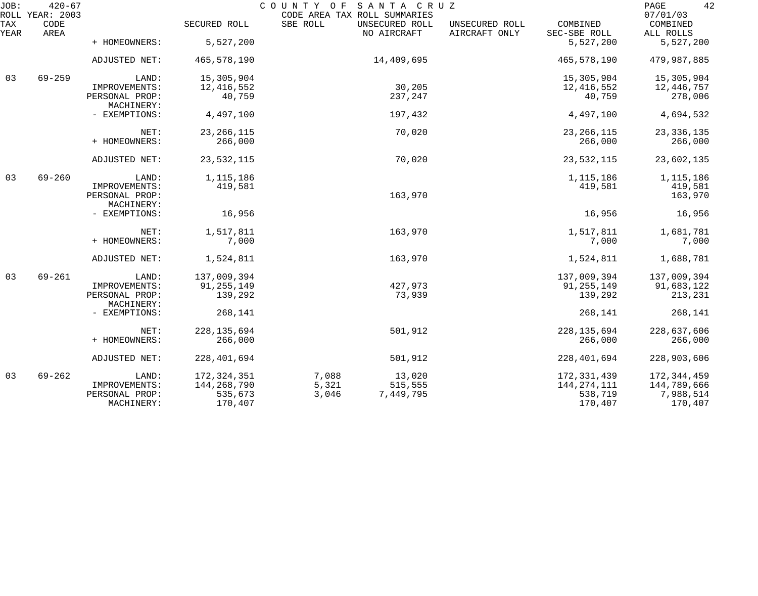JOB: 420-67 COUNTY OF SANTA CRUZ
ROLL YEAR: 2003 CODE AREA TAX ROLL SUMMARIES 07/01/03

| TAX YEAR | CODE AREA | | SECURED ROLL | SBE ROLL | UNSECURED ROLL NO AIRCRAFT | UNSECURED ROLL AIRCRAFT ONLY | COMBINED SEC-SBE ROLL | COMBINED ALL ROLLS |
|---|---|---|---|---|---|---|---|---|
| | | + HOMEOWNERS: | 5,527,200 | | | | 5,527,200 | 5,527,200 |
| | | ADJUSTED NET: | 465,578,190 | | 14,409,695 | | 465,578,190 | 479,987,885 |
| 03 | 69-259 | LAND: | 15,305,904 | | | | 15,305,904 | 15,305,904 |
| | | IMPROVEMENTS: | 12,416,552 | | 30,205 | | 12,416,552 | 12,446,757 |
| | | PERSONAL PROP: | 40,759 | | 237,247 | | 40,759 | 278,006 |
| | | MACHINERY: | | | | | | |
| | | - EXEMPTIONS: | 4,497,100 | | 197,432 | | 4,497,100 | 4,694,532 |
| | | NET: | 23,266,115 | | 70,020 | | 23,266,115 | 23,336,135 |
| | | + HOMEOWNERS: | 266,000 | | | | 266,000 | 266,000 |
| | | ADJUSTED NET: | 23,532,115 | | 70,020 | | 23,532,115 | 23,602,135 |
| 03 | 69-260 | LAND: | 1,115,186 | | | | 1,115,186 | 1,115,186 |
| | | IMPROVEMENTS: | 419,581 | | | | 419,581 | 419,581 |
| | | PERSONAL PROP: | | | 163,970 | | | 163,970 |
| | | MACHINERY: | | | | | | |
| | | - EXEMPTIONS: | 16,956 | | | | 16,956 | 16,956 |
| | | NET: | 1,517,811 | | 163,970 | | 1,517,811 | 1,681,781 |
| | | + HOMEOWNERS: | 7,000 | | | | 7,000 | 7,000 |
| | | ADJUSTED NET: | 1,524,811 | | 163,970 | | 1,524,811 | 1,688,781 |
| 03 | 69-261 | LAND: | 137,009,394 | | | | 137,009,394 | 137,009,394 |
| | | IMPROVEMENTS: | 91,255,149 | | 427,973 | | 91,255,149 | 91,683,122 |
| | | PERSONAL PROP: | 139,292 | | 73,939 | | 139,292 | 213,231 |
| | | MACHINERY: | | | | | | |
| | | - EXEMPTIONS: | 268,141 | | | | 268,141 | 268,141 |
| | | NET: | 228,135,694 | | 501,912 | | 228,135,694 | 228,637,606 |
| | | + HOMEOWNERS: | 266,000 | | | | 266,000 | 266,000 |
| | | ADJUSTED NET: | 228,401,694 | | 501,912 | | 228,401,694 | 228,903,606 |
| 03 | 69-262 | LAND: | 172,324,351 | 7,088 | 13,020 | | 172,331,439 | 172,344,459 |
| | | IMPROVEMENTS: | 144,268,790 | 5,321 | 515,555 | | 144,274,111 | 144,789,666 |
| | | PERSONAL PROP: | 535,673 | 3,046 | 7,449,795 | | 538,719 | 7,988,514 |
| | | MACHINERY: | 170,407 | | | | 170,407 | 170,407 |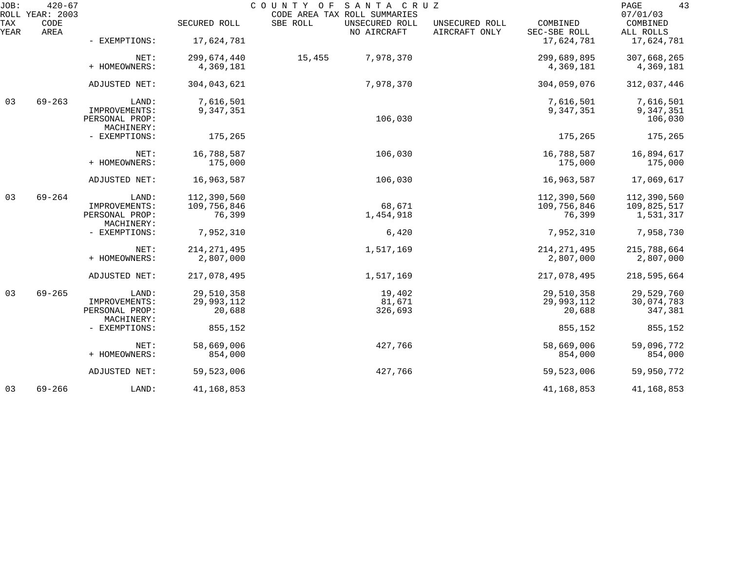JOB: 420-67 COUNTY OF SANTA CRUZ
ROLL YEAR: 2003 CODE AREA TAX ROLL SUMMARIES 07/01/03

| TAX YEAR | CODE AREA | | SECURED ROLL | SBE ROLL | UNSECURED ROLL NO AIRCRAFT | UNSECURED ROLL AIRCRAFT ONLY | COMBINED SEC-SBE ROLL | COMBINED ALL ROLLS |
|---|---|---|---|---|---|---|---|---|
| | | - EXEMPTIONS: | 17,624,781 | | | | 17,624,781 | 17,624,781 |
| | | NET: | 299,674,440 | 15,455 | 7,978,370 | | 299,689,895 | 307,668,265 |
| | | + HOMEOWNERS: | 4,369,181 | | | | 4,369,181 | 4,369,181 |
| | | ADJUSTED NET: | 304,043,621 | | 7,978,370 | | 304,059,076 | 312,037,446 |
| 03 | 69-263 | LAND: | 7,616,501 | | | | 7,616,501 | 7,616,501 |
| | | IMPROVEMENTS: | 9,347,351 | | | | 9,347,351 | 9,347,351 |
| | | PERSONAL PROP: | | | 106,030 | | | 106,030 |
| | | MACHINERY: | | | | | | |
| | | - EXEMPTIONS: | 175,265 | | | | 175,265 | 175,265 |
| | | NET: | 16,788,587 | | 106,030 | | 16,788,587 | 16,894,617 |
| | | + HOMEOWNERS: | 175,000 | | | | 175,000 | 175,000 |
| | | ADJUSTED NET: | 16,963,587 | | 106,030 | | 16,963,587 | 17,069,617 |
| 03 | 69-264 | LAND: | 112,390,560 | | | | 112,390,560 | 112,390,560 |
| | | IMPROVEMENTS: | 109,756,846 | | 68,671 | | 109,756,846 | 109,825,517 |
| | | PERSONAL PROP: | 76,399 | | 1,454,918 | | 76,399 | 1,531,317 |
| | | MACHINERY: | | | | | | |
| | | - EXEMPTIONS: | 7,952,310 | | 6,420 | | 7,952,310 | 7,958,730 |
| | | NET: | 214,271,495 | | 1,517,169 | | 214,271,495 | 215,788,664 |
| | | + HOMEOWNERS: | 2,807,000 | | | | 2,807,000 | 2,807,000 |
| | | ADJUSTED NET: | 217,078,495 | | 1,517,169 | | 217,078,495 | 218,595,664 |
| 03 | 69-265 | LAND: | 29,510,358 | | 19,402 | | 29,510,358 | 29,529,760 |
| | | IMPROVEMENTS: | 29,993,112 | | 81,671 | | 29,993,112 | 30,074,783 |
| | | PERSONAL PROP: | 20,688 | | 326,693 | | 20,688 | 347,381 |
| | | MACHINERY: | | | | | | |
| | | - EXEMPTIONS: | 855,152 | | | | 855,152 | 855,152 |
| | | NET: | 58,669,006 | | 427,766 | | 58,669,006 | 59,096,772 |
| | | + HOMEOWNERS: | 854,000 | | | | 854,000 | 854,000 |
| | | ADJUSTED NET: | 59,523,006 | | 427,766 | | 59,523,006 | 59,950,772 |
| 03 | 69-266 | LAND: | 41,168,853 | | | | 41,168,853 | 41,168,853 |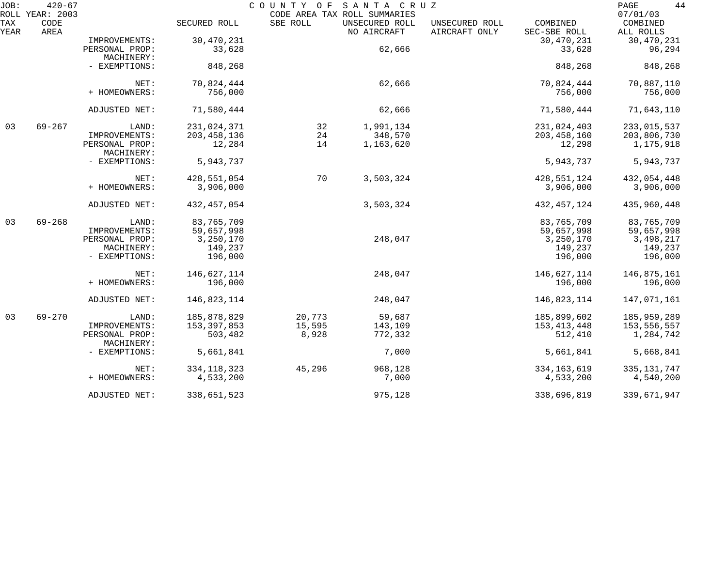JOB: 420-67 COUNTY OF SANTA CRUZ
ROLL YEAR: 2003 CODE AREA TAX ROLL SUMMARIES 07/01/03

| TAX YEAR | CODE AREA | | SECURED ROLL | SBE ROLL | UNSECURED ROLL NO AIRCRAFT | UNSECURED ROLL AIRCRAFT ONLY | COMBINED SEC-SBE ROLL | COMBINED ALL ROLLS |
|---|---|---|---|---|---|---|---|---|
| | | IMPROVEMENTS: | 30,470,231 | | | | 30,470,231 | 30,470,231 |
| | | PERSONAL PROP: | 33,628 | | 62,666 | | 33,628 | 96,294 |
| | | MACHINERY: | | | | | | |
| | | - EXEMPTIONS: | 848,268 | | | | 848,268 | 848,268 |
| | | NET: | 70,824,444 | | 62,666 | | 70,824,444 | 70,887,110 |
| | | + HOMEOWNERS: | 756,000 | | | | 756,000 | 756,000 |
| | | ADJUSTED NET: | 71,580,444 | | 62,666 | | 71,580,444 | 71,643,110 |
| 03 | 69-267 | LAND: | 231,024,371 | 32 | 1,991,134 | | 231,024,403 | 233,015,537 |
| | | IMPROVEMENTS: | 203,458,136 | 24 | 348,570 | | 203,458,160 | 203,806,730 |
| | | PERSONAL PROP: | 12,284 | 14 | 1,163,620 | | 12,298 | 1,175,918 |
| | | MACHINERY: | | | | | | |
| | | - EXEMPTIONS: | 5,943,737 | | | | 5,943,737 | 5,943,737 |
| | | NET: | 428,551,054 | 70 | 3,503,324 | | 428,551,124 | 432,054,448 |
| | | + HOMEOWNERS: | 3,906,000 | | | | 3,906,000 | 3,906,000 |
| | | ADJUSTED NET: | 432,457,054 | | 3,503,324 | | 432,457,124 | 435,960,448 |
| 03 | 69-268 | LAND: | 83,765,709 | | | | 83,765,709 | 83,765,709 |
| | | IMPROVEMENTS: | 59,657,998 | | | | 59,657,998 | 59,657,998 |
| | | PERSONAL PROP: | 3,250,170 | | 248,047 | | 3,250,170 | 3,498,217 |
| | | MACHINERY: | 149,237 | | | | 149,237 | 149,237 |
| | | - EXEMPTIONS: | 196,000 | | | | 196,000 | 196,000 |
| | | NET: | 146,627,114 | | 248,047 | | 146,627,114 | 146,875,161 |
| | | + HOMEOWNERS: | 196,000 | | | | 196,000 | 196,000 |
| | | ADJUSTED NET: | 146,823,114 | | 248,047 | | 146,823,114 | 147,071,161 |
| 03 | 69-270 | LAND: | 185,878,829 | 20,773 | 59,687 | | 185,899,602 | 185,959,289 |
| | | IMPROVEMENTS: | 153,397,853 | 15,595 | 143,109 | | 153,413,448 | 153,556,557 |
| | | PERSONAL PROP: | 503,482 | 8,928 | 772,332 | | 512,410 | 1,284,742 |
| | | MACHINERY: | | | | | | |
| | | - EXEMPTIONS: | 5,661,841 | | 7,000 | | 5,661,841 | 5,668,841 |
| | | NET: | 334,118,323 | 45,296 | 968,128 | | 334,163,619 | 335,131,747 |
| | | + HOMEOWNERS: | 4,533,200 | | 7,000 | | 4,533,200 | 4,540,200 |
| | | ADJUSTED NET: | 338,651,523 | | 975,128 | | 338,696,819 | 339,671,947 |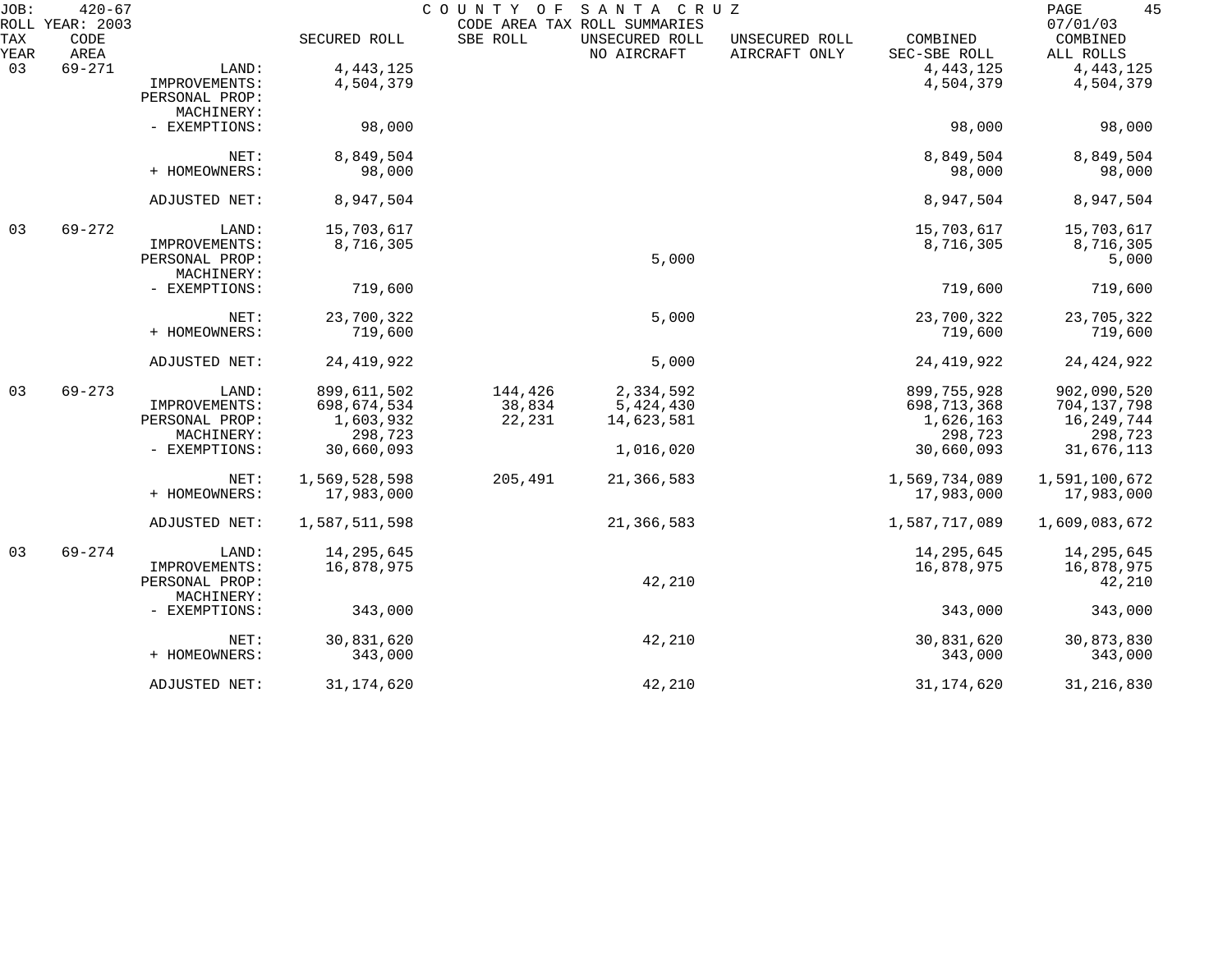JOB: 420-67 COUNTY OF SANTA CRUZ 07/01/03
ROLL YEAR: 2003 CODE AREA TAX ROLL SUMMARIES

| TAX YEAR | CODE AREA | | SECURED ROLL | SBE ROLL | UNSECURED ROLL NO AIRCRAFT | UNSECURED ROLL AIRCRAFT ONLY | COMBINED SEC-SBE ROLL | COMBINED ALL ROLLS |
|---|---|---|---|---|---|---|---|---|
| 03 | 69-271 | LAND: | 4,443,125 | | | | 4,443,125 | 4,443,125 |
| | | IMPROVEMENTS: | 4,504,379 | | | | 4,504,379 | 4,504,379 |
| | | PERSONAL PROP: | | | | | | |
| | | MACHINERY: | | | | | | |
| | | - EXEMPTIONS: | 98,000 | | | | 98,000 | 98,000 |
| | | NET: | 8,849,504 | | | | 8,849,504 | 8,849,504 |
| | | + HOMEOWNERS: | 98,000 | | | | 98,000 | 98,000 |
| | | ADJUSTED NET: | 8,947,504 | | | | 8,947,504 | 8,947,504 |
| 03 | 69-272 | LAND: | 15,703,617 | | | | 15,703,617 | 15,703,617 |
| | | IMPROVEMENTS: | 8,716,305 | | | | 8,716,305 | 8,716,305 |
| | | PERSONAL PROP: | | | 5,000 | | | 5,000 |
| | | MACHINERY: | | | | | | |
| | | - EXEMPTIONS: | 719,600 | | | | 719,600 | 719,600 |
| | | NET: | 23,700,322 | | 5,000 | | 23,700,322 | 23,705,322 |
| | | + HOMEOWNERS: | 719,600 | | | | 719,600 | 719,600 |
| | | ADJUSTED NET: | 24,419,922 | | 5,000 | | 24,419,922 | 24,424,922 |
| 03 | 69-273 | LAND: | 899,611,502 | 144,426 | 2,334,592 | | 899,755,928 | 902,090,520 |
| | | IMPROVEMENTS: | 698,674,534 | 38,834 | 5,424,430 | | 698,713,368 | 704,137,798 |
| | | PERSONAL PROP: | 1,603,932 | 22,231 | 14,623,581 | | 1,626,163 | 16,249,744 |
| | | MACHINERY: | 298,723 | | | | 298,723 | 298,723 |
| | | - EXEMPTIONS: | 30,660,093 | | 1,016,020 | | 30,660,093 | 31,676,113 |
| | | NET: | 1,569,528,598 | 205,491 | 21,366,583 | | 1,569,734,089 | 1,591,100,672 |
| | | + HOMEOWNERS: | 17,983,000 | | | | 17,983,000 | 17,983,000 |
| | | ADJUSTED NET: | 1,587,511,598 | | 21,366,583 | | 1,587,717,089 | 1,609,083,672 |
| 03 | 69-274 | LAND: | 14,295,645 | | | | 14,295,645 | 14,295,645 |
| | | IMPROVEMENTS: | 16,878,975 | | | | 16,878,975 | 16,878,975 |
| | | PERSONAL PROP: | | | 42,210 | | | 42,210 |
| | | MACHINERY: | | | | | | |
| | | - EXEMPTIONS: | 343,000 | | | | 343,000 | 343,000 |
| | | NET: | 30,831,620 | | 42,210 | | 30,831,620 | 30,873,830 |
| | | + HOMEOWNERS: | 343,000 | | | | 343,000 | 343,000 |
| | | ADJUSTED NET: | 31,174,620 | | 42,210 | | 31,174,620 | 31,216,830 |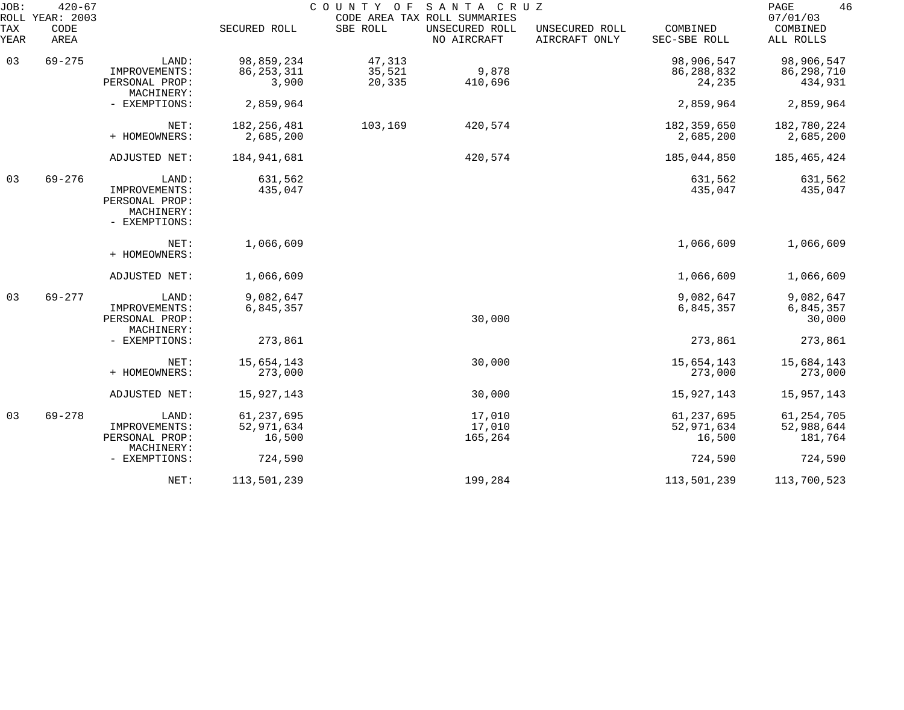JOB: 420-67 COUNTY OF SANTA CRUZ
ROLL YEAR: 2003 CODE AREA TAX ROLL SUMMARIES 07/01/03

| TAX YEAR | CODE AREA | | SECURED ROLL | SBE ROLL | UNSECURED ROLL NO AIRCRAFT | UNSECURED ROLL AIRCRAFT ONLY | COMBINED SEC-SBE ROLL | COMBINED ALL ROLLS |
|---|---|---|---|---|---|---|---|---|
| 03 | 69-275 | LAND: | 98,859,234 | 47,313 | | | 98,906,547 | 98,906,547 |
| | | IMPROVEMENTS: | 86,253,311 | 35,521 | 9,878 | | 86,288,832 | 86,298,710 |
| | | PERSONAL PROP: | 3,900 | 20,335 | 410,696 | | 24,235 | 434,931 |
| | | MACHINERY: | | | | | | |
| | | - EXEMPTIONS: | 2,859,964 | | | | 2,859,964 | 2,859,964 |
| | | NET: | 182,256,481 | 103,169 | 420,574 | | 182,359,650 | 182,780,224 |
| | | + HOMEOWNERS: | 2,685,200 | | | | 2,685,200 | 2,685,200 |
| | | ADJUSTED NET: | 184,941,681 | | 420,574 | | 185,044,850 | 185,465,424 |
| 03 | 69-276 | LAND: | 631,562 | | | | 631,562 | 631,562 |
| | | IMPROVEMENTS: | 435,047 | | | | 435,047 | 435,047 |
| | | PERSONAL PROP: | | | | | | |
| | | MACHINERY: | | | | | | |
| | | - EXEMPTIONS: | | | | | | |
| | | NET: | 1,066,609 | | | | 1,066,609 | 1,066,609 |
| | | + HOMEOWNERS: | | | | | | |
| | | ADJUSTED NET: | 1,066,609 | | | | 1,066,609 | 1,066,609 |
| 03 | 69-277 | LAND: | 9,082,647 | | | | 9,082,647 | 9,082,647 |
| | | IMPROVEMENTS: | 6,845,357 | | | | 6,845,357 | 6,845,357 |
| | | PERSONAL PROP: | | | 30,000 | | | 30,000 |
| | | MACHINERY: | | | | | | |
| | | - EXEMPTIONS: | 273,861 | | | | 273,861 | 273,861 |
| | | NET: | 15,654,143 | | 30,000 | | 15,654,143 | 15,684,143 |
| | | + HOMEOWNERS: | 273,000 | | | | 273,000 | 273,000 |
| | | ADJUSTED NET: | 15,927,143 | | 30,000 | | 15,927,143 | 15,957,143 |
| 03 | 69-278 | LAND: | 61,237,695 | | 17,010 | | 61,237,695 | 61,254,705 |
| | | IMPROVEMENTS: | 52,971,634 | | 17,010 | | 52,971,634 | 52,988,644 |
| | | PERSONAL PROP: | 16,500 | | 165,264 | | 16,500 | 181,764 |
| | | MACHINERY: | | | | | | |
| | | - EXEMPTIONS: | 724,590 | | | | 724,590 | 724,590 |
| | | NET: | 113,501,239 | | 199,284 | | 113,501,239 | 113,700,523 |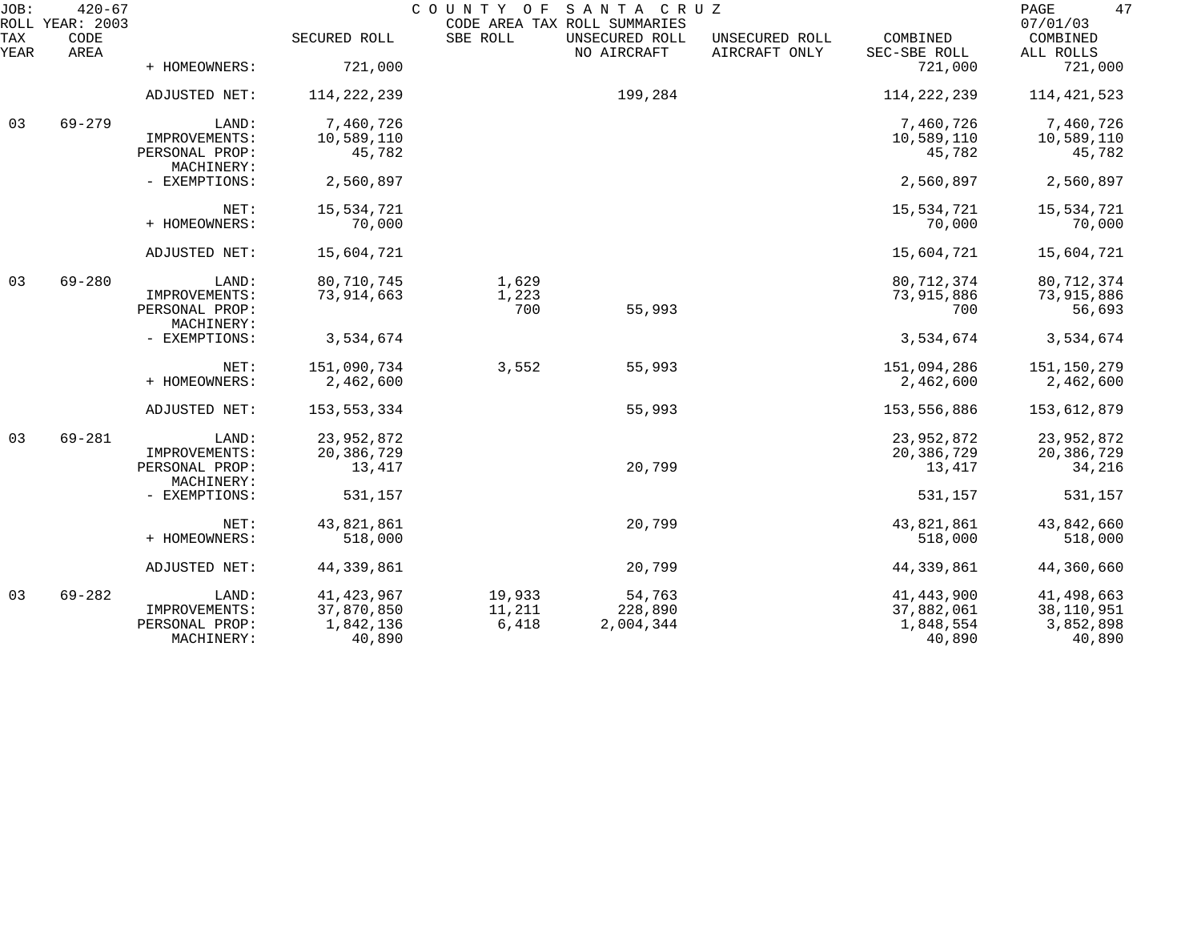JOB: 420-67 COUNTY OF SANTA CRUZ
ROLL YEAR: 2003 CODE AREA TAX ROLL SUMMARIES 07/01/03

| TAX YEAR | CODE AREA | | SECURED ROLL | SBE ROLL | UNSECURED ROLL NO AIRCRAFT | UNSECURED ROLL AIRCRAFT ONLY | COMBINED SEC-SBE ROLL | COMBINED ALL ROLLS |
|---|---|---|---|---|---|---|---|---|
| | | + HOMEOWNERS: | 721,000 | | | | 721,000 | 721,000 |
| | | ADJUSTED NET: | 114,222,239 | | 199,284 | | 114,222,239 | 114,421,523 |
| 03 | 69-279 | LAND: | 7,460,726 | | | | 7,460,726 | 7,460,726 |
| | | IMPROVEMENTS: | 10,589,110 | | | | 10,589,110 | 10,589,110 |
| | | PERSONAL PROP: | 45,782 | | | | 45,782 | 45,782 |
| | | MACHINERY: | | | | | | |
| | | - EXEMPTIONS: | 2,560,897 | | | | 2,560,897 | 2,560,897 |
| | | NET: | 15,534,721 | | | | 15,534,721 | 15,534,721 |
| | | + HOMEOWNERS: | 70,000 | | | | 70,000 | 70,000 |
| | | ADJUSTED NET: | 15,604,721 | | | | 15,604,721 | 15,604,721 |
| 03 | 69-280 | LAND: | 80,710,745 | 1,629 | | | 80,712,374 | 80,712,374 |
| | | IMPROVEMENTS: | 73,914,663 | 1,223 | | | 73,915,886 | 73,915,886 |
| | | PERSONAL PROP: | | 700 | 55,993 | | 700 | 56,693 |
| | | MACHINERY: | | | | | | |
| | | - EXEMPTIONS: | 3,534,674 | | | | 3,534,674 | 3,534,674 |
| | | NET: | 151,090,734 | 3,552 | 55,993 | | 151,094,286 | 151,150,279 |
| | | + HOMEOWNERS: | 2,462,600 | | | | 2,462,600 | 2,462,600 |
| | | ADJUSTED NET: | 153,553,334 | | 55,993 | | 153,556,886 | 153,612,879 |
| 03 | 69-281 | LAND: | 23,952,872 | | | | 23,952,872 | 23,952,872 |
| | | IMPROVEMENTS: | 20,386,729 | | | | 20,386,729 | 20,386,729 |
| | | PERSONAL PROP: | 13,417 | | 20,799 | | 13,417 | 34,216 |
| | | MACHINERY: | | | | | | |
| | | - EXEMPTIONS: | 531,157 | | | | 531,157 | 531,157 |
| | | NET: | 43,821,861 | | 20,799 | | 43,821,861 | 43,842,660 |
| | | + HOMEOWNERS: | 518,000 | | | | 518,000 | 518,000 |
| | | ADJUSTED NET: | 44,339,861 | | 20,799 | | 44,339,861 | 44,360,660 |
| 03 | 69-282 | LAND: | 41,423,967 | 19,933 | 54,763 | | 41,443,900 | 41,498,663 |
| | | IMPROVEMENTS: | 37,870,850 | 11,211 | 228,890 | | 37,882,061 | 38,110,951 |
| | | PERSONAL PROP: | 1,842,136 | 6,418 | 2,004,344 | | 1,848,554 | 3,852,898 |
| | | MACHINERY: | 40,890 | | | | 40,890 | 40,890 |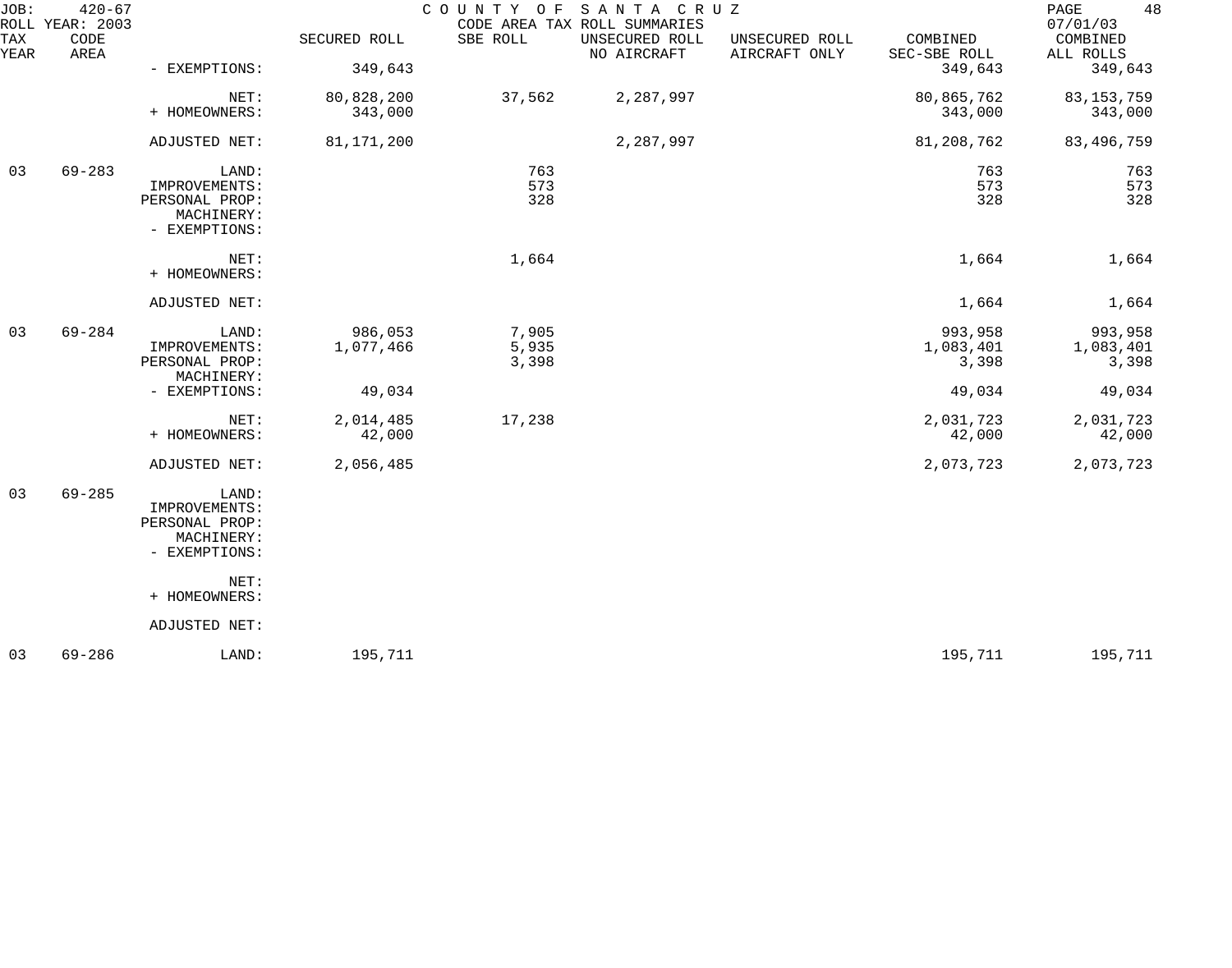JOB: 420-67 COUNTY OF SANTA CRUZ
ROLL YEAR: 2003 CODE AREA TAX ROLL SUMMARIES 07/01/03

| TAX YEAR | CODE AREA | | SECURED ROLL | SBE ROLL | UNSECURED ROLL NO AIRCRAFT | UNSECURED ROLL AIRCRAFT ONLY | COMBINED SEC-SBE ROLL | COMBINED ALL ROLLS |
|---|---|---|---|---|---|---|---|---|
| | | - EXEMPTIONS: | 349,643 | | | | 349,643 | 349,643 |
| | | NET: | 80,828,200 | 37,562 | 2,287,997 | | 80,865,762 | 83,153,759 |
| | | + HOMEOWNERS: | 343,000 | | | | 343,000 | 343,000 |
| | | ADJUSTED NET: | 81,171,200 | | 2,287,997 | | 81,208,762 | 83,496,759 |
| 03 | 69-283 | LAND: | | 763 | | | 763 | 763 |
| | | IMPROVEMENTS: | | 573 | | | 573 | 573 |
| | | PERSONAL PROP: | | 328 | | | 328 | 328 |
| | | MACHINERY: | | | | | | |
| | | - EXEMPTIONS: | | | | | | |
| | | NET: | | 1,664 | | | 1,664 | 1,664 |
| | | + HOMEOWNERS: | | | | | | |
| | | ADJUSTED NET: | | | | | 1,664 | 1,664 |
| 03 | 69-284 | LAND: | 986,053 | 7,905 | | | 993,958 | 993,958 |
| | | IMPROVEMENTS: | 1,077,466 | 5,935 | | | 1,083,401 | 1,083,401 |
| | | PERSONAL PROP: | | 3,398 | | | 3,398 | 3,398 |
| | | MACHINERY: | | | | | | |
| | | - EXEMPTIONS: | 49,034 | | | | 49,034 | 49,034 |
| | | NET: | 2,014,485 | 17,238 | | | 2,031,723 | 2,031,723 |
| | | + HOMEOWNERS: | 42,000 | | | | 42,000 | 42,000 |
| | | ADJUSTED NET: | 2,056,485 | | | | 2,073,723 | 2,073,723 |
| 03 | 69-285 | LAND: | | | | | | |
| | | IMPROVEMENTS: | | | | | | |
| | | PERSONAL PROP: | | | | | | |
| | | MACHINERY: | | | | | | |
| | | - EXEMPTIONS: | | | | | | |
| | | NET: | | | | | | |
| | | + HOMEOWNERS: | | | | | | |
| | | ADJUSTED NET: | | | | | | |
| 03 | 69-286 | LAND: | 195,711 | | | | 195,711 | 195,711 |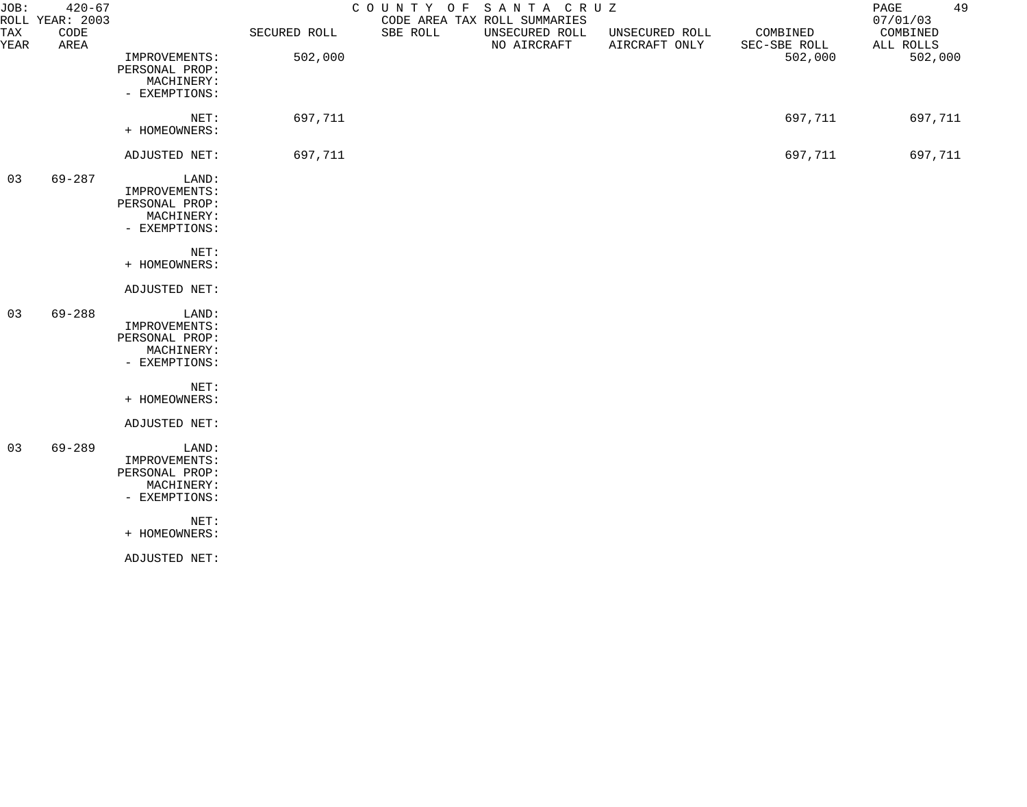JOB: 420-67 COUNTY OF SANTA CRUZ
ROLL YEAR: 2003 CODE AREA TAX ROLL SUMMARIES 07/01/03

| TAX YEAR | CODE AREA | | SECURED ROLL | SBE ROLL | UNSECURED ROLL NO AIRCRAFT | UNSECURED ROLL AIRCRAFT ONLY | COMBINED SEC-SBE ROLL | COMBINED ALL ROLLS |
|---|---|---|---|---|---|---|---|---|
| | | IMPROVEMENTS: | 502,000 | | | | 502,000 | 502,000 |
| | | PERSONAL PROP: | | | | | | |
| | | MACHINERY: | | | | | | |
| | | - EXEMPTIONS: | | | | | | |
| | | NET: | 697,711 | | | | 697,711 | 697,711 |
| | | + HOMEOWNERS: | | | | | | |
| | | ADJUSTED NET: | 697,711 | | | | 697,711 | 697,711 |
| 03 | 69-287 | LAND: | | | | | | |
| | | IMPROVEMENTS: | | | | | | |
| | | PERSONAL PROP: | | | | | | |
| | | MACHINERY: | | | | | | |
| | | - EXEMPTIONS: | | | | | | |
| | | NET: | | | | | | |
| | | + HOMEOWNERS: | | | | | | |
| | | ADJUSTED NET: | | | | | | |
| 03 | 69-288 | LAND: | | | | | | |
| | | IMPROVEMENTS: | | | | | | |
| | | PERSONAL PROP: | | | | | | |
| | | MACHINERY: | | | | | | |
| | | - EXEMPTIONS: | | | | | | |
| | | NET: | | | | | | |
| | | + HOMEOWNERS: | | | | | | |
| | | ADJUSTED NET: | | | | | | |
| 03 | 69-289 | LAND: | | | | | | |
| | | IMPROVEMENTS: | | | | | | |
| | | PERSONAL PROP: | | | | | | |
| | | MACHINERY: | | | | | | |
| | | - EXEMPTIONS: | | | | | | |
| | | NET: | | | | | | |
| | | + HOMEOWNERS: | | | | | | |
| | | ADJUSTED NET: | | | | | | |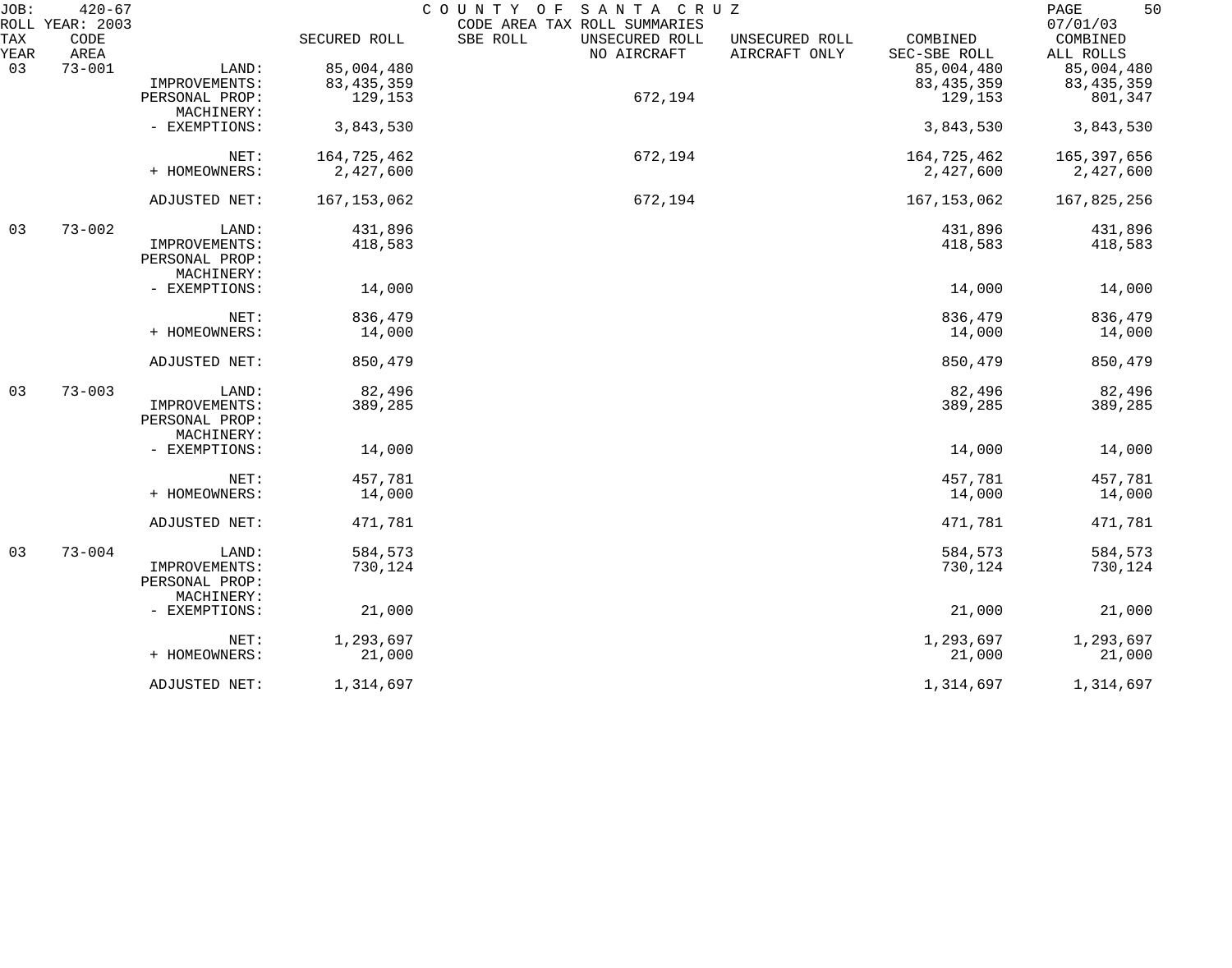JOB: 420-67 COUNTY OF SANTA CRUZ PAGE 50
ROLL YEAR: 2003 CODE AREA TAX ROLL SUMMARIES 07/01/03

| TAX YEAR | CODE AREA | | SECURED ROLL | SBE ROLL | UNSECURED ROLL NO AIRCRAFT | UNSECURED ROLL AIRCRAFT ONLY | COMBINED SEC-SBE ROLL | COMBINED ALL ROLLS |
|---|---|---|---|---|---|---|---|---|
| 03 | 73-001 | LAND: | 85,004,480 | | | | 85,004,480 | 85,004,480 |
| | | IMPROVEMENTS: | 83,435,359 | | | | 83,435,359 | 83,435,359 |
| | | PERSONAL PROP: | 129,153 | | 672,194 | | 129,153 | 801,347 |
| | | MACHINERY: | | | | | | |
| | | - EXEMPTIONS: | 3,843,530 | | | | 3,843,530 | 3,843,530 |
| | | NET: | 164,725,462 | | 672,194 | | 164,725,462 | 165,397,656 |
| | | + HOMEOWNERS: | 2,427,600 | | | | 2,427,600 | 2,427,600 |
| | | ADJUSTED NET: | 167,153,062 | | 672,194 | | 167,153,062 | 167,825,256 |
| 03 | 73-002 | LAND: | 431,896 | | | | 431,896 | 431,896 |
| | | IMPROVEMENTS: | 418,583 | | | | 418,583 | 418,583 |
| | | PERSONAL PROP: | | | | | | |
| | | MACHINERY: | | | | | | |
| | | - EXEMPTIONS: | 14,000 | | | | 14,000 | 14,000 |
| | | NET: | 836,479 | | | | 836,479 | 836,479 |
| | | + HOMEOWNERS: | 14,000 | | | | 14,000 | 14,000 |
| | | ADJUSTED NET: | 850,479 | | | | 850,479 | 850,479 |
| 03 | 73-003 | LAND: | 82,496 | | | | 82,496 | 82,496 |
| | | IMPROVEMENTS: | 389,285 | | | | 389,285 | 389,285 |
| | | PERSONAL PROP: | | | | | | |
| | | MACHINERY: | | | | | | |
| | | - EXEMPTIONS: | 14,000 | | | | 14,000 | 14,000 |
| | | NET: | 457,781 | | | | 457,781 | 457,781 |
| | | + HOMEOWNERS: | 14,000 | | | | 14,000 | 14,000 |
| | | ADJUSTED NET: | 471,781 | | | | 471,781 | 471,781 |
| 03 | 73-004 | LAND: | 584,573 | | | | 584,573 | 584,573 |
| | | IMPROVEMENTS: | 730,124 | | | | 730,124 | 730,124 |
| | | PERSONAL PROP: | | | | | | |
| | | MACHINERY: | | | | | | |
| | | - EXEMPTIONS: | 21,000 | | | | 21,000 | 21,000 |
| | | NET: | 1,293,697 | | | | 1,293,697 | 1,293,697 |
| | | + HOMEOWNERS: | 21,000 | | | | 21,000 | 21,000 |
| | | ADJUSTED NET: | 1,314,697 | | | | 1,314,697 | 1,314,697 |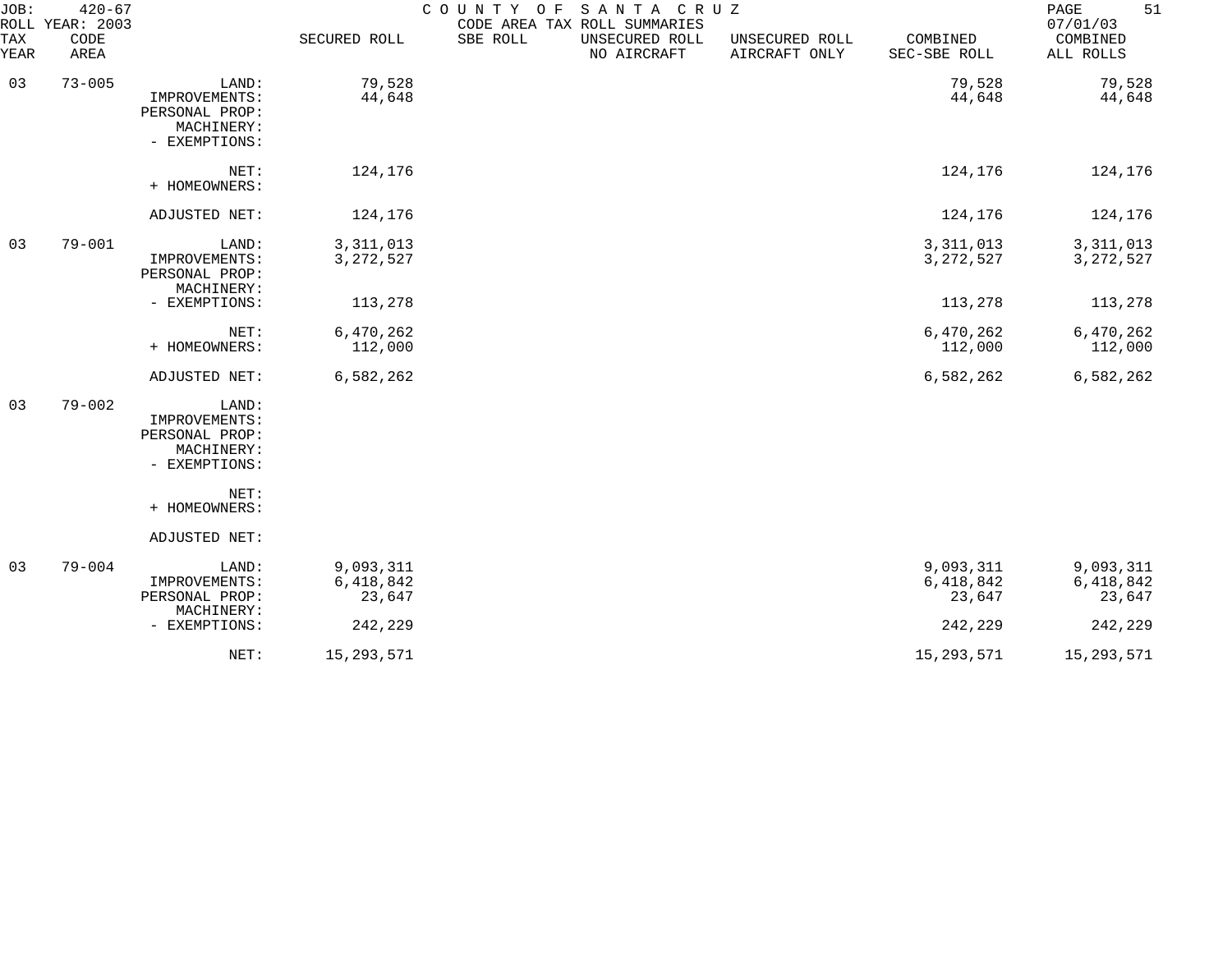JOB: 420-67 COUNTY OF SANTA CRUZ
ROLL YEAR: 2003 CODE AREA TAX ROLL SUMMARIES 07/01/03

| TAX YEAR | CODE AREA | | SECURED ROLL | SBE ROLL | UNSECURED ROLL NO AIRCRAFT | UNSECURED ROLL AIRCRAFT ONLY | COMBINED SEC-SBE ROLL | COMBINED ALL ROLLS |
|---|---|---|---|---|---|---|---|---|
| 03 | 73-005 | LAND: | 79,528 | | | | 79,528 | 79,528 |
| | | IMPROVEMENTS: | 44,648 | | | | 44,648 | 44,648 |
| | | PERSONAL PROP: | | | | | | |
| | | MACHINERY: | | | | | | |
| | | - EXEMPTIONS: | | | | | | |
| | | NET: | 124,176 | | | | 124,176 | 124,176 |
| | | + HOMEOWNERS: | | | | | | |
| | | ADJUSTED NET: | 124,176 | | | | 124,176 | 124,176 |
| 03 | 79-001 | LAND: | 3,311,013 | | | | 3,311,013 | 3,311,013 |
| | | IMPROVEMENTS: | 3,272,527 | | | | 3,272,527 | 3,272,527 |
| | | PERSONAL PROP: | | | | | | |
| | | MACHINERY: | | | | | | |
| | | - EXEMPTIONS: | 113,278 | | | | 113,278 | 113,278 |
| | | NET: | 6,470,262 | | | | 6,470,262 | 6,470,262 |
| | | + HOMEOWNERS: | 112,000 | | | | 112,000 | 112,000 |
| | | ADJUSTED NET: | 6,582,262 | | | | 6,582,262 | 6,582,262 |
| 03 | 79-002 | LAND: | | | | | | |
| | | IMPROVEMENTS: | | | | | | |
| | | PERSONAL PROP: | | | | | | |
| | | MACHINERY: | | | | | | |
| | | - EXEMPTIONS: | | | | | | |
| | | NET: | | | | | | |
| | | + HOMEOWNERS: | | | | | | |
| | | ADJUSTED NET: | | | | | | |
| 03 | 79-004 | LAND: | 9,093,311 | | | | 9,093,311 | 9,093,311 |
| | | IMPROVEMENTS: | 6,418,842 | | | | 6,418,842 | 6,418,842 |
| | | PERSONAL PROP: | 23,647 | | | | 23,647 | 23,647 |
| | | MACHINERY: | | | | | | |
| | | - EXEMPTIONS: | 242,229 | | | | 242,229 | 242,229 |
| | | NET: | 15,293,571 | | | | 15,293,571 | 15,293,571 |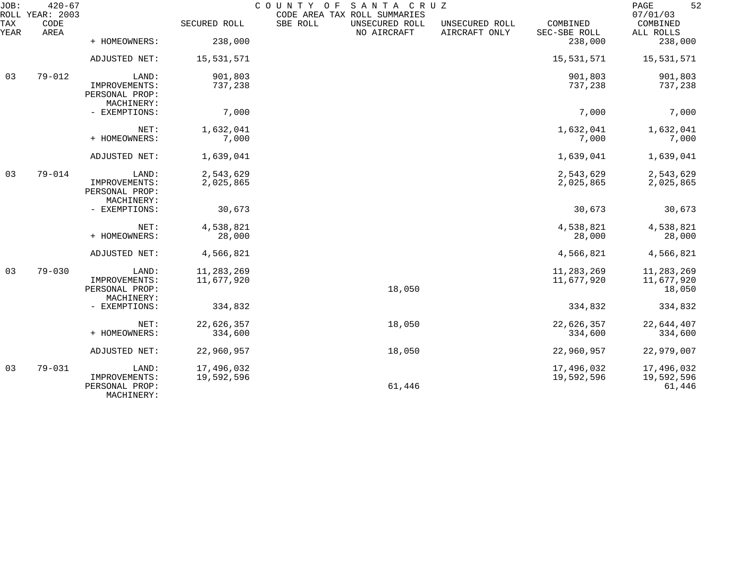| TAX YEAR | CODE AREA | | SECURED ROLL | SBE ROLL | UNSECURED ROLL NO AIRCRAFT | UNSECURED ROLL AIRCRAFT ONLY | COMBINED SEC-SBE ROLL | COMBINED ALL ROLLS |
|---|---|---|---|---|---|---|---|---|
| | | + HOMEOWNERS: | 238,000 | | | | 238,000 | 238,000 |
| | | ADJUSTED NET: | 15,531,571 | | | | 15,531,571 | 15,531,571 |
| 03 | 79-012 | LAND: | 901,803 | | | | 901,803 | 901,803 |
| | | IMPROVEMENTS: | 737,238 | | | | 737,238 | 737,238 |
| | | PERSONAL PROP: | | | | | | |
| | | MACHINERY: | | | | | | |
| | | - EXEMPTIONS: | 7,000 | | | | 7,000 | 7,000 |
| | | NET: | 1,632,041 | | | | 1,632,041 | 1,632,041 |
| | | + HOMEOWNERS: | 7,000 | | | | 7,000 | 7,000 |
| | | ADJUSTED NET: | 1,639,041 | | | | 1,639,041 | 1,639,041 |
| 03 | 79-014 | LAND: | 2,543,629 | | | | 2,543,629 | 2,543,629 |
| | | IMPROVEMENTS: | 2,025,865 | | | | 2,025,865 | 2,025,865 |
| | | PERSONAL PROP: | | | | | | |
| | | MACHINERY: | | | | | | |
| | | - EXEMPTIONS: | 30,673 | | | | 30,673 | 30,673 |
| | | NET: | 4,538,821 | | | | 4,538,821 | 4,538,821 |
| | | + HOMEOWNERS: | 28,000 | | | | 28,000 | 28,000 |
| | | ADJUSTED NET: | 4,566,821 | | | | 4,566,821 | 4,566,821 |
| 03 | 79-030 | LAND: | 11,283,269 | | | | 11,283,269 | 11,283,269 |
| | | IMPROVEMENTS: | 11,677,920 | | | | 11,677,920 | 11,677,920 |
| | | PERSONAL PROP: | | | 18,050 | | | 18,050 |
| | | MACHINERY: | | | | | | |
| | | - EXEMPTIONS: | 334,832 | | | | 334,832 | 334,832 |
| | | NET: | 22,626,357 | | 18,050 | | 22,626,357 | 22,644,407 |
| | | + HOMEOWNERS: | 334,600 | | | | 334,600 | 334,600 |
| | | ADJUSTED NET: | 22,960,957 | | 18,050 | | 22,960,957 | 22,979,007 |
| 03 | 79-031 | LAND: | 17,496,032 | | | | 17,496,032 | 17,496,032 |
| | | IMPROVEMENTS: | 19,592,596 | | | | 19,592,596 | 19,592,596 |
| | | PERSONAL PROP: | | | 61,446 | | | 61,446 |
| | | MACHINERY: | | | | | | |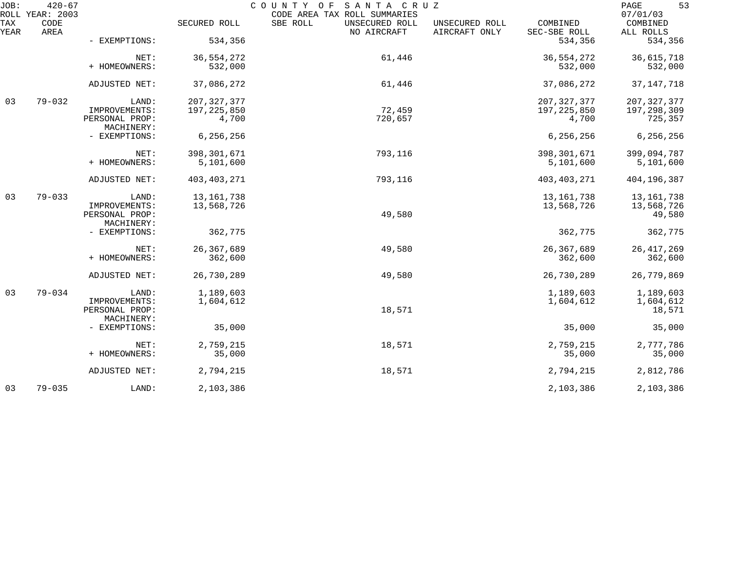| TAX YEAR | CODE AREA | | SECURED ROLL | SBE ROLL | UNSECURED ROLL NO AIRCRAFT | UNSECURED ROLL AIRCRAFT ONLY | COMBINED SEC-SBE ROLL | COMBINED ALL ROLLS |
|---|---|---|---|---|---|---|---|---|
| | | - EXEMPTIONS: | 534,356 | | | | 534,356 | 534,356 |
| | | NET: | 36,554,272 | | 61,446 | | 36,554,272 | 36,615,718 |
| | | + HOMEOWNERS: | 532,000 | | | | 532,000 | 532,000 |
| | | ADJUSTED NET: | 37,086,272 | | 61,446 | | 37,086,272 | 37,147,718 |
| 03 | 79-032 | LAND: | 207,327,377 | | | | 207,327,377 | 207,327,377 |
| | | IMPROVEMENTS: | 197,225,850 | | 72,459 | | 197,225,850 | 197,298,309 |
| | | PERSONAL PROP: | 4,700 | | 720,657 | | 4,700 | 725,357 |
| | | MACHINERY: | | | | | | |
| | | - EXEMPTIONS: | 6,256,256 | | | | 6,256,256 | 6,256,256 |
| | | NET: | 398,301,671 | | 793,116 | | 398,301,671 | 399,094,787 |
| | | + HOMEOWNERS: | 5,101,600 | | | | 5,101,600 | 5,101,600 |
| | | ADJUSTED NET: | 403,403,271 | | 793,116 | | 403,403,271 | 404,196,387 |
| 03 | 79-033 | LAND: | 13,161,738 | | | | 13,161,738 | 13,161,738 |
| | | IMPROVEMENTS: | 13,568,726 | | | | 13,568,726 | 13,568,726 |
| | | PERSONAL PROP: | | | 49,580 | | | 49,580 |
| | | MACHINERY: | | | | | | |
| | | - EXEMPTIONS: | 362,775 | | | | 362,775 | 362,775 |
| | | NET: | 26,367,689 | | 49,580 | | 26,367,689 | 26,417,269 |
| | | + HOMEOWNERS: | 362,600 | | | | 362,600 | 362,600 |
| | | ADJUSTED NET: | 26,730,289 | | 49,580 | | 26,730,289 | 26,779,869 |
| 03 | 79-034 | LAND: | 1,189,603 | | | | 1,189,603 | 1,189,603 |
| | | IMPROVEMENTS: | 1,604,612 | | | | 1,604,612 | 1,604,612 |
| | | PERSONAL PROP: | | | 18,571 | | | 18,571 |
| | | MACHINERY: | | | | | | |
| | | - EXEMPTIONS: | 35,000 | | | | 35,000 | 35,000 |
| | | NET: | 2,759,215 | | 18,571 | | 2,759,215 | 2,777,786 |
| | | + HOMEOWNERS: | 35,000 | | | | 35,000 | 35,000 |
| | | ADJUSTED NET: | 2,794,215 | | 18,571 | | 2,794,215 | 2,812,786 |
| 03 | 79-035 | LAND: | 2,103,386 | | | | 2,103,386 | 2,103,386 |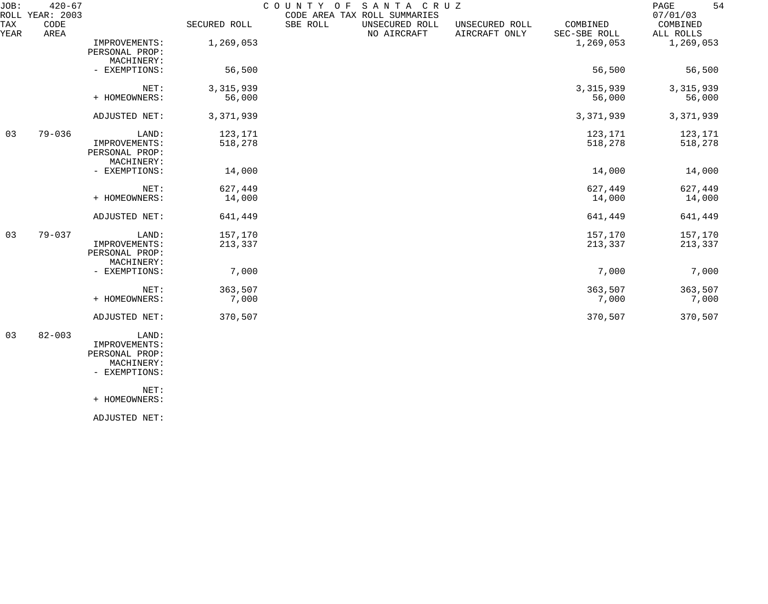JOB: 420-67 COUNTY OF SANTA CRUZ
ROLL YEAR: 2003 CODE AREA TAX ROLL SUMMARIES 07/01/03

| TAX YEAR | CODE AREA | | SECURED ROLL | SBE ROLL | UNSECURED ROLL NO AIRCRAFT | UNSECURED ROLL AIRCRAFT ONLY | COMBINED SEC-SBE ROLL | COMBINED ALL ROLLS |
|---|---|---|---|---|---|---|---|---|
| | | IMPROVEMENTS: | 1,269,053 | | | | 1,269,053 | 1,269,053 |
| | | PERSONAL PROP: | | | | | | |
| | | MACHINERY: | | | | | | |
| | | - EXEMPTIONS: | 56,500 | | | | 56,500 | 56,500 |
| | | NET: | 3,315,939 | | | | 3,315,939 | 3,315,939 |
| | | + HOMEOWNERS: | 56,000 | | | | 56,000 | 56,000 |
| | | ADJUSTED NET: | 3,371,939 | | | | 3,371,939 | 3,371,939 |
| 03 | 79-036 | LAND: | 123,171 | | | | 123,171 | 123,171 |
| | | IMPROVEMENTS: | 518,278 | | | | 518,278 | 518,278 |
| | | PERSONAL PROP: | | | | | | |
| | | MACHINERY: | | | | | | |
| | | - EXEMPTIONS: | 14,000 | | | | 14,000 | 14,000 |
| | | NET: | 627,449 | | | | 627,449 | 627,449 |
| | | + HOMEOWNERS: | 14,000 | | | | 14,000 | 14,000 |
| | | ADJUSTED NET: | 641,449 | | | | 641,449 | 641,449 |
| 03 | 79-037 | LAND: | 157,170 | | | | 157,170 | 157,170 |
| | | IMPROVEMENTS: | 213,337 | | | | 213,337 | 213,337 |
| | | PERSONAL PROP: | | | | | | |
| | | MACHINERY: | | | | | | |
| | | - EXEMPTIONS: | 7,000 | | | | 7,000 | 7,000 |
| | | NET: | 363,507 | | | | 363,507 | 363,507 |
| | | + HOMEOWNERS: | 7,000 | | | | 7,000 | 7,000 |
| | | ADJUSTED NET: | 370,507 | | | | 370,507 | 370,507 |
| 03 | 82-003 | LAND: | | | | | | |
| | | IMPROVEMENTS: | | | | | | |
| | | PERSONAL PROP: | | | | | | |
| | | MACHINERY: | | | | | | |
| | | - EXEMPTIONS: | | | | | | |
| | | NET: | | | | | | |
| | | + HOMEOWNERS: | | | | | | |
| | | ADJUSTED NET: | | | | | | |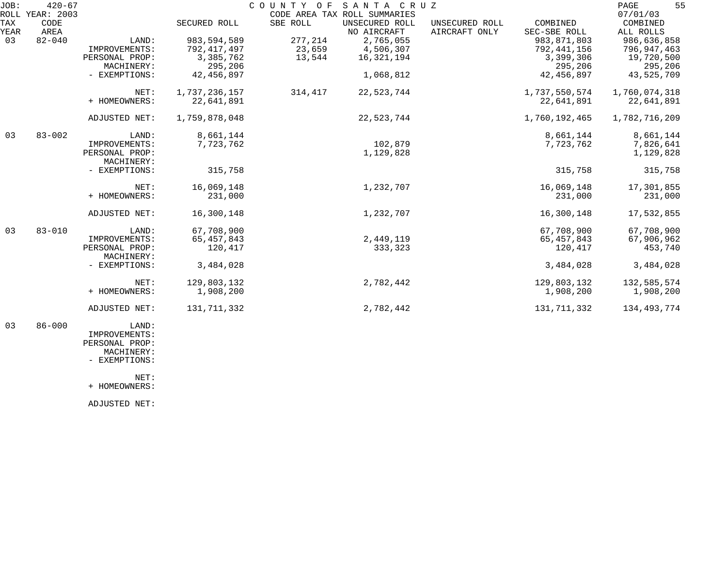JOB: 420-67 — COUNTY OF SANTA CRUZ — CODE AREA TAX ROLL SUMMARIES

ROLL YEAR: 2003 — 07/01/03

| TAX YEAR | CODE AREA | | SECURED ROLL | SBE ROLL | UNSECURED ROLL NO AIRCRAFT | UNSECURED ROLL AIRCRAFT ONLY | COMBINED SEC-SBE ROLL | COMBINED ALL ROLLS |
|---|---|---|---|---|---|---|---|---|
| 03 | 82-040 | LAND: | 983,594,589 | 277,214 | 2,765,055 | | 983,871,803 | 986,636,858 |
| | | IMPROVEMENTS: | 792,417,497 | 23,659 | 4,506,307 | | 792,441,156 | 796,947,463 |
| | | PERSONAL PROP: | 3,385,762 | 13,544 | 16,321,194 | | 3,399,306 | 19,720,500 |
| | | MACHINERY: | 295,206 | | | | 295,206 | 295,206 |
| | | - EXEMPTIONS: | 42,456,897 | | 1,068,812 | | 42,456,897 | 43,525,709 |
| | | NET: | 1,737,236,157 | 314,417 | 22,523,744 | | 1,737,550,574 | 1,760,074,318 |
| | | + HOMEOWNERS: | 22,641,891 | | | | 22,641,891 | 22,641,891 |
| | | ADJUSTED NET: | 1,759,878,048 | | 22,523,744 | | 1,760,192,465 | 1,782,716,209 |
| 03 | 83-002 | LAND: | 8,661,144 | | | | 8,661,144 | 8,661,144 |
| | | IMPROVEMENTS: | 7,723,762 | | 102,879 | | 7,723,762 | 7,826,641 |
| | | PERSONAL PROP: | | | 1,129,828 | | | 1,129,828 |
| | | MACHINERY: | | | | | | |
| | | - EXEMPTIONS: | 315,758 | | | | 315,758 | 315,758 |
| | | NET: | 16,069,148 | | 1,232,707 | | 16,069,148 | 17,301,855 |
| | | + HOMEOWNERS: | 231,000 | | | | 231,000 | 231,000 |
| | | ADJUSTED NET: | 16,300,148 | | 1,232,707 | | 16,300,148 | 17,532,855 |
| 03 | 83-010 | LAND: | 67,708,900 | | | | 67,708,900 | 67,708,900 |
| | | IMPROVEMENTS: | 65,457,843 | | 2,449,119 | | 65,457,843 | 67,906,962 |
| | | PERSONAL PROP: | 120,417 | | 333,323 | | 120,417 | 453,740 |
| | | MACHINERY: | | | | | | |
| | | - EXEMPTIONS: | 3,484,028 | | | | 3,484,028 | 3,484,028 |
| | | NET: | 129,803,132 | | 2,782,442 | | 129,803,132 | 132,585,574 |
| | | + HOMEOWNERS: | 1,908,200 | | | | 1,908,200 | 1,908,200 |
| | | ADJUSTED NET: | 131,711,332 | | 2,782,442 | | 131,711,332 | 134,493,774 |
| 03 | 86-000 | LAND: | | | | | | |
| | | IMPROVEMENTS: | | | | | | |
| | | PERSONAL PROP: | | | | | | |
| | | MACHINERY: | | | | | | |
| | | - EXEMPTIONS: | | | | | | |
| | | NET: | | | | | | |
| | | + HOMEOWNERS: | | | | | | |
| | | ADJUSTED NET: | | | | | | |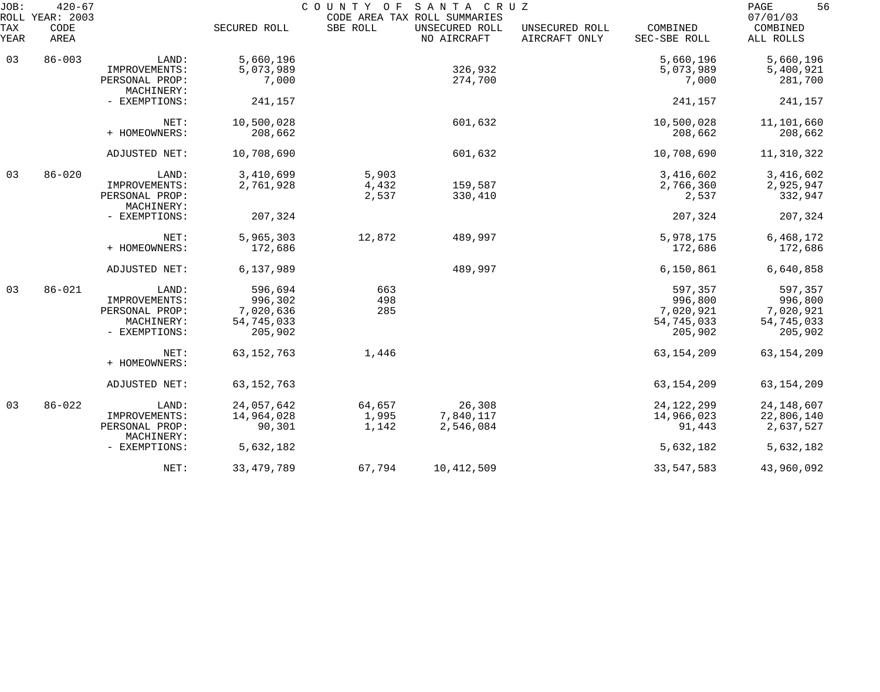JOB: 420-67 COUNTY OF SANTA CRUZ
ROLL YEAR: 2003 CODE AREA TAX ROLL SUMMARIES 07/01/03

| TAX YEAR | CODE AREA | | SECURED ROLL | SBE ROLL | UNSECURED ROLL NO AIRCRAFT | UNSECURED ROLL AIRCRAFT ONLY | COMBINED SEC-SBE ROLL | COMBINED ALL ROLLS |
|---|---|---|---|---|---|---|---|---|
| 03 | 86-003 | LAND: | 5,660,196 | | | | 5,660,196 | 5,660,196 |
| | | IMPROVEMENTS: | 5,073,989 | | 326,932 | | 5,073,989 | 5,400,921 |
| | | PERSONAL PROP: | 7,000 | | 274,700 | | 7,000 | 281,700 |
| | | MACHINERY: | | | | | | |
| | | - EXEMPTIONS: | 241,157 | | | | 241,157 | 241,157 |
| | | NET: | 10,500,028 | | 601,632 | | 10,500,028 | 11,101,660 |
| | | + HOMEOWNERS: | 208,662 | | | | 208,662 | 208,662 |
| | | ADJUSTED NET: | 10,708,690 | | 601,632 | | 10,708,690 | 11,310,322 |
| 03 | 86-020 | LAND: | 3,410,699 | 5,903 | | | 3,416,602 | 3,416,602 |
| | | IMPROVEMENTS: | 2,761,928 | 4,432 | 159,587 | | 2,766,360 | 2,925,947 |
| | | PERSONAL PROP: | | 2,537 | 330,410 | | 2,537 | 332,947 |
| | | MACHINERY: | | | | | | |
| | | - EXEMPTIONS: | 207,324 | | | | 207,324 | 207,324 |
| | | NET: | 5,965,303 | 12,872 | 489,997 | | 5,978,175 | 6,468,172 |
| | | + HOMEOWNERS: | 172,686 | | | | 172,686 | 172,686 |
| | | ADJUSTED NET: | 6,137,989 | | 489,997 | | 6,150,861 | 6,640,858 |
| 03 | 86-021 | LAND: | 596,694 | 663 | | | 597,357 | 597,357 |
| | | IMPROVEMENTS: | 996,302 | 498 | | | 996,800 | 996,800 |
| | | PERSONAL PROP: | 7,020,636 | 285 | | | 7,020,921 | 7,020,921 |
| | | MACHINERY: | 54,745,033 | | | | 54,745,033 | 54,745,033 |
| | | - EXEMPTIONS: | 205,902 | | | | 205,902 | 205,902 |
| | | NET: | 63,152,763 | 1,446 | | | 63,154,209 | 63,154,209 |
| | | + HOMEOWNERS: | | | | | | |
| | | ADJUSTED NET: | 63,152,763 | | | | 63,154,209 | 63,154,209 |
| 03 | 86-022 | LAND: | 24,057,642 | 64,657 | 26,308 | | 24,122,299 | 24,148,607 |
| | | IMPROVEMENTS: | 14,964,028 | 1,995 | 7,840,117 | | 14,966,023 | 22,806,140 |
| | | PERSONAL PROP: | 90,301 | 1,142 | 2,546,084 | | 91,443 | 2,637,527 |
| | | MACHINERY: | | | | | | |
| | | - EXEMPTIONS: | 5,632,182 | | | | 5,632,182 | 5,632,182 |
| | | NET: | 33,479,789 | 67,794 | 10,412,509 | | 33,547,583 | 43,960,092 |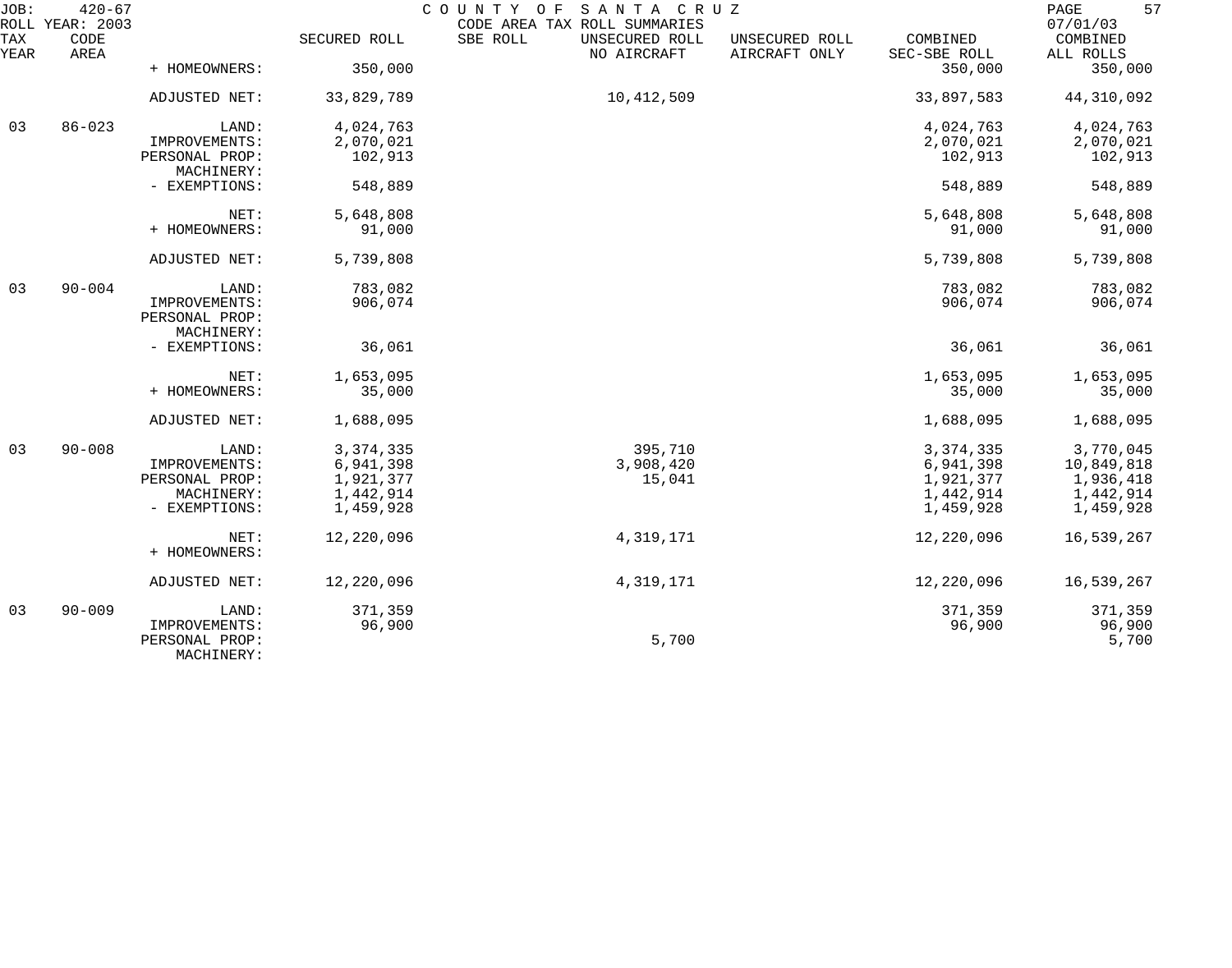| TAX YEAR | CODE AREA | | SECURED ROLL | SBE ROLL | UNSECURED ROLL NO AIRCRAFT | UNSECURED ROLL AIRCRAFT ONLY | COMBINED SEC-SBE ROLL | COMBINED ALL ROLLS |
|---|---|---|---|---|---|---|---|---|
| | | + HOMEOWNERS: | 350,000 | | | | 350,000 | 350,000 |
| | | ADJUSTED NET: | 33,829,789 | | 10,412,509 | | 33,897,583 | 44,310,092 |
| 03 | 86-023 | LAND: | 4,024,763 | | | | 4,024,763 | 4,024,763 |
| | | IMPROVEMENTS: | 2,070,021 | | | | 2,070,021 | 2,070,021 |
| | | PERSONAL PROP: | 102,913 | | | | 102,913 | 102,913 |
| | | MACHINERY: | | | | | | |
| | | - EXEMPTIONS: | 548,889 | | | | 548,889 | 548,889 |
| | | NET: | 5,648,808 | | | | 5,648,808 | 5,648,808 |
| | | + HOMEOWNERS: | 91,000 | | | | 91,000 | 91,000 |
| | | ADJUSTED NET: | 5,739,808 | | | | 5,739,808 | 5,739,808 |
| 03 | 90-004 | LAND: | 783,082 | | | | 783,082 | 783,082 |
| | | IMPROVEMENTS: | 906,074 | | | | 906,074 | 906,074 |
| | | PERSONAL PROP: | | | | | | |
| | | MACHINERY: | | | | | | |
| | | - EXEMPTIONS: | 36,061 | | | | 36,061 | 36,061 |
| | | NET: | 1,653,095 | | | | 1,653,095 | 1,653,095 |
| | | + HOMEOWNERS: | 35,000 | | | | 35,000 | 35,000 |
| | | ADJUSTED NET: | 1,688,095 | | | | 1,688,095 | 1,688,095 |
| 03 | 90-008 | LAND: | 3,374,335 | | 395,710 | | 3,374,335 | 3,770,045 |
| | | IMPROVEMENTS: | 6,941,398 | | 3,908,420 | | 6,941,398 | 10,849,818 |
| | | PERSONAL PROP: | 1,921,377 | | 15,041 | | 1,921,377 | 1,936,418 |
| | | MACHINERY: | 1,442,914 | | | | 1,442,914 | 1,442,914 |
| | | - EXEMPTIONS: | 1,459,928 | | | | 1,459,928 | 1,459,928 |
| | | NET: | 12,220,096 | | 4,319,171 | | 12,220,096 | 16,539,267 |
| | | + HOMEOWNERS: | | | | | | |
| | | ADJUSTED NET: | 12,220,096 | | 4,319,171 | | 12,220,096 | 16,539,267 |
| 03 | 90-009 | LAND: | 371,359 | | | | 371,359 | 371,359 |
| | | IMPROVEMENTS: | 96,900 | | | | 96,900 | 96,900 |
| | | PERSONAL PROP: | | | 5,700 | | | 5,700 |
| | | MACHINERY: | | | | | | |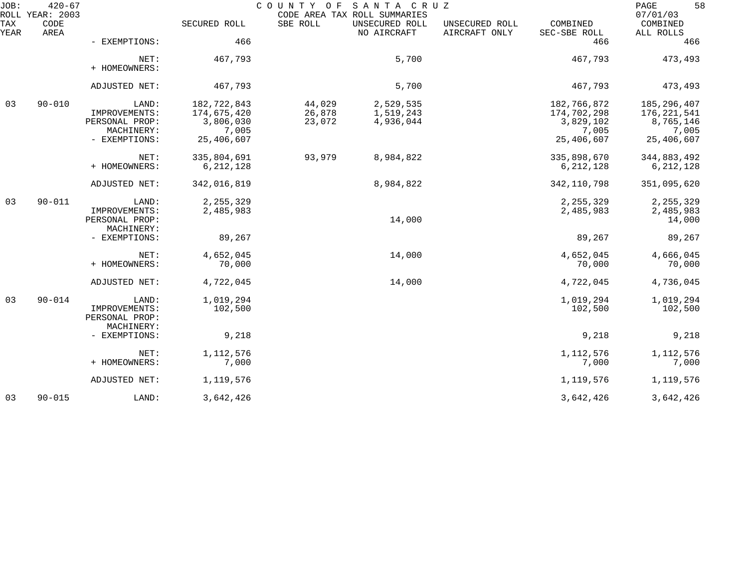| TAX YEAR | CODE AREA | | SECURED ROLL | SBE ROLL | UNSECURED ROLL NO AIRCRAFT | UNSECURED ROLL AIRCRAFT ONLY | COMBINED SEC-SBE ROLL | COMBINED ALL ROLLS |
|---|---|---|---|---|---|---|---|---|
| | | - EXEMPTIONS: | 466 | | | | 466 | 466 |
| | | NET: | 467,793 | | 5,700 | | 467,793 | 473,493 |
| | | + HOMEOWNERS: | | | | | | |
| | | ADJUSTED NET: | 467,793 | | 5,700 | | 467,793 | 473,493 |
| 03 | 90-010 | LAND: | 182,722,843 | 44,029 | 2,529,535 | | 182,766,872 | 185,296,407 |
| | | IMPROVEMENTS: | 174,675,420 | 26,878 | 1,519,243 | | 174,702,298 | 176,221,541 |
| | | PERSONAL PROP: | 3,806,030 | 23,072 | 4,936,044 | | 3,829,102 | 8,765,146 |
| | | MACHINERY: | 7,005 | | | | 7,005 | 7,005 |
| | | - EXEMPTIONS: | 25,406,607 | | | | 25,406,607 | 25,406,607 |
| | | NET: | 335,804,691 | 93,979 | 8,984,822 | | 335,898,670 | 344,883,492 |
| | | + HOMEOWNERS: | 6,212,128 | | | | 6,212,128 | 6,212,128 |
| | | ADJUSTED NET: | 342,016,819 | | 8,984,822 | | 342,110,798 | 351,095,620 |
| 03 | 90-011 | LAND: | 2,255,329 | | | | 2,255,329 | 2,255,329 |
| | | IMPROVEMENTS: | 2,485,983 | | | | 2,485,983 | 2,485,983 |
| | | PERSONAL PROP: | | | 14,000 | | | 14,000 |
| | | MACHINERY: | | | | | | |
| | | - EXEMPTIONS: | 89,267 | | | | 89,267 | 89,267 |
| | | NET: | 4,652,045 | | 14,000 | | 4,652,045 | 4,666,045 |
| | | + HOMEOWNERS: | 70,000 | | | | 70,000 | 70,000 |
| | | ADJUSTED NET: | 4,722,045 | | 14,000 | | 4,722,045 | 4,736,045 |
| 03 | 90-014 | LAND: | 1,019,294 | | | | 1,019,294 | 1,019,294 |
| | | IMPROVEMENTS: | 102,500 | | | | 102,500 | 102,500 |
| | | PERSONAL PROP: | | | | | | |
| | | MACHINERY: | | | | | | |
| | | - EXEMPTIONS: | 9,218 | | | | 9,218 | 9,218 |
| | | NET: | 1,112,576 | | | | 1,112,576 | 1,112,576 |
| | | + HOMEOWNERS: | 7,000 | | | | 7,000 | 7,000 |
| | | ADJUSTED NET: | 1,119,576 | | | | 1,119,576 | 1,119,576 |
| 03 | 90-015 | LAND: | 3,642,426 | | | | 3,642,426 | 3,642,426 |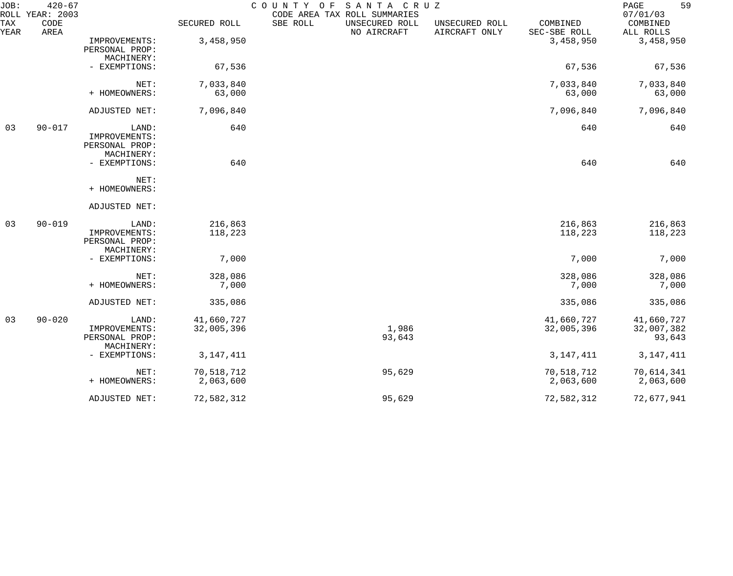JOB: 420-67 COUNTY OF SANTA CRUZ PAGE 59
ROLL YEAR: 2003 CODE AREA TAX ROLL SUMMARIES 07/01/03

| TAX YEAR | CODE AREA | | SECURED ROLL | SBE ROLL | UNSECURED ROLL NO AIRCRAFT | UNSECURED ROLL AIRCRAFT ONLY | COMBINED SEC-SBE ROLL | COMBINED ALL ROLLS |
|---|---|---|---|---|---|---|---|---|
| | | IMPROVEMENTS: | 3,458,950 | | | | 3,458,950 | 3,458,950 |
| | | PERSONAL PROP: | | | | | | |
| | | MACHINERY: | | | | | | |
| | | - EXEMPTIONS: | 67,536 | | | | 67,536 | 67,536 |
| | | NET: | 7,033,840 | | | | 7,033,840 | 7,033,840 |
| | | + HOMEOWNERS: | 63,000 | | | | 63,000 | 63,000 |
| | | ADJUSTED NET: | 7,096,840 | | | | 7,096,840 | 7,096,840 |
| 03 | 90-017 | LAND: | 640 | | | | 640 | 640 |
| | | IMPROVEMENTS: | | | | | | |
| | | PERSONAL PROP: | | | | | | |
| | | MACHINERY: | | | | | | |
| | | - EXEMPTIONS: | 640 | | | | 640 | 640 |
| | | NET: | | | | | | |
| | | + HOMEOWNERS: | | | | | | |
| | | ADJUSTED NET: | | | | | | |
| 03 | 90-019 | LAND: | 216,863 | | | | 216,863 | 216,863 |
| | | IMPROVEMENTS: | 118,223 | | | | 118,223 | 118,223 |
| | | PERSONAL PROP: | | | | | | |
| | | MACHINERY: | | | | | | |
| | | - EXEMPTIONS: | 7,000 | | | | 7,000 | 7,000 |
| | | NET: | 328,086 | | | | 328,086 | 328,086 |
| | | + HOMEOWNERS: | 7,000 | | | | 7,000 | 7,000 |
| | | ADJUSTED NET: | 335,086 | | | | 335,086 | 335,086 |
| 03 | 90-020 | LAND: | 41,660,727 | | | | 41,660,727 | 41,660,727 |
| | | IMPROVEMENTS: | 32,005,396 | | 1,986 | | 32,005,396 | 32,007,382 |
| | | PERSONAL PROP: | | | 93,643 | | | 93,643 |
| | | MACHINERY: | | | | | | |
| | | - EXEMPTIONS: | 3,147,411 | | | | 3,147,411 | 3,147,411 |
| | | NET: | 70,518,712 | | 95,629 | | 70,518,712 | 70,614,341 |
| | | + HOMEOWNERS: | 2,063,600 | | | | 2,063,600 | 2,063,600 |
| | | ADJUSTED NET: | 72,582,312 | | 95,629 | | 72,582,312 | 72,677,941 |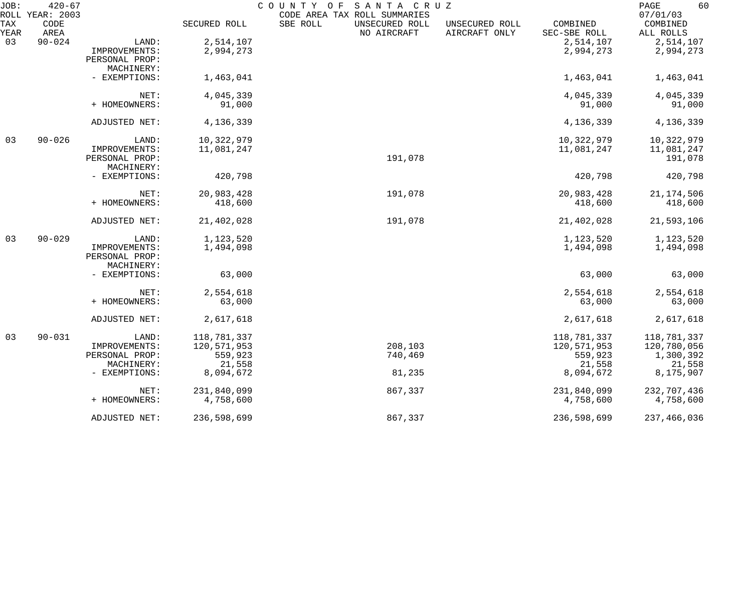JOB: 420-67 COUNTY OF SANTA CRUZ
ROLL YEAR: 2003 CODE AREA TAX ROLL SUMMARIES 07/01/03

| TAX YEAR | CODE AREA | | SECURED ROLL | SBE ROLL | UNSECURED ROLL NO AIRCRAFT | UNSECURED ROLL AIRCRAFT ONLY | COMBINED SEC-SBE ROLL | COMBINED ALL ROLLS |
|---|---|---|---|---|---|---|---|---|
| 03 | 90-024 | LAND: | 2,514,107 | | | | 2,514,107 | 2,514,107 |
| | | IMPROVEMENTS: | 2,994,273 | | | | 2,994,273 | 2,994,273 |
| | | PERSONAL PROP: | | | | | | |
| | | MACHINERY: | | | | | | |
| | | - EXEMPTIONS: | 1,463,041 | | | | 1,463,041 | 1,463,041 |
| | | NET: | 4,045,339 | | | | 4,045,339 | 4,045,339 |
| | | + HOMEOWNERS: | 91,000 | | | | 91,000 | 91,000 |
| | | ADJUSTED NET: | 4,136,339 | | | | 4,136,339 | 4,136,339 |
| 03 | 90-026 | LAND: | 10,322,979 | | | | 10,322,979 | 10,322,979 |
| | | IMPROVEMENTS: | 11,081,247 | | | | 11,081,247 | 11,081,247 |
| | | PERSONAL PROP: | | | 191,078 | | | 191,078 |
| | | MACHINERY: | | | | | | |
| | | - EXEMPTIONS: | 420,798 | | | | 420,798 | 420,798 |
| | | NET: | 20,983,428 | | 191,078 | | 20,983,428 | 21,174,506 |
| | | + HOMEOWNERS: | 418,600 | | | | 418,600 | 418,600 |
| | | ADJUSTED NET: | 21,402,028 | | 191,078 | | 21,402,028 | 21,593,106 |
| 03 | 90-029 | LAND: | 1,123,520 | | | | 1,123,520 | 1,123,520 |
| | | IMPROVEMENTS: | 1,494,098 | | | | 1,494,098 | 1,494,098 |
| | | PERSONAL PROP: | | | | | | |
| | | MACHINERY: | | | | | | |
| | | - EXEMPTIONS: | 63,000 | | | | 63,000 | 63,000 |
| | | NET: | 2,554,618 | | | | 2,554,618 | 2,554,618 |
| | | + HOMEOWNERS: | 63,000 | | | | 63,000 | 63,000 |
| | | ADJUSTED NET: | 2,617,618 | | | | 2,617,618 | 2,617,618 |
| 03 | 90-031 | LAND: | 118,781,337 | | | | 118,781,337 | 118,781,337 |
| | | IMPROVEMENTS: | 120,571,953 | | 208,103 | | 120,571,953 | 120,780,056 |
| | | PERSONAL PROP: | 559,923 | | 740,469 | | 559,923 | 1,300,392 |
| | | MACHINERY: | 21,558 | | | | 21,558 | 21,558 |
| | | - EXEMPTIONS: | 8,094,672 | | 81,235 | | 8,094,672 | 8,175,907 |
| | | NET: | 231,840,099 | | 867,337 | | 231,840,099 | 232,707,436 |
| | | + HOMEOWNERS: | 4,758,600 | | | | 4,758,600 | 4,758,600 |
| | | ADJUSTED NET: | 236,598,699 | | 867,337 | | 236,598,699 | 237,466,036 |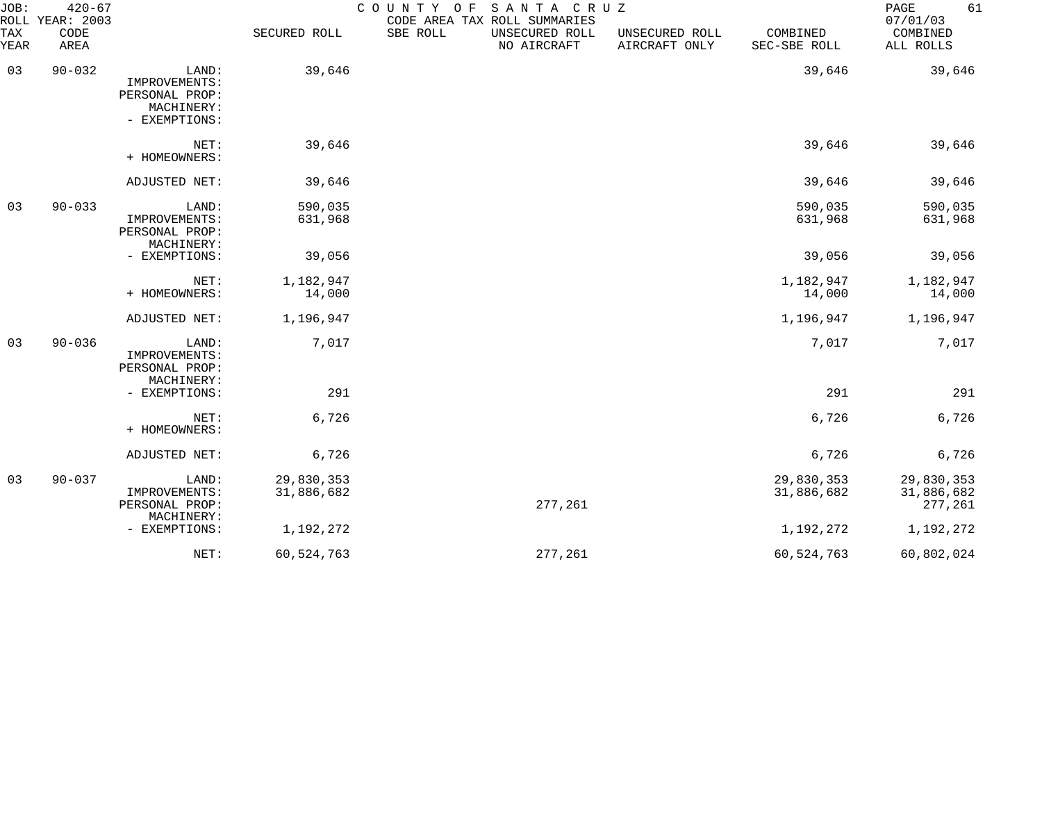JOB: 420-67 COUNTY OF SANTA CRUZ
ROLL YEAR: 2003 CODE AREA TAX ROLL SUMMARIES 07/01/03

| TAX YEAR | CODE AREA | | SECURED ROLL | SBE ROLL | UNSECURED ROLL NO AIRCRAFT | UNSECURED ROLL AIRCRAFT ONLY | COMBINED SEC-SBE ROLL | COMBINED ALL ROLLS |
|---|---|---|---|---|---|---|---|---|
| 03 | 90-032 | LAND: | 39,646 | | | | 39,646 | 39,646 |
| | | IMPROVEMENTS: | | | | | | |
| | | PERSONAL PROP: | | | | | | |
| | | MACHINERY: | | | | | | |
| | | - EXEMPTIONS: | | | | | | |
| | | NET: | 39,646 | | | | 39,646 | 39,646 |
| | | + HOMEOWNERS: | | | | | | |
| | | ADJUSTED NET: | 39,646 | | | | 39,646 | 39,646 |
| 03 | 90-033 | LAND: | 590,035 | | | | 590,035 | 590,035 |
| | | IMPROVEMENTS: | 631,968 | | | | 631,968 | 631,968 |
| | | PERSONAL PROP: | | | | | | |
| | | MACHINERY: | | | | | | |
| | | - EXEMPTIONS: | 39,056 | | | | 39,056 | 39,056 |
| | | NET: | 1,182,947 | | | | 1,182,947 | 1,182,947 |
| | | + HOMEOWNERS: | 14,000 | | | | 14,000 | 14,000 |
| | | ADJUSTED NET: | 1,196,947 | | | | 1,196,947 | 1,196,947 |
| 03 | 90-036 | LAND: | 7,017 | | | | 7,017 | 7,017 |
| | | IMPROVEMENTS: | | | | | | |
| | | PERSONAL PROP: | | | | | | |
| | | MACHINERY: | | | | | | |
| | | - EXEMPTIONS: | 291 | | | | 291 | 291 |
| | | NET: | 6,726 | | | | 6,726 | 6,726 |
| | | + HOMEOWNERS: | | | | | | |
| | | ADJUSTED NET: | 6,726 | | | | 6,726 | 6,726 |
| 03 | 90-037 | LAND: | 29,830,353 | | | | 29,830,353 | 29,830,353 |
| | | IMPROVEMENTS: | 31,886,682 | | | | 31,886,682 | 31,886,682 |
| | | PERSONAL PROP: | | | 277,261 | | | 277,261 |
| | | MACHINERY: | | | | | | |
| | | - EXEMPTIONS: | 1,192,272 | | | | 1,192,272 | 1,192,272 |
| | | NET: | 60,524,763 | | 277,261 | | 60,524,763 | 60,802,024 |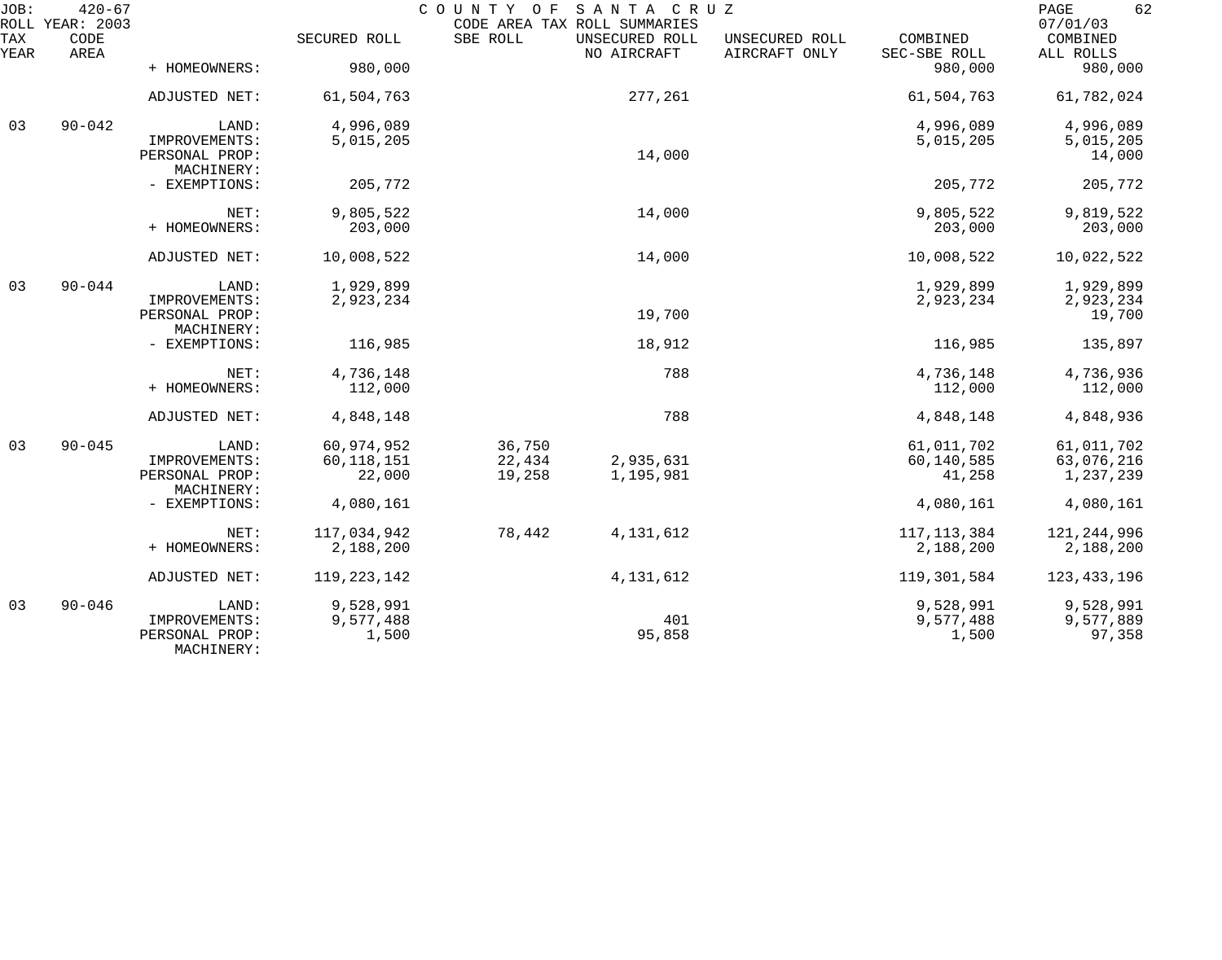JOB: 420-67 COUNTY OF SANTA CRUZ
ROLL YEAR: 2003 CODE AREA TAX ROLL SUMMARIES 07/01/03

| TAX YEAR | CODE AREA | | SECURED ROLL | SBE ROLL | UNSECURED ROLL NO AIRCRAFT | UNSECURED ROLL AIRCRAFT ONLY | COMBINED SEC-SBE ROLL | COMBINED ALL ROLLS |
|---|---|---|---|---|---|---|---|---|
| | | + HOMEOWNERS: | 980,000 | | | | 980,000 | 980,000 |
| | | ADJUSTED NET: | 61,504,763 | | 277,261 | | 61,504,763 | 61,782,024 |
| 03 | 90-042 | LAND: | 4,996,089 | | | | 4,996,089 | 4,996,089 |
| | | IMPROVEMENTS: | 5,015,205 | | | | 5,015,205 | 5,015,205 |
| | | PERSONAL PROP: | | | 14,000 | | | 14,000 |
| | | MACHINERY: | | | | | | |
| | | - EXEMPTIONS: | 205,772 | | | | 205,772 | 205,772 |
| | | NET: | 9,805,522 | | 14,000 | | 9,805,522 | 9,819,522 |
| | | + HOMEOWNERS: | 203,000 | | | | 203,000 | 203,000 |
| | | ADJUSTED NET: | 10,008,522 | | 14,000 | | 10,008,522 | 10,022,522 |
| 03 | 90-044 | LAND: | 1,929,899 | | | | 1,929,899 | 1,929,899 |
| | | IMPROVEMENTS: | 2,923,234 | | | | 2,923,234 | 2,923,234 |
| | | PERSONAL PROP: | | | 19,700 | | | 19,700 |
| | | MACHINERY: | | | | | | |
| | | - EXEMPTIONS: | 116,985 | | 18,912 | | 116,985 | 135,897 |
| | | NET: | 4,736,148 | | 788 | | 4,736,148 | 4,736,936 |
| | | + HOMEOWNERS: | 112,000 | | | | 112,000 | 112,000 |
| | | ADJUSTED NET: | 4,848,148 | | 788 | | 4,848,148 | 4,848,936 |
| 03 | 90-045 | LAND: | 60,974,952 | 36,750 | | | 61,011,702 | 61,011,702 |
| | | IMPROVEMENTS: | 60,118,151 | 22,434 | 2,935,631 | | 60,140,585 | 63,076,216 |
| | | PERSONAL PROP: | 22,000 | 19,258 | 1,195,981 | | 41,258 | 1,237,239 |
| | | MACHINERY: | | | | | | |
| | | - EXEMPTIONS: | 4,080,161 | | | | 4,080,161 | 4,080,161 |
| | | NET: | 117,034,942 | 78,442 | 4,131,612 | | 117,113,384 | 121,244,996 |
| | | + HOMEOWNERS: | 2,188,200 | | | | 2,188,200 | 2,188,200 |
| | | ADJUSTED NET: | 119,223,142 | | 4,131,612 | | 119,301,584 | 123,433,196 |
| 03 | 90-046 | LAND: | 9,528,991 | | | | 9,528,991 | 9,528,991 |
| | | IMPROVEMENTS: | 9,577,488 | | 401 | | 9,577,488 | 9,577,889 |
| | | PERSONAL PROP: | 1,500 | | 95,858 | | 1,500 | 97,358 |
| | | MACHINERY: | | | | | | |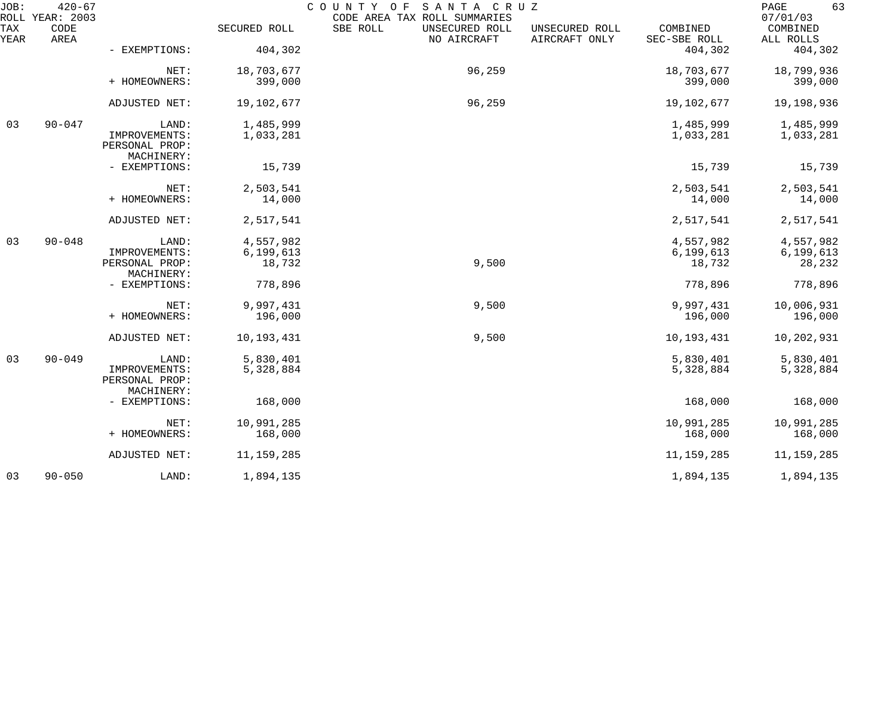JOB: 420-67 COUNTY OF SANTA CRUZ
ROLL YEAR: 2003 CODE AREA TAX ROLL SUMMARIES 07/01/03

| TAX YEAR | CODE AREA | | SECURED ROLL | SBE ROLL | UNSECURED ROLL NO AIRCRAFT | UNSECURED ROLL AIRCRAFT ONLY | COMBINED SEC-SBE ROLL | COMBINED ALL ROLLS |
|---|---|---|---|---|---|---|---|---|
| | | - EXEMPTIONS: | 404,302 | | | | 404,302 | 404,302 |
| | | NET: | 18,703,677 | | 96,259 | | 18,703,677 | 18,799,936 |
| | | + HOMEOWNERS: | 399,000 | | | | 399,000 | 399,000 |
| | | ADJUSTED NET: | 19,102,677 | | 96,259 | | 19,102,677 | 19,198,936 |
| 03 | 90-047 | LAND: | 1,485,999 | | | | 1,485,999 | 1,485,999 |
| | | IMPROVEMENTS: | 1,033,281 | | | | 1,033,281 | 1,033,281 |
| | | PERSONAL PROP: | | | | | | |
| | | MACHINERY: | | | | | | |
| | | - EXEMPTIONS: | 15,739 | | | | 15,739 | 15,739 |
| | | NET: | 2,503,541 | | | | 2,503,541 | 2,503,541 |
| | | + HOMEOWNERS: | 14,000 | | | | 14,000 | 14,000 |
| | | ADJUSTED NET: | 2,517,541 | | | | 2,517,541 | 2,517,541 |
| 03 | 90-048 | LAND: | 4,557,982 | | | | 4,557,982 | 4,557,982 |
| | | IMPROVEMENTS: | 6,199,613 | | | | 6,199,613 | 6,199,613 |
| | | PERSONAL PROP: | 18,732 | | 9,500 | | 18,732 | 28,232 |
| | | MACHINERY: | | | | | | |
| | | - EXEMPTIONS: | 778,896 | | | | 778,896 | 778,896 |
| | | NET: | 9,997,431 | | 9,500 | | 9,997,431 | 10,006,931 |
| | | + HOMEOWNERS: | 196,000 | | | | 196,000 | 196,000 |
| | | ADJUSTED NET: | 10,193,431 | | 9,500 | | 10,193,431 | 10,202,931 |
| 03 | 90-049 | LAND: | 5,830,401 | | | | 5,830,401 | 5,830,401 |
| | | IMPROVEMENTS: | 5,328,884 | | | | 5,328,884 | 5,328,884 |
| | | PERSONAL PROP: | | | | | | |
| | | MACHINERY: | | | | | | |
| | | - EXEMPTIONS: | 168,000 | | | | 168,000 | 168,000 |
| | | NET: | 10,991,285 | | | | 10,991,285 | 10,991,285 |
| | | + HOMEOWNERS: | 168,000 | | | | 168,000 | 168,000 |
| | | ADJUSTED NET: | 11,159,285 | | | | 11,159,285 | 11,159,285 |
| 03 | 90-050 | LAND: | 1,894,135 | | | | 1,894,135 | 1,894,135 |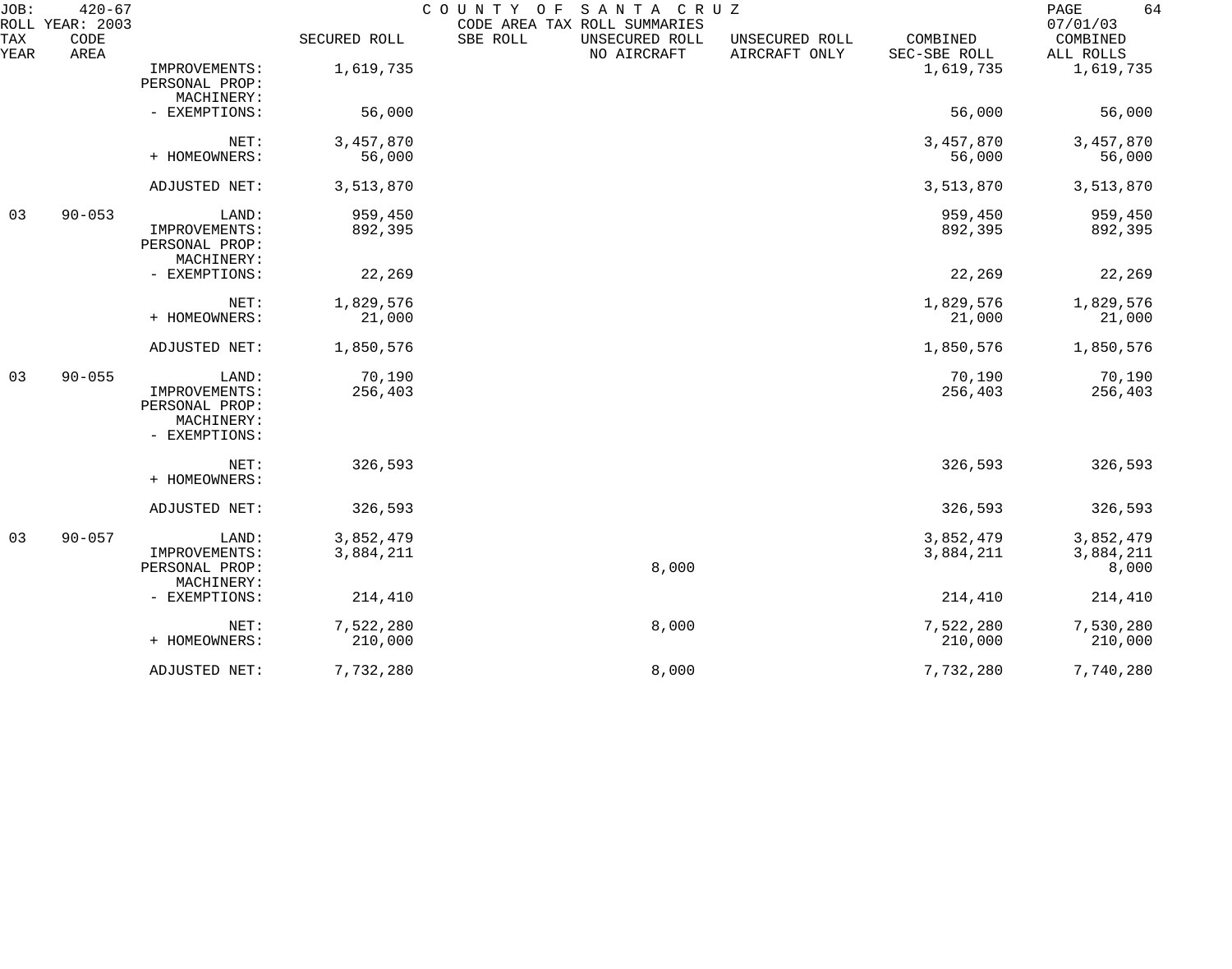| TAX YEAR | CODE AREA | | SECURED ROLL | SBE ROLL | UNSECURED ROLL NO AIRCRAFT | UNSECURED ROLL AIRCRAFT ONLY | COMBINED SEC-SBE ROLL | COMBINED ALL ROLLS |
|---|---|---|---|---|---|---|---|---|
| | | IMPROVEMENTS: | 1,619,735 | | | | 1,619,735 | 1,619,735 |
| | | PERSONAL PROP: | | | | | | |
| | | MACHINERY: | | | | | | |
| | | - EXEMPTIONS: | 56,000 | | | | 56,000 | 56,000 |
| | | NET: | 3,457,870 | | | | 3,457,870 | 3,457,870 |
| | | + HOMEOWNERS: | 56,000 | | | | 56,000 | 56,000 |
| | | ADJUSTED NET: | 3,513,870 | | | | 3,513,870 | 3,513,870 |
| 03 | 90-053 | LAND: | 959,450 | | | | 959,450 | 959,450 |
| | | IMPROVEMENTS: | 892,395 | | | | 892,395 | 892,395 |
| | | PERSONAL PROP: | | | | | | |
| | | MACHINERY: | | | | | | |
| | | - EXEMPTIONS: | 22,269 | | | | 22,269 | 22,269 |
| | | NET: | 1,829,576 | | | | 1,829,576 | 1,829,576 |
| | | + HOMEOWNERS: | 21,000 | | | | 21,000 | 21,000 |
| | | ADJUSTED NET: | 1,850,576 | | | | 1,850,576 | 1,850,576 |
| 03 | 90-055 | LAND: | 70,190 | | | | 70,190 | 70,190 |
| | | IMPROVEMENTS: | 256,403 | | | | 256,403 | 256,403 |
| | | PERSONAL PROP: | | | | | | |
| | | MACHINERY: | | | | | | |
| | | - EXEMPTIONS: | | | | | | |
| | | NET: | 326,593 | | | | 326,593 | 326,593 |
| | | + HOMEOWNERS: | | | | | | |
| | | ADJUSTED NET: | 326,593 | | | | 326,593 | 326,593 |
| 03 | 90-057 | LAND: | 3,852,479 | | | | 3,852,479 | 3,852,479 |
| | | IMPROVEMENTS: | 3,884,211 | | | | 3,884,211 | 3,884,211 |
| | | PERSONAL PROP: | | | 8,000 | | | 8,000 |
| | | MACHINERY: | | | | | | |
| | | - EXEMPTIONS: | 214,410 | | | | 214,410 | 214,410 |
| | | NET: | 7,522,280 | | 8,000 | | 7,522,280 | 7,530,280 |
| | | + HOMEOWNERS: | 210,000 | | | | 210,000 | 210,000 |
| | | ADJUSTED NET: | 7,732,280 | | 8,000 | | 7,732,280 | 7,740,280 |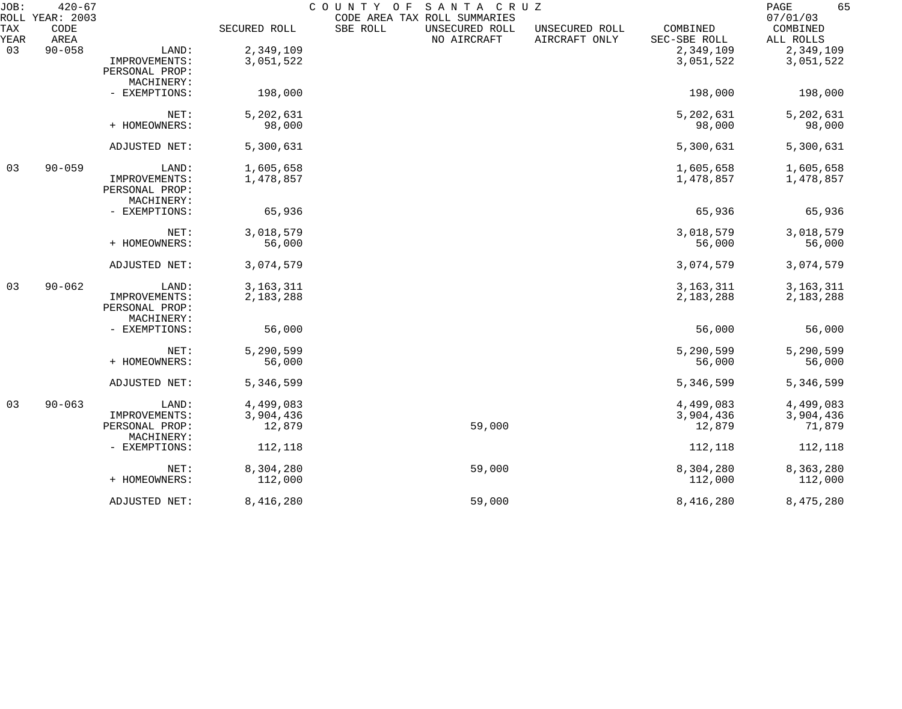JOB: 420-67 COUNTY OF SANTA CRUZ
ROLL YEAR: 2003 CODE AREA TAX ROLL SUMMARIES 07/01/03

| TAX YEAR | CODE AREA | | SECURED ROLL | SBE ROLL | UNSECURED ROLL NO AIRCRAFT | UNSECURED ROLL AIRCRAFT ONLY | COMBINED SEC-SBE ROLL | COMBINED ALL ROLLS |
|---|---|---|---|---|---|---|---|---|
| 03 | 90-058 | LAND: | 2,349,109 | | | | 2,349,109 | 2,349,109 |
| | | IMPROVEMENTS: | 3,051,522 | | | | 3,051,522 | 3,051,522 |
| | | PERSONAL PROP: | | | | | | |
| | | MACHINERY: | | | | | | |
| | | - EXEMPTIONS: | 198,000 | | | | 198,000 | 198,000 |
| | | NET: | 5,202,631 | | | | 5,202,631 | 5,202,631 |
| | | + HOMEOWNERS: | 98,000 | | | | 98,000 | 98,000 |
| | | ADJUSTED NET: | 5,300,631 | | | | 5,300,631 | 5,300,631 |
| 03 | 90-059 | LAND: | 1,605,658 | | | | 1,605,658 | 1,605,658 |
| | | IMPROVEMENTS: | 1,478,857 | | | | 1,478,857 | 1,478,857 |
| | | PERSONAL PROP: | | | | | | |
| | | MACHINERY: | | | | | | |
| | | - EXEMPTIONS: | 65,936 | | | | 65,936 | 65,936 |
| | | NET: | 3,018,579 | | | | 3,018,579 | 3,018,579 |
| | | + HOMEOWNERS: | 56,000 | | | | 56,000 | 56,000 |
| | | ADJUSTED NET: | 3,074,579 | | | | 3,074,579 | 3,074,579 |
| 03 | 90-062 | LAND: | 3,163,311 | | | | 3,163,311 | 3,163,311 |
| | | IMPROVEMENTS: | 2,183,288 | | | | 2,183,288 | 2,183,288 |
| | | PERSONAL PROP: | | | | | | |
| | | MACHINERY: | | | | | | |
| | | - EXEMPTIONS: | 56,000 | | | | 56,000 | 56,000 |
| | | NET: | 5,290,599 | | | | 5,290,599 | 5,290,599 |
| | | + HOMEOWNERS: | 56,000 | | | | 56,000 | 56,000 |
| | | ADJUSTED NET: | 5,346,599 | | | | 5,346,599 | 5,346,599 |
| 03 | 90-063 | LAND: | 4,499,083 | | | | 4,499,083 | 4,499,083 |
| | | IMPROVEMENTS: | 3,904,436 | | | | 3,904,436 | 3,904,436 |
| | | PERSONAL PROP: | 12,879 | | 59,000 | | 12,879 | 71,879 |
| | | MACHINERY: | | | | | | |
| | | - EXEMPTIONS: | 112,118 | | | | 112,118 | 112,118 |
| | | NET: | 8,304,280 | | 59,000 | | 8,304,280 | 8,363,280 |
| | | + HOMEOWNERS: | 112,000 | | | | 112,000 | 112,000 |
| | | ADJUSTED NET: | 8,416,280 | | 59,000 | | 8,416,280 | 8,475,280 |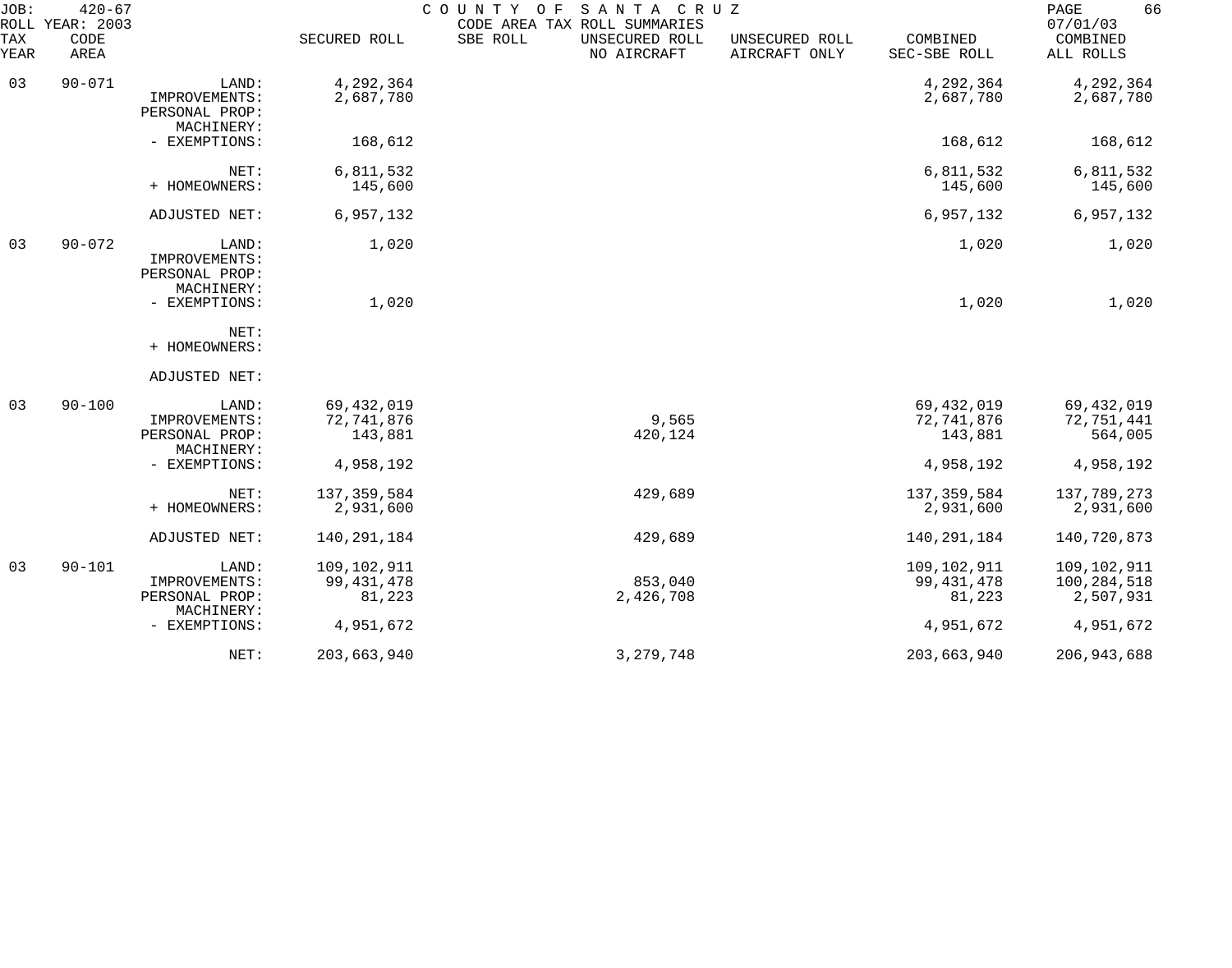JOB: 420-67 COUNTY OF SANTA CRUZ
ROLL YEAR: 2003 CODE AREA TAX ROLL SUMMARIES 07/01/03

| TAX YEAR | CODE AREA | | SECURED ROLL | SBE ROLL | UNSECURED ROLL NO AIRCRAFT | UNSECURED ROLL AIRCRAFT ONLY | COMBINED SEC-SBE ROLL | COMBINED ALL ROLLS |
|---|---|---|---|---|---|---|---|---|
| 03 | 90-071 | LAND: | 4,292,364 | | | | 4,292,364 | 4,292,364 |
| | | IMPROVEMENTS: | 2,687,780 | | | | 2,687,780 | 2,687,780 |
| | | PERSONAL PROP: | | | | | | |
| | | MACHINERY: | | | | | | |
| | | - EXEMPTIONS: | 168,612 | | | | 168,612 | 168,612 |
| | | NET: | 6,811,532 | | | | 6,811,532 | 6,811,532 |
| | | + HOMEOWNERS: | 145,600 | | | | 145,600 | 145,600 |
| | | ADJUSTED NET: | 6,957,132 | | | | 6,957,132 | 6,957,132 |
| 03 | 90-072 | LAND: | 1,020 | | | | 1,020 | 1,020 |
| | | IMPROVEMENTS: | | | | | | |
| | | PERSONAL PROP: | | | | | | |
| | | MACHINERY: | | | | | | |
| | | - EXEMPTIONS: | 1,020 | | | | 1,020 | 1,020 |
| | | NET: | | | | | | |
| | | + HOMEOWNERS: | | | | | | |
| | | ADJUSTED NET: | | | | | | |
| 03 | 90-100 | LAND: | 69,432,019 | | | | 69,432,019 | 69,432,019 |
| | | IMPROVEMENTS: | 72,741,876 | | 9,565 | | 72,741,876 | 72,751,441 |
| | | PERSONAL PROP: | 143,881 | | 420,124 | | 143,881 | 564,005 |
| | | MACHINERY: | | | | | | |
| | | - EXEMPTIONS: | 4,958,192 | | | | 4,958,192 | 4,958,192 |
| | | NET: | 137,359,584 | | 429,689 | | 137,359,584 | 137,789,273 |
| | | + HOMEOWNERS: | 2,931,600 | | | | 2,931,600 | 2,931,600 |
| | | ADJUSTED NET: | 140,291,184 | | 429,689 | | 140,291,184 | 140,720,873 |
| 03 | 90-101 | LAND: | 109,102,911 | | | | 109,102,911 | 109,102,911 |
| | | IMPROVEMENTS: | 99,431,478 | | 853,040 | | 99,431,478 | 100,284,518 |
| | | PERSONAL PROP: | 81,223 | | 2,426,708 | | 81,223 | 2,507,931 |
| | | MACHINERY: | | | | | | |
| | | - EXEMPTIONS: | 4,951,672 | | | | 4,951,672 | 4,951,672 |
| | | NET: | 203,663,940 | | 3,279,748 | | 203,663,940 | 206,943,688 |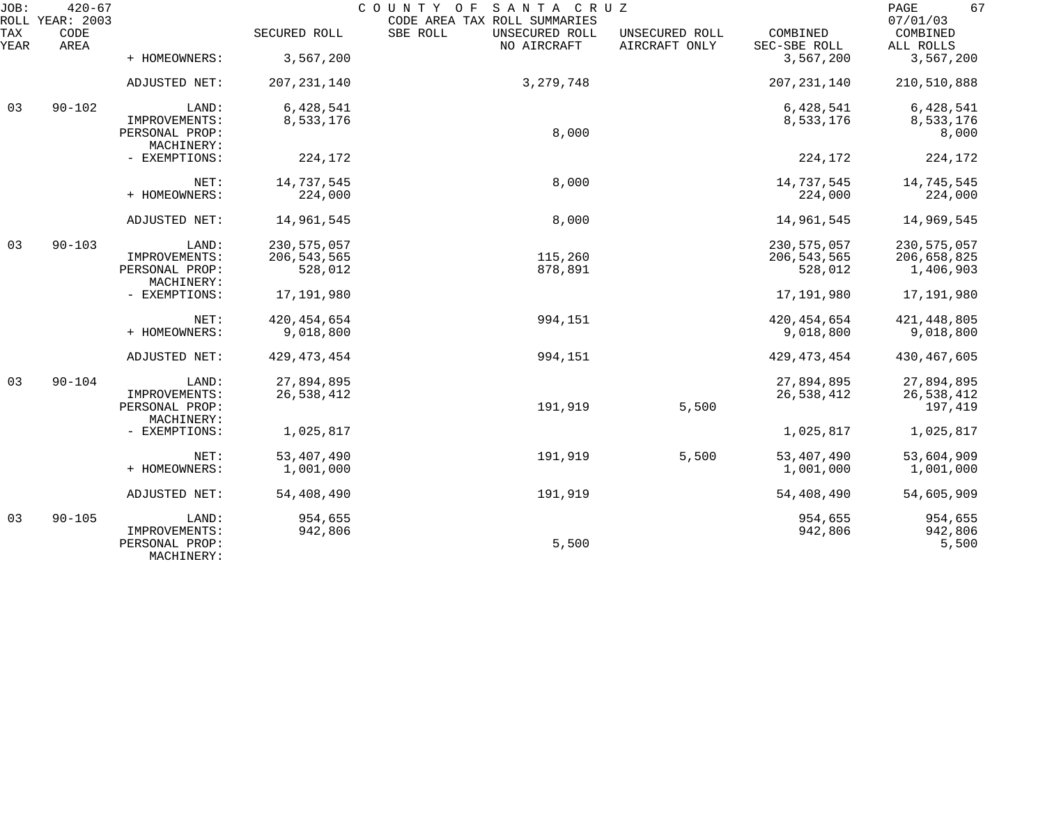JOB: 420-67 COUNTY OF SANTA CRUZ
ROLL YEAR: 2003 CODE AREA TAX ROLL SUMMARIES 07/01/03

| TAX YEAR | CODE AREA | | SECURED ROLL | SBE ROLL | UNSECURED ROLL NO AIRCRAFT | UNSECURED ROLL AIRCRAFT ONLY | COMBINED SEC-SBE ROLL | COMBINED ALL ROLLS |
|---|---|---|---|---|---|---|---|---|
| | | + HOMEOWNERS: | 3,567,200 | | | | 3,567,200 | 3,567,200 |
| | | ADJUSTED NET: | 207,231,140 | | 3,279,748 | | 207,231,140 | 210,510,888 |
| 03 | 90-102 | LAND: | 6,428,541 | | | | 6,428,541 | 6,428,541 |
| | | IMPROVEMENTS: | 8,533,176 | | | | 8,533,176 | 8,533,176 |
| | | PERSONAL PROP: | | | 8,000 | | | 8,000 |
| | | MACHINERY: | | | | | | |
| | | - EXEMPTIONS: | 224,172 | | | | 224,172 | 224,172 |
| | | NET: | 14,737,545 | | 8,000 | | 14,737,545 | 14,745,545 |
| | | + HOMEOWNERS: | 224,000 | | | | 224,000 | 224,000 |
| | | ADJUSTED NET: | 14,961,545 | | 8,000 | | 14,961,545 | 14,969,545 |
| 03 | 90-103 | LAND: | 230,575,057 | | | | 230,575,057 | 230,575,057 |
| | | IMPROVEMENTS: | 206,543,565 | | 115,260 | | 206,543,565 | 206,658,825 |
| | | PERSONAL PROP: | 528,012 | | 878,891 | | 528,012 | 1,406,903 |
| | | MACHINERY: | | | | | | |
| | | - EXEMPTIONS: | 17,191,980 | | | | 17,191,980 | 17,191,980 |
| | | NET: | 420,454,654 | | 994,151 | | 420,454,654 | 421,448,805 |
| | | + HOMEOWNERS: | 9,018,800 | | | | 9,018,800 | 9,018,800 |
| | | ADJUSTED NET: | 429,473,454 | | 994,151 | | 429,473,454 | 430,467,605 |
| 03 | 90-104 | LAND: | 27,894,895 | | | | 27,894,895 | 27,894,895 |
| | | IMPROVEMENTS: | 26,538,412 | | | | 26,538,412 | 26,538,412 |
| | | PERSONAL PROP: | | | 191,919 | 5,500 | | 197,419 |
| | | MACHINERY: | | | | | | |
| | | - EXEMPTIONS: | 1,025,817 | | | | 1,025,817 | 1,025,817 |
| | | NET: | 53,407,490 | | 191,919 | 5,500 | 53,407,490 | 53,604,909 |
| | | + HOMEOWNERS: | 1,001,000 | | | | 1,001,000 | 1,001,000 |
| | | ADJUSTED NET: | 54,408,490 | | 191,919 | | 54,408,490 | 54,605,909 |
| 03 | 90-105 | LAND: | 954,655 | | | | 954,655 | 954,655 |
| | | IMPROVEMENTS: | 942,806 | | | | 942,806 | 942,806 |
| | | PERSONAL PROP: | | | 5,500 | | | 5,500 |
| | | MACHINERY: | | | | | | |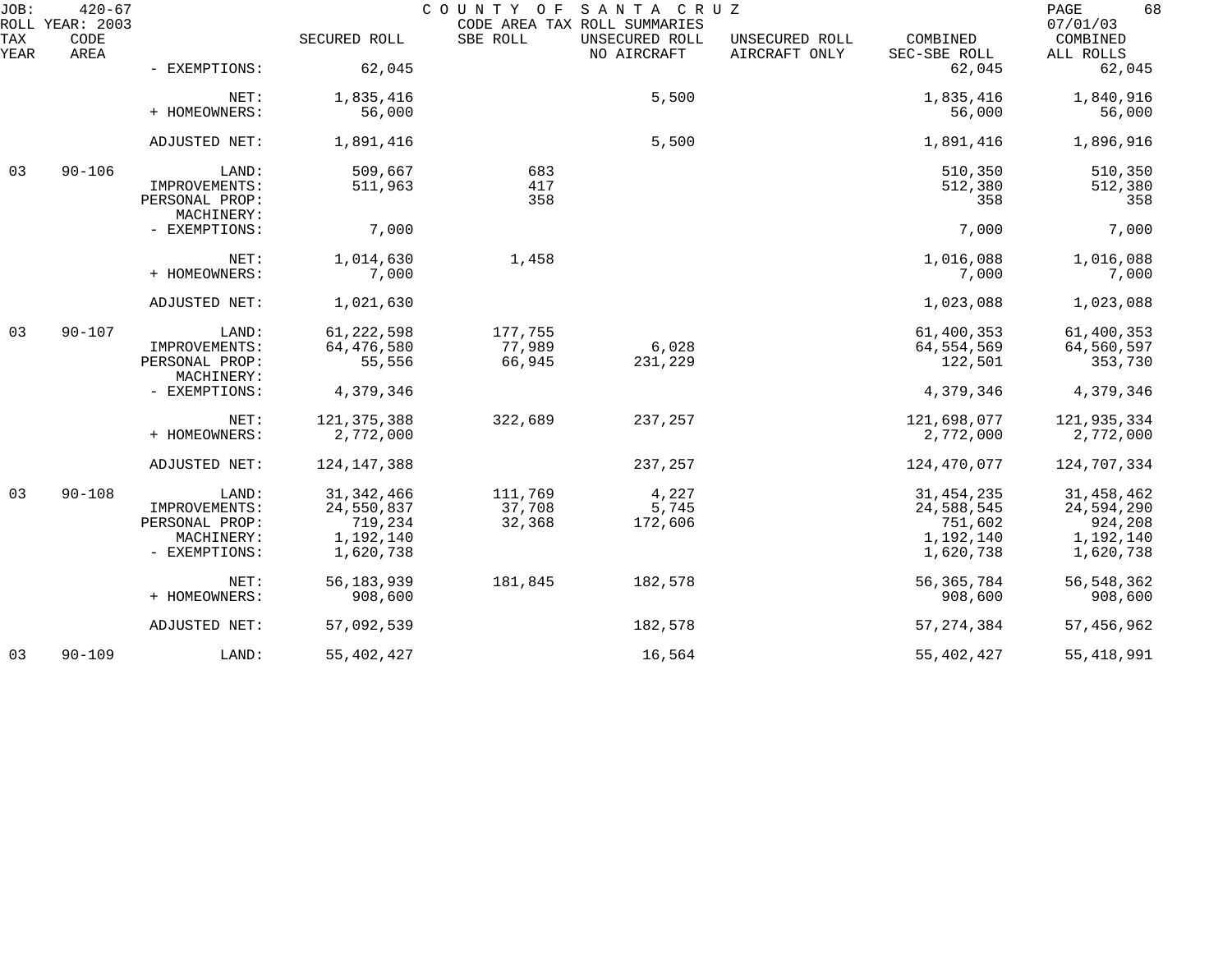| TAX YEAR | CODE AREA | | SECURED ROLL | SBE ROLL | UNSECURED ROLL NO AIRCRAFT | UNSECURED ROLL AIRCRAFT ONLY | COMBINED SEC-SBE ROLL | COMBINED ALL ROLLS |
|---|---|---|---|---|---|---|---|---|
| | | - EXEMPTIONS: | 62,045 | | | | 62,045 | 62,045 |
| | | NET: | 1,835,416 | | 5,500 | | 1,835,416 | 1,840,916 |
| | | + HOMEOWNERS: | 56,000 | | | | 56,000 | 56,000 |
| | | ADJUSTED NET: | 1,891,416 | | 5,500 | | 1,891,416 | 1,896,916 |
| 03 | 90-106 | LAND: | 509,667 | 683 | | | 510,350 | 510,350 |
| | | IMPROVEMENTS: | 511,963 | 417 | | | 512,380 | 512,380 |
| | | PERSONAL PROP: | | 358 | | | 358 | 358 |
| | | MACHINERY: | | | | | | |
| | | - EXEMPTIONS: | 7,000 | | | | 7,000 | 7,000 |
| | | NET: | 1,014,630 | 1,458 | | | 1,016,088 | 1,016,088 |
| | | + HOMEOWNERS: | 7,000 | | | | 7,000 | 7,000 |
| | | ADJUSTED NET: | 1,021,630 | | | | 1,023,088 | 1,023,088 |
| 03 | 90-107 | LAND: | 61,222,598 | 177,755 | | | 61,400,353 | 61,400,353 |
| | | IMPROVEMENTS: | 64,476,580 | 77,989 | 6,028 | | 64,554,569 | 64,560,597 |
| | | PERSONAL PROP: | 55,556 | 66,945 | 231,229 | | 122,501 | 353,730 |
| | | MACHINERY: | | | | | | |
| | | - EXEMPTIONS: | 4,379,346 | | | | 4,379,346 | 4,379,346 |
| | | NET: | 121,375,388 | 322,689 | 237,257 | | 121,698,077 | 121,935,334 |
| | | + HOMEOWNERS: | 2,772,000 | | | | 2,772,000 | 2,772,000 |
| | | ADJUSTED NET: | 124,147,388 | | 237,257 | | 124,470,077 | 124,707,334 |
| 03 | 90-108 | LAND: | 31,342,466 | 111,769 | 4,227 | | 31,454,235 | 31,458,462 |
| | | IMPROVEMENTS: | 24,550,837 | 37,708 | 5,745 | | 24,588,545 | 24,594,290 |
| | | PERSONAL PROP: | 719,234 | 32,368 | 172,606 | | 751,602 | 924,208 |
| | | MACHINERY: | 1,192,140 | | | | 1,192,140 | 1,192,140 |
| | | - EXEMPTIONS: | 1,620,738 | | | | 1,620,738 | 1,620,738 |
| | | NET: | 56,183,939 | 181,845 | 182,578 | | 56,365,784 | 56,548,362 |
| | | + HOMEOWNERS: | 908,600 | | | | 908,600 | 908,600 |
| | | ADJUSTED NET: | 57,092,539 | | 182,578 | | 57,274,384 | 57,456,962 |
| 03 | 90-109 | LAND: | 55,402,427 | | 16,564 | | 55,402,427 | 55,418,991 |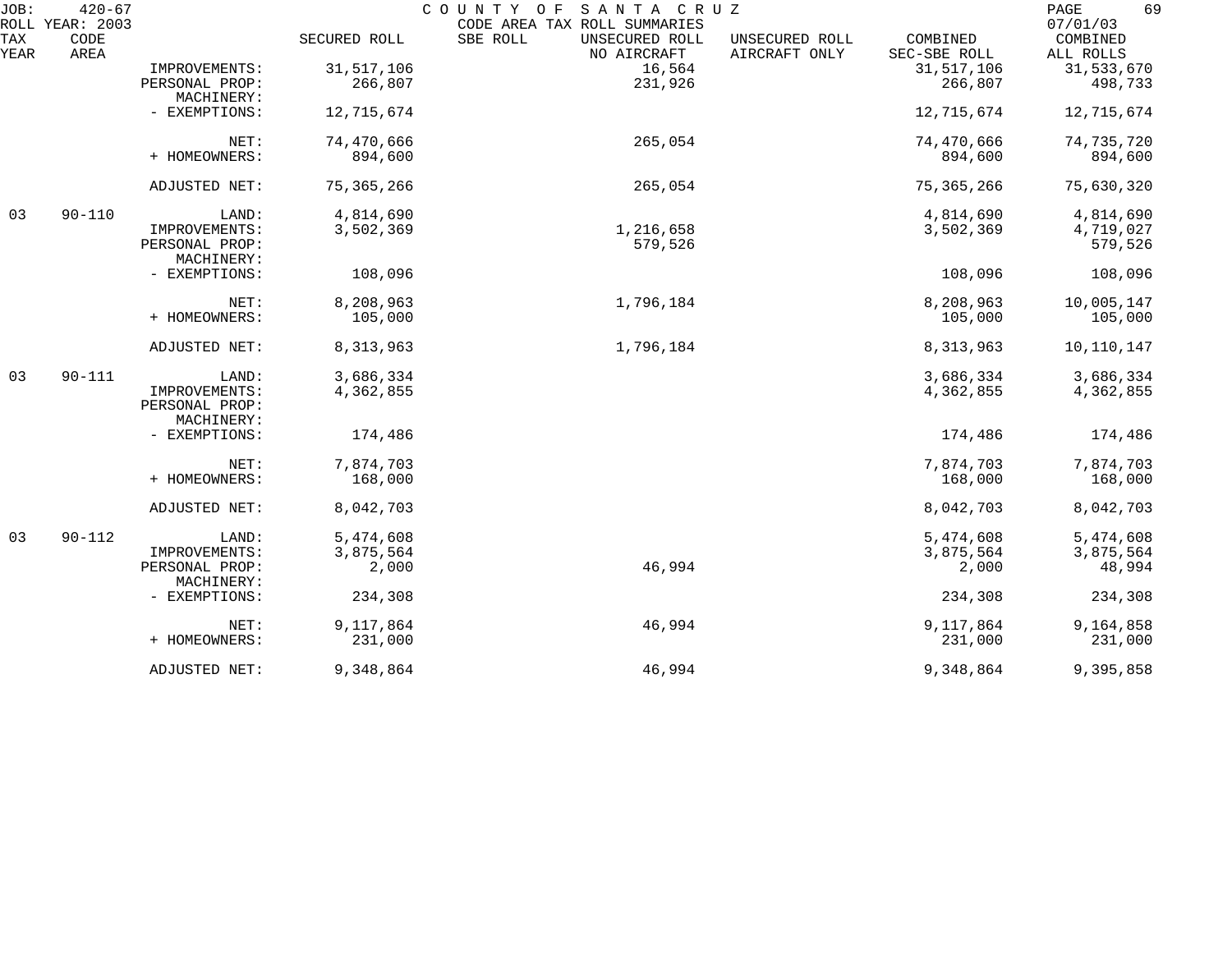JOB: 420-67 COUNTY OF SANTA CRUZ
ROLL YEAR: 2003 CODE AREA TAX ROLL SUMMARIES 07/01/03

| TAX YEAR | CODE AREA | | SECURED ROLL | SBE ROLL | UNSECURED ROLL NO AIRCRAFT | UNSECURED ROLL AIRCRAFT ONLY | COMBINED SEC-SBE ROLL | COMBINED ALL ROLLS |
|---|---|---|---|---|---|---|---|---|
| | | IMPROVEMENTS: | 31,517,106 | | 16,564 | | 31,517,106 | 31,533,670 |
| | | PERSONAL PROP: | 266,807 | | 231,926 | | 266,807 | 498,733 |
| | | MACHINERY: | | | | | | |
| | | - EXEMPTIONS: | 12,715,674 | | | | 12,715,674 | 12,715,674 |
| | | NET: | 74,470,666 | | 265,054 | | 74,470,666 | 74,735,720 |
| | | + HOMEOWNERS: | 894,600 | | | | 894,600 | 894,600 |
| | | ADJUSTED NET: | 75,365,266 | | 265,054 | | 75,365,266 | 75,630,320 |
| 03 | 90-110 | LAND: | 4,814,690 | | | | 4,814,690 | 4,814,690 |
| | | IMPROVEMENTS: | 3,502,369 | | 1,216,658 | | 3,502,369 | 4,719,027 |
| | | PERSONAL PROP: | | | 579,526 | | | 579,526 |
| | | MACHINERY: | | | | | | |
| | | - EXEMPTIONS: | 108,096 | | | | 108,096 | 108,096 |
| | | NET: | 8,208,963 | | 1,796,184 | | 8,208,963 | 10,005,147 |
| | | + HOMEOWNERS: | 105,000 | | | | 105,000 | 105,000 |
| | | ADJUSTED NET: | 8,313,963 | | 1,796,184 | | 8,313,963 | 10,110,147 |
| 03 | 90-111 | LAND: | 3,686,334 | | | | 3,686,334 | 3,686,334 |
| | | IMPROVEMENTS: | 4,362,855 | | | | 4,362,855 | 4,362,855 |
| | | PERSONAL PROP: | | | | | | |
| | | MACHINERY: | | | | | | |
| | | - EXEMPTIONS: | 174,486 | | | | 174,486 | 174,486 |
| | | NET: | 7,874,703 | | | | 7,874,703 | 7,874,703 |
| | | + HOMEOWNERS: | 168,000 | | | | 168,000 | 168,000 |
| | | ADJUSTED NET: | 8,042,703 | | | | 8,042,703 | 8,042,703 |
| 03 | 90-112 | LAND: | 5,474,608 | | | | 5,474,608 | 5,474,608 |
| | | IMPROVEMENTS: | 3,875,564 | | | | 3,875,564 | 3,875,564 |
| | | PERSONAL PROP: | 2,000 | | 46,994 | | 2,000 | 48,994 |
| | | MACHINERY: | | | | | | |
| | | - EXEMPTIONS: | 234,308 | | | | 234,308 | 234,308 |
| | | NET: | 9,117,864 | | 46,994 | | 9,117,864 | 9,164,858 |
| | | + HOMEOWNERS: | 231,000 | | | | 231,000 | 231,000 |
| | | ADJUSTED NET: | 9,348,864 | | 46,994 | | 9,348,864 | 9,395,858 |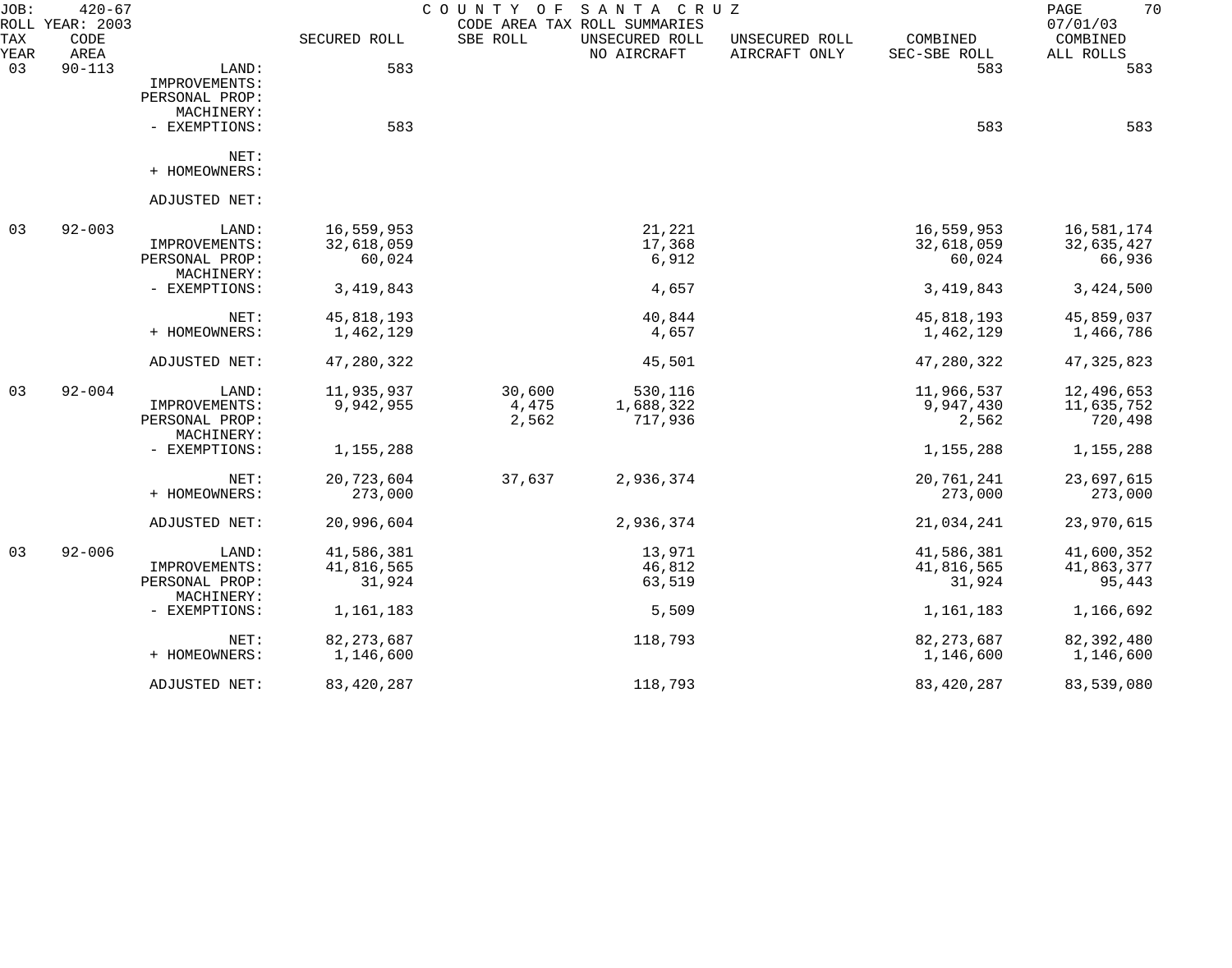JOB: 420-67 COUNTY OF SANTA CRUZ
ROLL YEAR: 2003 CODE AREA TAX ROLL SUMMARIES 07/01/03

| TAX YEAR | CODE AREA | | SECURED ROLL | SBE ROLL | UNSECURED ROLL NO AIRCRAFT | UNSECURED ROLL AIRCRAFT ONLY | COMBINED SEC-SBE ROLL | COMBINED ALL ROLLS |
|---|---|---|---|---|---|---|---|---|
| 03 | 90-113 | LAND: | 583 | | | | 583 | 583 |
| | | IMPROVEMENTS: | | | | | | |
| | | PERSONAL PROP: | | | | | | |
| | | MACHINERY: | | | | | | |
| | | - EXEMPTIONS: | 583 | | | | 583 | 583 |
| | | NET: | | | | | | |
| | | + HOMEOWNERS: | | | | | | |
| | | ADJUSTED NET: | | | | | | |
| 03 | 92-003 | LAND: | 16,559,953 | | 21,221 | | 16,559,953 | 16,581,174 |
| | | IMPROVEMENTS: | 32,618,059 | | 17,368 | | 32,618,059 | 32,635,427 |
| | | PERSONAL PROP: | 60,024 | | 6,912 | | 60,024 | 66,936 |
| | | MACHINERY: | | | | | | |
| | | - EXEMPTIONS: | 3,419,843 | | 4,657 | | 3,419,843 | 3,424,500 |
| | | NET: | 45,818,193 | | 40,844 | | 45,818,193 | 45,859,037 |
| | | + HOMEOWNERS: | 1,462,129 | | 4,657 | | 1,462,129 | 1,466,786 |
| | | ADJUSTED NET: | 47,280,322 | | 45,501 | | 47,280,322 | 47,325,823 |
| 03 | 92-004 | LAND: | 11,935,937 | 30,600 | 530,116 | | 11,966,537 | 12,496,653 |
| | | IMPROVEMENTS: | 9,942,955 | 4,475 | 1,688,322 | | 9,947,430 | 11,635,752 |
| | | PERSONAL PROP: | | 2,562 | 717,936 | | 2,562 | 720,498 |
| | | MACHINERY: | | | | | | |
| | | - EXEMPTIONS: | 1,155,288 | | | | 1,155,288 | 1,155,288 |
| | | NET: | 20,723,604 | 37,637 | 2,936,374 | | 20,761,241 | 23,697,615 |
| | | + HOMEOWNERS: | 273,000 | | | | 273,000 | 273,000 |
| | | ADJUSTED NET: | 20,996,604 | | 2,936,374 | | 21,034,241 | 23,970,615 |
| 03 | 92-006 | LAND: | 41,586,381 | | 13,971 | | 41,586,381 | 41,600,352 |
| | | IMPROVEMENTS: | 41,816,565 | | 46,812 | | 41,816,565 | 41,863,377 |
| | | PERSONAL PROP: | 31,924 | | 63,519 | | 31,924 | 95,443 |
| | | MACHINERY: | | | | | | |
| | | - EXEMPTIONS: | 1,161,183 | | 5,509 | | 1,161,183 | 1,166,692 |
| | | NET: | 82,273,687 | | 118,793 | | 82,273,687 | 82,392,480 |
| | | + HOMEOWNERS: | 1,146,600 | | | | 1,146,600 | 1,146,600 |
| | | ADJUSTED NET: | 83,420,287 | | 118,793 | | 83,420,287 | 83,539,080 |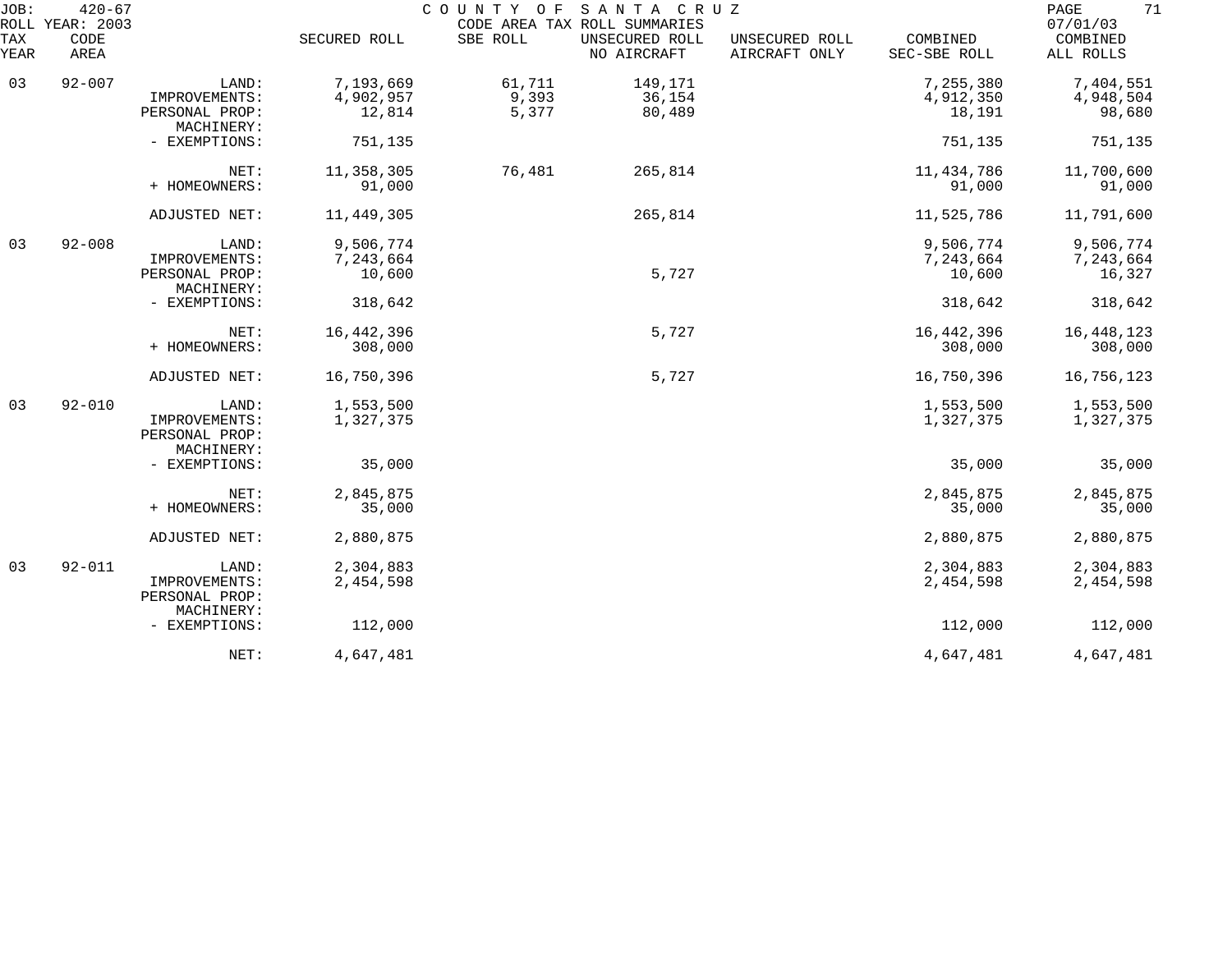JOB: 420-67
ROLL YEAR: 2003

COUNTY OF SANTA CRUZ
CODE AREA TAX ROLL SUMMARIES

07/01/03

| TAX YEAR | CODE AREA | | SECURED ROLL | SBE ROLL | UNSECURED ROLL NO AIRCRAFT | UNSECURED ROLL AIRCRAFT ONLY | COMBINED SEC-SBE ROLL | COMBINED ALL ROLLS |
|---|---|---|---|---|---|---|---|---|
| 03 | 92-007 | LAND: | 7,193,669 | 61,711 | 149,171 | | 7,255,380 | 7,404,551 |
| | | IMPROVEMENTS: | 4,902,957 | 9,393 | 36,154 | | 4,912,350 | 4,948,504 |
| | | PERSONAL PROP: | 12,814 | 5,377 | 80,489 | | 18,191 | 98,680 |
| | | MACHINERY: | | | | | | |
| | | - EXEMPTIONS: | 751,135 | | | | 751,135 | 751,135 |
| | | NET: | 11,358,305 | 76,481 | 265,814 | | 11,434,786 | 11,700,600 |
| | | + HOMEOWNERS: | 91,000 | | | | 91,000 | 91,000 |
| | | ADJUSTED NET: | 11,449,305 | | 265,814 | | 11,525,786 | 11,791,600 |
| 03 | 92-008 | LAND: | 9,506,774 | | | | 9,506,774 | 9,506,774 |
| | | IMPROVEMENTS: | 7,243,664 | | | | 7,243,664 | 7,243,664 |
| | | PERSONAL PROP: | 10,600 | | 5,727 | | 10,600 | 16,327 |
| | | MACHINERY: | | | | | | |
| | | - EXEMPTIONS: | 318,642 | | | | 318,642 | 318,642 |
| | | NET: | 16,442,396 | | 5,727 | | 16,442,396 | 16,448,123 |
| | | + HOMEOWNERS: | 308,000 | | | | 308,000 | 308,000 |
| | | ADJUSTED NET: | 16,750,396 | | 5,727 | | 16,750,396 | 16,756,123 |
| 03 | 92-010 | LAND: | 1,553,500 | | | | 1,553,500 | 1,553,500 |
| | | IMPROVEMENTS: | 1,327,375 | | | | 1,327,375 | 1,327,375 |
| | | PERSONAL PROP: | | | | | | |
| | | MACHINERY: | | | | | | |
| | | - EXEMPTIONS: | 35,000 | | | | 35,000 | 35,000 |
| | | NET: | 2,845,875 | | | | 2,845,875 | 2,845,875 |
| | | + HOMEOWNERS: | 35,000 | | | | 35,000 | 35,000 |
| | | ADJUSTED NET: | 2,880,875 | | | | 2,880,875 | 2,880,875 |
| 03 | 92-011 | LAND: | 2,304,883 | | | | 2,304,883 | 2,304,883 |
| | | IMPROVEMENTS: | 2,454,598 | | | | 2,454,598 | 2,454,598 |
| | | PERSONAL PROP: | | | | | | |
| | | MACHINERY: | | | | | | |
| | | - EXEMPTIONS: | 112,000 | | | | 112,000 | 112,000 |
| | | NET: | 4,647,481 | | | | 4,647,481 | 4,647,481 |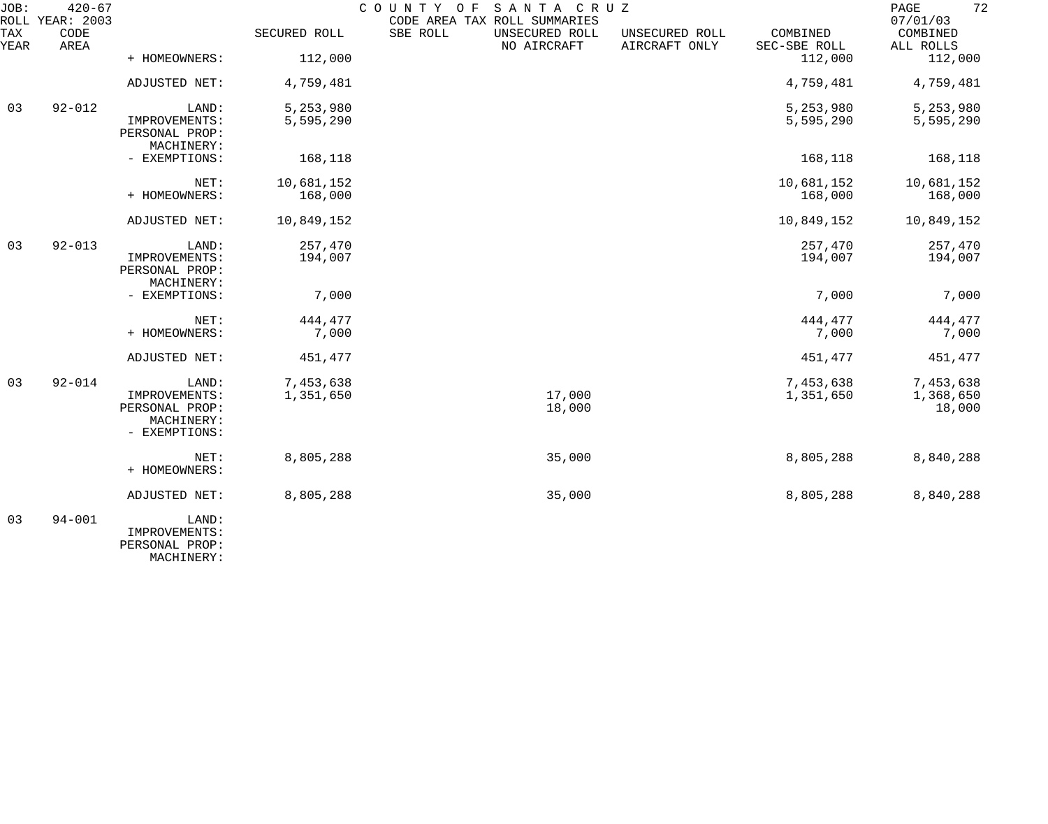JOB: 420-67 COUNTY OF SANTA CRUZ
ROLL YEAR: 2003 CODE AREA TAX ROLL SUMMARIES 07/01/03

| TAX YEAR | CODE AREA | | SECURED ROLL | SBE ROLL | UNSECURED ROLL NO AIRCRAFT | UNSECURED ROLL AIRCRAFT ONLY | COMBINED SEC-SBE ROLL | COMBINED ALL ROLLS |
|---|---|---|---|---|---|---|---|---|
| | | + HOMEOWNERS: | 112,000 | | | | 112,000 | 112,000 |
| | | ADJUSTED NET: | 4,759,481 | | | | 4,759,481 | 4,759,481 |
| 03 | 92-012 | LAND: | 5,253,980 | | | | 5,253,980 | 5,253,980 |
| | | IMPROVEMENTS: | 5,595,290 | | | | 5,595,290 | 5,595,290 |
| | | PERSONAL PROP: | | | | | | |
| | | MACHINERY: | | | | | | |
| | | - EXEMPTIONS: | 168,118 | | | | 168,118 | 168,118 |
| | | NET: | 10,681,152 | | | | 10,681,152 | 10,681,152 |
| | | + HOMEOWNERS: | 168,000 | | | | 168,000 | 168,000 |
| | | ADJUSTED NET: | 10,849,152 | | | | 10,849,152 | 10,849,152 |
| 03 | 92-013 | LAND: | 257,470 | | | | 257,470 | 257,470 |
| | | IMPROVEMENTS: | 194,007 | | | | 194,007 | 194,007 |
| | | PERSONAL PROP: | | | | | | |
| | | MACHINERY: | | | | | | |
| | | - EXEMPTIONS: | 7,000 | | | | 7,000 | 7,000 |
| | | NET: | 444,477 | | | | 444,477 | 444,477 |
| | | + HOMEOWNERS: | 7,000 | | | | 7,000 | 7,000 |
| | | ADJUSTED NET: | 451,477 | | | | 451,477 | 451,477 |
| 03 | 92-014 | LAND: | 7,453,638 | | | | 7,453,638 | 7,453,638 |
| | | IMPROVEMENTS: | 1,351,650 | | 17,000 | | 1,351,650 | 1,368,650 |
| | | PERSONAL PROP: | | | 18,000 | | | 18,000 |
| | | MACHINERY: | | | | | | |
| | | - EXEMPTIONS: | | | | | | |
| | | NET: | 8,805,288 | | 35,000 | | 8,805,288 | 8,840,288 |
| | | + HOMEOWNERS: | | | | | | |
| | | ADJUSTED NET: | 8,805,288 | | 35,000 | | 8,805,288 | 8,840,288 |
| 03 | 94-001 | LAND: | | | | | | |
| | | IMPROVEMENTS: | | | | | | |
| | | PERSONAL PROP: | | | | | | |
| | | MACHINERY: | | | | | | |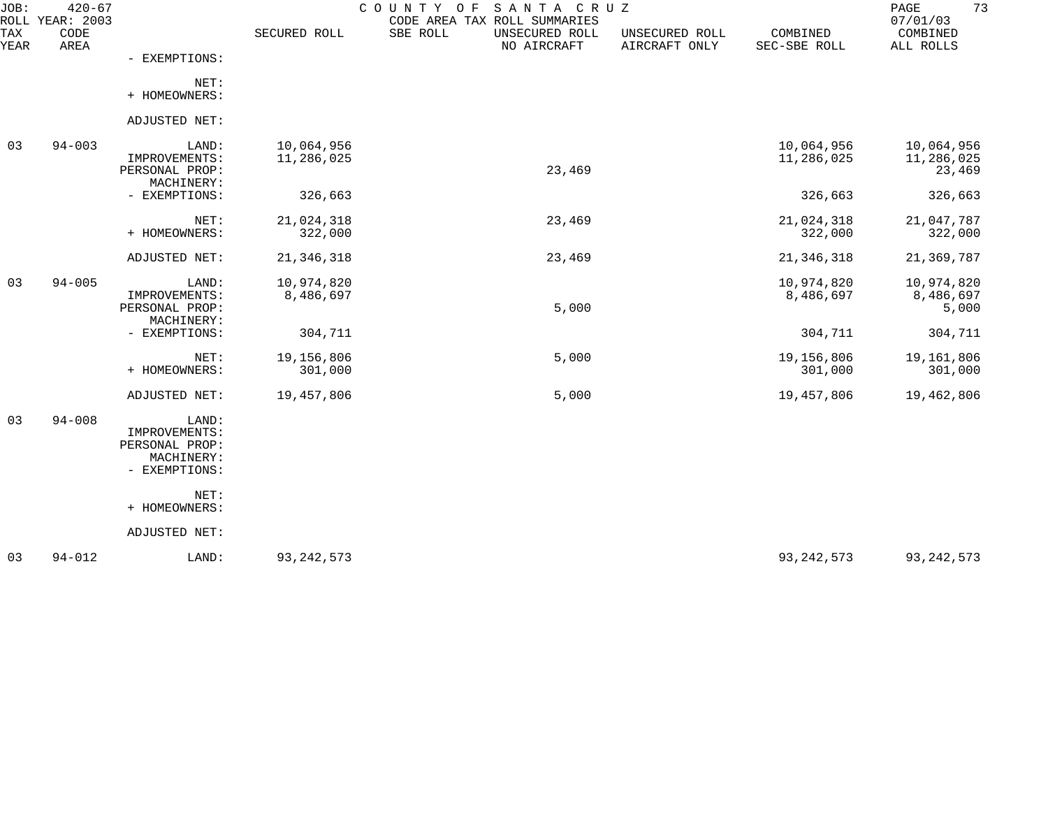JOB: 420-67 COUNTY OF SANTA CRUZ
ROLL YEAR: 2003 CODE AREA TAX ROLL SUMMARIES 07/01/03

| TAX YEAR | CODE AREA | | SECURED ROLL | SBE ROLL | UNSECURED ROLL NO AIRCRAFT | UNSECURED ROLL AIRCRAFT ONLY | COMBINED SEC-SBE ROLL | COMBINED ALL ROLLS |
|---|---|---|---|---|---|---|---|---|
| | | - EXEMPTIONS: | | | | | | |
| | | NET: | | | | | | |
| | | + HOMEOWNERS: | | | | | | |
| | | ADJUSTED NET: | | | | | | |
| 03 | 94-003 | LAND: | 10,064,956 | | | | 10,064,956 | 10,064,956 |
| | | IMPROVEMENTS: | 11,286,025 | | | | 11,286,025 | 11,286,025 |
| | | PERSONAL PROP: | | | 23,469 | | | 23,469 |
| | | MACHINERY: | | | | | | |
| | | - EXEMPTIONS: | 326,663 | | | | 326,663 | 326,663 |
| | | NET: | 21,024,318 | | 23,469 | | 21,024,318 | 21,047,787 |
| | | + HOMEOWNERS: | 322,000 | | | | 322,000 | 322,000 |
| | | ADJUSTED NET: | 21,346,318 | | 23,469 | | 21,346,318 | 21,369,787 |
| 03 | 94-005 | LAND: | 10,974,820 | | | | 10,974,820 | 10,974,820 |
| | | IMPROVEMENTS: | 8,486,697 | | | | 8,486,697 | 8,486,697 |
| | | PERSONAL PROP: | | | 5,000 | | | 5,000 |
| | | MACHINERY: | | | | | | |
| | | - EXEMPTIONS: | 304,711 | | | | 304,711 | 304,711 |
| | | NET: | 19,156,806 | | 5,000 | | 19,156,806 | 19,161,806 |
| | | + HOMEOWNERS: | 301,000 | | | | 301,000 | 301,000 |
| | | ADJUSTED NET: | 19,457,806 | | 5,000 | | 19,457,806 | 19,462,806 |
| 03 | 94-008 | LAND: | | | | | | |
| | | IMPROVEMENTS: | | | | | | |
| | | PERSONAL PROP: | | | | | | |
| | | MACHINERY: | | | | | | |
| | | - EXEMPTIONS: | | | | | | |
| | | NET: | | | | | | |
| | | + HOMEOWNERS: | | | | | | |
| | | ADJUSTED NET: | | | | | | |
| 03 | 94-012 | LAND: | 93,242,573 | | | | 93,242,573 | 93,242,573 |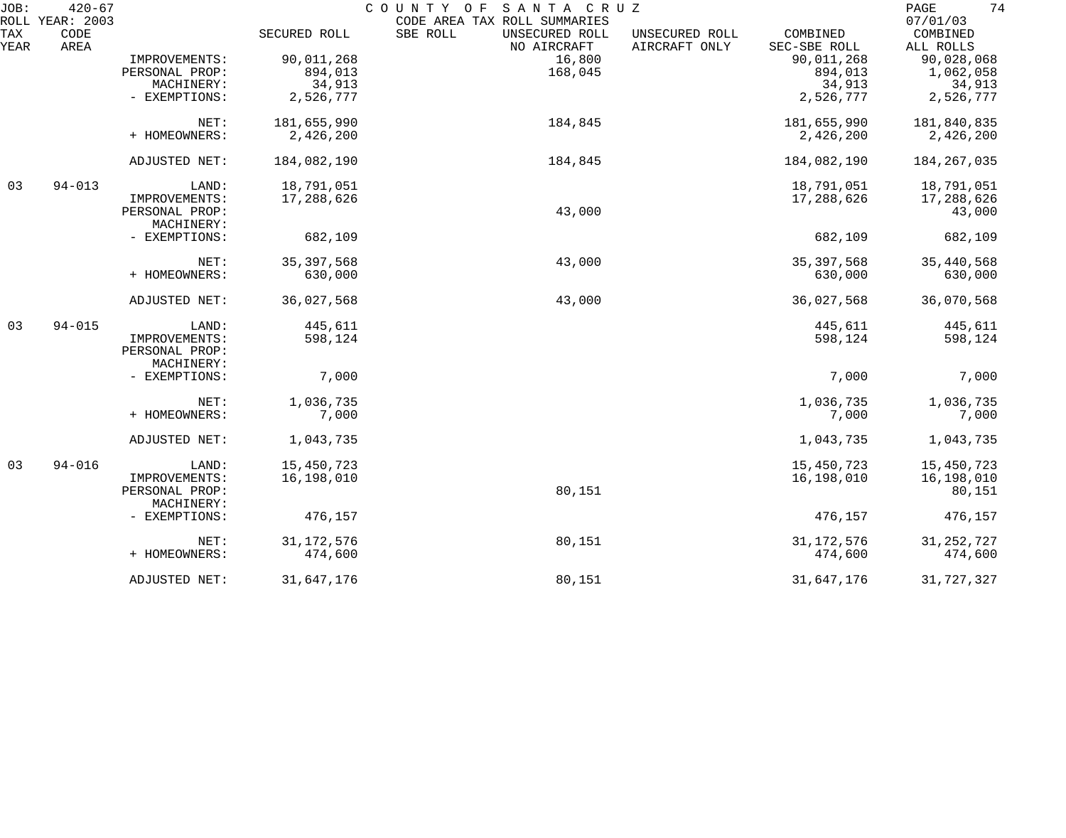JOB: 420-67 COUNTY OF SANTA CRUZ
ROLL YEAR: 2003 CODE AREA TAX ROLL SUMMARIES 07/01/03

| TAX YEAR | CODE AREA | | SECURED ROLL | SBE ROLL | UNSECURED ROLL NO AIRCRAFT | UNSECURED ROLL AIRCRAFT ONLY | COMBINED SEC-SBE ROLL | COMBINED ALL ROLLS |
|---|---|---|---|---|---|---|---|---|
| | | IMPROVEMENTS: | 90,011,268 | | 16,800 | | 90,011,268 | 90,028,068 |
| | | PERSONAL PROP: | 894,013 | | 168,045 | | 894,013 | 1,062,058 |
| | | MACHINERY: | 34,913 | | | | 34,913 | 34,913 |
| | | - EXEMPTIONS: | 2,526,777 | | | | 2,526,777 | 2,526,777 |
| | | NET: | 181,655,990 | | 184,845 | | 181,655,990 | 181,840,835 |
| | | + HOMEOWNERS: | 2,426,200 | | | | 2,426,200 | 2,426,200 |
| | | ADJUSTED NET: | 184,082,190 | | 184,845 | | 184,082,190 | 184,267,035 |
| 03 | 94-013 | LAND: | 18,791,051 | | | | 18,791,051 | 18,791,051 |
| | | IMPROVEMENTS: | 17,288,626 | | | | 17,288,626 | 17,288,626 |
| | | PERSONAL PROP: | | | 43,000 | | | 43,000 |
| | | MACHINERY: | | | | | | |
| | | - EXEMPTIONS: | 682,109 | | | | 682,109 | 682,109 |
| | | NET: | 35,397,568 | | 43,000 | | 35,397,568 | 35,440,568 |
| | | + HOMEOWNERS: | 630,000 | | | | 630,000 | 630,000 |
| | | ADJUSTED NET: | 36,027,568 | | 43,000 | | 36,027,568 | 36,070,568 |
| 03 | 94-015 | LAND: | 445,611 | | | | 445,611 | 445,611 |
| | | IMPROVEMENTS: | 598,124 | | | | 598,124 | 598,124 |
| | | PERSONAL PROP: | | | | | | |
| | | MACHINERY: | | | | | | |
| | | - EXEMPTIONS: | 7,000 | | | | 7,000 | 7,000 |
| | | NET: | 1,036,735 | | | | 1,036,735 | 1,036,735 |
| | | + HOMEOWNERS: | 7,000 | | | | 7,000 | 7,000 |
| | | ADJUSTED NET: | 1,043,735 | | | | 1,043,735 | 1,043,735 |
| 03 | 94-016 | LAND: | 15,450,723 | | | | 15,450,723 | 15,450,723 |
| | | IMPROVEMENTS: | 16,198,010 | | | | 16,198,010 | 16,198,010 |
| | | PERSONAL PROP: | | | 80,151 | | | 80,151 |
| | | MACHINERY: | | | | | | |
| | | - EXEMPTIONS: | 476,157 | | | | 476,157 | 476,157 |
| | | NET: | 31,172,576 | | 80,151 | | 31,172,576 | 31,252,727 |
| | | + HOMEOWNERS: | 474,600 | | | | 474,600 | 474,600 |
| | | ADJUSTED NET: | 31,647,176 | | 80,151 | | 31,647,176 | 31,727,327 |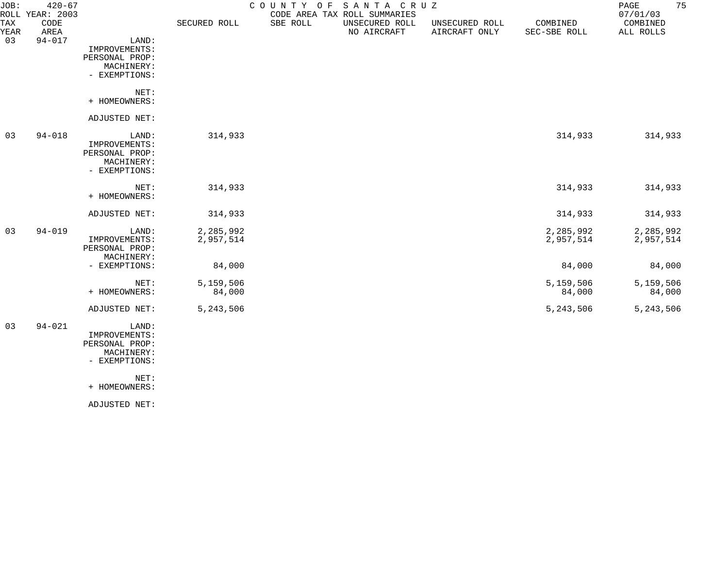JOB: 420-67 COUNTY OF SANTA CRUZ
ROLL YEAR: 2003 CODE AREA TAX ROLL SUMMARIES 07/01/03

| TAX YEAR | CODE AREA | | SECURED ROLL | SBE ROLL | UNSECURED ROLL NO AIRCRAFT | UNSECURED ROLL AIRCRAFT ONLY | COMBINED SEC-SBE ROLL | COMBINED ALL ROLLS |
|---|---|---|---|---|---|---|---|---|
| 03 | 94-017 | LAND: | | | | | | |
| | | IMPROVEMENTS: | | | | | | |
| | | PERSONAL PROP: | | | | | | |
| | | MACHINERY: | | | | | | |
| | | - EXEMPTIONS: | | | | | | |
| | | NET: | | | | | | |
| | | + HOMEOWNERS: | | | | | | |
| | | ADJUSTED NET: | | | | | | |
| 03 | 94-018 | LAND: | 314,933 | | | | 314,933 | 314,933 |
| | | IMPROVEMENTS: | | | | | | |
| | | PERSONAL PROP: | | | | | | |
| | | MACHINERY: | | | | | | |
| | | - EXEMPTIONS: | | | | | | |
| | | NET: | 314,933 | | | | 314,933 | 314,933 |
| | | + HOMEOWNERS: | | | | | | |
| | | ADJUSTED NET: | 314,933 | | | | 314,933 | 314,933 |
| 03 | 94-019 | LAND: | 2,285,992 | | | | 2,285,992 | 2,285,992 |
| | | IMPROVEMENTS: | 2,957,514 | | | | 2,957,514 | 2,957,514 |
| | | PERSONAL PROP: | | | | | | |
| | | MACHINERY: | | | | | | |
| | | - EXEMPTIONS: | 84,000 | | | | 84,000 | 84,000 |
| | | NET: | 5,159,506 | | | | 5,159,506 | 5,159,506 |
| | | + HOMEOWNERS: | 84,000 | | | | 84,000 | 84,000 |
| | | ADJUSTED NET: | 5,243,506 | | | | 5,243,506 | 5,243,506 |
| 03 | 94-021 | LAND: | | | | | | |
| | | IMPROVEMENTS: | | | | | | |
| | | PERSONAL PROP: | | | | | | |
| | | MACHINERY: | | | | | | |
| | | - EXEMPTIONS: | | | | | | |
| | | NET: | | | | | | |
| | | + HOMEOWNERS: | | | | | | |
| | | ADJUSTED NET: | | | | | | |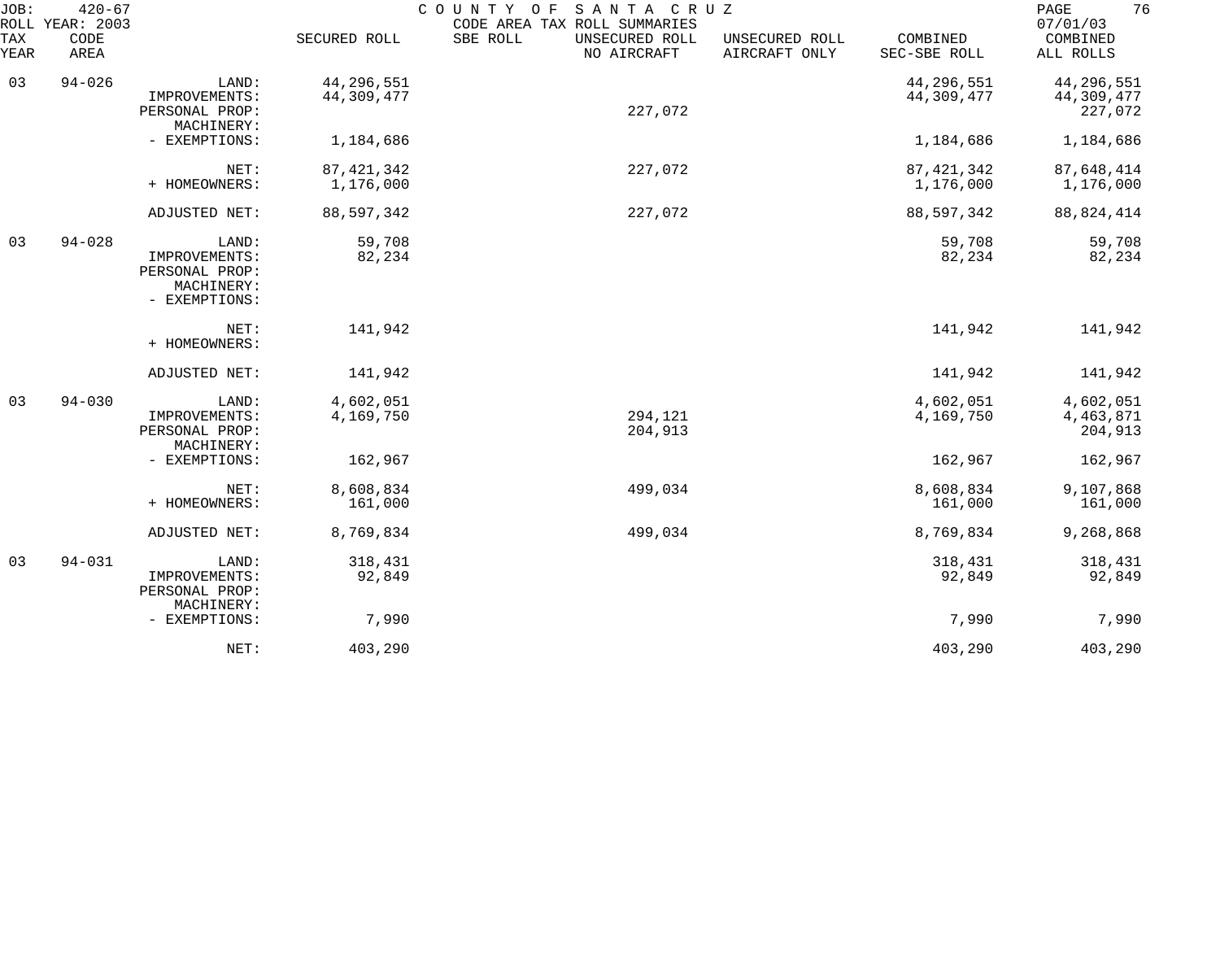JOB: 420-67 COUNTY OF SANTA CRUZ
ROLL YEAR: 2003 CODE AREA TAX ROLL SUMMARIES 07/01/03

| TAX YEAR | CODE AREA | | SECURED ROLL | SBE ROLL | UNSECURED ROLL NO AIRCRAFT | UNSECURED ROLL AIRCRAFT ONLY | COMBINED SEC-SBE ROLL | COMBINED ALL ROLLS |
|---|---|---|---|---|---|---|---|---|
| 03 | 94-026 | LAND: | 44,296,551 | | | | 44,296,551 | 44,296,551 |
| | | IMPROVEMENTS: | 44,309,477 | | | | 44,309,477 | 44,309,477 |
| | | PERSONAL PROP: | | | 227,072 | | | 227,072 |
| | | MACHINERY: | | | | | | |
| | | - EXEMPTIONS: | 1,184,686 | | | | 1,184,686 | 1,184,686 |
| | | NET: | 87,421,342 | | 227,072 | | 87,421,342 | 87,648,414 |
| | | + HOMEOWNERS: | 1,176,000 | | | | 1,176,000 | 1,176,000 |
| | | ADJUSTED NET: | 88,597,342 | | 227,072 | | 88,597,342 | 88,824,414 |
| 03 | 94-028 | LAND: | 59,708 | | | | 59,708 | 59,708 |
| | | IMPROVEMENTS: | 82,234 | | | | 82,234 | 82,234 |
| | | PERSONAL PROP: | | | | | | |
| | | MACHINERY: | | | | | | |
| | | - EXEMPTIONS: | | | | | | |
| | | NET: | 141,942 | | | | 141,942 | 141,942 |
| | | + HOMEOWNERS: | | | | | | |
| | | ADJUSTED NET: | 141,942 | | | | 141,942 | 141,942 |
| 03 | 94-030 | LAND: | 4,602,051 | | | | 4,602,051 | 4,602,051 |
| | | IMPROVEMENTS: | 4,169,750 | | 294,121 | | 4,169,750 | 4,463,871 |
| | | PERSONAL PROP: | | | 204,913 | | | 204,913 |
| | | MACHINERY: | | | | | | |
| | | - EXEMPTIONS: | 162,967 | | | | 162,967 | 162,967 |
| | | NET: | 8,608,834 | | 499,034 | | 8,608,834 | 9,107,868 |
| | | + HOMEOWNERS: | 161,000 | | | | 161,000 | 161,000 |
| | | ADJUSTED NET: | 8,769,834 | | 499,034 | | 8,769,834 | 9,268,868 |
| 03 | 94-031 | LAND: | 318,431 | | | | 318,431 | 318,431 |
| | | IMPROVEMENTS: | 92,849 | | | | 92,849 | 92,849 |
| | | PERSONAL PROP: | | | | | | |
| | | MACHINERY: | | | | | | |
| | | - EXEMPTIONS: | 7,990 | | | | 7,990 | 7,990 |
| | | NET: | 403,290 | | | | 403,290 | 403,290 |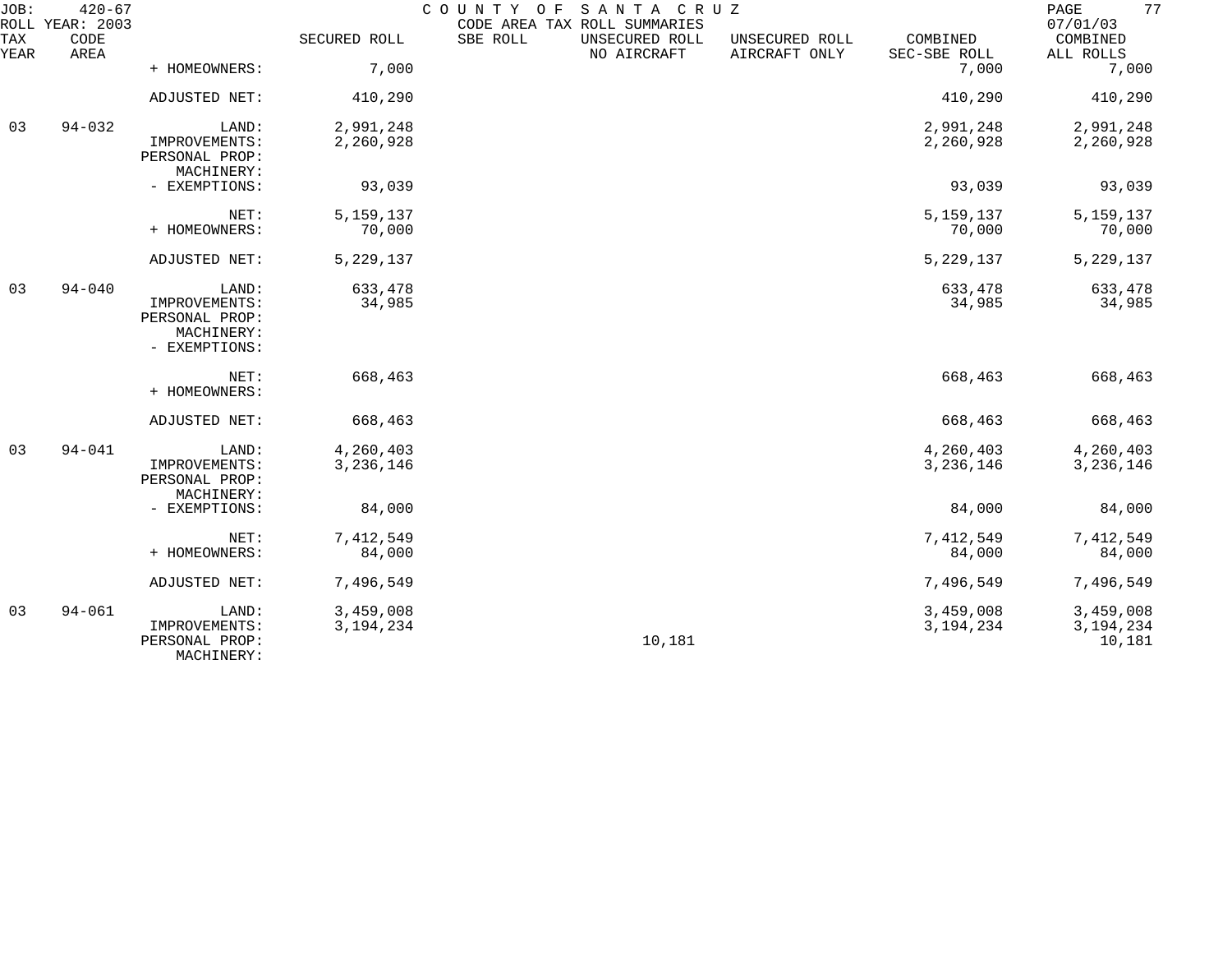COUNTY OF SANTA CRUZ
CODE AREA TAX ROLL SUMMARIES

JOB: 420-67
ROLL YEAR: 2003
07/01/03

| TAX YEAR | CODE AREA | | SECURED ROLL | SBE ROLL | UNSECURED ROLL NO AIRCRAFT | UNSECURED ROLL AIRCRAFT ONLY | COMBINED SEC-SBE ROLL | COMBINED ALL ROLLS |
|---|---|---|---|---|---|---|---|---|
| | | + HOMEOWNERS: | 7,000 | | | | 7,000 | 7,000 |
| | | ADJUSTED NET: | 410,290 | | | | 410,290 | 410,290 |
| 03 | 94-032 | LAND: | 2,991,248 | | | | 2,991,248 | 2,991,248 |
| | | IMPROVEMENTS: | 2,260,928 | | | | 2,260,928 | 2,260,928 |
| | | PERSONAL PROP: | | | | | | |
| | | MACHINERY: | | | | | | |
| | | - EXEMPTIONS: | 93,039 | | | | 93,039 | 93,039 |
| | | NET: | 5,159,137 | | | | 5,159,137 | 5,159,137 |
| | | + HOMEOWNERS: | 70,000 | | | | 70,000 | 70,000 |
| | | ADJUSTED NET: | 5,229,137 | | | | 5,229,137 | 5,229,137 |
| 03 | 94-040 | LAND: | 633,478 | | | | 633,478 | 633,478 |
| | | IMPROVEMENTS: | 34,985 | | | | 34,985 | 34,985 |
| | | PERSONAL PROP: | | | | | | |
| | | MACHINERY: | | | | | | |
| | | - EXEMPTIONS: | | | | | | |
| | | NET: | 668,463 | | | | 668,463 | 668,463 |
| | | + HOMEOWNERS: | | | | | | |
| | | ADJUSTED NET: | 668,463 | | | | 668,463 | 668,463 |
| 03 | 94-041 | LAND: | 4,260,403 | | | | 4,260,403 | 4,260,403 |
| | | IMPROVEMENTS: | 3,236,146 | | | | 3,236,146 | 3,236,146 |
| | | PERSONAL PROP: | | | | | | |
| | | MACHINERY: | | | | | | |
| | | - EXEMPTIONS: | 84,000 | | | | 84,000 | 84,000 |
| | | NET: | 7,412,549 | | | | 7,412,549 | 7,412,549 |
| | | + HOMEOWNERS: | 84,000 | | | | 84,000 | 84,000 |
| | | ADJUSTED NET: | 7,496,549 | | | | 7,496,549 | 7,496,549 |
| 03 | 94-061 | LAND: | 3,459,008 | | | | 3,459,008 | 3,459,008 |
| | | IMPROVEMENTS: | 3,194,234 | | | | 3,194,234 | 3,194,234 |
| | | PERSONAL PROP: | | | 10,181 | | | 10,181 |
| | | MACHINERY: | | | | | | |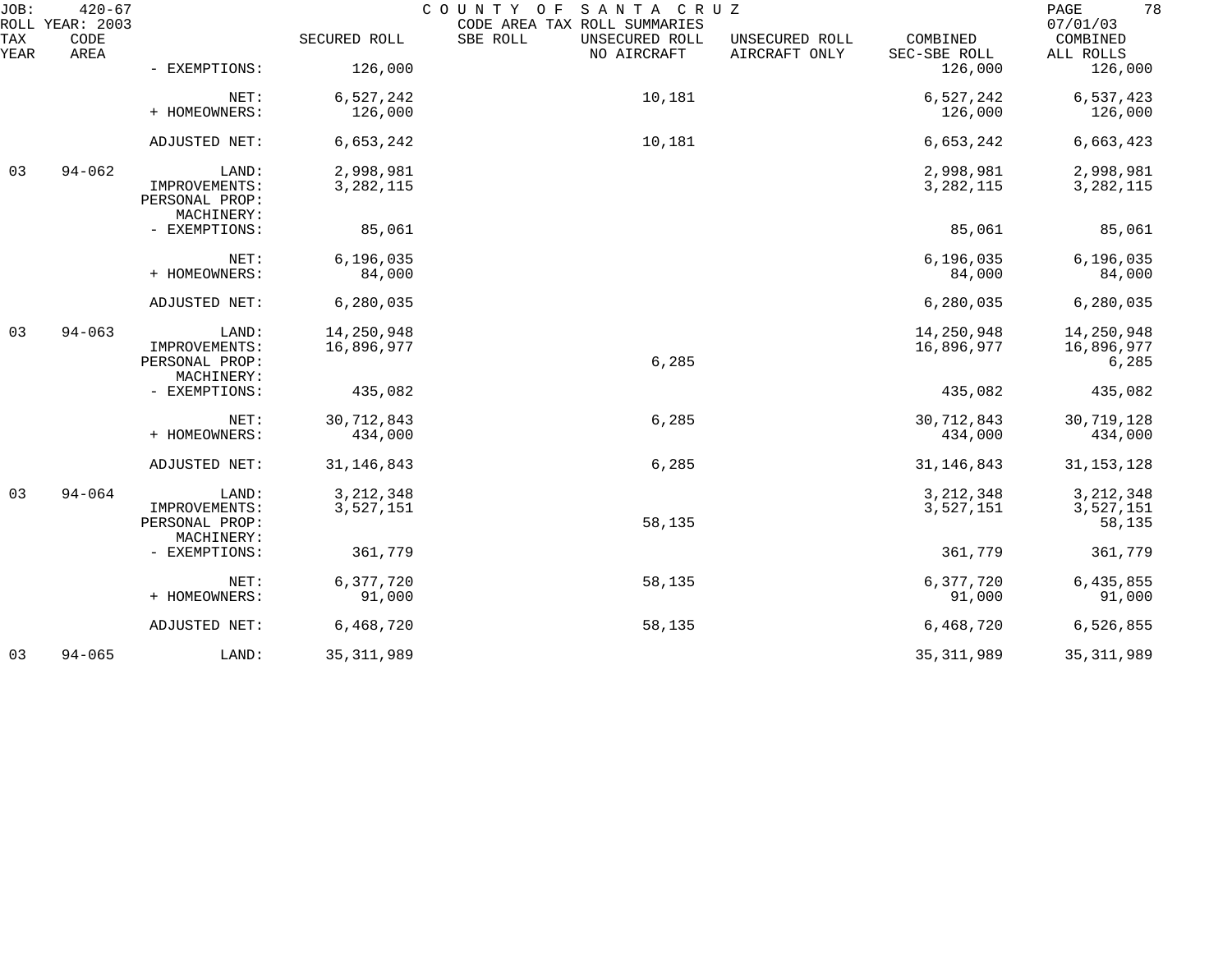COUNTY OF SANTA CRUZ
CODE AREA TAX ROLL SUMMARIES

JOB: 420-67
ROLL YEAR: 2003
07/01/03

| TAX YEAR | CODE AREA | | SECURED ROLL | SBE ROLL | UNSECURED ROLL NO AIRCRAFT | UNSECURED ROLL AIRCRAFT ONLY | COMBINED SEC-SBE ROLL | COMBINED ALL ROLLS |
|---|---|---|---|---|---|---|---|---|
| | | - EXEMPTIONS: | 126,000 | | | | 126,000 | 126,000 |
| | | NET: | 6,527,242 | | 10,181 | | 6,527,242 | 6,537,423 |
| | | + HOMEOWNERS: | 126,000 | | | | 126,000 | 126,000 |
| | | ADJUSTED NET: | 6,653,242 | | 10,181 | | 6,653,242 | 6,663,423 |
| 03 | 94-062 | LAND: | 2,998,981 | | | | 2,998,981 | 2,998,981 |
| | | IMPROVEMENTS: | 3,282,115 | | | | 3,282,115 | 3,282,115 |
| | | PERSONAL PROP: | | | | | | |
| | | MACHINERY: | | | | | | |
| | | - EXEMPTIONS: | 85,061 | | | | 85,061 | 85,061 |
| | | NET: | 6,196,035 | | | | 6,196,035 | 6,196,035 |
| | | + HOMEOWNERS: | 84,000 | | | | 84,000 | 84,000 |
| | | ADJUSTED NET: | 6,280,035 | | | | 6,280,035 | 6,280,035 |
| 03 | 94-063 | LAND: | 14,250,948 | | | | 14,250,948 | 14,250,948 |
| | | IMPROVEMENTS: | 16,896,977 | | | | 16,896,977 | 16,896,977 |
| | | PERSONAL PROP: | | | 6,285 | | | 6,285 |
| | | MACHINERY: | | | | | | |
| | | - EXEMPTIONS: | 435,082 | | | | 435,082 | 435,082 |
| | | NET: | 30,712,843 | | 6,285 | | 30,712,843 | 30,719,128 |
| | | + HOMEOWNERS: | 434,000 | | | | 434,000 | 434,000 |
| | | ADJUSTED NET: | 31,146,843 | | 6,285 | | 31,146,843 | 31,153,128 |
| 03 | 94-064 | LAND: | 3,212,348 | | | | 3,212,348 | 3,212,348 |
| | | IMPROVEMENTS: | 3,527,151 | | | | 3,527,151 | 3,527,151 |
| | | PERSONAL PROP: | | | 58,135 | | | 58,135 |
| | | MACHINERY: | | | | | | |
| | | - EXEMPTIONS: | 361,779 | | | | 361,779 | 361,779 |
| | | NET: | 6,377,720 | | 58,135 | | 6,377,720 | 6,435,855 |
| | | + HOMEOWNERS: | 91,000 | | | | 91,000 | 91,000 |
| | | ADJUSTED NET: | 6,468,720 | | 58,135 | | 6,468,720 | 6,526,855 |
| 03 | 94-065 | LAND: | 35,311,989 | | | | 35,311,989 | 35,311,989 |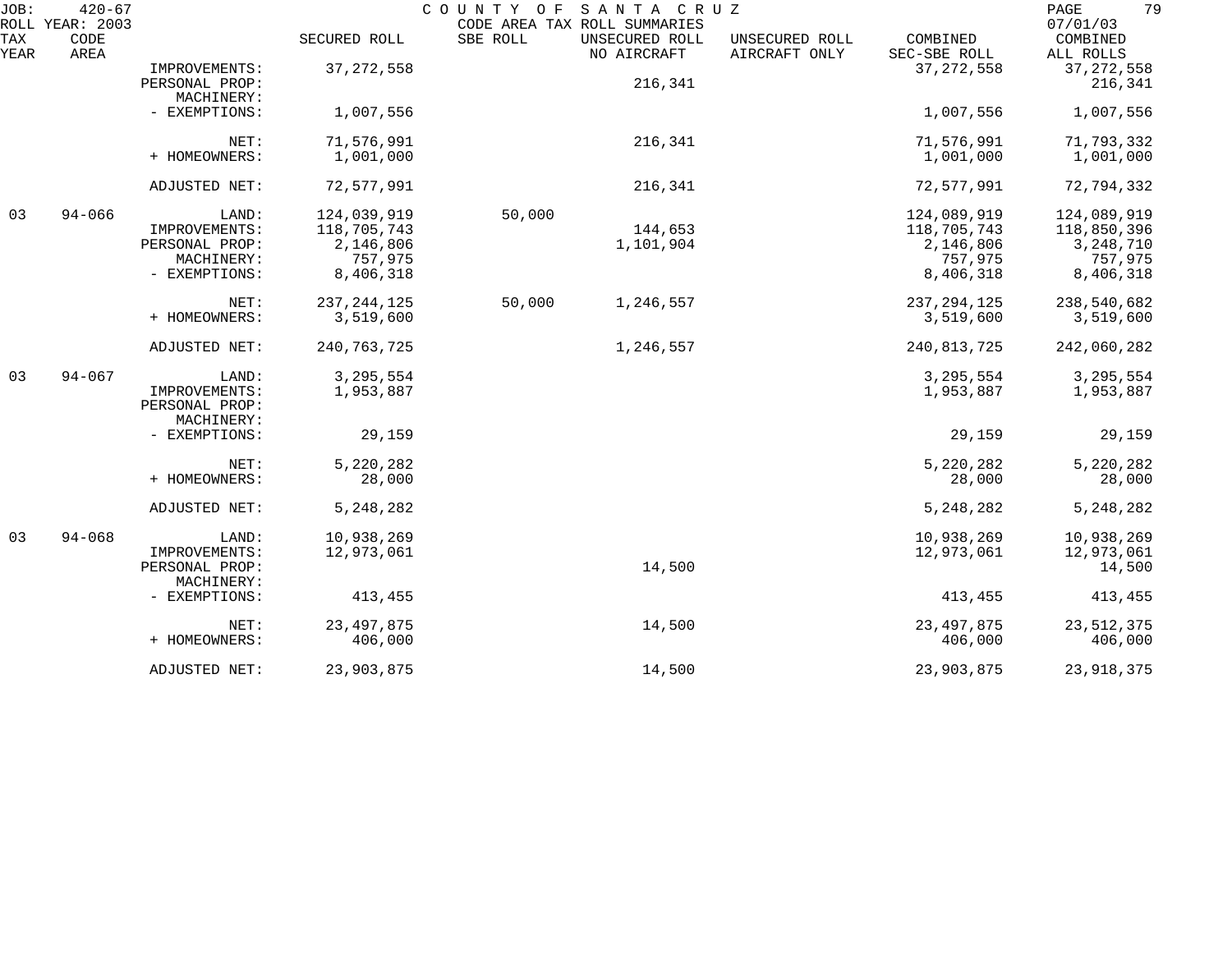| TAX YEAR | CODE AREA | | SECURED ROLL | SBE ROLL | UNSECURED ROLL NO AIRCRAFT | UNSECURED ROLL AIRCRAFT ONLY | COMBINED SEC-SBE ROLL | COMBINED ALL ROLLS |
|---|---|---|---|---|---|---|---|---|
| | | IMPROVEMENTS: | 37,272,558 | | | | 37,272,558 | 37,272,558 |
| | | PERSONAL PROP: | | | 216,341 | | | 216,341 |
| | | MACHINERY: | | | | | | |
| | | - EXEMPTIONS: | 1,007,556 | | | | 1,007,556 | 1,007,556 |
| | | NET: | 71,576,991 | | 216,341 | | 71,576,991 | 71,793,332 |
| | | + HOMEOWNERS: | 1,001,000 | | | | 1,001,000 | 1,001,000 |
| | | ADJUSTED NET: | 72,577,991 | | 216,341 | | 72,577,991 | 72,794,332 |
| 03 | 94-066 | LAND: | 124,039,919 | 50,000 | | | 124,089,919 | 124,089,919 |
| | | IMPROVEMENTS: | 118,705,743 | | 144,653 | | 118,705,743 | 118,850,396 |
| | | PERSONAL PROP: | 2,146,806 | | 1,101,904 | | 2,146,806 | 3,248,710 |
| | | MACHINERY: | 757,975 | | | | 757,975 | 757,975 |
| | | - EXEMPTIONS: | 8,406,318 | | | | 8,406,318 | 8,406,318 |
| | | NET: | 237,244,125 | 50,000 | 1,246,557 | | 237,294,125 | 238,540,682 |
| | | + HOMEOWNERS: | 3,519,600 | | | | 3,519,600 | 3,519,600 |
| | | ADJUSTED NET: | 240,763,725 | | 1,246,557 | | 240,813,725 | 242,060,282 |
| 03 | 94-067 | LAND: | 3,295,554 | | | | 3,295,554 | 3,295,554 |
| | | IMPROVEMENTS: | 1,953,887 | | | | 1,953,887 | 1,953,887 |
| | | PERSONAL PROP: | | | | | | |
| | | MACHINERY: | | | | | | |
| | | - EXEMPTIONS: | 29,159 | | | | 29,159 | 29,159 |
| | | NET: | 5,220,282 | | | | 5,220,282 | 5,220,282 |
| | | + HOMEOWNERS: | 28,000 | | | | 28,000 | 28,000 |
| | | ADJUSTED NET: | 5,248,282 | | | | 5,248,282 | 5,248,282 |
| 03 | 94-068 | LAND: | 10,938,269 | | | | 10,938,269 | 10,938,269 |
| | | IMPROVEMENTS: | 12,973,061 | | | | 12,973,061 | 12,973,061 |
| | | PERSONAL PROP: | | | 14,500 | | | 14,500 |
| | | MACHINERY: | | | | | | |
| | | - EXEMPTIONS: | 413,455 | | | | 413,455 | 413,455 |
| | | NET: | 23,497,875 | | 14,500 | | 23,497,875 | 23,512,375 |
| | | + HOMEOWNERS: | 406,000 | | | | 406,000 | 406,000 |
| | | ADJUSTED NET: | 23,903,875 | | 14,500 | | 23,903,875 | 23,918,375 |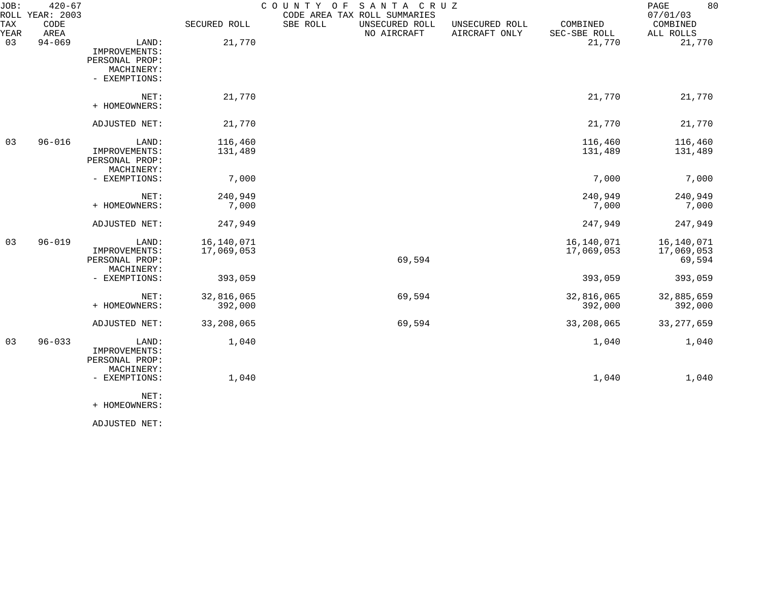JOB: 420-67 COUNTY OF SANTA CRUZ
ROLL YEAR: 2003 CODE AREA TAX ROLL SUMMARIES 07/01/03

| TAX YEAR | CODE AREA | | SECURED ROLL | SBE ROLL | UNSECURED ROLL NO AIRCRAFT | UNSECURED ROLL AIRCRAFT ONLY | COMBINED SEC-SBE ROLL | COMBINED ALL ROLLS |
|---|---|---|---|---|---|---|---|---|
| 03 | 94-069 | LAND: | 21,770 | | | | 21,770 | 21,770 |
| | | IMPROVEMENTS: | | | | | | |
| | | PERSONAL PROP: | | | | | | |
| | | MACHINERY: | | | | | | |
| | | - EXEMPTIONS: | | | | | | |
| | | NET: | 21,770 | | | | 21,770 | 21,770 |
| | | + HOMEOWNERS: | | | | | | |
| | | ADJUSTED NET: | 21,770 | | | | 21,770 | 21,770 |
| 03 | 96-016 | LAND: | 116,460 | | | | 116,460 | 116,460 |
| | | IMPROVEMENTS: | 131,489 | | | | 131,489 | 131,489 |
| | | PERSONAL PROP: | | | | | | |
| | | MACHINERY: | | | | | | |
| | | - EXEMPTIONS: | 7,000 | | | | 7,000 | 7,000 |
| | | NET: | 240,949 | | | | 240,949 | 240,949 |
| | | + HOMEOWNERS: | 7,000 | | | | 7,000 | 7,000 |
| | | ADJUSTED NET: | 247,949 | | | | 247,949 | 247,949 |
| 03 | 96-019 | LAND: | 16,140,071 | | | | 16,140,071 | 16,140,071 |
| | | IMPROVEMENTS: | 17,069,053 | | | | 17,069,053 | 17,069,053 |
| | | PERSONAL PROP: | | | 69,594 | | | 69,594 |
| | | MACHINERY: | | | | | | |
| | | - EXEMPTIONS: | 393,059 | | | | 393,059 | 393,059 |
| | | NET: | 32,816,065 | | 69,594 | | 32,816,065 | 32,885,659 |
| | | + HOMEOWNERS: | 392,000 | | | | 392,000 | 392,000 |
| | | ADJUSTED NET: | 33,208,065 | | 69,594 | | 33,208,065 | 33,277,659 |
| 03 | 96-033 | LAND: | 1,040 | | | | 1,040 | 1,040 |
| | | IMPROVEMENTS: | | | | | | |
| | | PERSONAL PROP: | | | | | | |
| | | MACHINERY: | | | | | | |
| | | - EXEMPTIONS: | 1,040 | | | | 1,040 | 1,040 |
| | | NET: | | | | | | |
| | | + HOMEOWNERS: | | | | | | |
| | | ADJUSTED NET: | | | | | | |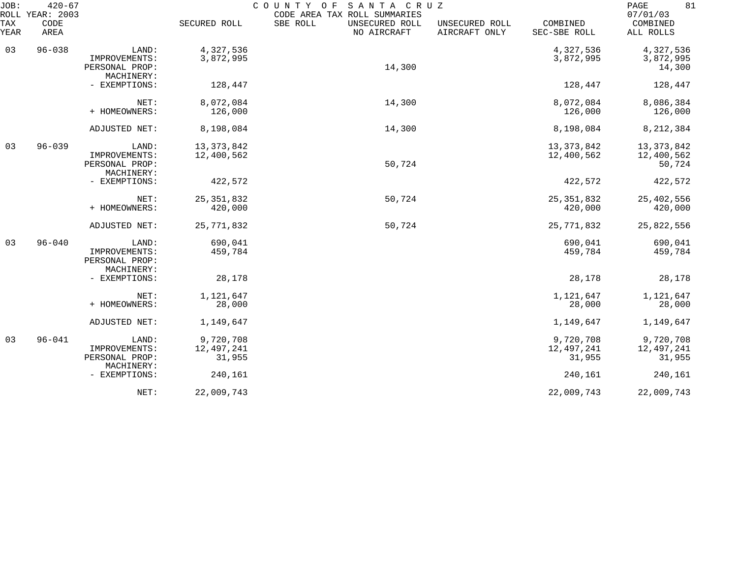JOB: 420-67 COUNTY OF SANTA CRUZ

ROLL YEAR: 2003 CODE AREA TAX ROLL SUMMARIES 07/01/03

| TAX YEAR | CODE AREA | | SECURED ROLL | SBE ROLL | UNSECURED ROLL NO AIRCRAFT | UNSECURED ROLL AIRCRAFT ONLY | COMBINED SEC-SBE ROLL | COMBINED ALL ROLLS |
|---|---|---|---|---|---|---|---|---|
| 03 | 96-038 | LAND: | 4,327,536 | | | | 4,327,536 | 4,327,536 |
| | | IMPROVEMENTS: | 3,872,995 | | | | 3,872,995 | 3,872,995 |
| | | PERSONAL PROP: | | | 14,300 | | | 14,300 |
| | | MACHINERY: | | | | | | |
| | | - EXEMPTIONS: | 128,447 | | | | 128,447 | 128,447 |
| | | NET: | 8,072,084 | | 14,300 | | 8,072,084 | 8,086,384 |
| | | + HOMEOWNERS: | 126,000 | | | | 126,000 | 126,000 |
| | | ADJUSTED NET: | 8,198,084 | | 14,300 | | 8,198,084 | 8,212,384 |
| 03 | 96-039 | LAND: | 13,373,842 | | | | 13,373,842 | 13,373,842 |
| | | IMPROVEMENTS: | 12,400,562 | | | | 12,400,562 | 12,400,562 |
| | | PERSONAL PROP: | | | 50,724 | | | 50,724 |
| | | MACHINERY: | | | | | | |
| | | - EXEMPTIONS: | 422,572 | | | | 422,572 | 422,572 |
| | | NET: | 25,351,832 | | 50,724 | | 25,351,832 | 25,402,556 |
| | | + HOMEOWNERS: | 420,000 | | | | 420,000 | 420,000 |
| | | ADJUSTED NET: | 25,771,832 | | 50,724 | | 25,771,832 | 25,822,556 |
| 03 | 96-040 | LAND: | 690,041 | | | | 690,041 | 690,041 |
| | | IMPROVEMENTS: | 459,784 | | | | 459,784 | 459,784 |
| | | PERSONAL PROP: | | | | | | |
| | | MACHINERY: | | | | | | |
| | | - EXEMPTIONS: | 28,178 | | | | 28,178 | 28,178 |
| | | NET: | 1,121,647 | | | | 1,121,647 | 1,121,647 |
| | | + HOMEOWNERS: | 28,000 | | | | 28,000 | 28,000 |
| | | ADJUSTED NET: | 1,149,647 | | | | 1,149,647 | 1,149,647 |
| 03 | 96-041 | LAND: | 9,720,708 | | | | 9,720,708 | 9,720,708 |
| | | IMPROVEMENTS: | 12,497,241 | | | | 12,497,241 | 12,497,241 |
| | | PERSONAL PROP: | 31,955 | | | | 31,955 | 31,955 |
| | | MACHINERY: | | | | | | |
| | | - EXEMPTIONS: | 240,161 | | | | 240,161 | 240,161 |
| | | NET: | 22,009,743 | | | | 22,009,743 | 22,009,743 |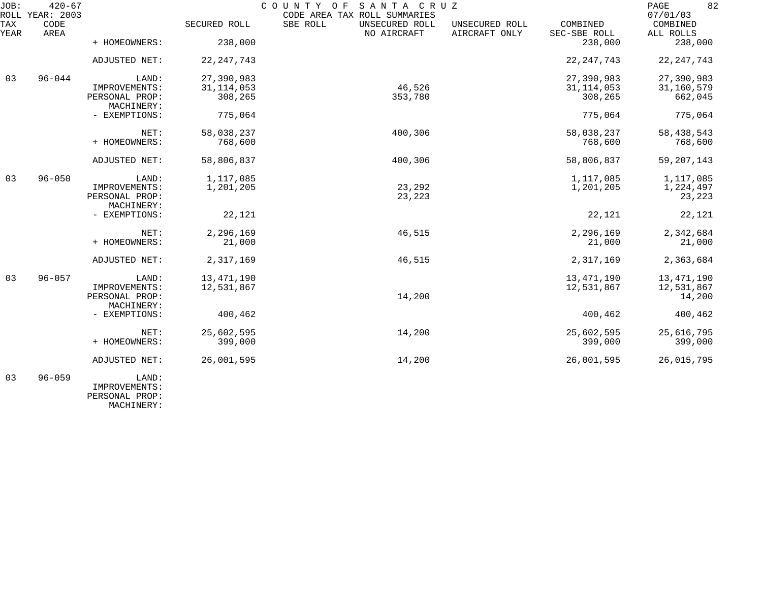| TAX YEAR | CODE AREA | | SECURED ROLL | SBE ROLL | UNSECURED ROLL NO AIRCRAFT | UNSECURED ROLL AIRCRAFT ONLY | COMBINED SEC-SBE ROLL | COMBINED ALL ROLLS |
|---|---|---|---|---|---|---|---|---|
| | | + HOMEOWNERS: | 238,000 | | | | 238,000 | 238,000 |
| | | ADJUSTED NET: | 22,247,743 | | | | 22,247,743 | 22,247,743 |
| 03 | 96-044 | LAND: | 27,390,983 | | | | 27,390,983 | 27,390,983 |
| | | IMPROVEMENTS: | 31,114,053 | | 46,526 | | 31,114,053 | 31,160,579 |
| | | PERSONAL PROP: | 308,265 | | 353,780 | | 308,265 | 662,045 |
| | | MACHINERY: | | | | | | |
| | | - EXEMPTIONS: | 775,064 | | | | 775,064 | 775,064 |
| | | NET: | 58,038,237 | | 400,306 | | 58,038,237 | 58,438,543 |
| | | + HOMEOWNERS: | 768,600 | | | | 768,600 | 768,600 |
| | | ADJUSTED NET: | 58,806,837 | | 400,306 | | 58,806,837 | 59,207,143 |
| 03 | 96-050 | LAND: | 1,117,085 | | | | 1,117,085 | 1,117,085 |
| | | IMPROVEMENTS: | 1,201,205 | | 23,292 | | 1,201,205 | 1,224,497 |
| | | PERSONAL PROP: | | | 23,223 | | | 23,223 |
| | | MACHINERY: | | | | | | |
| | | - EXEMPTIONS: | 22,121 | | | | 22,121 | 22,121 |
| | | NET: | 2,296,169 | | 46,515 | | 2,296,169 | 2,342,684 |
| | | + HOMEOWNERS: | 21,000 | | | | 21,000 | 21,000 |
| | | ADJUSTED NET: | 2,317,169 | | 46,515 | | 2,317,169 | 2,363,684 |
| 03 | 96-057 | LAND: | 13,471,190 | | | | 13,471,190 | 13,471,190 |
| | | IMPROVEMENTS: | 12,531,867 | | | | 12,531,867 | 12,531,867 |
| | | PERSONAL PROP: | | | 14,200 | | | 14,200 |
| | | MACHINERY: | | | | | | |
| | | - EXEMPTIONS: | 400,462 | | | | 400,462 | 400,462 |
| | | NET: | 25,602,595 | | 14,200 | | 25,602,595 | 25,616,795 |
| | | + HOMEOWNERS: | 399,000 | | | | 399,000 | 399,000 |
| | | ADJUSTED NET: | 26,001,595 | | 14,200 | | 26,001,595 | 26,015,795 |
| 03 | 96-059 | LAND: | | | | | | |
| | | IMPROVEMENTS: | | | | | | |
| | | PERSONAL PROP: | | | | | | |
| | | MACHINERY: | | | | | | |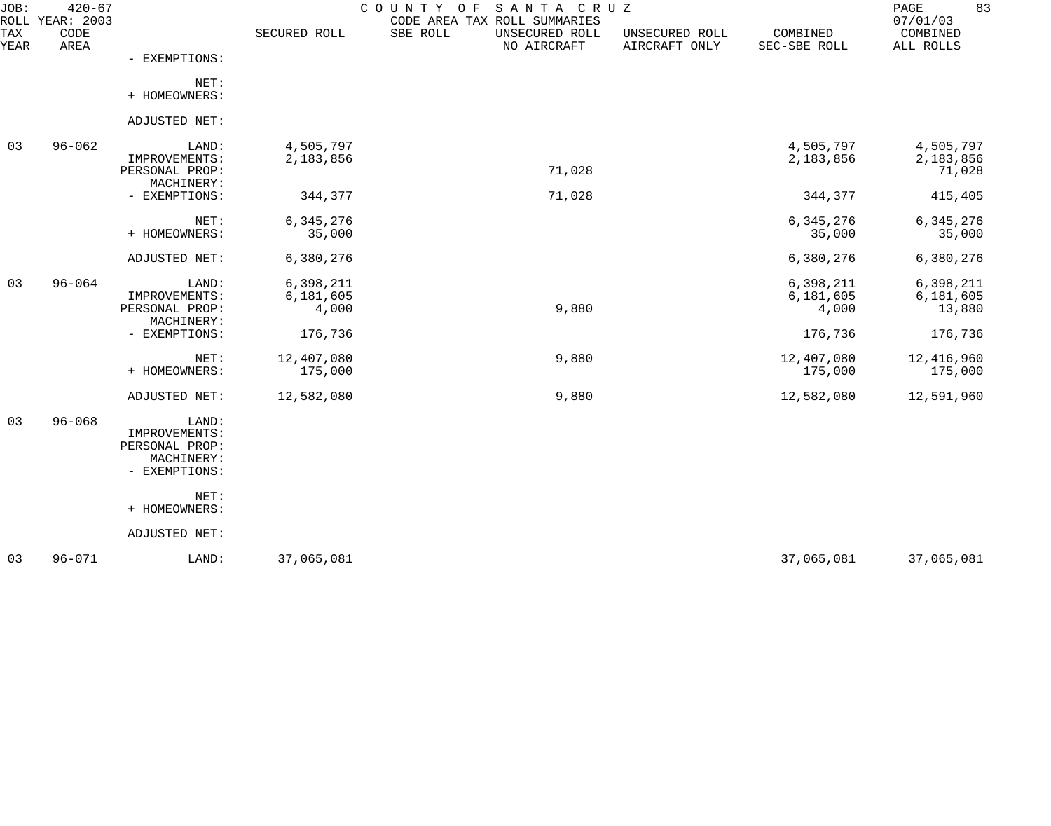JOB: 420-67 COUNTY OF SANTA CRUZ
ROLL YEAR: 2003 CODE AREA TAX ROLL SUMMARIES 07/01/03

| TAX YEAR | CODE AREA | | SECURED ROLL | SBE ROLL | UNSECURED ROLL NO AIRCRAFT | UNSECURED ROLL AIRCRAFT ONLY | COMBINED SEC-SBE ROLL | COMBINED ALL ROLLS |
|---|---|---|---|---|---|---|---|---|
| | | - EXEMPTIONS: | | | | | | |
| | | NET: | | | | | | |
| | | + HOMEOWNERS: | | | | | | |
| | | ADJUSTED NET: | | | | | | |
| 03 | 96-062 | LAND: | 4,505,797 | | | | 4,505,797 | 4,505,797 |
| | | IMPROVEMENTS: | 2,183,856 | | | | 2,183,856 | 2,183,856 |
| | | PERSONAL PROP: | | | 71,028 | | | 71,028 |
| | | MACHINERY: | | | | | | |
| | | - EXEMPTIONS: | 344,377 | | 71,028 | | 344,377 | 415,405 |
| | | NET: | 6,345,276 | | | | 6,345,276 | 6,345,276 |
| | | + HOMEOWNERS: | 35,000 | | | | 35,000 | 35,000 |
| | | ADJUSTED NET: | 6,380,276 | | | | 6,380,276 | 6,380,276 |
| 03 | 96-064 | LAND: | 6,398,211 | | | | 6,398,211 | 6,398,211 |
| | | IMPROVEMENTS: | 6,181,605 | | | | 6,181,605 | 6,181,605 |
| | | PERSONAL PROP: | 4,000 | | 9,880 | | 4,000 | 13,880 |
| | | MACHINERY: | | | | | | |
| | | - EXEMPTIONS: | 176,736 | | | | 176,736 | 176,736 |
| | | NET: | 12,407,080 | | 9,880 | | 12,407,080 | 12,416,960 |
| | | + HOMEOWNERS: | 175,000 | | | | 175,000 | 175,000 |
| | | ADJUSTED NET: | 12,582,080 | | 9,880 | | 12,582,080 | 12,591,960 |
| 03 | 96-068 | LAND: | | | | | | |
| | | IMPROVEMENTS: | | | | | | |
| | | PERSONAL PROP: | | | | | | |
| | | MACHINERY: | | | | | | |
| | | - EXEMPTIONS: | | | | | | |
| | | NET: | | | | | | |
| | | + HOMEOWNERS: | | | | | | |
| | | ADJUSTED NET: | | | | | | |
| 03 | 96-071 | LAND: | 37,065,081 | | | | 37,065,081 | 37,065,081 |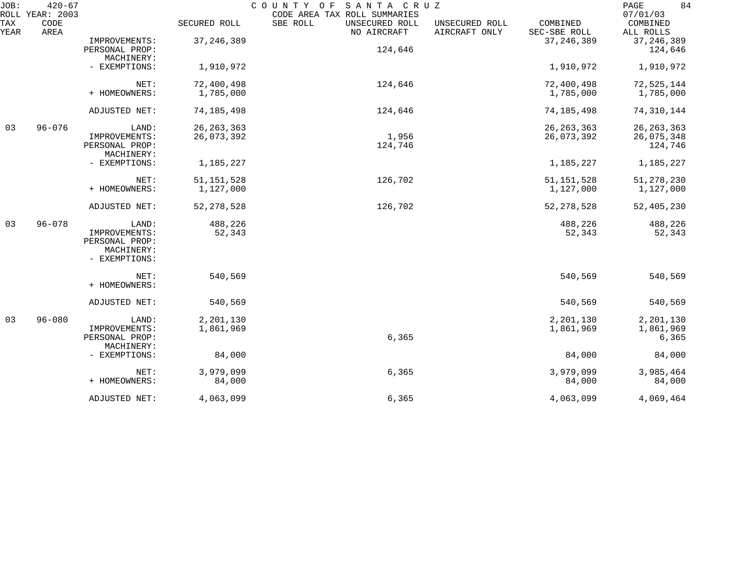JOB: 420-67 COUNTY OF SANTA CRUZ
ROLL YEAR: 2003 CODE AREA TAX ROLL SUMMARIES 07/01/03

| TAX YEAR | CODE AREA | | SECURED ROLL | SBE ROLL | UNSECURED ROLL NO AIRCRAFT | UNSECURED ROLL AIRCRAFT ONLY | COMBINED SEC-SBE ROLL | COMBINED ALL ROLLS |
|---|---|---|---|---|---|---|---|---|
| | | IMPROVEMENTS: | 37,246,389 | | | | 37,246,389 | 37,246,389 |
| | | PERSONAL PROP: | | | 124,646 | | | 124,646 |
| | | MACHINERY: | | | | | | |
| | | - EXEMPTIONS: | 1,910,972 | | | | 1,910,972 | 1,910,972 |
| | | NET: | 72,400,498 | | 124,646 | | 72,400,498 | 72,525,144 |
| | | + HOMEOWNERS: | 1,785,000 | | | | 1,785,000 | 1,785,000 |
| | | ADJUSTED NET: | 74,185,498 | | 124,646 | | 74,185,498 | 74,310,144 |
| 03 | 96-076 | LAND: | 26,263,363 | | | | 26,263,363 | 26,263,363 |
| | | IMPROVEMENTS: | 26,073,392 | | 1,956 | | 26,073,392 | 26,075,348 |
| | | PERSONAL PROP: | | | 124,746 | | | 124,746 |
| | | MACHINERY: | | | | | | |
| | | - EXEMPTIONS: | 1,185,227 | | | | 1,185,227 | 1,185,227 |
| | | NET: | 51,151,528 | | 126,702 | | 51,151,528 | 51,278,230 |
| | | + HOMEOWNERS: | 1,127,000 | | | | 1,127,000 | 1,127,000 |
| | | ADJUSTED NET: | 52,278,528 | | 126,702 | | 52,278,528 | 52,405,230 |
| 03 | 96-078 | LAND: | 488,226 | | | | 488,226 | 488,226 |
| | | IMPROVEMENTS: | 52,343 | | | | 52,343 | 52,343 |
| | | PERSONAL PROP: | | | | | | |
| | | MACHINERY: | | | | | | |
| | | - EXEMPTIONS: | | | | | | |
| | | NET: | 540,569 | | | | 540,569 | 540,569 |
| | | + HOMEOWNERS: | | | | | | |
| | | ADJUSTED NET: | 540,569 | | | | 540,569 | 540,569 |
| 03 | 96-080 | LAND: | 2,201,130 | | | | 2,201,130 | 2,201,130 |
| | | IMPROVEMENTS: | 1,861,969 | | | | 1,861,969 | 1,861,969 |
| | | PERSONAL PROP: | | | 6,365 | | | 6,365 |
| | | MACHINERY: | | | | | | |
| | | - EXEMPTIONS: | 84,000 | | | | 84,000 | 84,000 |
| | | NET: | 3,979,099 | | 6,365 | | 3,979,099 | 3,985,464 |
| | | + HOMEOWNERS: | 84,000 | | | | 84,000 | 84,000 |
| | | ADJUSTED NET: | 4,063,099 | | 6,365 | | 4,063,099 | 4,069,464 |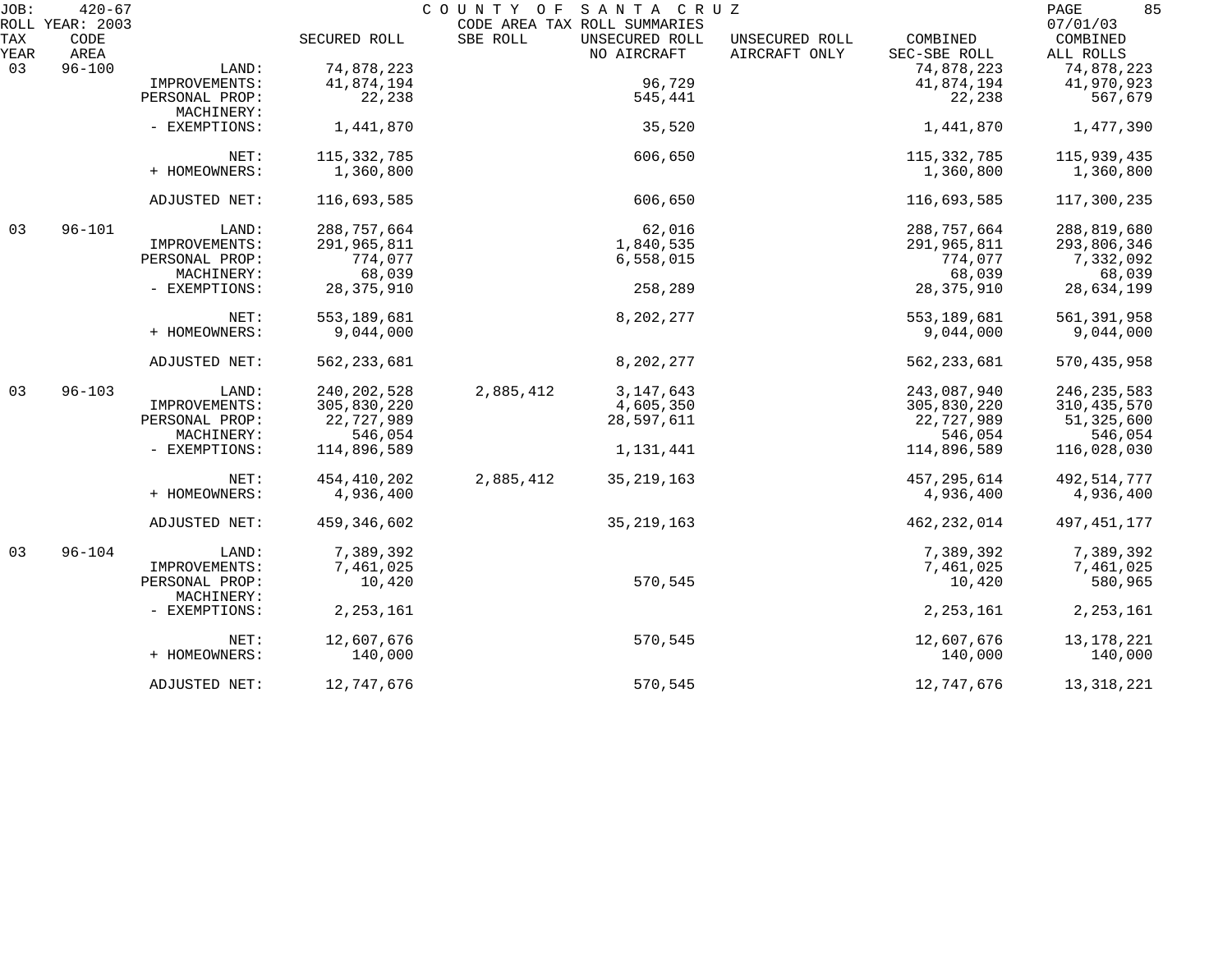JOB: 420-67 COUNTY OF SANTA CRUZ
ROLL YEAR: 2003 CODE AREA TAX ROLL SUMMARIES 07/01/03

| TAX YEAR | CODE AREA | | SECURED ROLL | SBE ROLL | UNSECURED ROLL NO AIRCRAFT | UNSECURED ROLL AIRCRAFT ONLY | COMBINED SEC-SBE ROLL | COMBINED ALL ROLLS |
|---|---|---|---|---|---|---|---|---|
| 03 | 96-100 | LAND: | 74,878,223 | | | | 74,878,223 | 74,878,223 |
| | | IMPROVEMENTS: | 41,874,194 | | 96,729 | | 41,874,194 | 41,970,923 |
| | | PERSONAL PROP: | 22,238 | | 545,441 | | 22,238 | 567,679 |
| | | MACHINERY: | | | | | | |
| | | - EXEMPTIONS: | 1,441,870 | | 35,520 | | 1,441,870 | 1,477,390 |
| | | NET: | 115,332,785 | | 606,650 | | 115,332,785 | 115,939,435 |
| | | + HOMEOWNERS: | 1,360,800 | | | | 1,360,800 | 1,360,800 |
| | | ADJUSTED NET: | 116,693,585 | | 606,650 | | 116,693,585 | 117,300,235 |
| 03 | 96-101 | LAND: | 288,757,664 | | 62,016 | | 288,757,664 | 288,819,680 |
| | | IMPROVEMENTS: | 291,965,811 | | 1,840,535 | | 291,965,811 | 293,806,346 |
| | | PERSONAL PROP: | 774,077 | | 6,558,015 | | 774,077 | 7,332,092 |
| | | MACHINERY: | 68,039 | | | | 68,039 | 68,039 |
| | | - EXEMPTIONS: | 28,375,910 | | 258,289 | | 28,375,910 | 28,634,199 |
| | | NET: | 553,189,681 | | 8,202,277 | | 553,189,681 | 561,391,958 |
| | | + HOMEOWNERS: | 9,044,000 | | | | 9,044,000 | 9,044,000 |
| | | ADJUSTED NET: | 562,233,681 | | 8,202,277 | | 562,233,681 | 570,435,958 |
| 03 | 96-103 | LAND: | 240,202,528 | 2,885,412 | 3,147,643 | | 243,087,940 | 246,235,583 |
| | | IMPROVEMENTS: | 305,830,220 | | 4,605,350 | | 305,830,220 | 310,435,570 |
| | | PERSONAL PROP: | 22,727,989 | | 28,597,611 | | 22,727,989 | 51,325,600 |
| | | MACHINERY: | 546,054 | | | | 546,054 | 546,054 |
| | | - EXEMPTIONS: | 114,896,589 | | 1,131,441 | | 114,896,589 | 116,028,030 |
| | | NET: | 454,410,202 | 2,885,412 | 35,219,163 | | 457,295,614 | 492,514,777 |
| | | + HOMEOWNERS: | 4,936,400 | | | | 4,936,400 | 4,936,400 |
| | | ADJUSTED NET: | 459,346,602 | | 35,219,163 | | 462,232,014 | 497,451,177 |
| 03 | 96-104 | LAND: | 7,389,392 | | | | 7,389,392 | 7,389,392 |
| | | IMPROVEMENTS: | 7,461,025 | | | | 7,461,025 | 7,461,025 |
| | | PERSONAL PROP: | 10,420 | | 570,545 | | 10,420 | 580,965 |
| | | MACHINERY: | | | | | | |
| | | - EXEMPTIONS: | 2,253,161 | | | | 2,253,161 | 2,253,161 |
| | | NET: | 12,607,676 | | 570,545 | | 12,607,676 | 13,178,221 |
| | | + HOMEOWNERS: | 140,000 | | | | 140,000 | 140,000 |
| | | ADJUSTED NET: | 12,747,676 | | 570,545 | | 12,747,676 | 13,318,221 |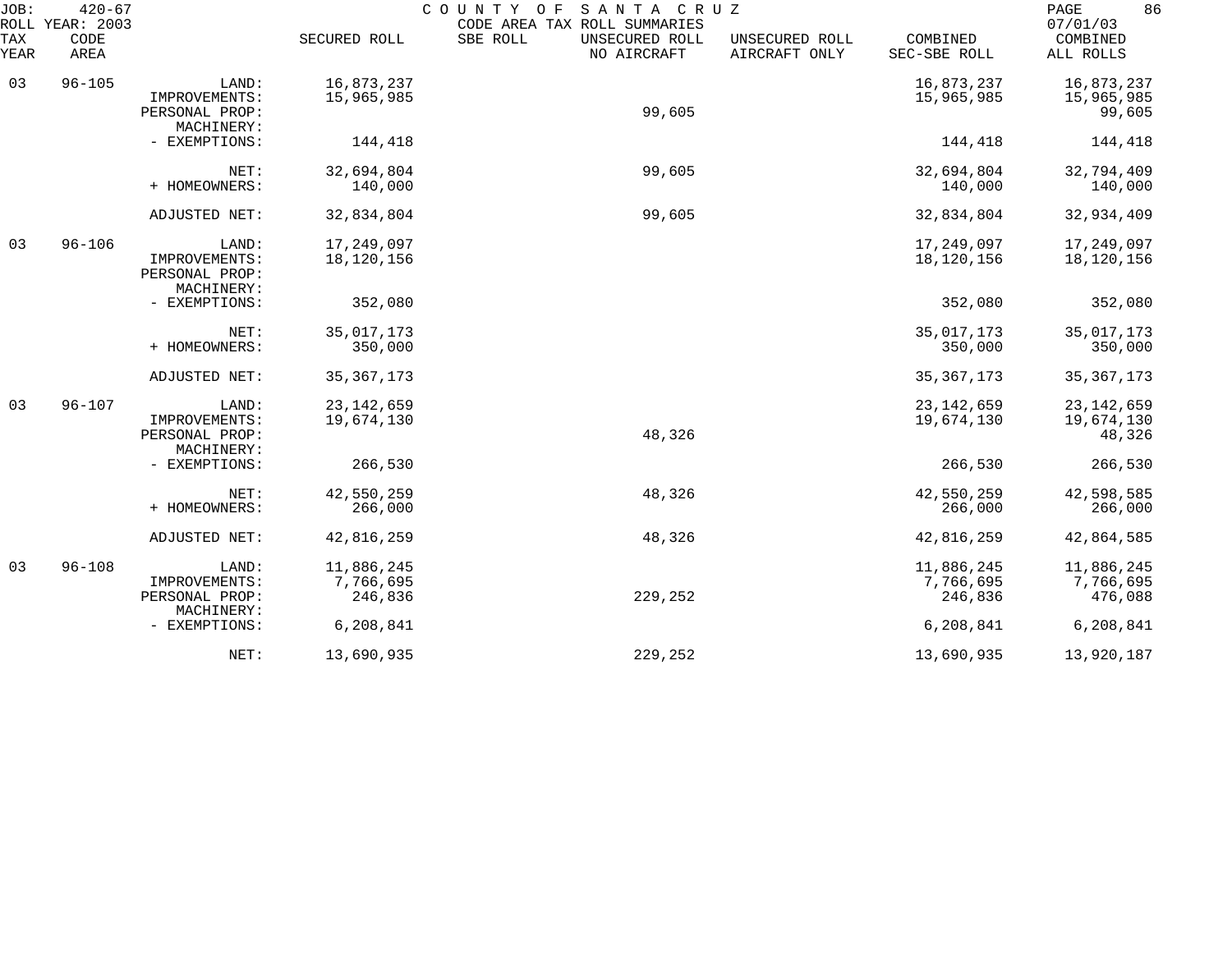JOB: 420-67 COUNTY OF SANTA CRUZ
ROLL YEAR: 2003 CODE AREA TAX ROLL SUMMARIES 07/01/03

| TAX YEAR | CODE AREA | | SECURED ROLL | SBE ROLL | UNSECURED ROLL NO AIRCRAFT | UNSECURED ROLL AIRCRAFT ONLY | COMBINED SEC-SBE ROLL | COMBINED ALL ROLLS |
|---|---|---|---|---|---|---|---|---|
| 03 | 96-105 | LAND: | 16,873,237 | | | | 16,873,237 | 16,873,237 |
| | | IMPROVEMENTS: | 15,965,985 | | | | 15,965,985 | 15,965,985 |
| | | PERSONAL PROP: | | | 99,605 | | | 99,605 |
| | | MACHINERY: | | | | | | |
| | | - EXEMPTIONS: | 144,418 | | | | 144,418 | 144,418 |
| | | NET: | 32,694,804 | | 99,605 | | 32,694,804 | 32,794,409 |
| | | + HOMEOWNERS: | 140,000 | | | | 140,000 | 140,000 |
| | | ADJUSTED NET: | 32,834,804 | | 99,605 | | 32,834,804 | 32,934,409 |
| 03 | 96-106 | LAND: | 17,249,097 | | | | 17,249,097 | 17,249,097 |
| | | IMPROVEMENTS: | 18,120,156 | | | | 18,120,156 | 18,120,156 |
| | | PERSONAL PROP: | | | | | | |
| | | MACHINERY: | | | | | | |
| | | - EXEMPTIONS: | 352,080 | | | | 352,080 | 352,080 |
| | | NET: | 35,017,173 | | | | 35,017,173 | 35,017,173 |
| | | + HOMEOWNERS: | 350,000 | | | | 350,000 | 350,000 |
| | | ADJUSTED NET: | 35,367,173 | | | | 35,367,173 | 35,367,173 |
| 03 | 96-107 | LAND: | 23,142,659 | | | | 23,142,659 | 23,142,659 |
| | | IMPROVEMENTS: | 19,674,130 | | | | 19,674,130 | 19,674,130 |
| | | PERSONAL PROP: | | | 48,326 | | | 48,326 |
| | | MACHINERY: | | | | | | |
| | | - EXEMPTIONS: | 266,530 | | | | 266,530 | 266,530 |
| | | NET: | 42,550,259 | | 48,326 | | 42,550,259 | 42,598,585 |
| | | + HOMEOWNERS: | 266,000 | | | | 266,000 | 266,000 |
| | | ADJUSTED NET: | 42,816,259 | | 48,326 | | 42,816,259 | 42,864,585 |
| 03 | 96-108 | LAND: | 11,886,245 | | | | 11,886,245 | 11,886,245 |
| | | IMPROVEMENTS: | 7,766,695 | | | | 7,766,695 | 7,766,695 |
| | | PERSONAL PROP: | 246,836 | | 229,252 | | 246,836 | 476,088 |
| | | MACHINERY: | | | | | | |
| | | - EXEMPTIONS: | 6,208,841 | | | | 6,208,841 | 6,208,841 |
| | | NET: | 13,690,935 | | 229,252 | | 13,690,935 | 13,920,187 |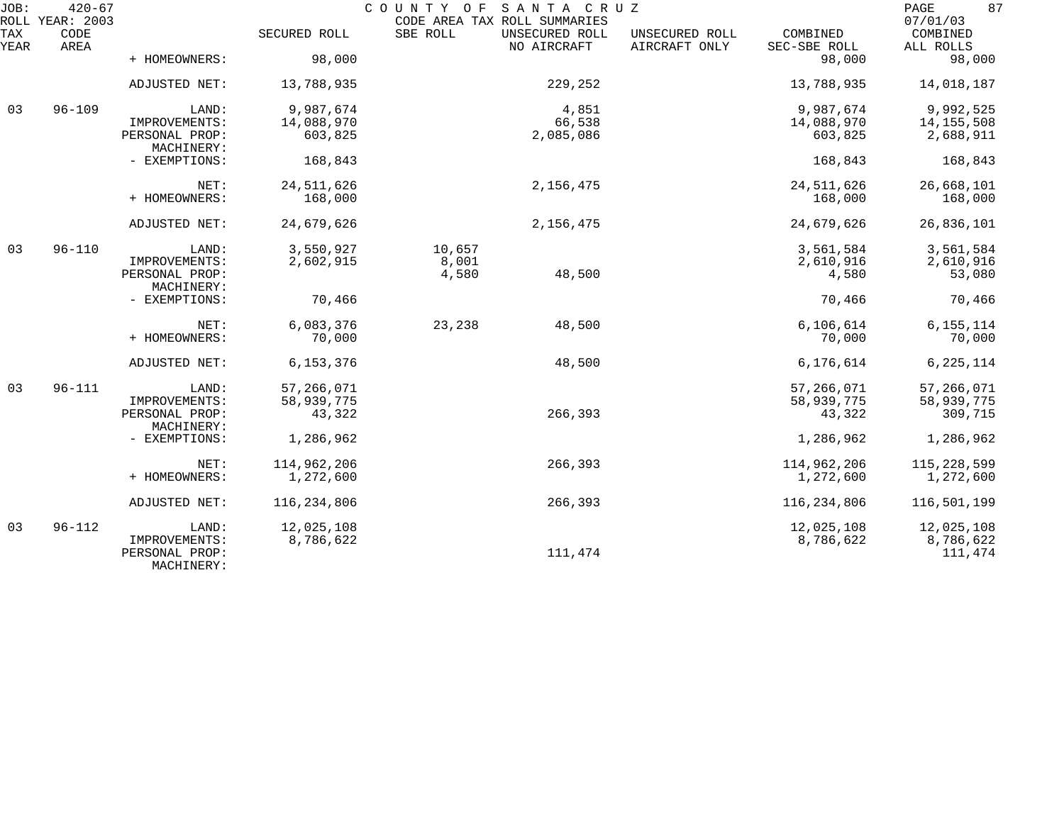JOB: 420-67 COUNTY OF SANTA CRUZ PAGE 87
ROLL YEAR: 2003 CODE AREA TAX ROLL SUMMARIES 07/01/03

| TAX YEAR | CODE AREA | | SECURED ROLL | SBE ROLL | UNSECURED ROLL NO AIRCRAFT | UNSECURED ROLL AIRCRAFT ONLY | COMBINED SEC-SBE ROLL | COMBINED ALL ROLLS |
|---|---|---|---|---|---|---|---|---|
| | | + HOMEOWNERS: | 98,000 | | | | 98,000 | 98,000 |
| | | ADJUSTED NET: | 13,788,935 | | 229,252 | | 13,788,935 | 14,018,187 |
| 03 | 96-109 | LAND: | 9,987,674 | | 4,851 | | 9,987,674 | 9,992,525 |
| | | IMPROVEMENTS: | 14,088,970 | | 66,538 | | 14,088,970 | 14,155,508 |
| | | PERSONAL PROP: | 603,825 | | 2,085,086 | | 603,825 | 2,688,911 |
| | | MACHINERY: | | | | | | |
| | | - EXEMPTIONS: | 168,843 | | | | 168,843 | 168,843 |
| | | NET: | 24,511,626 | | 2,156,475 | | 24,511,626 | 26,668,101 |
| | | + HOMEOWNERS: | 168,000 | | | | 168,000 | 168,000 |
| | | ADJUSTED NET: | 24,679,626 | | 2,156,475 | | 24,679,626 | 26,836,101 |
| 03 | 96-110 | LAND: | 3,550,927 | 10,657 | | | 3,561,584 | 3,561,584 |
| | | IMPROVEMENTS: | 2,602,915 | 8,001 | | | 2,610,916 | 2,610,916 |
| | | PERSONAL PROP: | | 4,580 | 48,500 | | 4,580 | 53,080 |
| | | MACHINERY: | | | | | | |
| | | - EXEMPTIONS: | 70,466 | | | | 70,466 | 70,466 |
| | | NET: | 6,083,376 | 23,238 | 48,500 | | 6,106,614 | 6,155,114 |
| | | + HOMEOWNERS: | 70,000 | | | | 70,000 | 70,000 |
| | | ADJUSTED NET: | 6,153,376 | | 48,500 | | 6,176,614 | 6,225,114 |
| 03 | 96-111 | LAND: | 57,266,071 | | | | 57,266,071 | 57,266,071 |
| | | IMPROVEMENTS: | 58,939,775 | | | | 58,939,775 | 58,939,775 |
| | | PERSONAL PROP: | 43,322 | | 266,393 | | 43,322 | 309,715 |
| | | MACHINERY: | | | | | | |
| | | - EXEMPTIONS: | 1,286,962 | | | | 1,286,962 | 1,286,962 |
| | | NET: | 114,962,206 | | 266,393 | | 114,962,206 | 115,228,599 |
| | | + HOMEOWNERS: | 1,272,600 | | | | 1,272,600 | 1,272,600 |
| | | ADJUSTED NET: | 116,234,806 | | 266,393 | | 116,234,806 | 116,501,199 |
| 03 | 96-112 | LAND: | 12,025,108 | | | | 12,025,108 | 12,025,108 |
| | | IMPROVEMENTS: | 8,786,622 | | | | 8,786,622 | 8,786,622 |
| | | PERSONAL PROP: | | | 111,474 | | | 111,474 |
| | | MACHINERY: | | | | | | |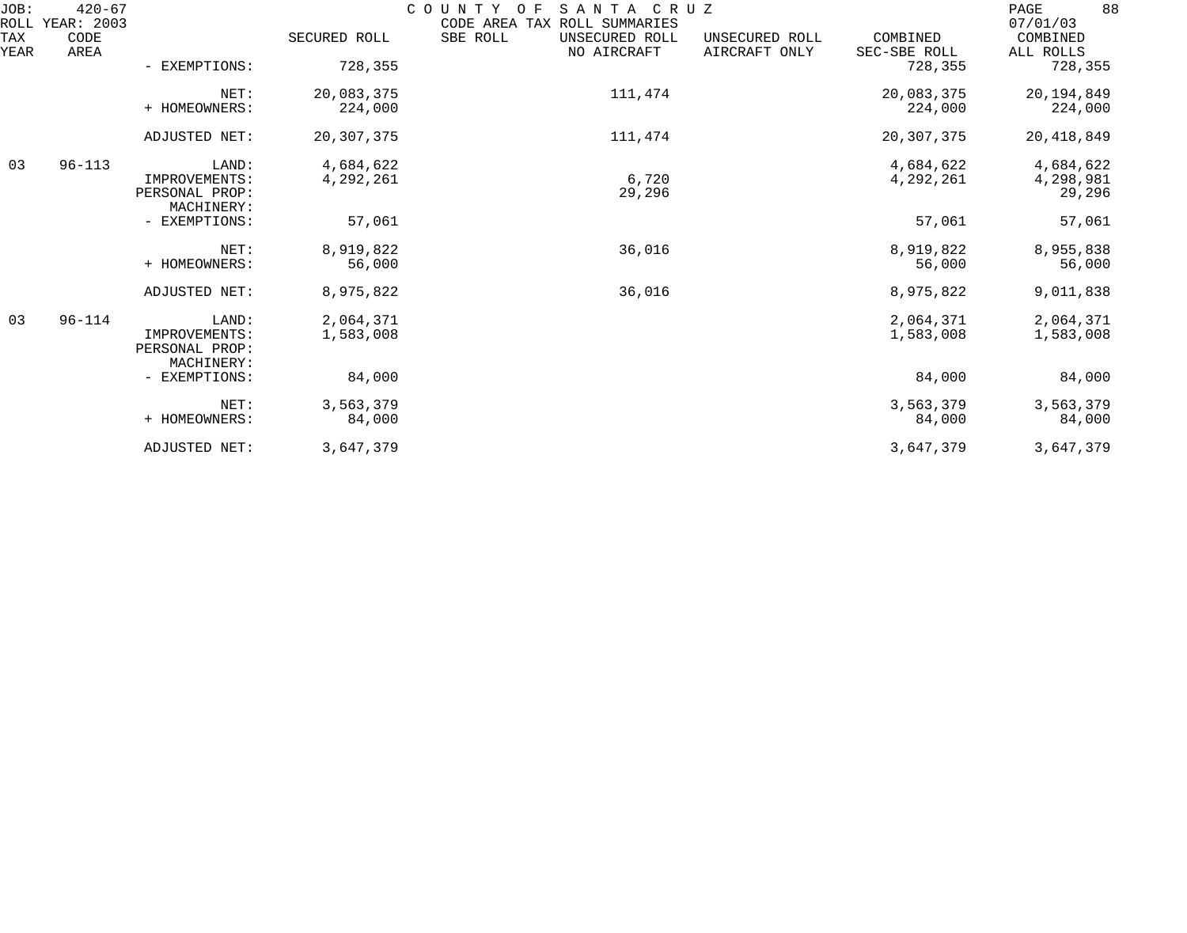JOB: 420-67 COUNTY OF SANTA CRUZ
ROLL YEAR: 2003 CODE AREA TAX ROLL SUMMARIES 07/01/03

| TAX YEAR | CODE AREA | | SECURED ROLL | SBE ROLL | UNSECURED ROLL NO AIRCRAFT | UNSECURED ROLL AIRCRAFT ONLY | COMBINED SEC-SBE ROLL | COMBINED ALL ROLLS |
|---|---|---|---|---|---|---|---|---|
| | | - EXEMPTIONS: | 728,355 | | | | 728,355 | 728,355 |
| | | NET: | 20,083,375 | | 111,474 | | 20,083,375 | 20,194,849 |
| | | + HOMEOWNERS: | 224,000 | | | | 224,000 | 224,000 |
| | | ADJUSTED NET: | 20,307,375 | | 111,474 | | 20,307,375 | 20,418,849 |
| 03 | 96-113 | LAND: | 4,684,622 | | | | 4,684,622 | 4,684,622 |
| | | IMPROVEMENTS: | 4,292,261 | | 6,720 | | 4,292,261 | 4,298,981 |
| | | PERSONAL PROP: | | | 29,296 | | | 29,296 |
| | | MACHINERY: | | | | | | |
| | | - EXEMPTIONS: | 57,061 | | | | 57,061 | 57,061 |
| | | NET: | 8,919,822 | | 36,016 | | 8,919,822 | 8,955,838 |
| | | + HOMEOWNERS: | 56,000 | | | | 56,000 | 56,000 |
| | | ADJUSTED NET: | 8,975,822 | | 36,016 | | 8,975,822 | 9,011,838 |
| 03 | 96-114 | LAND: | 2,064,371 | | | | 2,064,371 | 2,064,371 |
| | | IMPROVEMENTS: | 1,583,008 | | | | 1,583,008 | 1,583,008 |
| | | PERSONAL PROP: | | | | | | |
| | | MACHINERY: | | | | | | |
| | | - EXEMPTIONS: | 84,000 | | | | 84,000 | 84,000 |
| | | NET: | 3,563,379 | | | | 3,563,379 | 3,563,379 |
| | | + HOMEOWNERS: | 84,000 | | | | 84,000 | 84,000 |
| | | ADJUSTED NET: | 3,647,379 | | | | 3,647,379 | 3,647,379 |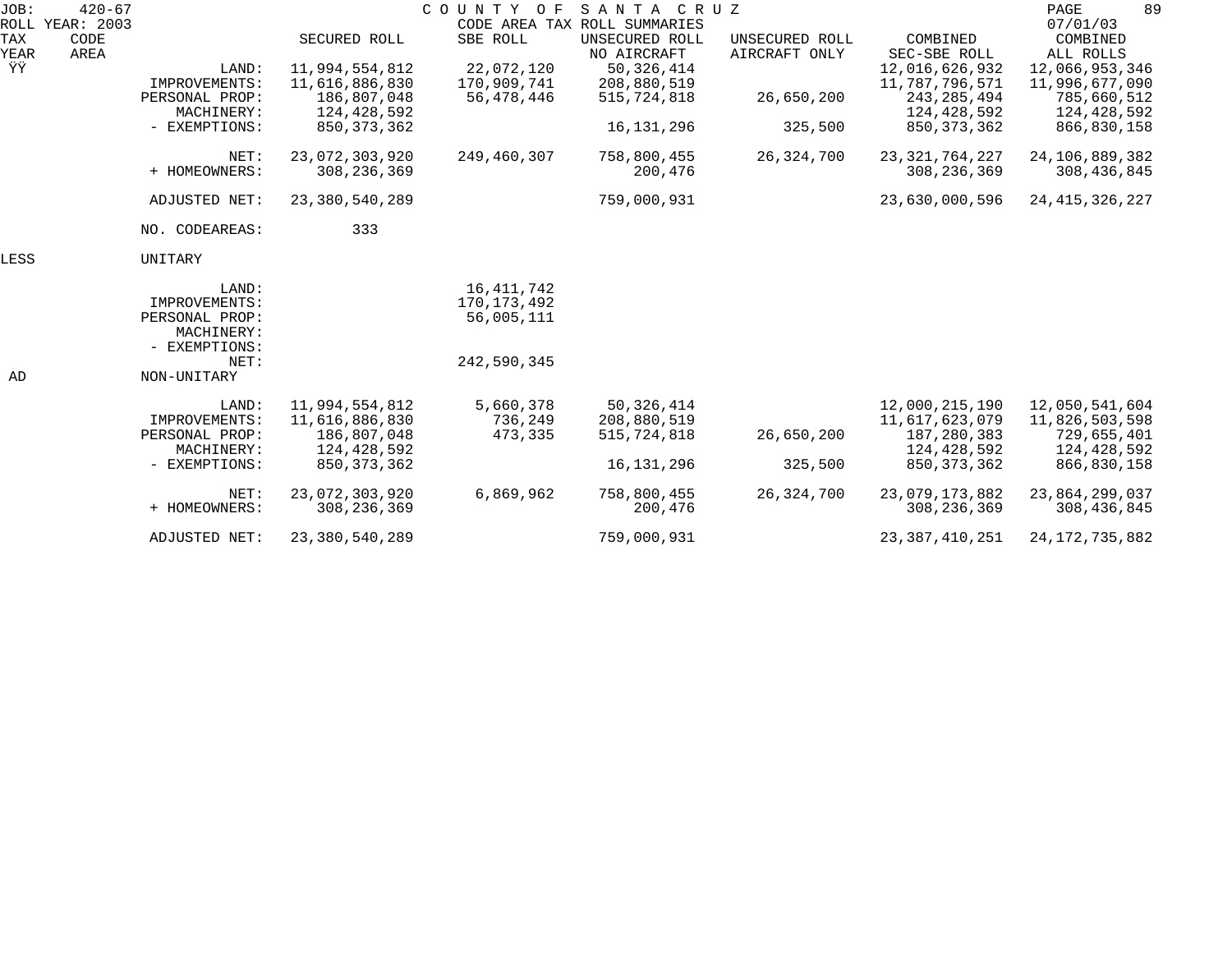JOB: 420-67 COUNTY OF SANTA CRUZ
ROLL YEAR: 2003 CODE AREA TAX ROLL SUMMARIES 07/01/03

| TAX YEAR | CODE AREA | | SECURED ROLL | SBE ROLL | UNSECURED ROLL NO AIRCRAFT | UNSECURED ROLL AIRCRAFT ONLY | COMBINED SEC-SBE ROLL | COMBINED ALL ROLLS |
|---|---|---|---|---|---|---|---|---|
| ÿÿ | | LAND: | 11,994,554,812 | 22,072,120 | 50,326,414 | | 12,016,626,932 | 12,066,953,346 |
| | | IMPROVEMENTS: | 11,616,886,830 | 170,909,741 | 208,880,519 | | 11,787,796,571 | 11,996,677,090 |
| | | PERSONAL PROP: | 186,807,048 | 56,478,446 | 515,724,818 | 26,650,200 | 243,285,494 | 785,660,512 |
| | | MACHINERY: | 124,428,592 | | | | 124,428,592 | 124,428,592 |
| | | - EXEMPTIONS: | 850,373,362 | | 16,131,296 | 325,500 | 850,373,362 | 866,830,158 |
| | | NET: | 23,072,303,920 | 249,460,307 | 758,800,455 | 26,324,700 | 23,321,764,227 | 24,106,889,382 |
| | | + HOMEOWNERS: | 308,236,369 | | 200,476 | | 308,236,369 | 308,436,845 |
| | | ADJUSTED NET: | 23,380,540,289 | | 759,000,931 | | 23,630,000,596 | 24,415,326,227 |
| | | NO. CODEAREAS: | 333 | | | | | |
| LESS | | UNITARY | | | | | | |
| | | LAND: | | 16,411,742 | | | | |
| | | IMPROVEMENTS: | | 170,173,492 | | | | |
| | | PERSONAL PROP: | | 56,005,111 | | | | |
| | | MACHINERY: | | | | | | |
| | | - EXEMPTIONS: | | | | | | |
| | | NET: | | 242,590,345 | | | | |
| AD | | NON-UNITARY | | | | | | |
| | | LAND: | 11,994,554,812 | 5,660,378 | 50,326,414 | | 12,000,215,190 | 12,050,541,604 |
| | | IMPROVEMENTS: | 11,616,886,830 | 736,249 | 208,880,519 | | 11,617,623,079 | 11,826,503,598 |
| | | PERSONAL PROP: | 186,807,048 | 473,335 | 515,724,818 | 26,650,200 | 187,280,383 | 729,655,401 |
| | | MACHINERY: | 124,428,592 | | | | 124,428,592 | 124,428,592 |
| | | - EXEMPTIONS: | 850,373,362 | | 16,131,296 | 325,500 | 850,373,362 | 866,830,158 |
| | | NET: | 23,072,303,920 | 6,869,962 | 758,800,455 | 26,324,700 | 23,079,173,882 | 23,864,299,037 |
| | | + HOMEOWNERS: | 308,236,369 | | 200,476 | | 308,236,369 | 308,436,845 |
| | | ADJUSTED NET: | 23,380,540,289 | | 759,000,931 | | 23,387,410,251 | 24,172,735,882 |